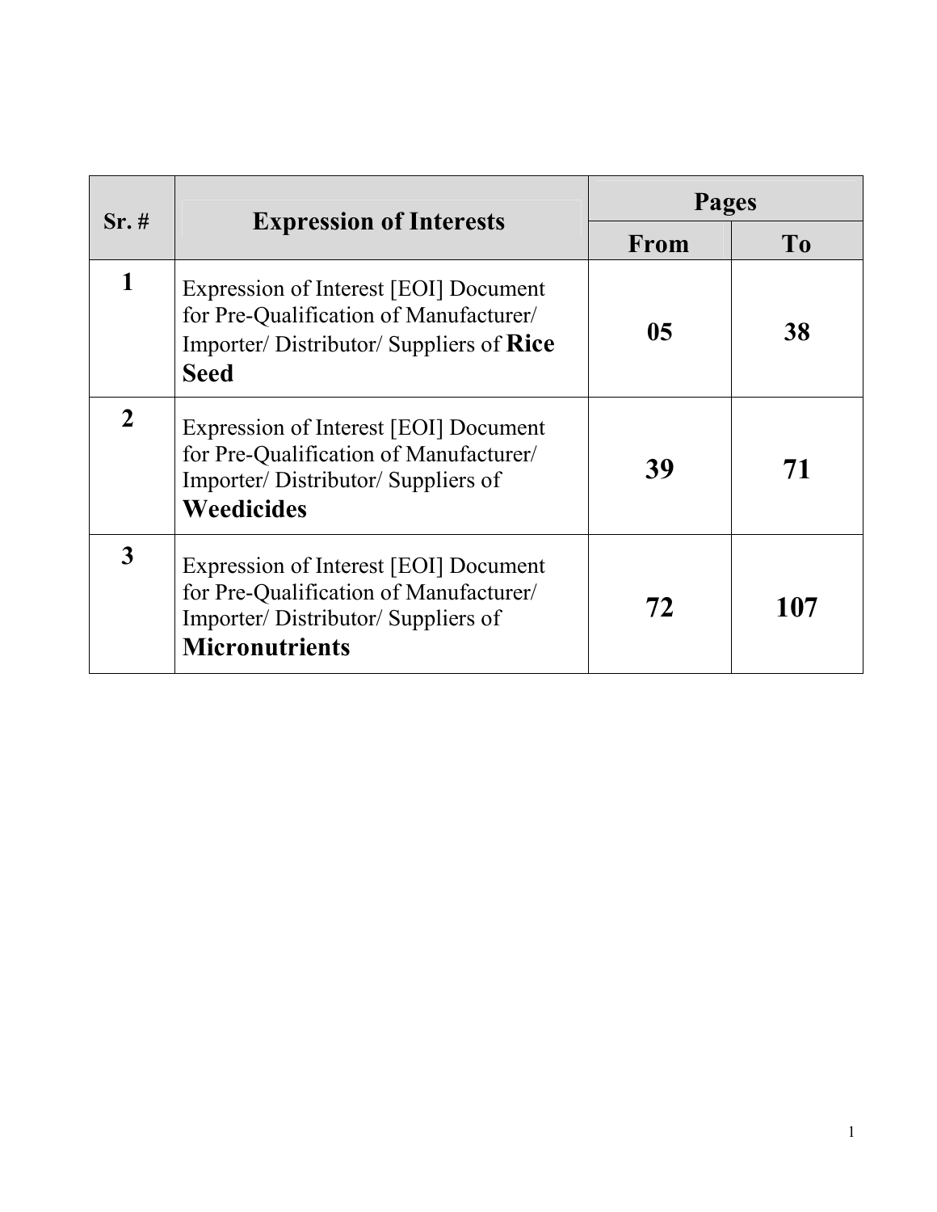| Sr. # | Expression of Interests | Pages | |
|---|---|---|---|
| | | From | To |
| 1 | Expression of Interest [EOI] Document for Pre-Qualification of Manufacturer/ Importer/ Distributor/ Suppliers of **Rice Seed** | 05 | 38 |
| 2 | Expression of Interest [EOI] Document for Pre-Qualification of Manufacturer/ Importer/ Distributor/ Suppliers of **Weedicides** | 39 | 71 |
| 3 | Expression of Interest [EOI] Document for Pre-Qualification of Manufacturer/ Importer/ Distributor/ Suppliers of **Micronutrients** | 72 | 107 |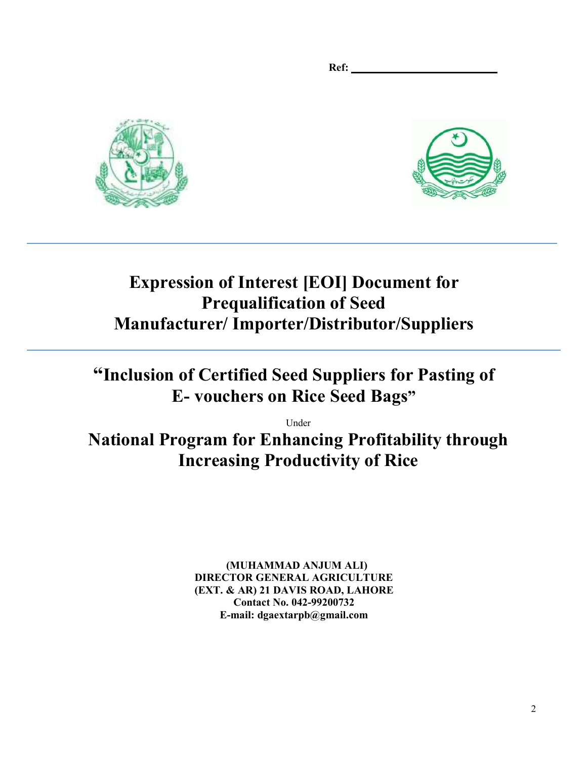**Ref:** ___________________________

# Expression of Interest [EOI] Document for Prequalification of Seed Manufacturer/ Importer/Distributor/Suppliers

## "Inclusion of Certified Seed Suppliers for Pasting of E- vouchers on Rice Seed Bags"

Under

## National Program for Enhancing Profitability through Increasing Productivity of Rice

**(MUHAMMAD ANJUM ALI)**
**DIRECTOR GENERAL AGRICULTURE**
**(EXT. & AR) 21 DAVIS ROAD, LAHORE**
**Contact No. 042-99200732**
**E-mail: dgaextarpb@gmail.com**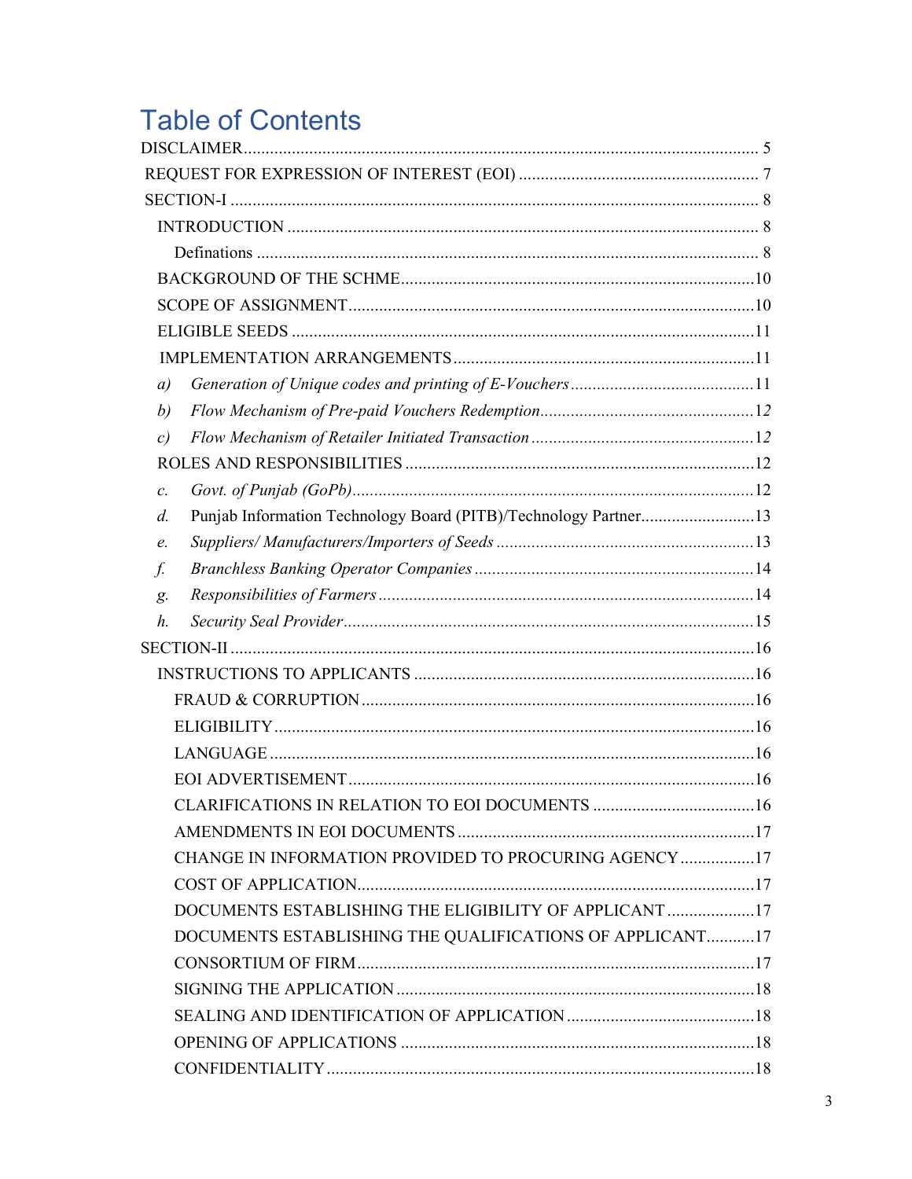# Table of Contents

DISCLAIMER ..... 5

REQUEST FOR EXPRESSION OF INTEREST (EOI) ..... 7

SECTION-I ..... 8

- INTRODUCTION ..... 8
  - Definations ..... 8
- BACKGROUND OF THE SCHME ..... 10
- SCOPE OF ASSIGNMENT ..... 10
- ELIGIBLE SEEDS ..... 11
- IMPLEMENTATION ARRANGEMENTS ..... 11
- a) *Generation of Unique codes and printing of E-Vouchers* ..... 11
- b) *Flow Mechanism of Pre-paid Vouchers Redemption* ..... 12
- c) *Flow Mechanism of Retailer Initiated Transaction* ..... 12
- ROLES AND RESPONSIBILITIES ..... 12
- c. *Govt. of Punjab (GoPb)* ..... 12
- d. Punjab Information Technology Board (PITB)/Technology Partner ..... 13
- e. *Suppliers/ Manufacturers/Importers of Seeds* ..... 13
- f. *Branchless Banking Operator Companies* ..... 14
- g. *Responsibilities of Farmers* ..... 14
- h. *Security Seal Provider* ..... 15

SECTION-II ..... 16

- INSTRUCTIONS TO APPLICANTS ..... 16
  - FRAUD & CORRUPTION ..... 16
  - ELIGIBILITY ..... 16
  - LANGUAGE ..... 16
  - EOI ADVERTISEMENT ..... 16
  - CLARIFICATIONS IN RELATION TO EOI DOCUMENTS ..... 16
  - AMENDMENTS IN EOI DOCUMENTS ..... 17
  - CHANGE IN INFORMATION PROVIDED TO PROCURING AGENCY ..... 17
  - COST OF APPLICATION ..... 17
  - DOCUMENTS ESTABLISHING THE ELIGIBILITY OF APPLICANT ..... 17
  - DOCUMENTS ESTABLISHING THE QUALIFICATIONS OF APPLICANT ..... 17
  - CONSORTIUM OF FIRM ..... 17
  - SIGNING THE APPLICATION ..... 18
  - SEALING AND IDENTIFICATION OF APPLICATION ..... 18
  - OPENING OF APPLICATIONS ..... 18
  - CONFIDENTIALITY ..... 18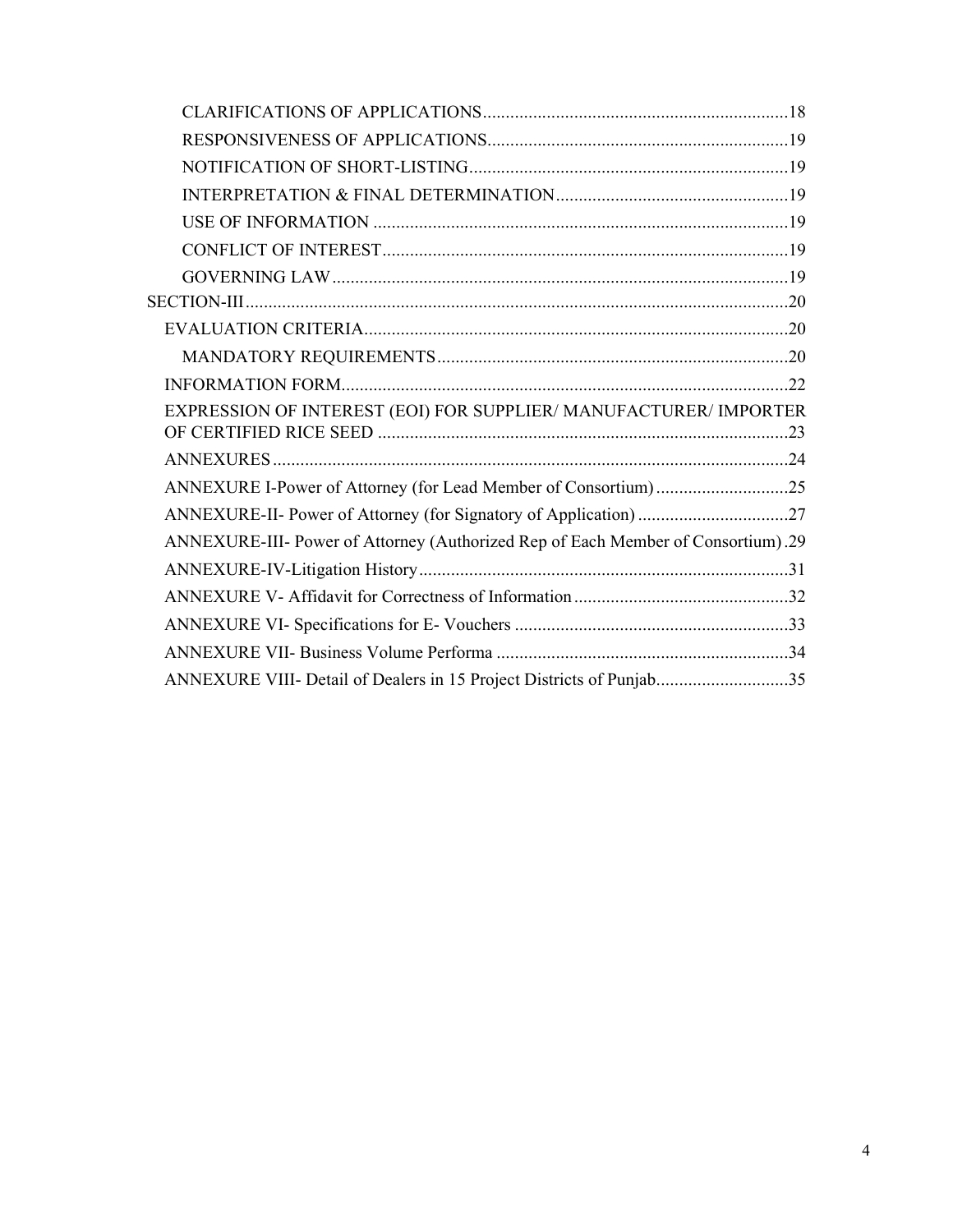- CLARIFICATIONS OF APPLICATIONS ... 18
- RESPONSIVENESS OF APPLICATIONS ... 19
- NOTIFICATION OF SHORT-LISTING ... 19
- INTERPRETATION & FINAL DETERMINATION ... 19
- USE OF INFORMATION ... 19
- CONFLICT OF INTEREST ... 19
- GOVERNING LAW ... 19

SECTION-III ... 20

- EVALUATION CRITERIA ... 20
  - MANDATORY REQUIREMENTS ... 20
- INFORMATION FORM ... 22
- EXPRESSION OF INTEREST (EOI) FOR SUPPLIER/ MANUFACTURER/ IMPORTER OF CERTIFIED RICE SEED ... 23
- ANNEXURES ... 24
- ANNEXURE I-Power of Attorney (for Lead Member of Consortium) ... 25
- ANNEXURE-II- Power of Attorney (for Signatory of Application) ... 27
- ANNEXURE-III- Power of Attorney (Authorized Rep of Each Member of Consortium) . 29
- ANNEXURE-IV-Litigation History ... 31
- ANNEXURE V- Affidavit for Correctness of Information ... 32
- ANNEXURE VI- Specifications for E- Vouchers ... 33
- ANNEXURE VII- Business Volume Performa ... 34
- ANNEXURE VIII- Detail of Dealers in 15 Project Districts of Punjab ... 35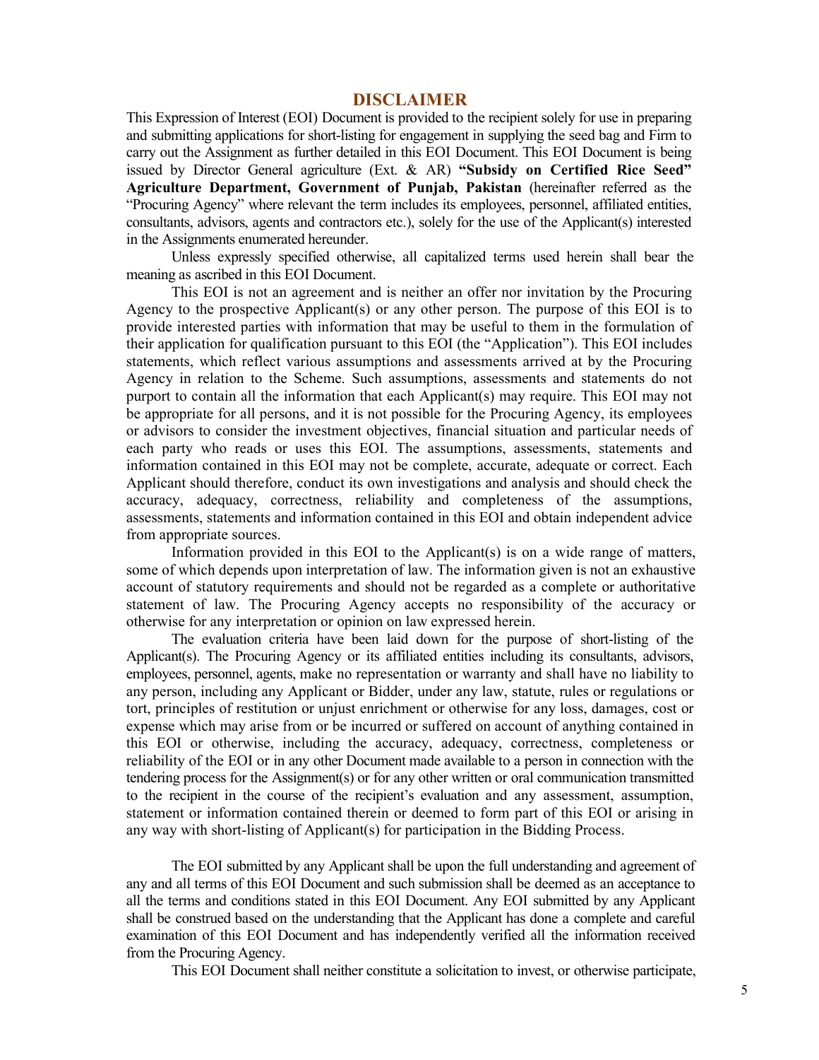# DISCLAIMER

This Expression of Interest (EOI) Document is provided to the recipient solely for use in preparing and submitting applications for short-listing for engagement in supplying the seed bag and Firm to carry out the Assignment as further detailed in this EOI Document. This EOI Document is being issued by Director General agriculture (Ext. & AR) **"Subsidy on Certified Rice Seed" Agriculture Department, Government of Punjab, Pakistan** (hereinafter referred as the "Procuring Agency" where relevant the term includes its employees, personnel, affiliated entities, consultants, advisors, agents and contractors etc.), solely for the use of the Applicant(s) interested in the Assignments enumerated hereunder.

Unless expressly specified otherwise, all capitalized terms used herein shall bear the meaning as ascribed in this EOI Document.

This EOI is not an agreement and is neither an offer nor invitation by the Procuring Agency to the prospective Applicant(s) or any other person. The purpose of this EOI is to provide interested parties with information that may be useful to them in the formulation of their application for qualification pursuant to this EOI (the "Application"). This EOI includes statements, which reflect various assumptions and assessments arrived at by the Procuring Agency in relation to the Scheme. Such assumptions, assessments and statements do not purport to contain all the information that each Applicant(s) may require. This EOI may not be appropriate for all persons, and it is not possible for the Procuring Agency, its employees or advisors to consider the investment objectives, financial situation and particular needs of each party who reads or uses this EOI. The assumptions, assessments, statements and information contained in this EOI may not be complete, accurate, adequate or correct. Each Applicant should therefore, conduct its own investigations and analysis and should check the accuracy, adequacy, correctness, reliability and completeness of the assumptions, assessments, statements and information contained in this EOI and obtain independent advice from appropriate sources.

Information provided in this EOI to the Applicant(s) is on a wide range of matters, some of which depends upon interpretation of law. The information given is not an exhaustive account of statutory requirements and should not be regarded as a complete or authoritative statement of law. The Procuring Agency accepts no responsibility of the accuracy or otherwise for any interpretation or opinion on law expressed herein.

The evaluation criteria have been laid down for the purpose of short-listing of the Applicant(s). The Procuring Agency or its affiliated entities including its consultants, advisors, employees, personnel, agents, make no representation or warranty and shall have no liability to any person, including any Applicant or Bidder, under any law, statute, rules or regulations or tort, principles of restitution or unjust enrichment or otherwise for any loss, damages, cost or expense which may arise from or be incurred or suffered on account of anything contained in this EOI or otherwise, including the accuracy, adequacy, correctness, completeness or reliability of the EOI or in any other Document made available to a person in connection with the tendering process for the Assignment(s) or for any other written or oral communication transmitted to the recipient in the course of the recipient's evaluation and any assessment, assumption, statement or information contained therein or deemed to form part of this EOI or arising in any way with short-listing of Applicant(s) for participation in the Bidding Process.

The EOI submitted by any Applicant shall be upon the full understanding and agreement of any and all terms of this EOI Document and such submission shall be deemed as an acceptance to all the terms and conditions stated in this EOI Document. Any EOI submitted by any Applicant shall be construed based on the understanding that the Applicant has done a complete and careful examination of this EOI Document and has independently verified all the information received from the Procuring Agency.

This EOI Document shall neither constitute a solicitation to invest, or otherwise participate,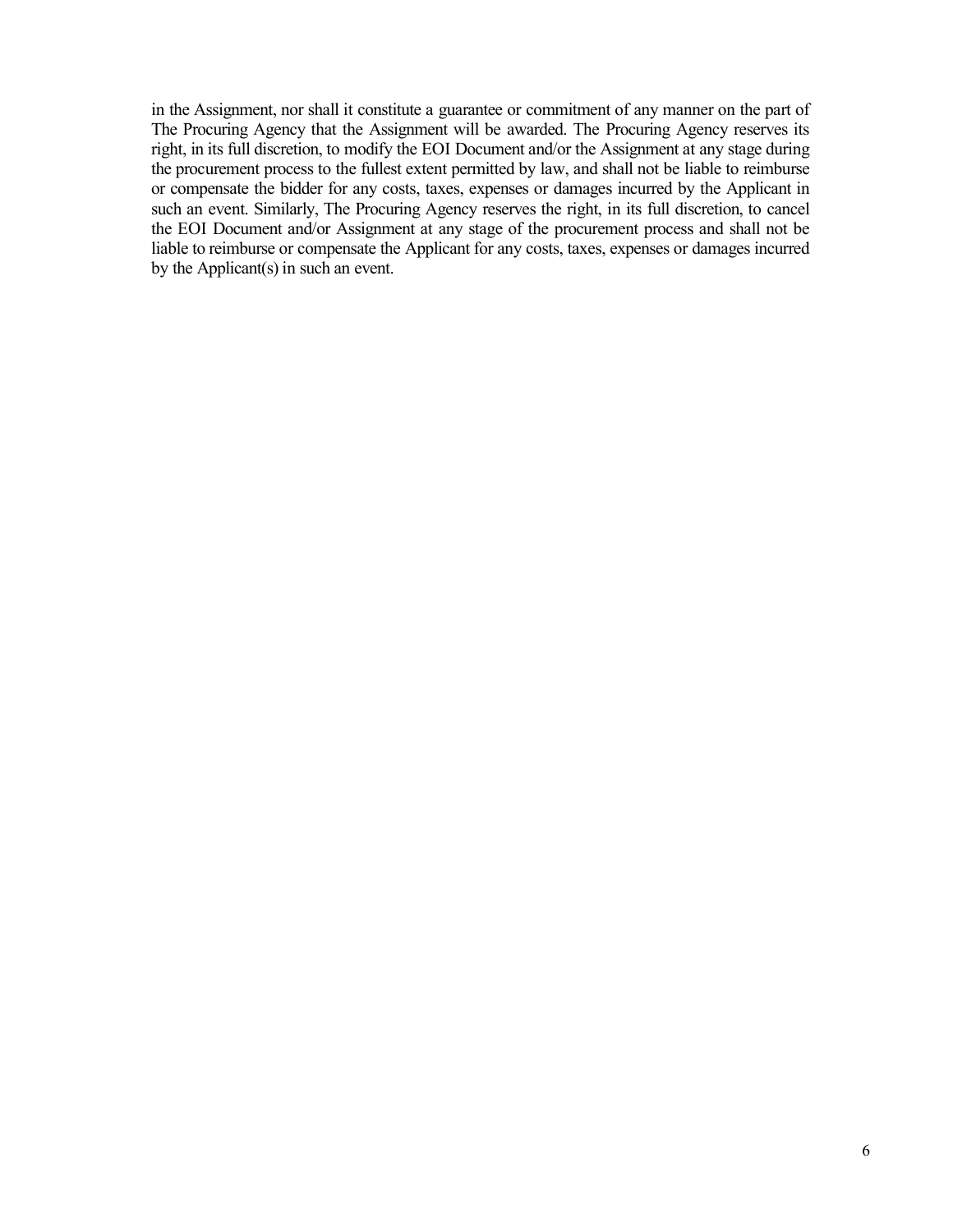in the Assignment, nor shall it constitute a guarantee or commitment of any manner on the part of The Procuring Agency that the Assignment will be awarded. The Procuring Agency reserves its right, in its full discretion, to modify the EOI Document and/or the Assignment at any stage during the procurement process to the fullest extent permitted by law, and shall not be liable to reimburse or compensate the bidder for any costs, taxes, expenses or damages incurred by the Applicant in such an event. Similarly, The Procuring Agency reserves the right, in its full discretion, to cancel the EOI Document and/or Assignment at any stage of the procurement process and shall not be liable to reimburse or compensate the Applicant for any costs, taxes, expenses or damages incurred by the Applicant(s) in such an event.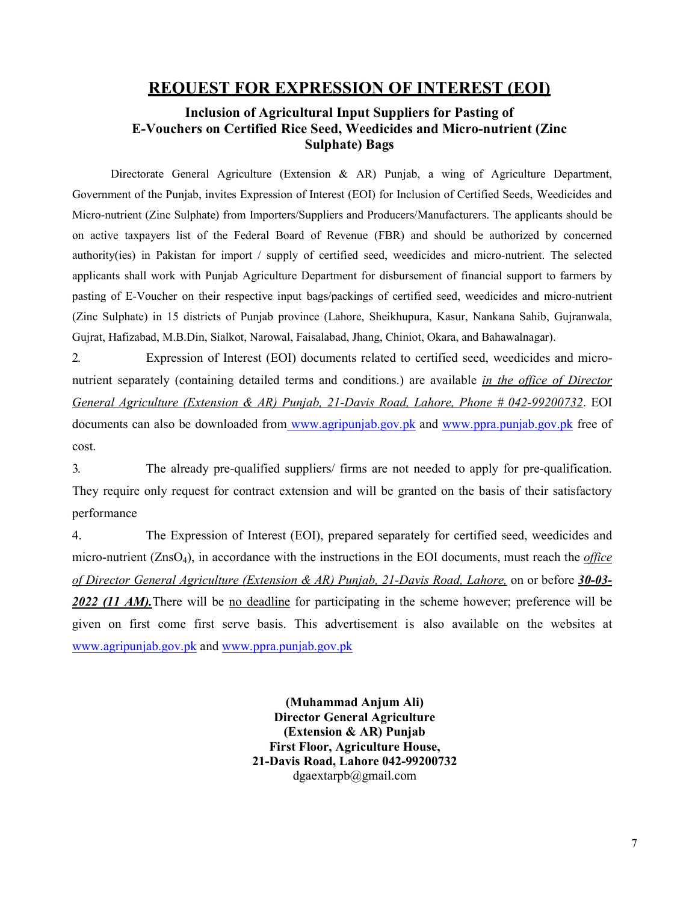# <u>REQUEST FOR EXPRESSION OF INTEREST (EOI)</u>

## Inclusion of Agricultural Input Suppliers for Pasting of E-Vouchers on Certified Rice Seed, Weedicides and Micro-nutrient (Zinc Sulphate) Bags

Directorate General Agriculture (Extension & AR) Punjab, a wing of Agriculture Department, Government of the Punjab, invites Expression of Interest (EOI) for Inclusion of Certified Seeds, Weedicides and Micro-nutrient (Zinc Sulphate) from Importers/Suppliers and Producers/Manufacturers. The applicants should be on active taxpayers list of the Federal Board of Revenue (FBR) and should be authorized by concerned authority(ies) in Pakistan for import / supply of certified seed, weedicides and micro-nutrient. The selected applicants shall work with Punjab Agriculture Department for disbursement of financial support to farmers by pasting of E-Voucher on their respective input bags/packings of certified seed, weedicides and micro-nutrient (Zinc Sulphate) in 15 districts of Punjab province (Lahore, Sheikhupura, Kasur, Nankana Sahib, Gujranwala, Gujrat, Hafizabad, M.B.Din, Sialkot, Narowal, Faisalabad, Jhang, Chiniot, Okara, and Bahawalnagar).

2. Expression of Interest (EOI) documents related to certified seed, weedicides and micro-nutrient separately (containing detailed terms and conditions.) are available *<u>in the office of Director General Agriculture (Extension & AR) Punjab, 21-Davis Road, Lahore, Phone # 042-99200732</u>*. EOI documents can also be downloaded from www.agripunjab.gov.pk and www.ppra.punjab.gov.pk free of cost.

3. The already pre-qualified suppliers/ firms are not needed to apply for pre-qualification. They require only request for contract extension and will be granted on the basis of their satisfactory performance

4. The Expression of Interest (EOI), prepared separately for certified seed, weedicides and micro-nutrient ($ZnsO_4$), in accordance with the instructions in the EOI documents, must reach the *<u>office of Director General Agriculture (Extension & AR) Punjab, 21-Davis Road, Lahore,</u>* on or before ***<u>30-03-2022 (11 AM).</u>***There will be <u>no deadline</u> for participating in the scheme however; preference will be given on first come first serve basis. This advertisement is also available on the websites at www.agripunjab.gov.pk and www.ppra.punjab.gov.pk

**(Muhammad Anjum Ali)**
**Director General Agriculture**
**(Extension & AR) Punjab**
**First Floor, Agriculture House,**
**21-Davis Road, Lahore 042-99200732**
dgaextarpb@gmail.com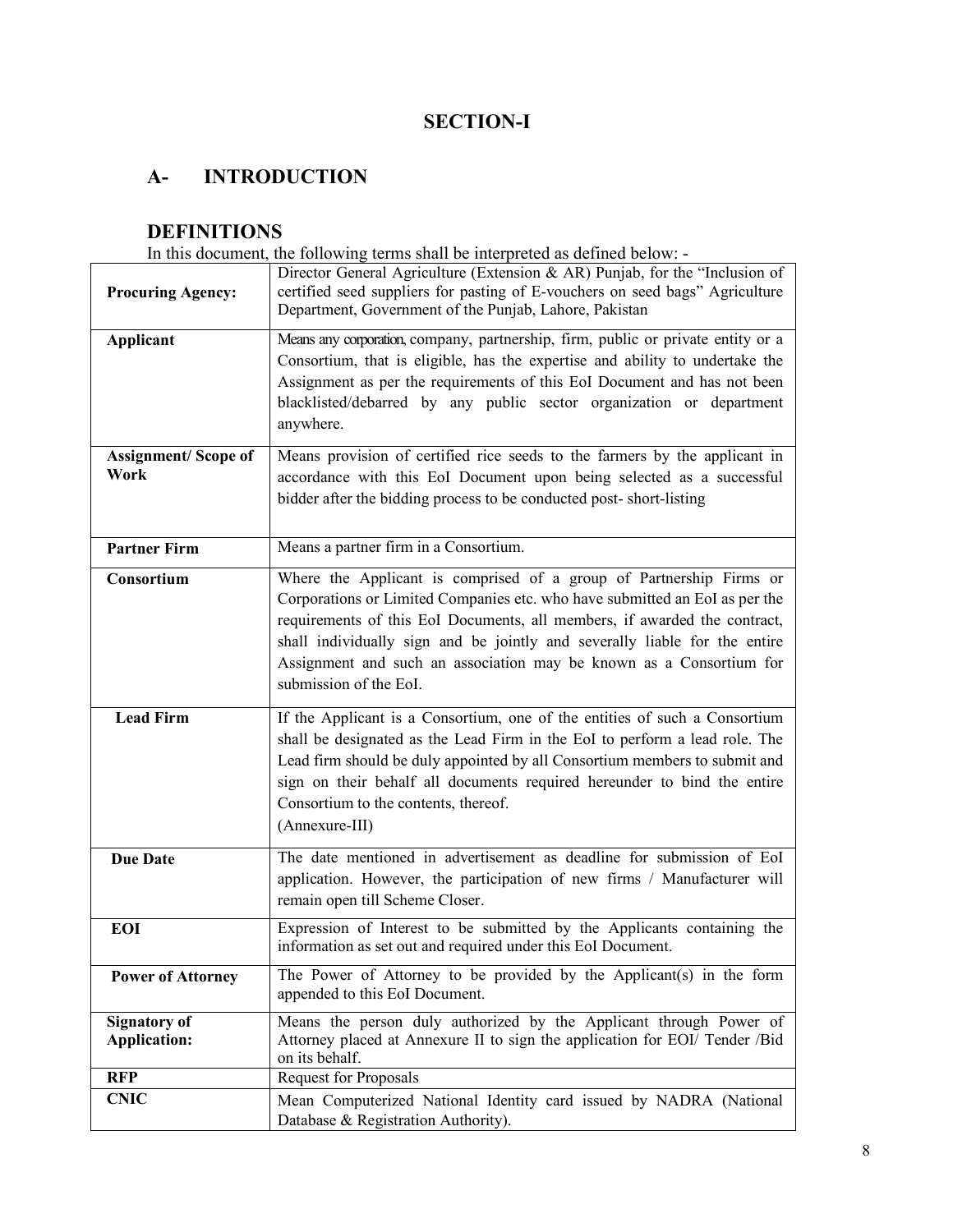## SECTION-I

## A- INTRODUCTION

### DEFINITIONS

In this document, the following terms shall be interpreted as defined below: -

| | |
|---|---|
| **Procuring Agency:** | Director General Agriculture (Extension & AR) Punjab, for the "Inclusion of certified seed suppliers for pasting of E-vouchers on seed bags" Agriculture Department, Government of the Punjab, Lahore, Pakistan |
| **Applicant** | Means any corporation, company, partnership, firm, public or private entity or a Consortium, that is eligible, has the expertise and ability to undertake the Assignment as per the requirements of this EoI Document and has not been blacklisted/debarred by any public sector organization or department anywhere. |
| **Assignment/ Scope of Work** | Means provision of certified rice seeds to the farmers by the applicant in accordance with this EoI Document upon being selected as a successful bidder after the bidding process to be conducted post- short-listing |
| **Partner Firm** | Means a partner firm in a Consortium. |
| **Consortium** | Where the Applicant is comprised of a group of Partnership Firms or Corporations or Limited Companies etc. who have submitted an EoI as per the requirements of this EoI Documents, all members, if awarded the contract, shall individually sign and be jointly and severally liable for the entire Assignment and such an association may be known as a Consortium for submission of the EoI. |
| **Lead Firm** | If the Applicant is a Consortium, one of the entities of such a Consortium shall be designated as the Lead Firm in the EoI to perform a lead role. The Lead firm should be duly appointed by all Consortium members to submit and sign on their behalf all documents required hereunder to bind the entire Consortium to the contents, thereof. (Annexure-III) |
| **Due Date** | The date mentioned in advertisement as deadline for submission of EoI application. However, the participation of new firms / Manufacturer will remain open till Scheme Closer. |
| **EOI** | Expression of Interest to be submitted by the Applicants containing the information as set out and required under this EoI Document. |
| **Power of Attorney** | The Power of Attorney to be provided by the Applicant(s) in the form appended to this EoI Document. |
| **Signatory of Application:** | Means the person duly authorized by the Applicant through Power of Attorney placed at Annexure II to sign the application for EOI/ Tender /Bid on its behalf. |
| **RFP** | Request for Proposals |
| **CNIC** | Mean Computerized National Identity card issued by NADRA (National Database & Registration Authority). |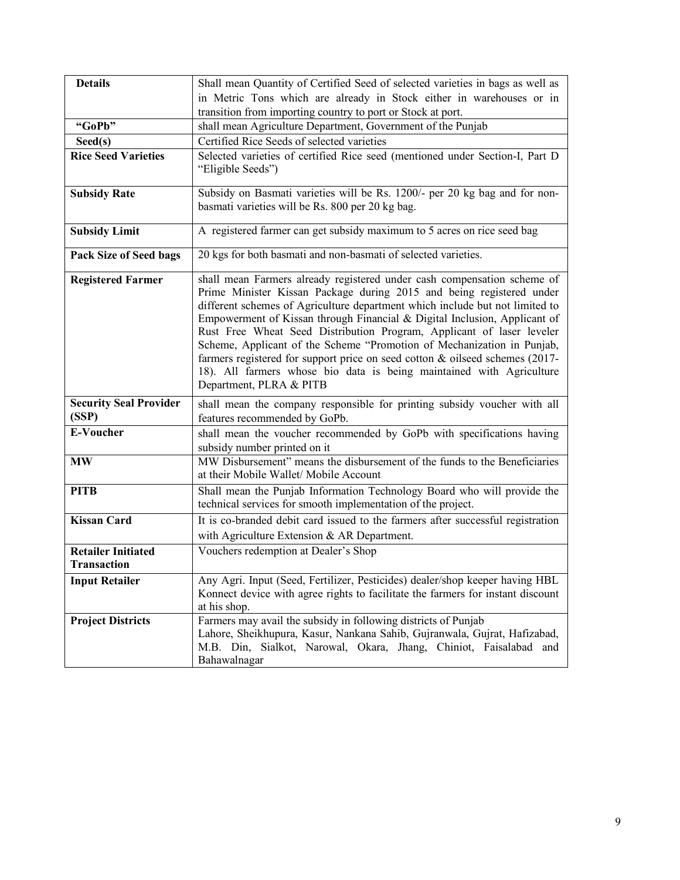| Details | Shall mean Quantity of Certified Seed of selected varieties in bags as well as in Metric Tons which are already in Stock either in warehouses or in transition from importing country to port or Stock at port. |
|---|---|
| **"GoPb"** | shall mean Agriculture Department, Government of the Punjab |
| **Seed(s)** | Certified Rice Seeds of selected varieties |
| **Rice Seed Varieties** | Selected varieties of certified Rice seed (mentioned under Section-I, Part D "Eligible Seeds") |
| **Subsidy Rate** | Subsidy on Basmati varieties will be Rs. 1200/- per 20 kg bag and for non-basmati varieties will be Rs. 800 per 20 kg bag. |
| **Subsidy Limit** | A registered farmer can get subsidy maximum to 5 acres on rice seed bag |
| **Pack Size of Seed bags** | 20 kgs for both basmati and non-basmati of selected varieties. |
| **Registered Farmer** | shall mean Farmers already registered under cash compensation scheme of Prime Minister Kissan Package during 2015 and being registered under different schemes of Agriculture department which include but not limited to Empowerment of Kissan through Financial & Digital Inclusion, Applicant of Rust Free Wheat Seed Distribution Program, Applicant of laser leveler Scheme, Applicant of the Scheme "Promotion of Mechanization in Punjab, farmers registered for support price on seed cotton & oilseed schemes (2017-18). All farmers whose bio data is being maintained with Agriculture Department, PLRA & PITB |
| **Security Seal Provider (SSP)** | shall mean the company responsible for printing subsidy voucher with all features recommended by GoPb. |
| **E-Voucher** | shall mean the voucher recommended by GoPb with specifications having subsidy number printed on it |
| **MW** | MW Disbursement" means the disbursement of the funds to the Beneficiaries at their Mobile Wallet/ Mobile Account |
| **PITB** | Shall mean the Punjab Information Technology Board who will provide the technical services for smooth implementation of the project. |
| **Kissan Card** | It is co-branded debit card issued to the farmers after successful registration with Agriculture Extension & AR Department. |
| **Retailer Initiated Transaction** | Vouchers redemption at Dealer's Shop |
| **Input Retailer** | Any Agri. Input (Seed, Fertilizer, Pesticides) dealer/shop keeper having HBL Konnect device with agree rights to facilitate the farmers for instant discount at his shop. |
| **Project Districts** | Farmers may avail the subsidy in following districts of Punjab Lahore, Sheikhupura, Kasur, Nankana Sahib, Gujranwala, Gujrat, Hafizabad, M.B. Din, Sialkot, Narowal, Okara, Jhang, Chiniot, Faisalabad and Bahawalnagar |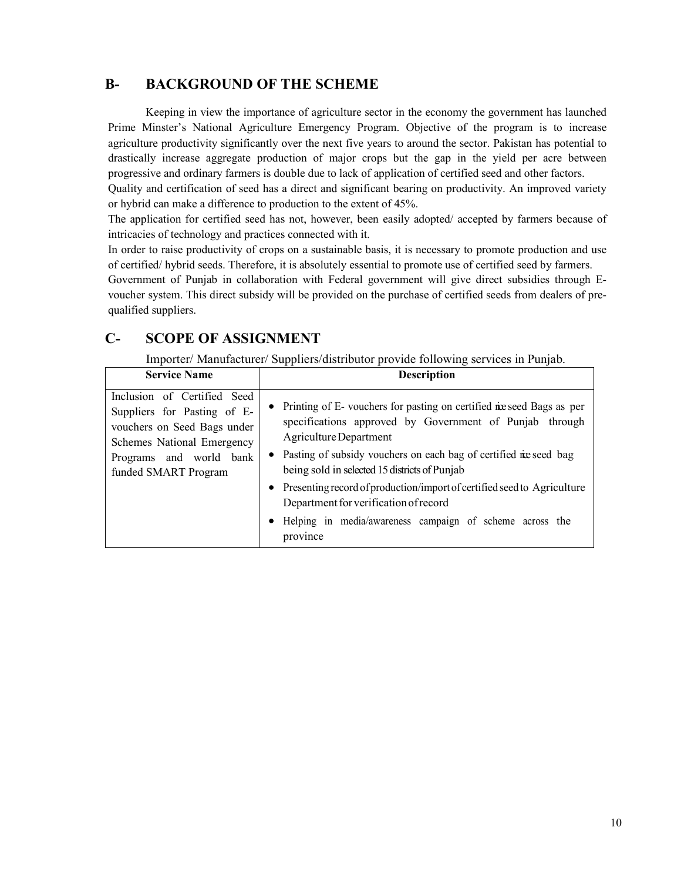## B- BACKGROUND OF THE SCHEME

Keeping in view the importance of agriculture sector in the economy the government has launched Prime Minster's National Agriculture Emergency Program. Objective of the program is to increase agriculture productivity significantly over the next five years to around the sector. Pakistan has potential to drastically increase aggregate production of major crops but the gap in the yield per acre between progressive and ordinary farmers is double due to lack of application of certified seed and other factors.

Quality and certification of seed has a direct and significant bearing on productivity. An improved variety or hybrid can make a difference to production to the extent of 45%.

The application for certified seed has not, however, been easily adopted/ accepted by farmers because of intricacies of technology and practices connected with it.

In order to raise productivity of crops on a sustainable basis, it is necessary to promote production and use of certified/ hybrid seeds. Therefore, it is absolutely essential to promote use of certified seed by farmers.

Government of Punjab in collaboration with Federal government will give direct subsidies through E-voucher system. This direct subsidy will be provided on the purchase of certified seeds from dealers of pre-qualified suppliers.

## C- SCOPE OF ASSIGNMENT

Importer/ Manufacturer/ Suppliers/distributor provide following services in Punjab.

| Service Name | Description |
|---|---|
| Inclusion of Certified Seed Suppliers for Pasting of E-vouchers on Seed Bags under Schemes National Emergency Programs and world bank funded SMART Program | • Printing of E- vouchers for pasting on certified rice seed Bags as per specifications approved by Government of Punjab through Agriculture Department<br>• Pasting of subsidy vouchers on each bag of certified rice seed bag being sold in selected 15 districts of Punjab<br>• Presenting record of production/import of certified seed to Agriculture Department for verification of record<br>• Helping in media/awareness campaign of scheme across the province |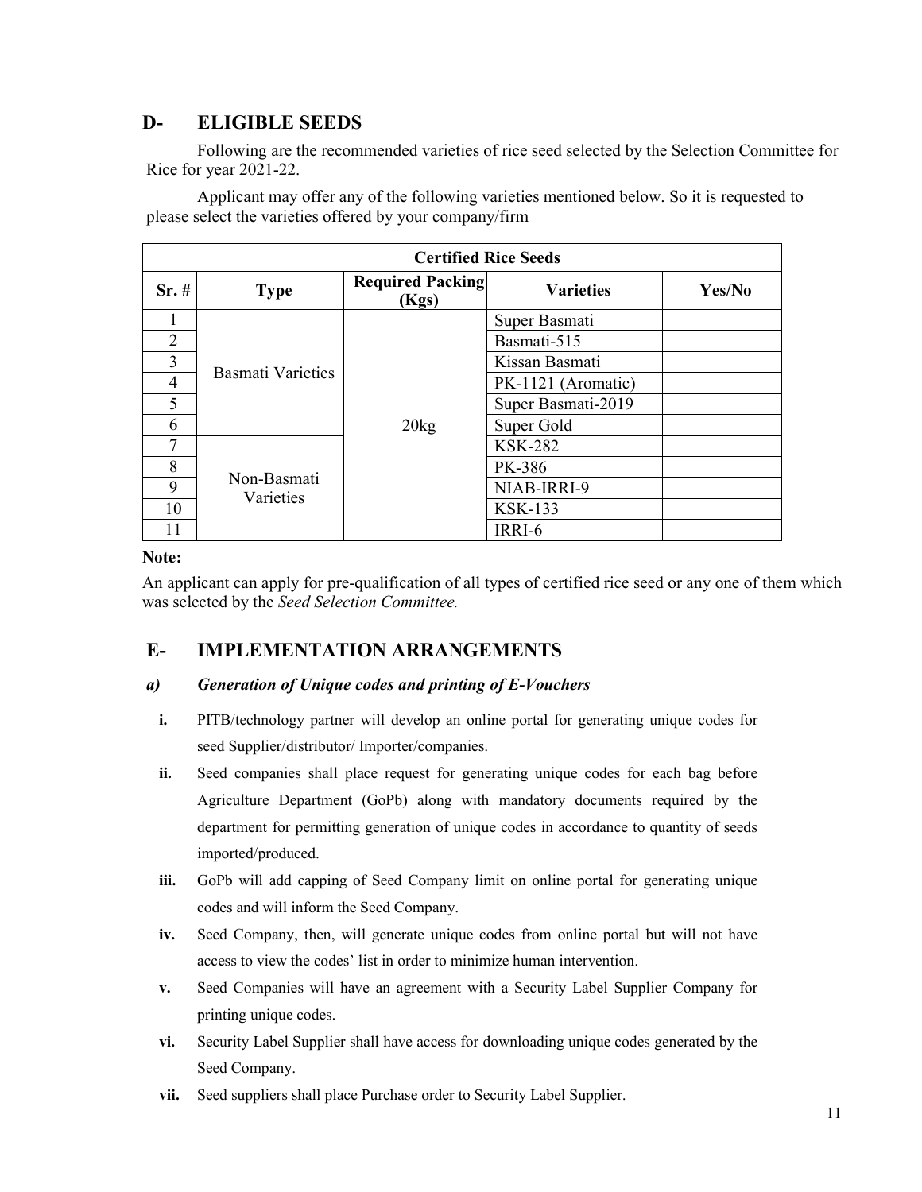## D- ELIGIBLE SEEDS

Following are the recommended varieties of rice seed selected by the Selection Committee for Rice for year 2021-22.

Applicant may offer any of the following varieties mentioned below. So it is requested to please select the varieties offered by your company/firm

| Certified Rice Seeds | | | | |
|---|---|---|---|---|
| **Sr. #** | **Type** | **Required Packing (Kgs)** | **Varieties** | **Yes/No** |
| 1 | Basmati Varieties | 20kg | Super Basmati | |
| 2 | | | Basmati-515 | |
| 3 | | | Kissan Basmati | |
| 4 | | | PK-1121 (Aromatic) | |
| 5 | | | Super Basmati-2019 | |
| 6 | | | Super Gold | |
| 7 | Non-Basmati Varieties | | KSK-282 | |
| 8 | | | PK-386 | |
| 9 | | | NIAB-IRRI-9 | |
| 10 | | | KSK-133 | |
| 11 | | | IRRI-6 | |

**Note:**

An applicant can apply for pre-qualification of all types of certified rice seed or any one of them which was selected by the *Seed Selection Committee.*

## E- IMPLEMENTATION ARRANGEMENTS

### *a) Generation of Unique codes and printing of E-Vouchers*

- **i.** PITB/technology partner will develop an online portal for generating unique codes for seed Supplier/distributor/ Importer/companies.
- **ii.** Seed companies shall place request for generating unique codes for each bag before Agriculture Department (GoPb) along with mandatory documents required by the department for permitting generation of unique codes in accordance to quantity of seeds imported/produced.
- **iii.** GoPb will add capping of Seed Company limit on online portal for generating unique codes and will inform the Seed Company.
- **iv.** Seed Company, then, will generate unique codes from online portal but will not have access to view the codes' list in order to minimize human intervention.
- **v.** Seed Companies will have an agreement with a Security Label Supplier Company for printing unique codes.
- **vi.** Security Label Supplier shall have access for downloading unique codes generated by the Seed Company.
- **vii.** Seed suppliers shall place Purchase order to Security Label Supplier.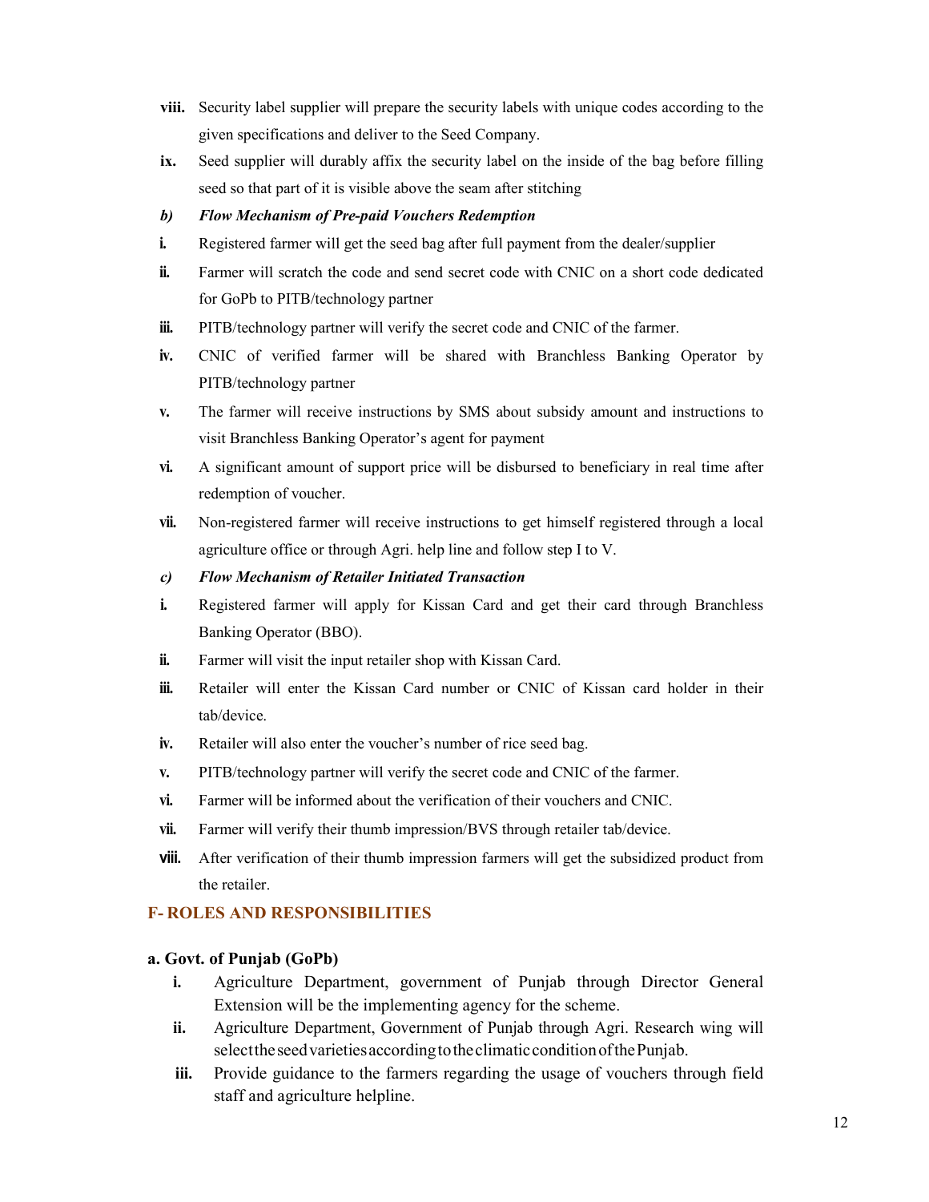viii. Security label supplier will prepare the security labels with unique codes according to the given specifications and deliver to the Seed Company.

ix. Seed supplier will durably affix the security label on the inside of the bag before filling seed so that part of it is visible above the seam after stitching

***b) Flow Mechanism of Pre-paid Vouchers Redemption***

i. Registered farmer will get the seed bag after full payment from the dealer/supplier

ii. Farmer will scratch the code and send secret code with CNIC on a short code dedicated for GoPb to PITB/technology partner

iii. PITB/technology partner will verify the secret code and CNIC of the farmer.

iv. CNIC of verified farmer will be shared with Branchless Banking Operator by PITB/technology partner

v. The farmer will receive instructions by SMS about subsidy amount and instructions to visit Branchless Banking Operator's agent for payment

vi. A significant amount of support price will be disbursed to beneficiary in real time after redemption of voucher.

vii. Non-registered farmer will receive instructions to get himself registered through a local agriculture office or through Agri. help line and follow step I to V.

***c) Flow Mechanism of Retailer Initiated Transaction***

i. Registered farmer will apply for Kissan Card and get their card through Branchless Banking Operator (BBO).

ii. Farmer will visit the input retailer shop with Kissan Card.

iii. Retailer will enter the Kissan Card number or CNIC of Kissan card holder in their tab/device.

iv. Retailer will also enter the voucher's number of rice seed bag.

v. PITB/technology partner will verify the secret code and CNIC of the farmer.

vi. Farmer will be informed about the verification of their vouchers and CNIC.

vii. Farmer will verify their thumb impression/BVS through retailer tab/device.

viii. After verification of their thumb impression farmers will get the subsidized product from the retailer.

## F- ROLES AND RESPONSIBILITIES

### a. Govt. of Punjab (GoPb)

i. Agriculture Department, government of Punjab through Director General Extension will be the implementing agency for the scheme.

ii. Agriculture Department, Government of Punjab through Agri. Research wing will select the seed varieties according to the climatic condition of the Punjab.

iii. Provide guidance to the farmers regarding the usage of vouchers through field staff and agriculture helpline.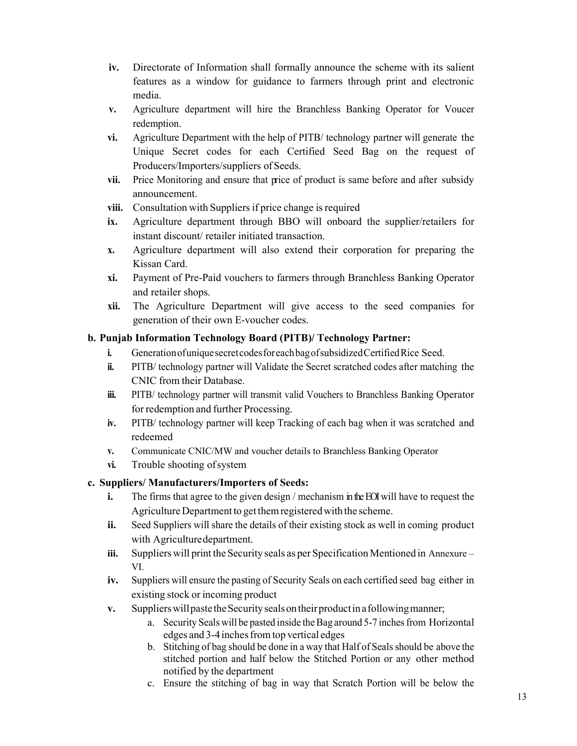- **iv.** Directorate of Information shall formally announce the scheme with its salient features as a window for guidance to farmers through print and electronic media.
- **v.** Agriculture department will hire the Branchless Banking Operator for Voucer redemption.
- **vi.** Agriculture Department with the help of PITB/ technology partner will generate the Unique Secret codes for each Certified Seed Bag on the request of Producers/Importers/suppliers of Seeds.
- **vii.** Price Monitoring and ensure that price of product is same before and after subsidy announcement.
- **viii.** Consultation with Suppliers if price change is required
- **ix.** Agriculture department through BBO will onboard the supplier/retailers for instant discount/ retailer initiated transaction.
- **x.** Agriculture department will also extend their corporation for preparing the Kissan Card.
- **xi.** Payment of Pre-Paid vouchers to farmers through Branchless Banking Operator and retailer shops.
- **xii.** The Agriculture Department will give access to the seed companies for generation of their own E-voucher codes.

**b. Punjab Information Technology Board (PITB)/ Technology Partner:**

- **i.** Generation of unique secret codes for each bag of subsidized Certified Rice Seed.
- **ii.** PITB/ technology partner will Validate the Secret scratched codes after matching the CNIC from their Database.
- **iii.** PITB/ technology partner will transmit valid Vouchers to Branchless Banking Operator for redemption and further Processing.
- **iv.** PITB/ technology partner will keep Tracking of each bag when it was scratched and redeemed
- **v.** Communicate CNIC/MW and voucher details to Branchless Banking Operator
- **vi.** Trouble shooting of system

**c. Suppliers/ Manufacturers/Importers of Seeds:**

- **i.** The firms that agree to the given design / mechanism in the EOI will have to request the Agriculture Department to get them registered with the scheme.
- **ii.** Seed Suppliers will share the details of their existing stock as well in coming product with Agriculture department.
- **iii.** Suppliers will print the Security seals as per Specification Mentioned in Annexure – VI.
- **iv.** Suppliers will ensure the pasting of Security Seals on each certified seed bag either in existing stock or incoming product
- **v.** Suppliers will paste the Security seals on their product in a following manner;
    - a. Security Seals will be pasted inside the Bag around 5-7 inches from Horizontal edges and 3-4 inches from top vertical edges
    - b. Stitching of bag should be done in a way that Half of Seals should be above the stitched portion and half below the Stitched Portion or any other method notified by the department
    - c. Ensure the stitching of bag in way that Scratch Portion will be below the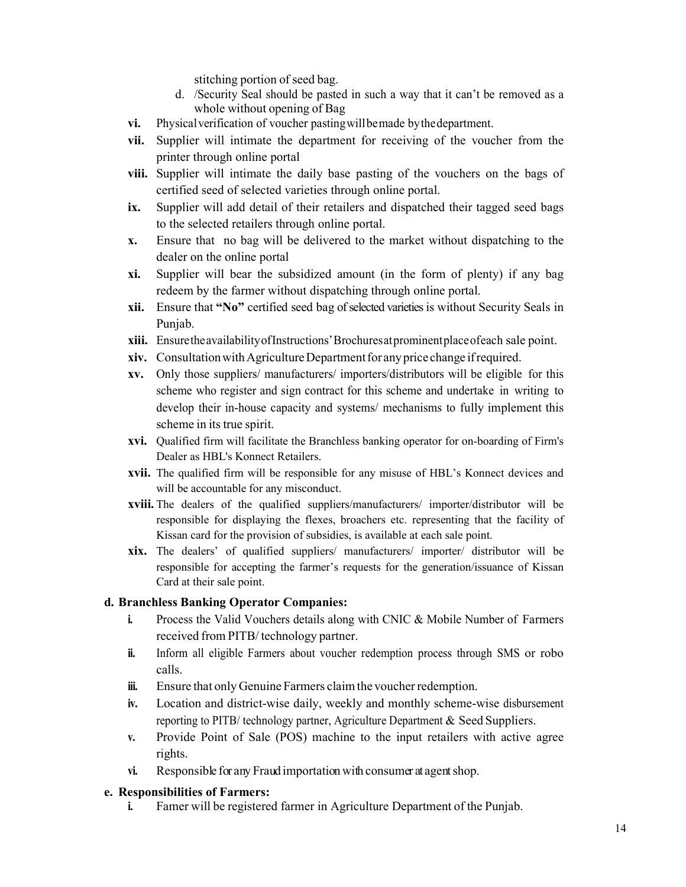stitching portion of seed bag.

d. /Security Seal should be pasted in such a way that it can't be removed as a whole without opening of Bag

- **vi.** Physical verification of voucher pasting will be made by the department.
- **vii.** Supplier will intimate the department for receiving of the voucher from the printer through online portal
- **viii.** Supplier will intimate the daily base pasting of the vouchers on the bags of certified seed of selected varieties through online portal.
- **ix.** Supplier will add detail of their retailers and dispatched their tagged seed bags to the selected retailers through online portal.
- **x.** Ensure that no bag will be delivered to the market without dispatching to the dealer on the online portal
- **xi.** Supplier will bear the subsidized amount (in the form of plenty) if any bag redeem by the farmer without dispatching through online portal.
- **xii.** Ensure that **"No"** certified seed bag of selected varieties is without Security Seals in Punjab.
- **xiii.** Ensure the availability of Instructions' Brochures at prominent place of each sale point.
- **xiv.** Consultation with Agriculture Department for any price change if required.
- **xv.** Only those suppliers/ manufacturers/ importers/distributors will be eligible for this scheme who register and sign contract for this scheme and undertake in writing to develop their in-house capacity and systems/ mechanisms to fully implement this scheme in its true spirit.
- **xvi.** Qualified firm will facilitate the Branchless banking operator for on-boarding of Firm's Dealer as HBL's Konnect Retailers.
- **xvii.** The qualified firm will be responsible for any misuse of HBL's Konnect devices and will be accountable for any misconduct.
- **xviii.** The dealers of the qualified suppliers/manufacturers/ importer/distributor will be responsible for displaying the flexes, broachers etc. representing that the facility of Kissan card for the provision of subsidies, is available at each sale point.
- **xix.** The dealers' of qualified suppliers/ manufacturers/ importer/ distributor will be responsible for accepting the farmer's requests for the generation/issuance of Kissan Card at their sale point.

### d. Branchless Banking Operator Companies:

- **i.** Process the Valid Vouchers details along with CNIC & Mobile Number of Farmers received from PITB/ technology partner.
- **ii.** Inform all eligible Farmers about voucher redemption process through SMS or robo calls.
- **iii.** Ensure that only Genuine Farmers claim the voucher redemption.
- **iv.** Location and district-wise daily, weekly and monthly scheme-wise disbursement reporting to PITB/ technology partner, Agriculture Department & Seed Suppliers.
- **v.** Provide Point of Sale (POS) machine to the input retailers with active agree rights.
- **vi.** Responsible for any Fraud importation with consumer at agent shop.

### e. Responsibilities of Farmers:

- **i.** Famer will be registered farmer in Agriculture Department of the Punjab.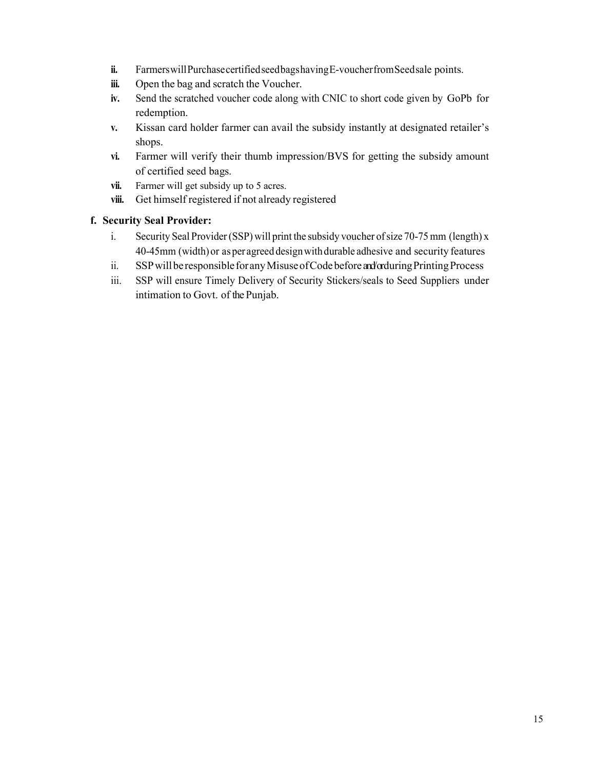ii. Farmers will Purchase certified seed bags having E-voucher from Seed sale points.
iii. Open the bag and scratch the Voucher.
iv. Send the scratched voucher code along with CNIC to short code given by GoPb for redemption.
v. Kissan card holder farmer can avail the subsidy instantly at designated retailer's shops.
vi. Farmer will verify their thumb impression/BVS for getting the subsidy amount of certified seed bags.
vii. Farmer will get subsidy up to 5 acres.
viii. Get himself registered if not already registered

**f. Security Seal Provider:**

i. Security Seal Provider (SSP) will print the subsidy voucher of size 70-75 mm (length) x 40-45mm (width) or as per agreed design with durable adhesive and security features
ii. SSP will be responsible for any Misuse of Code before and/or during Printing Process
iii. SSP will ensure Timely Delivery of Security Stickers/seals to Seed Suppliers under intimation to Govt. of the Punjab.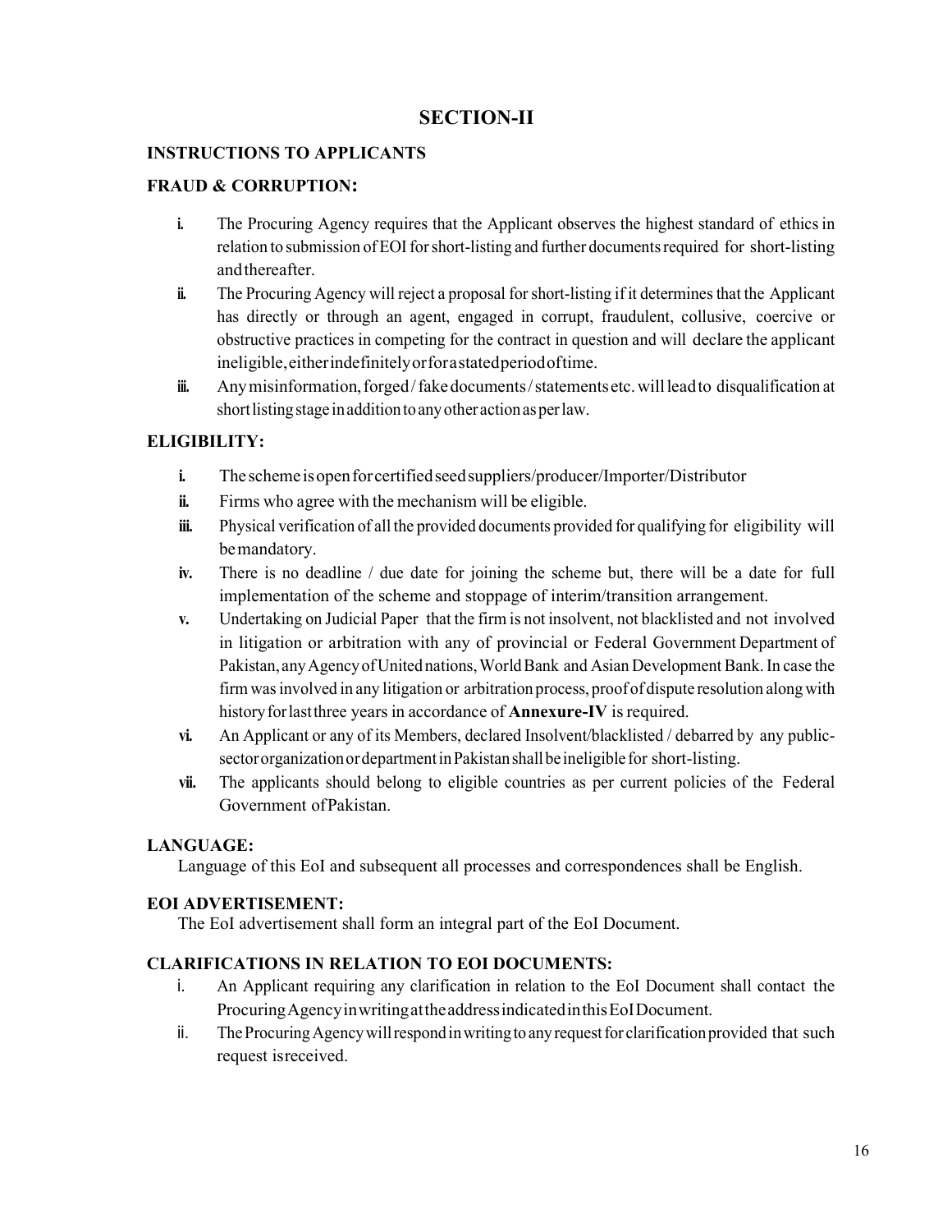# SECTION-II

## INSTRUCTIONS TO APPLICANTS

### FRAUD & CORRUPTION:

- **i.** The Procuring Agency requires that the Applicant observes the highest standard of ethics in relation to submission of EOI for short-listing and further documents required for short-listing and thereafter.
- **ii.** The Procuring Agency will reject a proposal for short-listing if it determines that the Applicant has directly or through an agent, engaged in corrupt, fraudulent, collusive, coercive or obstructive practices in competing for the contract in question and will declare the applicant ineligible, either indefinitely or for a stated period of time.
- **iii.** Any misinformation, forged / fake documents / statements etc. will lead to disqualification at short listing stage in addition to any other action as per law.

### ELIGIBILITY:

- **i.** The scheme is open for certified seed suppliers/producer/Importer/Distributor
- **ii.** Firms who agree with the mechanism will be eligible.
- **iii.** Physical verification of all the provided documents provided for qualifying for eligibility will be mandatory.
- **iv.** There is no deadline / due date for joining the scheme but, there will be a date for full implementation of the scheme and stoppage of interim/transition arrangement.
- **v.** Undertaking on Judicial Paper that the firm is not insolvent, not blacklisted and not involved in litigation or arbitration with any of provincial or Federal Government Department of Pakistan, any Agency of United nations, World Bank and Asian Development Bank. In case the firm was involved in any litigation or arbitration process, proof of dispute resolution along with history for last three years in accordance of **Annexure-IV** is required.
- **vi.** An Applicant or any of its Members, declared Insolvent/blacklisted / debarred by any public-sector organization or department in Pakistan shall be ineligible for short-listing.
- **vii.** The applicants should belong to eligible countries as per current policies of the Federal Government of Pakistan.

### LANGUAGE:

Language of this EoI and subsequent all processes and correspondences shall be English.

### EOI ADVERTISEMENT:

The EoI advertisement shall form an integral part of the EoI Document.

### CLARIFICATIONS IN RELATION TO EOI DOCUMENTS:

- i. An Applicant requiring any clarification in relation to the EoI Document shall contact the Procuring Agency in writing at the address indicated in this EoI Document.
- ii. The Procuring Agency will respond in writing to any request for clarification provided that such request is received.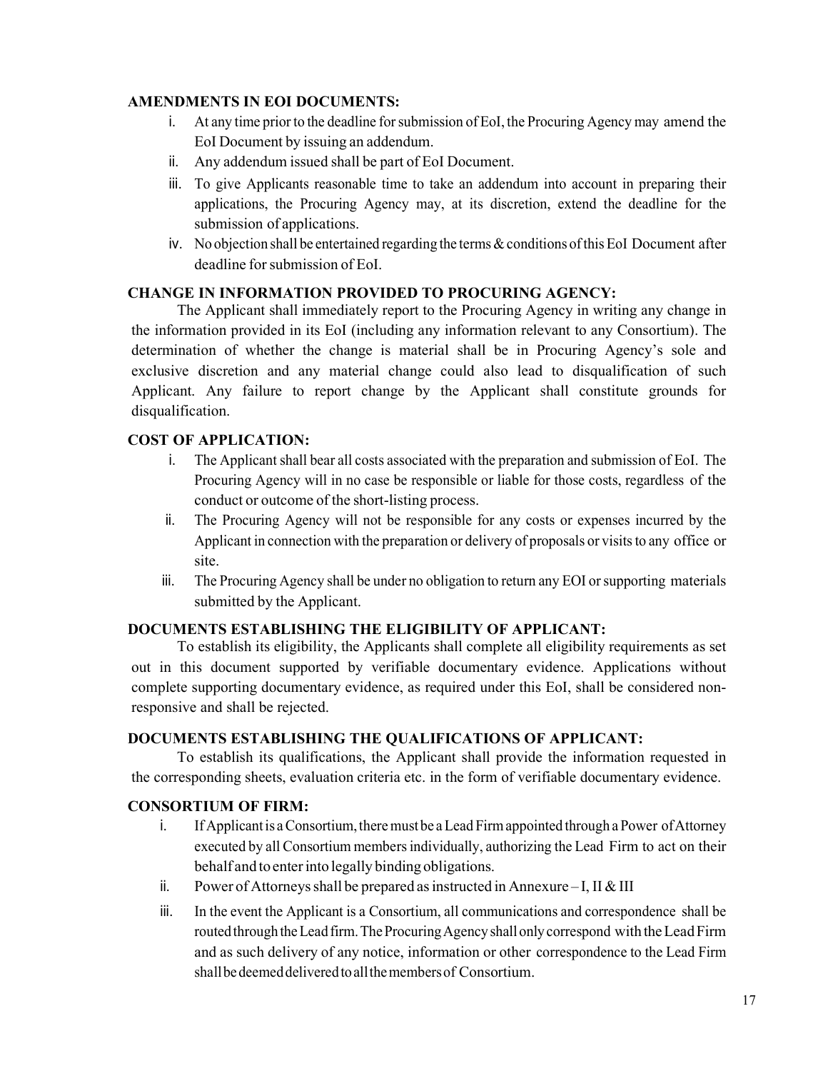**AMENDMENTS IN EOI DOCUMENTS:**

i. At any time prior to the deadline for submission of EoI, the Procuring Agency may amend the EoI Document by issuing an addendum.
ii. Any addendum issued shall be part of EoI Document.
iii. To give Applicants reasonable time to take an addendum into account in preparing their applications, the Procuring Agency may, at its discretion, extend the deadline for the submission of applications.
iv. No objection shall be entertained regarding the terms & conditions of this EoI Document after deadline for submission of EoI.

**CHANGE IN INFORMATION PROVIDED TO PROCURING AGENCY:**

The Applicant shall immediately report to the Procuring Agency in writing any change in the information provided in its EoI (including any information relevant to any Consortium). The determination of whether the change is material shall be in Procuring Agency's sole and exclusive discretion and any material change could also lead to disqualification of such Applicant. Any failure to report change by the Applicant shall constitute grounds for disqualification.

**COST OF APPLICATION:**

i. The Applicant shall bear all costs associated with the preparation and submission of EoI. The Procuring Agency will in no case be responsible or liable for those costs, regardless of the conduct or outcome of the short-listing process.
ii. The Procuring Agency will not be responsible for any costs or expenses incurred by the Applicant in connection with the preparation or delivery of proposals or visits to any office or site.
iii. The Procuring Agency shall be under no obligation to return any EOI or supporting materials submitted by the Applicant.

**DOCUMENTS ESTABLISHING THE ELIGIBILITY OF APPLICANT:**

To establish its eligibility, the Applicants shall complete all eligibility requirements as set out in this document supported by verifiable documentary evidence. Applications without complete supporting documentary evidence, as required under this EoI, shall be considered non-responsive and shall be rejected.

**DOCUMENTS ESTABLISHING THE QUALIFICATIONS OF APPLICANT:**

To establish its qualifications, the Applicant shall provide the information requested in the corresponding sheets, evaluation criteria etc. in the form of verifiable documentary evidence.

**CONSORTIUM OF FIRM:**

i. If Applicant is a Consortium, there must be a Lead Firm appointed through a Power of Attorney executed by all Consortium members individually, authorizing the Lead Firm to act on their behalf and to enter into legally binding obligations.
ii. Power of Attorneys shall be prepared as instructed in Annexure – I, II & III
iii. In the event the Applicant is a Consortium, all communications and correspondence shall be routed through the Lead firm. The Procuring Agency shall only correspond with the Lead Firm and as such delivery of any notice, information or other correspondence to the Lead Firm shall be deemed delivered to all the members of Consortium.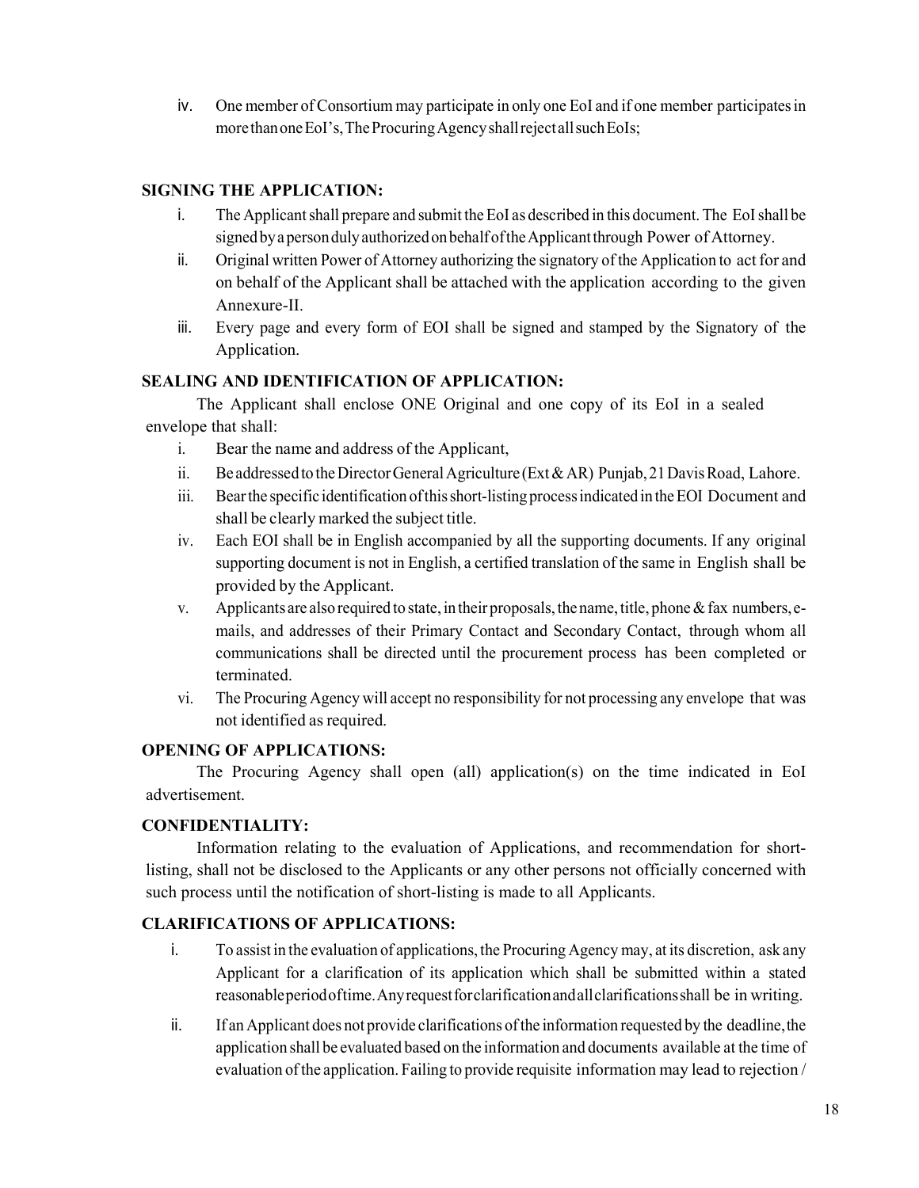iv. One member of Consortium may participate in only one EoI and if one member participates in more than one EoI's, The Procuring Agency shall reject all such EoIs;

**SIGNING THE APPLICATION:**

i. The Applicant shall prepare and submit the EoI as described in this document. The EoI shall be signed by a person duly authorized on behalf of the Applicant through Power of Attorney.

ii. Original written Power of Attorney authorizing the signatory of the Application to act for and on behalf of the Applicant shall be attached with the application according to the given Annexure-II.

iii. Every page and every form of EOI shall be signed and stamped by the Signatory of the Application.

**SEALING AND IDENTIFICATION OF APPLICATION:**

The Applicant shall enclose ONE Original and one copy of its EoI in a sealed envelope that shall:

i. Bear the name and address of the Applicant,

ii. Be addressed to the Director General Agriculture (Ext & AR) Punjab, 21 Davis Road, Lahore.

iii. Bear the specific identification of this short-listing process indicated in the EOI Document and shall be clearly marked the subject title.

iv. Each EOI shall be in English accompanied by all the supporting documents. If any original supporting document is not in English, a certified translation of the same in English shall be provided by the Applicant.

v. Applicants are also required to state, in their proposals, the name, title, phone & fax numbers, e-mails, and addresses of their Primary Contact and Secondary Contact, through whom all communications shall be directed until the procurement process has been completed or terminated.

vi. The Procuring Agency will accept no responsibility for not processing any envelope that was not identified as required.

**OPENING OF APPLICATIONS:**

The Procuring Agency shall open (all) application(s) on the time indicated in EoI advertisement.

**CONFIDENTIALITY:**

Information relating to the evaluation of Applications, and recommendation for short-listing, shall not be disclosed to the Applicants or any other persons not officially concerned with such process until the notification of short-listing is made to all Applicants.

**CLARIFICATIONS OF APPLICATIONS:**

i. To assist in the evaluation of applications, the Procuring Agency may, at its discretion, ask any Applicant for a clarification of its application which shall be submitted within a stated reasonable period of time. Any request for clarification and all clarifications shall be in writing.

ii. If an Applicant does not provide clarifications of the information requested by the deadline, the application shall be evaluated based on the information and documents available at the time of evaluation of the application. Failing to provide requisite information may lead to rejection /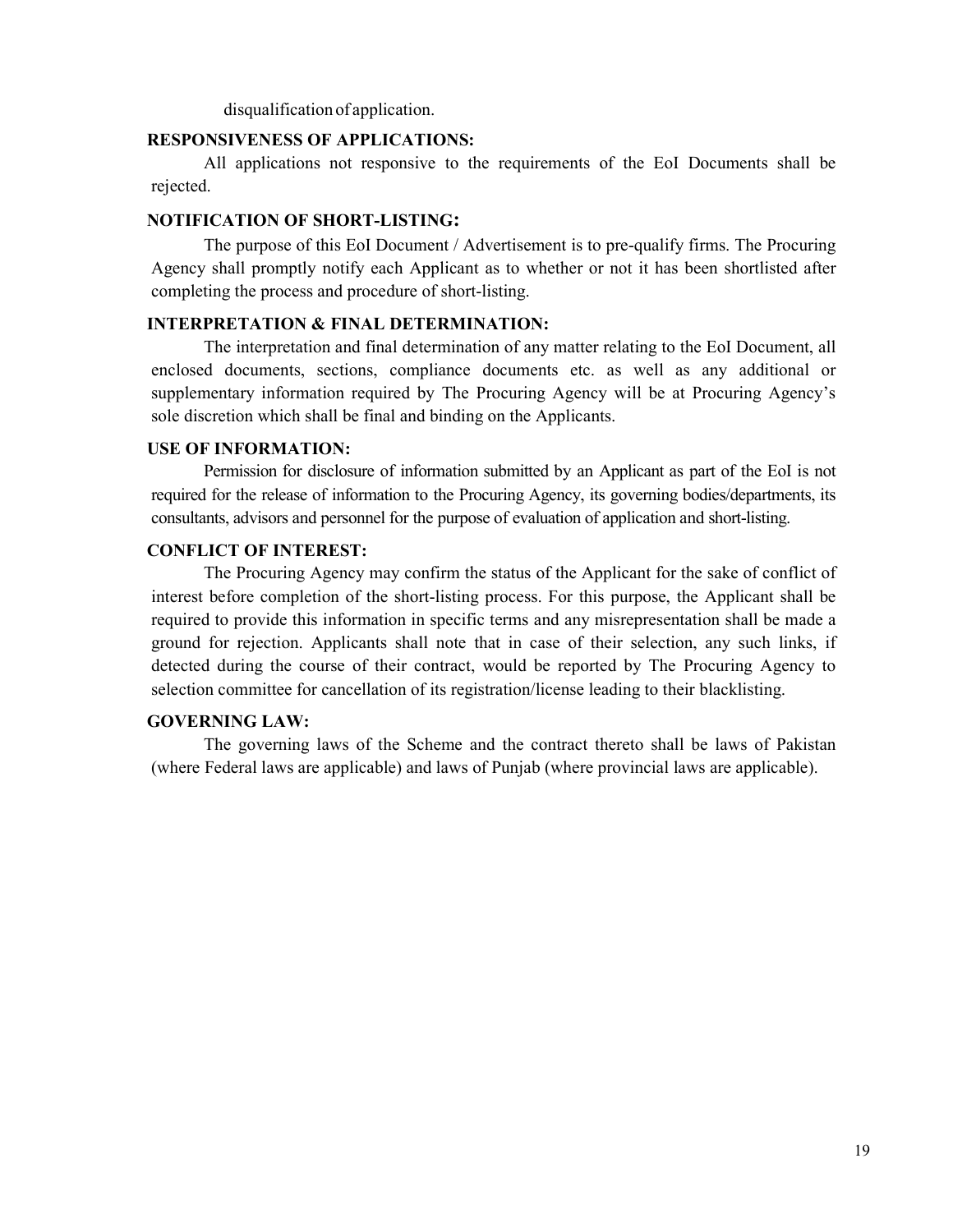disqualification of application.

**RESPONSIVENESS OF APPLICATIONS:**

All applications not responsive to the requirements of the EoI Documents shall be rejected.

**NOTIFICATION OF SHORT-LISTING:**

The purpose of this EoI Document / Advertisement is to pre-qualify firms. The Procuring Agency shall promptly notify each Applicant as to whether or not it has been shortlisted after completing the process and procedure of short-listing.

**INTERPRETATION & FINAL DETERMINATION:**

The interpretation and final determination of any matter relating to the EoI Document, all enclosed documents, sections, compliance documents etc. as well as any additional or supplementary information required by The Procuring Agency will be at Procuring Agency's sole discretion which shall be final and binding on the Applicants.

**USE OF INFORMATION:**

Permission for disclosure of information submitted by an Applicant as part of the EoI is not required for the release of information to the Procuring Agency, its governing bodies/departments, its consultants, advisors and personnel for the purpose of evaluation of application and short-listing.

**CONFLICT OF INTEREST:**

The Procuring Agency may confirm the status of the Applicant for the sake of conflict of interest before completion of the short-listing process. For this purpose, the Applicant shall be required to provide this information in specific terms and any misrepresentation shall be made a ground for rejection. Applicants shall note that in case of their selection, any such links, if detected during the course of their contract, would be reported by The Procuring Agency to selection committee for cancellation of its registration/license leading to their blacklisting.

**GOVERNING LAW:**

The governing laws of the Scheme and the contract thereto shall be laws of Pakistan (where Federal laws are applicable) and laws of Punjab (where provincial laws are applicable).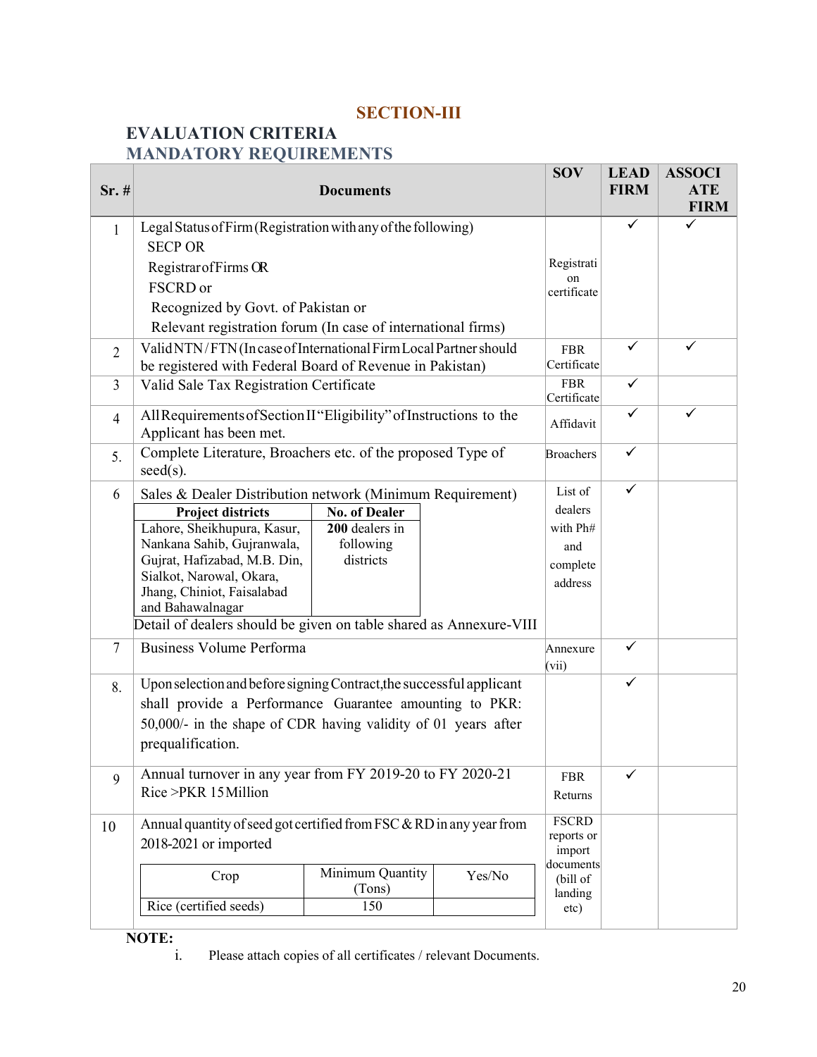## SECTION-III

### EVALUATION CRITERIA

### MANDATORY REQUIREMENTS

| Sr. # | Documents | SOV | LEAD FIRM | ASSOCIATE FIRM |
|---|---|---|---|---|
| 1 | Legal Status of Firm (Registration with any of the following)<br>SECP OR<br>Registrar of Firms OR<br>FSCRD or<br>Recognized by Govt. of Pakistan or<br>Relevant registration forum (In case of international firms) | Registration certificate | ✓ | ✓ |
| 2 | Valid NTN / FTN (In case of International Firm Local Partner should be registered with Federal Board of Revenue in Pakistan) | FBR Certificate | ✓ | ✓ |
| 3 | Valid Sale Tax Registration Certificate | FBR Certificate | ✓ | |
| 4 | All Requirements of Section II "Eligibility" of Instructions to the Applicant has been met. | Affidavit | ✓ | ✓ |
| 5. | Complete Literature, Broachers etc. of the proposed Type of seed(s). | Broachers | ✓ | |
| 6 | Sales & Dealer Distribution network (Minimum Requirement)<br>Project districts: Lahore, Sheikhupura, Kasur, Nankana Sahib, Gujranwala, Gujrat, Hafizabad, M.B. Din, Sialkot, Narowal, Okara, Jhang, Chiniot, Faisalabad and Bahawalnagar — No. of Dealer: **200** dealers in following districts<br>Detail of dealers should be given on table shared as Annexure-VIII | List of dealers with Ph# and complete address | ✓ | |
| 7 | Business Volume Performa | Annexure (vii) | ✓ | |
| 8. | Upon selection and before signing Contract, the successful applicant shall provide a Performance Guarantee amounting to PKR: 50,000/- in the shape of CDR having validity of 01 years after prequalification. | | ✓ | |
| 9 | Annual turnover in any year from FY 2019-20 to FY 2020-21<br>Rice >PKR 15 Million | FBR Returns | ✓ | |
| 10 | Annual quantity of seed got certified from FSC & RD in any year from 2018-2021 or imported<br>Crop: Rice (certified seeds) — Minimum Quantity (Tons): 150 — Yes/No: | FSCRD reports or import documents (bill of landing etc) | | |

**NOTE:**

i. Please attach copies of all certificates / relevant Documents.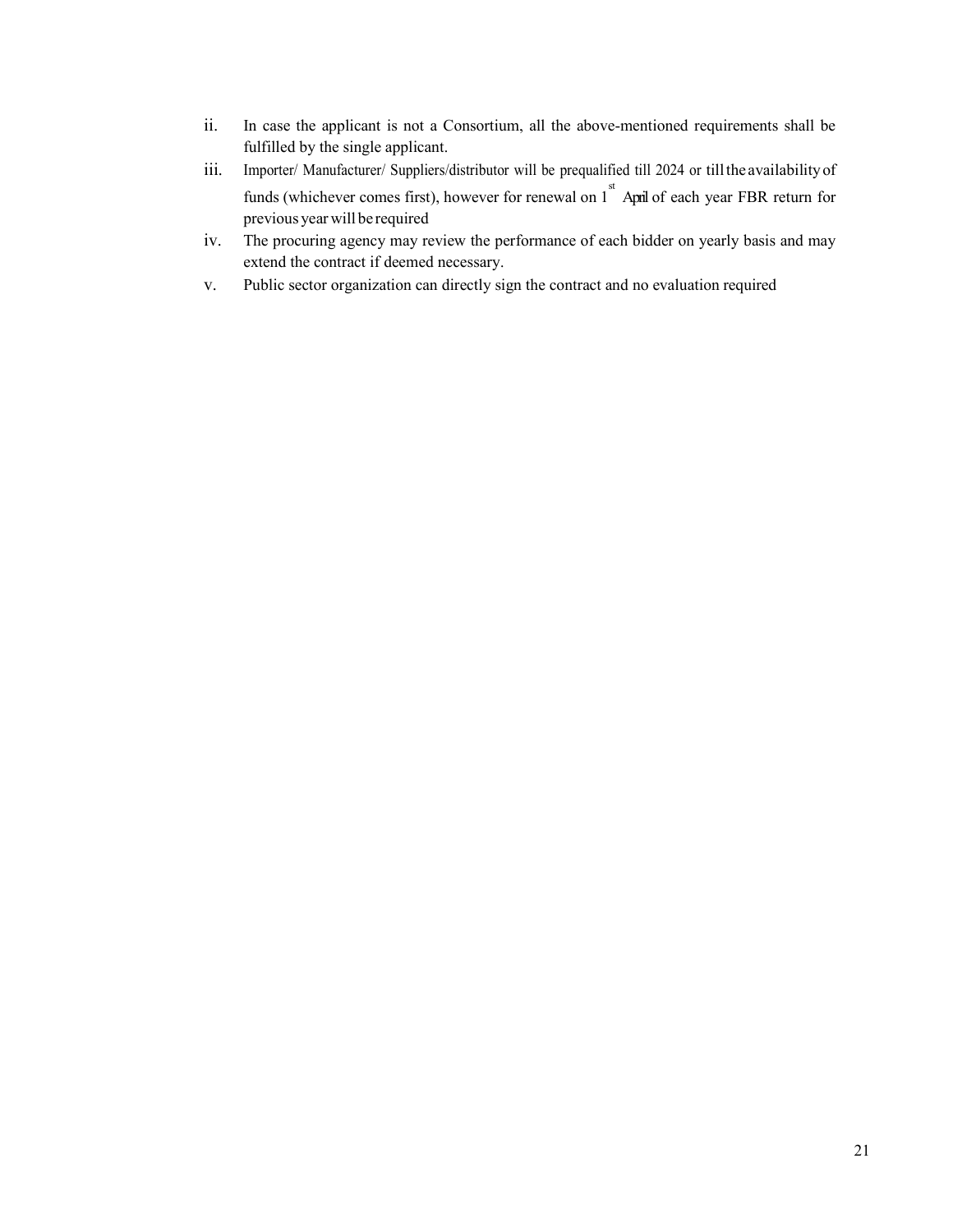ii. In case the applicant is not a Consortium, all the above-mentioned requirements shall be fulfilled by the single applicant.

iii. Importer/ Manufacturer/ Suppliers/distributor will be prequalified till 2024 or till the availability of funds (whichever comes first), however for renewal on 1st April of each year FBR return for previous year will be required

iv. The procuring agency may review the performance of each bidder on yearly basis and may extend the contract if deemed necessary.

v. Public sector organization can directly sign the contract and no evaluation required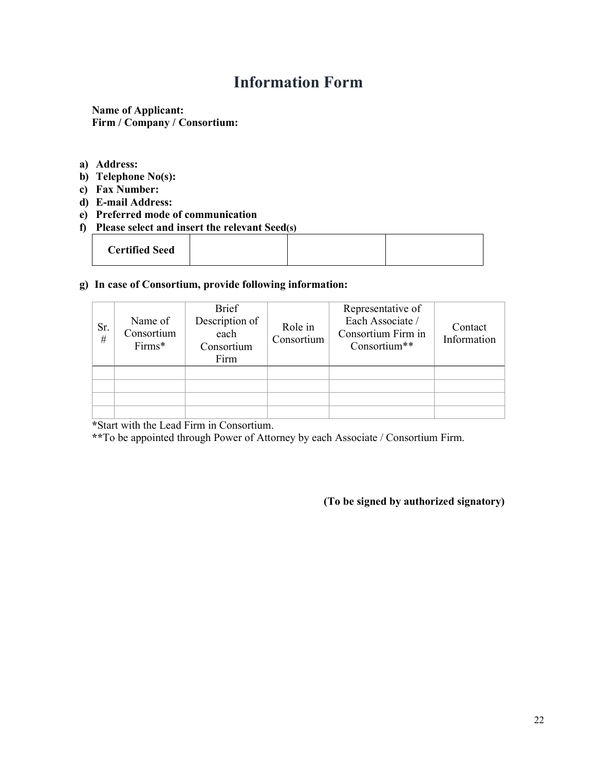# Information Form

**Name of Applicant:**
**Firm / Company / Consortium:**

a) **Address:**
b) **Telephone No(s):**
c) **Fax Number:**
d) **E-mail Address:**
e) **Preferred mode of communication**
f) **Please select and insert the relevant Seed(s)**

| **Certified Seed** | | | |
|---|---|---|---|

g) **In case of Consortium, provide following information:**

| Sr. # | Name of Consortium Firms* | Brief Description of each Consortium Firm | Role in Consortium | Representative of Each Associate / Consortium Firm in Consortium** | Contact Information |
|---|---|---|---|---|---|
| | | | | | |
| | | | | | |
| | | | | | |
| | | | | | |

**\***Start with the Lead Firm in Consortium.
**\*\***To be appointed through Power of Attorney by each Associate / Consortium Firm.

**(To be signed by authorized signatory)**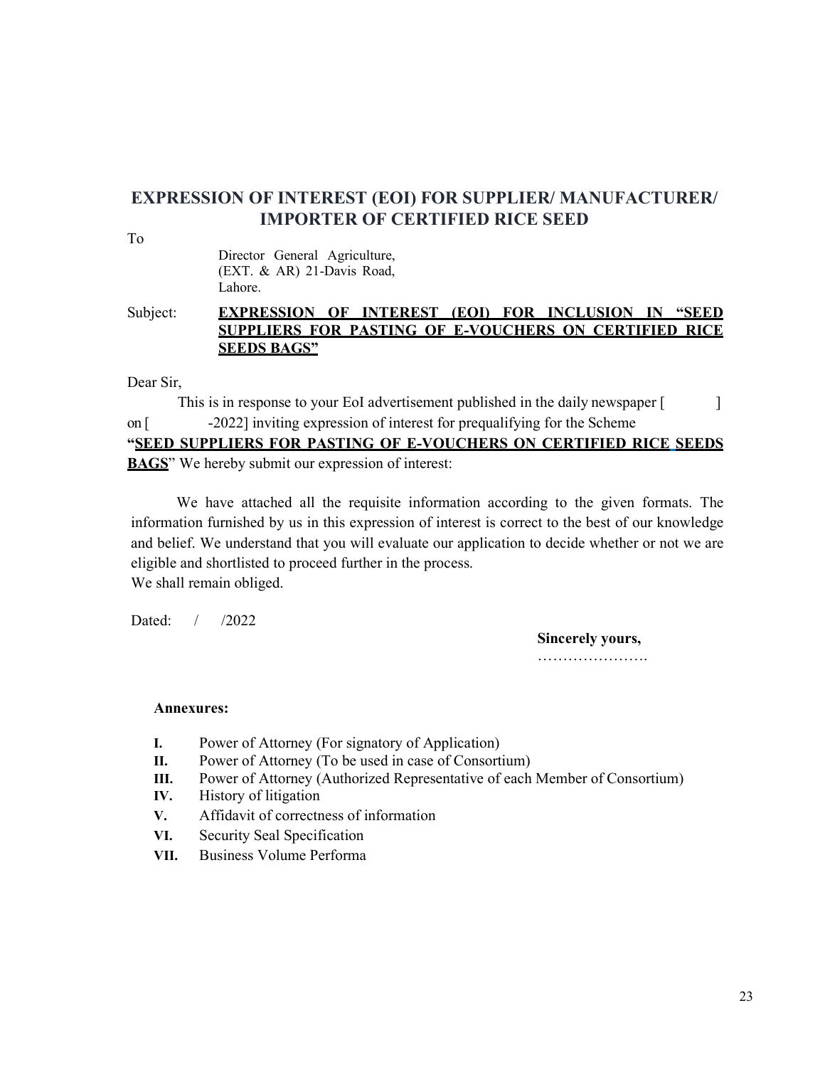## EXPRESSION OF INTEREST (EOI) FOR SUPPLIER/ MANUFACTURER/ IMPORTER OF CERTIFIED RICE SEED

To

Director General Agriculture,
(EXT. & AR) 21-Davis Road,
Lahore.

Subject: **<u>EXPRESSION OF INTEREST (EOI) FOR INCLUSION IN "SEED SUPPLIERS FOR PASTING OF E-VOUCHERS ON CERTIFIED RICE SEEDS BAGS"</u>**

Dear Sir,

This is in response to your EoI advertisement published in the daily newspaper [ ] on [ -2022] inviting expression of interest for prequalifying for the Scheme "**<u>SEED SUPPLIERS FOR PASTING OF E-VOUCHERS ON CERTIFIED RICE SEEDS BAGS</u>**" We hereby submit our expression of interest:

We have attached all the requisite information according to the given formats. The information furnished by us in this expression of interest is correct to the best of our knowledge and belief. We understand that you will evaluate our application to decide whether or not we are eligible and shortlisted to proceed further in the process.
We shall remain obliged.

Dated: / /2022

**Sincerely yours,**
………………….

**Annexures:**

- **I.** Power of Attorney (For signatory of Application)
- **II.** Power of Attorney (To be used in case of Consortium)
- **III.** Power of Attorney (Authorized Representative of each Member of Consortium)
- **IV.** History of litigation
- **V.** Affidavit of correctness of information
- **VI.** Security Seal Specification
- **VII.** Business Volume Performa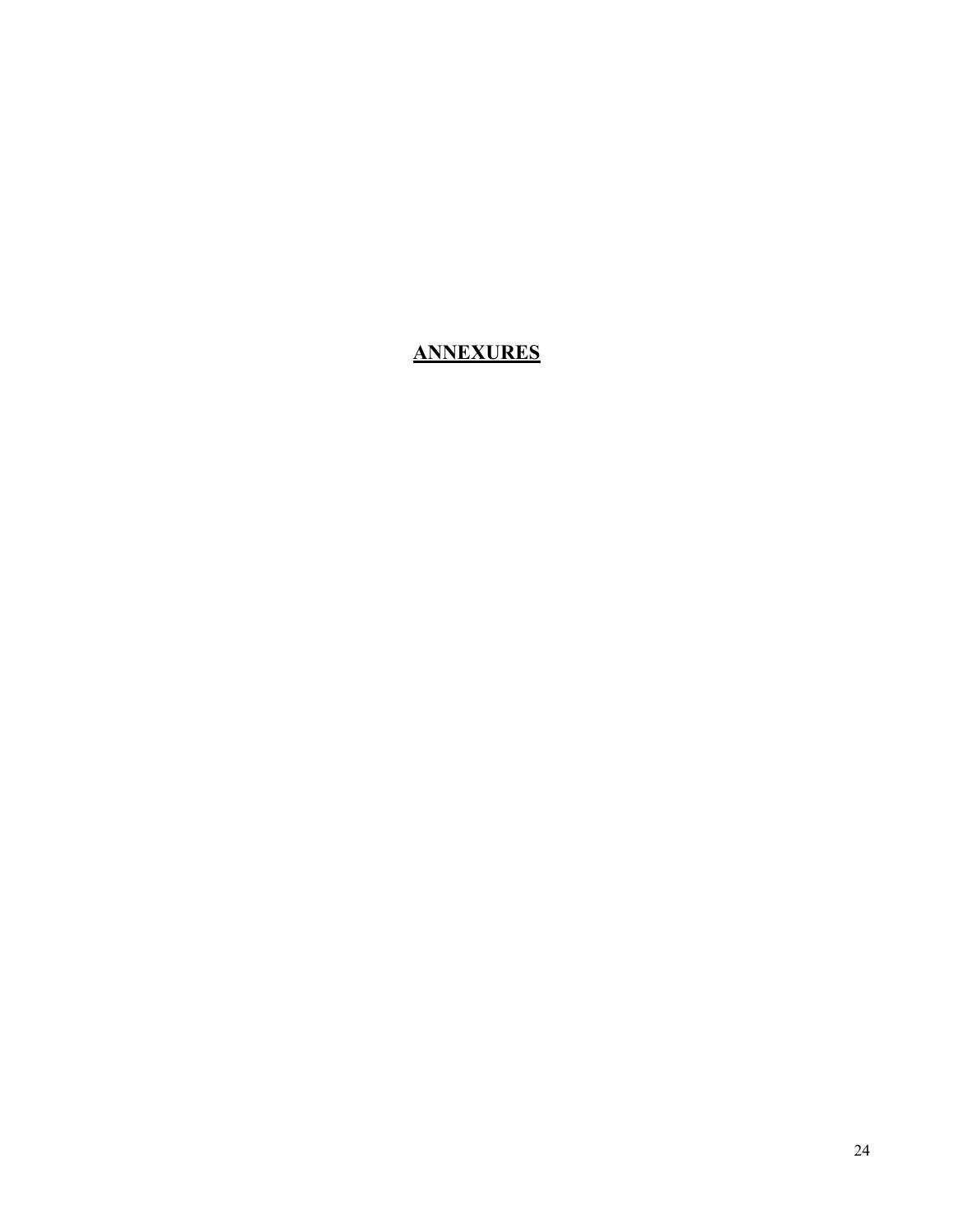# ANNEXURES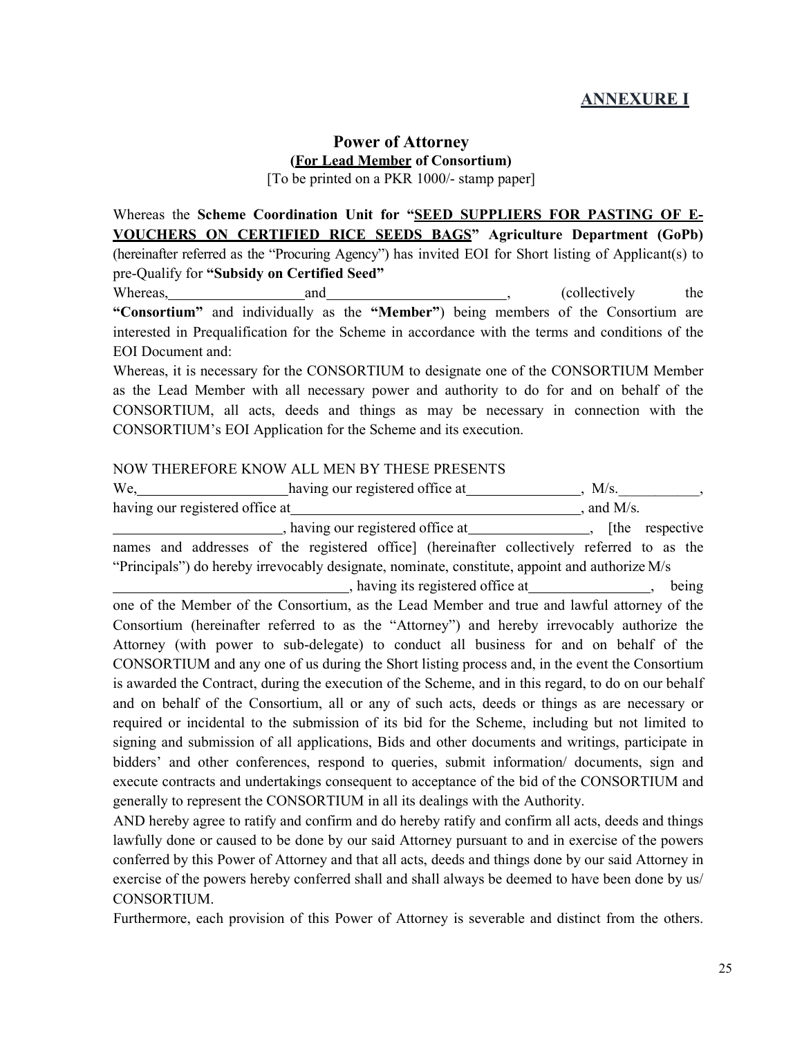# ANNEXURE I

## Power of Attorney

**(For Lead Member of Consortium)**

[To be printed on a PKR 1000/- stamp paper]

Whereas the **Scheme Coordination Unit for "SEED SUPPLIERS FOR PASTING OF E-VOUCHERS ON CERTIFIED RICE SEEDS BAGS" Agriculture Department (GoPb)** (hereinafter referred as the "Procuring Agency") has invited EOI for Short listing of Applicant(s) to pre-Qualify for **"Subsidy on Certified Seed"**

Whereas, ____________________ and ____________________, (collectively the **"Consortium"** and individually as the **"Member"**) being members of the Consortium are interested in Prequalification for the Scheme in accordance with the terms and conditions of the EOI Document and:

Whereas, it is necessary for the CONSORTIUM to designate one of the CONSORTIUM Member as the Lead Member with all necessary power and authority to do for and on behalf of the CONSORTIUM, all acts, deeds and things as may be necessary in connection with the CONSORTIUM's EOI Application for the Scheme and its execution.

NOW THEREFORE KNOW ALL MEN BY THESE PRESENTS

We, ____________________ having our registered office at ________________, M/s.___________, having our registered office at ________________________________________, and M/s. ______________________, having our registered office at ________________, [the respective names and addresses of the registered office] (hereinafter collectively referred to as the "Principals") do hereby irrevocably designate, nominate, constitute, appoint and authorize M/s ________________________________, having its registered office at ________________, being one of the Member of the Consortium, as the Lead Member and true and lawful attorney of the Consortium (hereinafter referred to as the "Attorney") and hereby irrevocably authorize the Attorney (with power to sub-delegate) to conduct all business for and on behalf of the CONSORTIUM and any one of us during the Short listing process and, in the event the Consortium is awarded the Contract, during the execution of the Scheme, and in this regard, to do on our behalf and on behalf of the Consortium, all or any of such acts, deeds or things as are necessary or required or incidental to the submission of its bid for the Scheme, including but not limited to signing and submission of all applications, Bids and other documents and writings, participate in bidders' and other conferences, respond to queries, submit information/ documents, sign and execute contracts and undertakings consequent to acceptance of the bid of the CONSORTIUM and generally to represent the CONSORTIUM in all its dealings with the Authority.

AND hereby agree to ratify and confirm and do hereby ratify and confirm all acts, deeds and things lawfully done or caused to be done by our said Attorney pursuant to and in exercise of the powers conferred by this Power of Attorney and that all acts, deeds and things done by our said Attorney in exercise of the powers hereby conferred shall and shall always be deemed to have been done by us/ CONSORTIUM.

Furthermore, each provision of this Power of Attorney is severable and distinct from the others.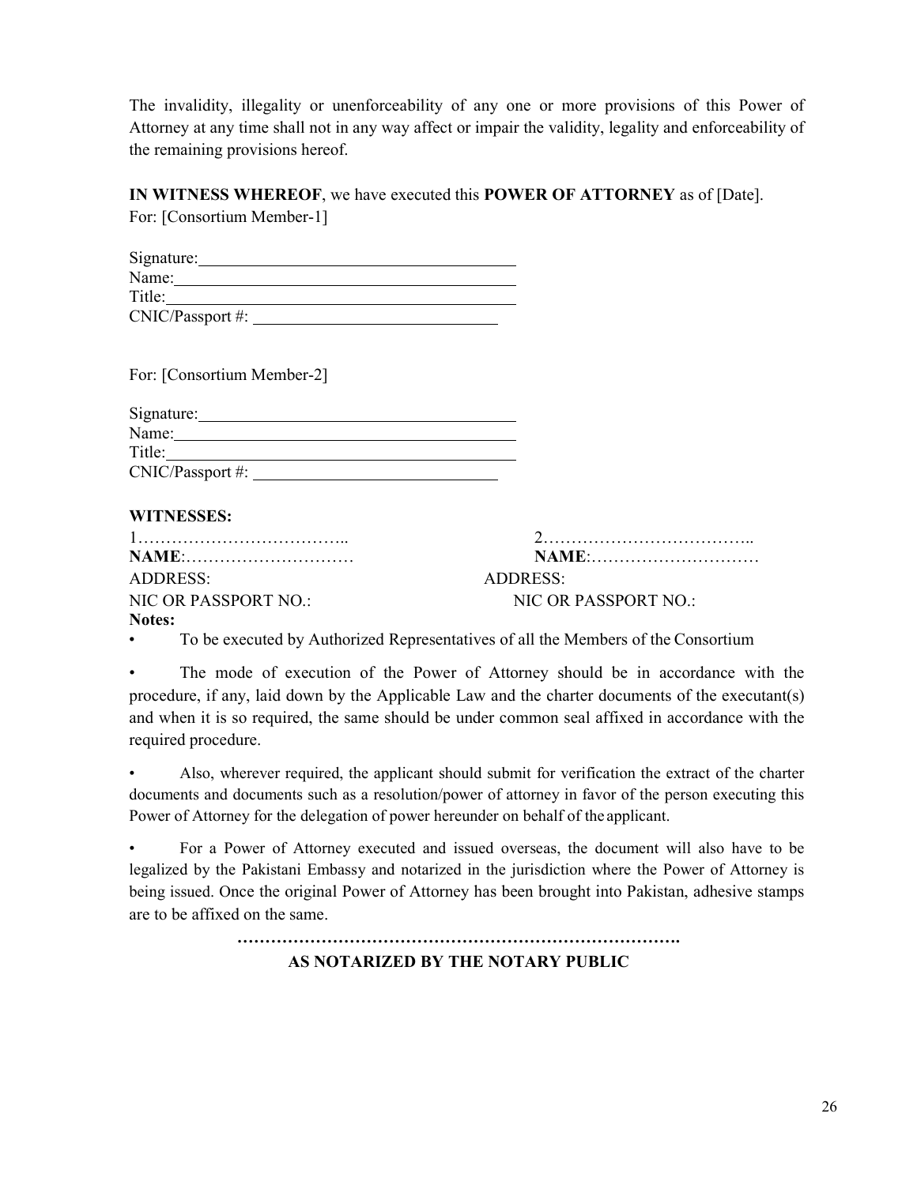The invalidity, illegality or unenforceability of any one or more provisions of this Power of Attorney at any time shall not in any way affect or impair the validity, legality and enforceability of the remaining provisions hereof.

**IN WITNESS WHEREOF**, we have executed this **POWER OF ATTORNEY** as of [Date].
For: [Consortium Member-1]

Signature:\_\_\_\_\_\_\_\_\_\_\_\_\_\_\_\_\_\_\_\_\_\_\_\_\_\_\_\_\_\_\_\_\_\_
Name:\_\_\_\_\_\_\_\_\_\_\_\_\_\_\_\_\_\_\_\_\_\_\_\_\_\_\_\_\_\_\_\_\_\_\_\_\_
Title:\_\_\_\_\_\_\_\_\_\_\_\_\_\_\_\_\_\_\_\_\_\_\_\_\_\_\_\_\_\_\_\_\_\_\_\_\_\_
CNIC/Passport #: \_\_\_\_\_\_\_\_\_\_\_\_\_\_\_\_\_\_\_\_\_\_\_\_\_\_

For: [Consortium Member-2]

Signature:\_\_\_\_\_\_\_\_\_\_\_\_\_\_\_\_\_\_\_\_\_\_\_\_\_\_\_\_\_\_\_\_\_\_
Name:\_\_\_\_\_\_\_\_\_\_\_\_\_\_\_\_\_\_\_\_\_\_\_\_\_\_\_\_\_\_\_\_\_\_\_\_\_
Title:\_\_\_\_\_\_\_\_\_\_\_\_\_\_\_\_\_\_\_\_\_\_\_\_\_\_\_\_\_\_\_\_\_\_\_\_\_\_
CNIC/Passport #: \_\_\_\_\_\_\_\_\_\_\_\_\_\_\_\_\_\_\_\_\_\_\_\_\_\_

**WITNESSES:**

1………………………………..
**NAME**:…………………………
ADDRESS:
NIC OR PASSPORT NO.:

2………………………………..
**NAME**:…………………………
ADDRESS:
NIC OR PASSPORT NO.:

**Notes:**

- To be executed by Authorized Representatives of all the Members of the Consortium
- The mode of execution of the Power of Attorney should be in accordance with the procedure, if any, laid down by the Applicable Law and the charter documents of the executant(s) and when it is so required, the same should be under common seal affixed in accordance with the required procedure.
- Also, wherever required, the applicant should submit for verification the extract of the charter documents and documents such as a resolution/power of attorney in favor of the person executing this Power of Attorney for the delegation of power hereunder on behalf of the applicant.
- For a Power of Attorney executed and issued overseas, the document will also have to be legalized by the Pakistani Embassy and notarized in the jurisdiction where the Power of Attorney is being issued. Once the original Power of Attorney has been brought into Pakistan, adhesive stamps are to be affixed on the same.

**…………………………………………………………………….**
**AS NOTARIZED BY THE NOTARY PUBLIC**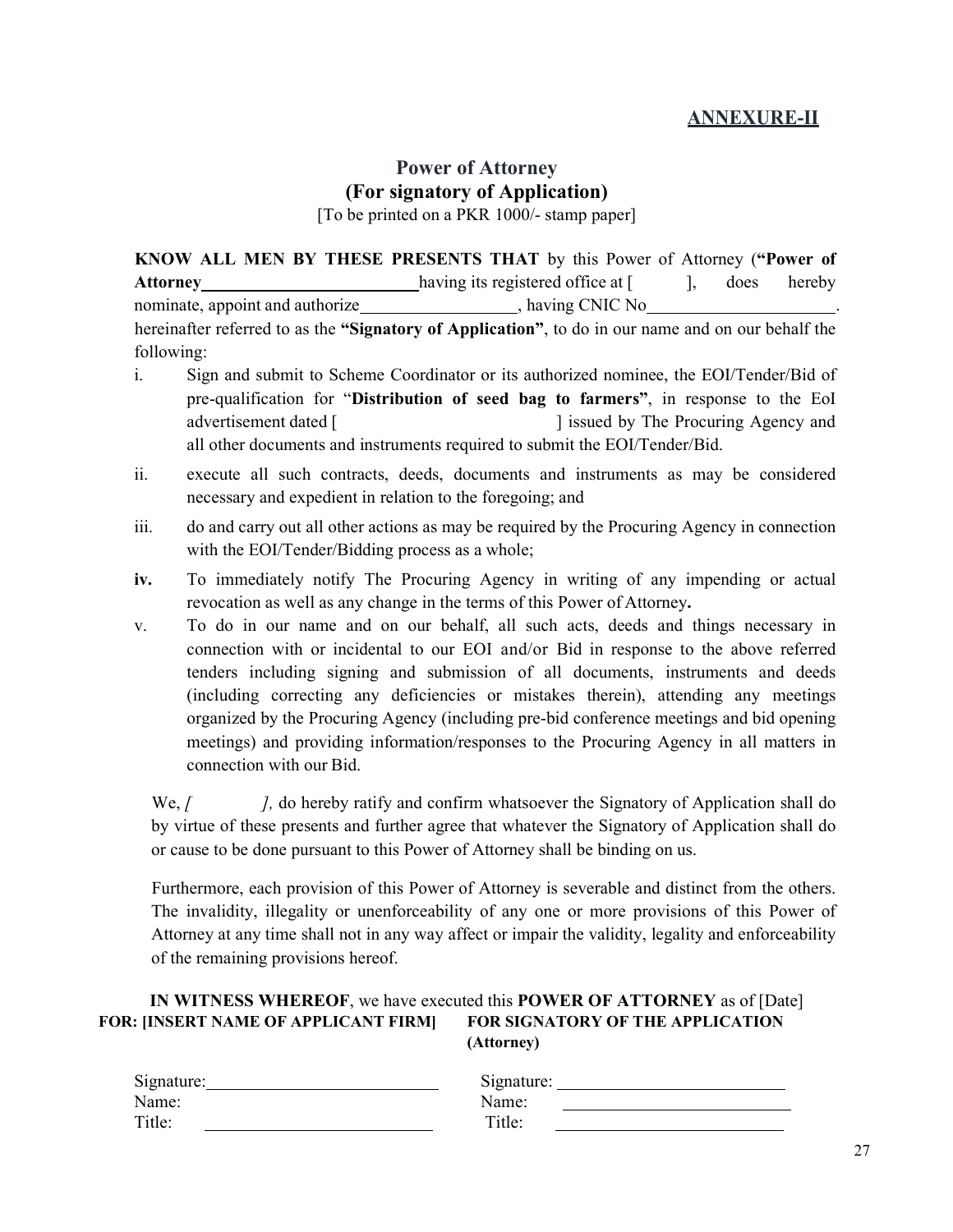**ANNEXURE-II**

## Power of Attorney
## (For signatory of Application)

[To be printed on a PKR 1000/- stamp paper]

**KNOW ALL MEN BY THESE PRESENTS THAT** by this Power of Attorney (**"Power of Attorney**\_\_\_\_\_\_\_\_\_\_\_\_\_\_\_\_\_\_\_\_\_\_\_\_\_\_having its registered office at [ ], does hereby nominate, appoint and authorize\_\_\_\_\_\_\_\_\_\_\_\_\_\_\_\_\_\_, having CNIC No\_\_\_\_\_\_\_\_\_\_\_\_\_\_\_\_\_\_\_\_\_\_. hereinafter referred to as the **"Signatory of Application"**, to do in our name and on our behalf the following:

i. Sign and submit to Scheme Coordinator or its authorized nominee, the EOI/Tender/Bid of pre-qualification for "**Distribution of seed bag to farmers"**, in response to the EoI advertisement dated [ ] issued by The Procuring Agency and all other documents and instruments required to submit the EOI/Tender/Bid.

ii. execute all such contracts, deeds, documents and instruments as may be considered necessary and expedient in relation to the foregoing; and

iii. do and carry out all other actions as may be required by the Procuring Agency in connection with the EOI/Tender/Bidding process as a whole;

**iv.** To immediately notify The Procuring Agency in writing of any impending or actual revocation as well as any change in the terms of this Power of Attorney**.**

v. To do in our name and on our behalf, all such acts, deeds and things necessary in connection with or incidental to our EOI and/or Bid in response to the above referred tenders including signing and submission of all documents, instruments and deeds (including correcting any deficiencies or mistakes therein), attending any meetings organized by the Procuring Agency (including pre-bid conference meetings and bid opening meetings) and providing information/responses to the Procuring Agency in all matters in connection with our Bid.

We, *[ ],* do hereby ratify and confirm whatsoever the Signatory of Application shall do by virtue of these presents and further agree that whatever the Signatory of Application shall do or cause to be done pursuant to this Power of Attorney shall be binding on us.

Furthermore, each provision of this Power of Attorney is severable and distinct from the others. The invalidity, illegality or unenforceability of any one or more provisions of this Power of Attorney at any time shall not in any way affect or impair the validity, legality and enforceability of the remaining provisions hereof.

**IN WITNESS WHEREOF**, we have executed this **POWER OF ATTORNEY** as of [Date]

| **FOR: [INSERT NAME OF APPLICANT FIRM]** | **FOR SIGNATORY OF THE APPLICATION (Attorney)** |
|---|---|
| Signature:\_\_\_\_\_\_\_\_\_\_\_\_\_\_\_\_\_\_\_\_\_\_\_\_\_\_ | Signature: \_\_\_\_\_\_\_\_\_\_\_\_\_\_\_\_\_\_\_\_\_\_\_\_\_\_ |
| Name: | Name: \_\_\_\_\_\_\_\_\_\_\_\_\_\_\_\_\_\_\_\_\_\_\_\_\_\_ |
| Title: \_\_\_\_\_\_\_\_\_\_\_\_\_\_\_\_\_\_\_\_\_\_\_\_\_\_ | Title: \_\_\_\_\_\_\_\_\_\_\_\_\_\_\_\_\_\_\_\_\_\_\_\_\_\_ |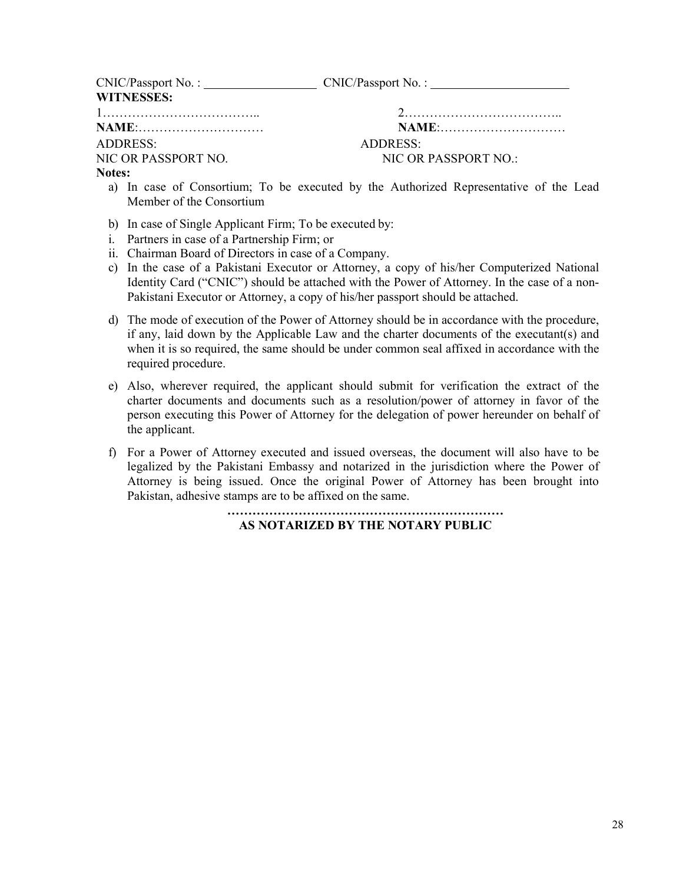CNIC/Passport No. : ________________ CNIC/Passport No. : ____________________

**WITNESSES:**

1……………………………….. 2………………………………..

**NAME**:………………………… **NAME**:…………………………

ADDRESS: ADDRESS:

NIC OR PASSPORT NO. NIC OR PASSPORT NO.:

**Notes:**

a) In case of Consortium; To be executed by the Authorized Representative of the Lead Member of the Consortium

b) In case of Single Applicant Firm; To be executed by:

i. Partners in case of a Partnership Firm; or

ii. Chairman Board of Directors in case of a Company.

c) In the case of a Pakistani Executor or Attorney, a copy of his/her Computerized National Identity Card ("CNIC") should be attached with the Power of Attorney. In the case of a non-Pakistani Executor or Attorney, a copy of his/her passport should be attached.

d) The mode of execution of the Power of Attorney should be in accordance with the procedure, if any, laid down by the Applicable Law and the charter documents of the executant(s) and when it is so required, the same should be under common seal affixed in accordance with the required procedure.

e) Also, wherever required, the applicant should submit for verification the extract of the charter documents and documents such as a resolution/power of attorney in favor of the person executing this Power of Attorney for the delegation of power hereunder on behalf of the applicant.

f) For a Power of Attorney executed and issued overseas, the document will also have to be legalized by the Pakistani Embassy and notarized in the jurisdiction where the Power of Attorney is being issued. Once the original Power of Attorney has been brought into Pakistan, adhesive stamps are to be affixed on the same.

**…………………………………………………………**

**AS NOTARIZED BY THE NOTARY PUBLIC**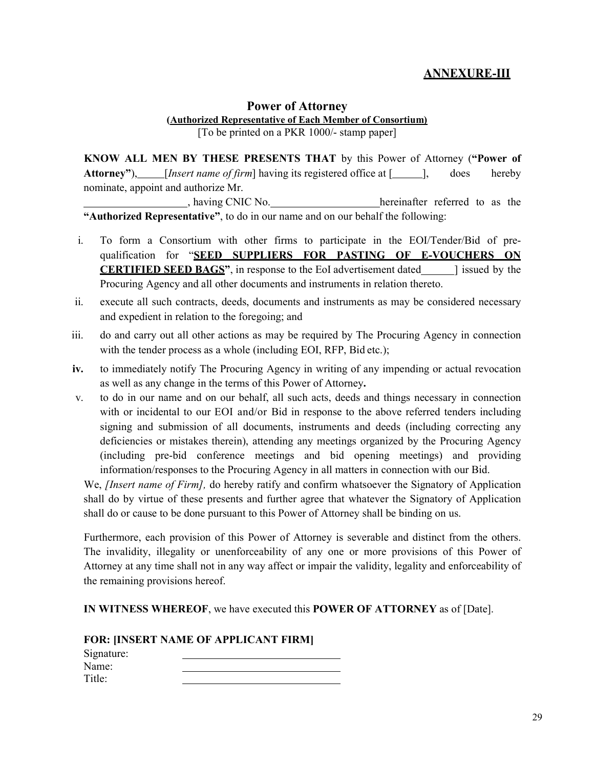## ANNEXURE-III

### Power of Attorney

**(Authorized Representative of Each Member of Consortium)**

[To be printed on a PKR 1000/- stamp paper]

**KNOW ALL MEN BY THESE PRESENTS THAT** by this Power of Attorney (**"Power of Attorney"**),_____[*Insert name of firm*] having its registered office at [_____], does hereby nominate, appoint and authorize Mr. ___________________, having CNIC No.____________________hereinafter referred to as the **"Authorized Representative"**, to do in our name and on our behalf the following:

i. To form a Consortium with other firms to participate in the EOI/Tender/Bid of pre-qualification for "**SEED SUPPLIERS FOR PASTING OF E-VOUCHERS ON CERTIFIED SEED BAGS"**, in response to the EoI advertisement dated______] issued by the Procuring Agency and all other documents and instruments in relation thereto.

ii. execute all such contracts, deeds, documents and instruments as may be considered necessary and expedient in relation to the foregoing; and

iii. do and carry out all other actions as may be required by The Procuring Agency in connection with the tender process as a whole (including EOI, RFP, Bid etc.);

**iv.** to immediately notify The Procuring Agency in writing of any impending or actual revocation as well as any change in the terms of this Power of Attorney**.**

v. to do in our name and on our behalf, all such acts, deeds and things necessary in connection with or incidental to our EOI and/or Bid in response to the above referred tenders including signing and submission of all documents, instruments and deeds (including correcting any deficiencies or mistakes therein), attending any meetings organized by the Procuring Agency (including pre-bid conference meetings and bid opening meetings) and providing information/responses to the Procuring Agency in all matters in connection with our Bid.

We, *[Insert name of Firm],* do hereby ratify and confirm whatsoever the Signatory of Application shall do by virtue of these presents and further agree that whatever the Signatory of Application shall do or cause to be done pursuant to this Power of Attorney shall be binding on us.

Furthermore, each provision of this Power of Attorney is severable and distinct from the others. The invalidity, illegality or unenforceability of any one or more provisions of this Power of Attorney at any time shall not in any way affect or impair the validity, legality and enforceability of the remaining provisions hereof.

**IN WITNESS WHEREOF**, we have executed this **POWER OF ATTORNEY** as of [Date].

**FOR: [INSERT NAME OF APPLICANT FIRM]**

Signature: ______________________________

Name: ______________________________

Title: ______________________________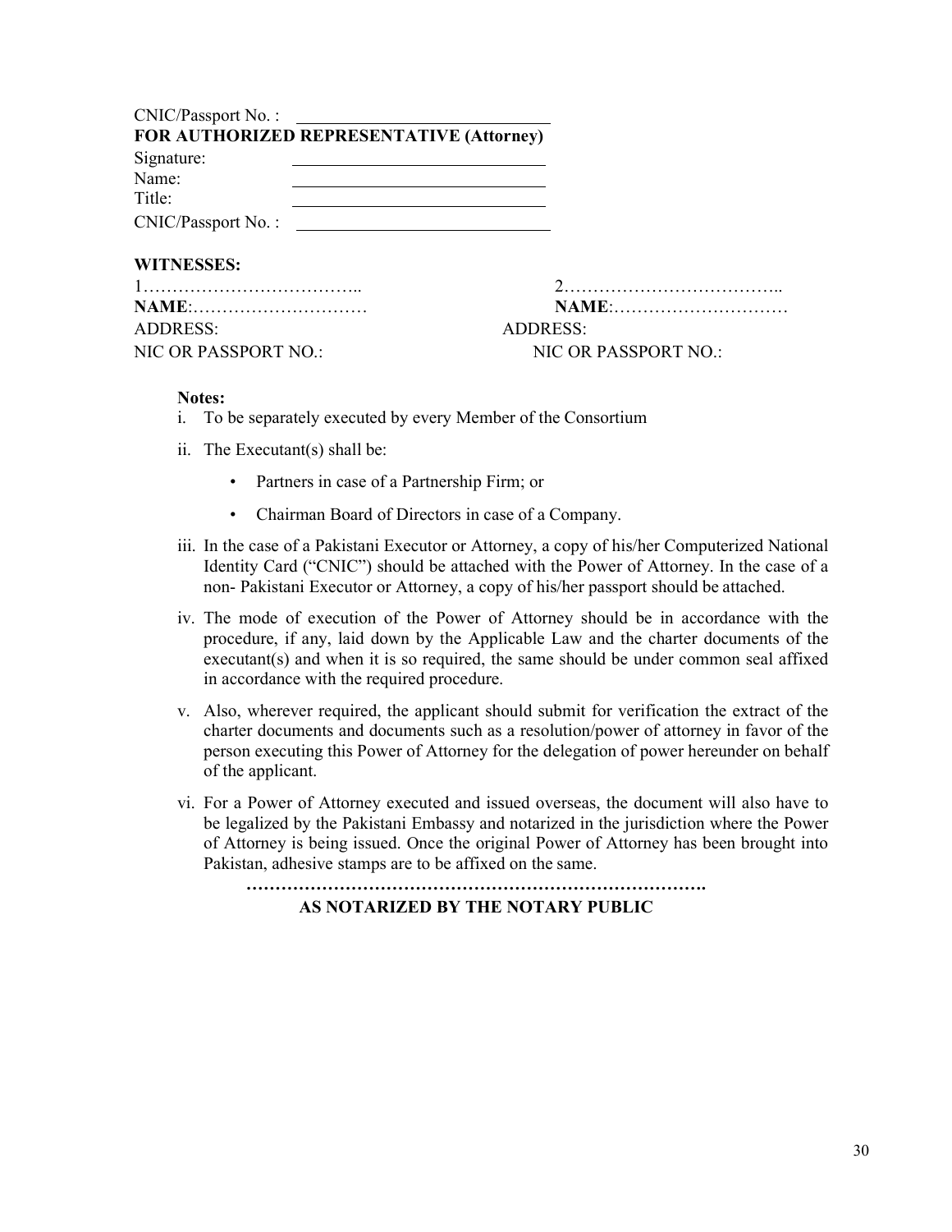CNIC/Passport No. : ____________________________

**FOR AUTHORIZED REPRESENTATIVE (Attorney)**

Signature: ____________________________

Name: ____________________________

Title: ____________________________

CNIC/Passport No. : ____________________________

**WITNESSES:**

1……………………………….. 
**NAME**:…………………………
ADDRESS:
NIC OR PASSPORT NO.:

2……………………………….. 
**NAME**:…………………………
ADDRESS:
NIC OR PASSPORT NO.:

**Notes:**

i. To be separately executed by every Member of the Consortium

ii. The Executant(s) shall be:

- Partners in case of a Partnership Firm; or
- Chairman Board of Directors in case of a Company.

iii. In the case of a Pakistani Executor or Attorney, a copy of his/her Computerized National Identity Card ("CNIC") should be attached with the Power of Attorney. In the case of a non- Pakistani Executor or Attorney, a copy of his/her passport should be attached.

iv. The mode of execution of the Power of Attorney should be in accordance with the procedure, if any, laid down by the Applicable Law and the charter documents of the executant(s) and when it is so required, the same should be under common seal affixed in accordance with the required procedure.

v. Also, wherever required, the applicant should submit for verification the extract of the charter documents and documents such as a resolution/power of attorney in favor of the person executing this Power of Attorney for the delegation of power hereunder on behalf of the applicant.

vi. For a Power of Attorney executed and issued overseas, the document will also have to be legalized by the Pakistani Embassy and notarized in the jurisdiction where the Power of Attorney is being issued. Once the original Power of Attorney has been brought into Pakistan, adhesive stamps are to be affixed on the same.

**…………………………………………………………………….**

**AS NOTARIZED BY THE NOTARY PUBLIC**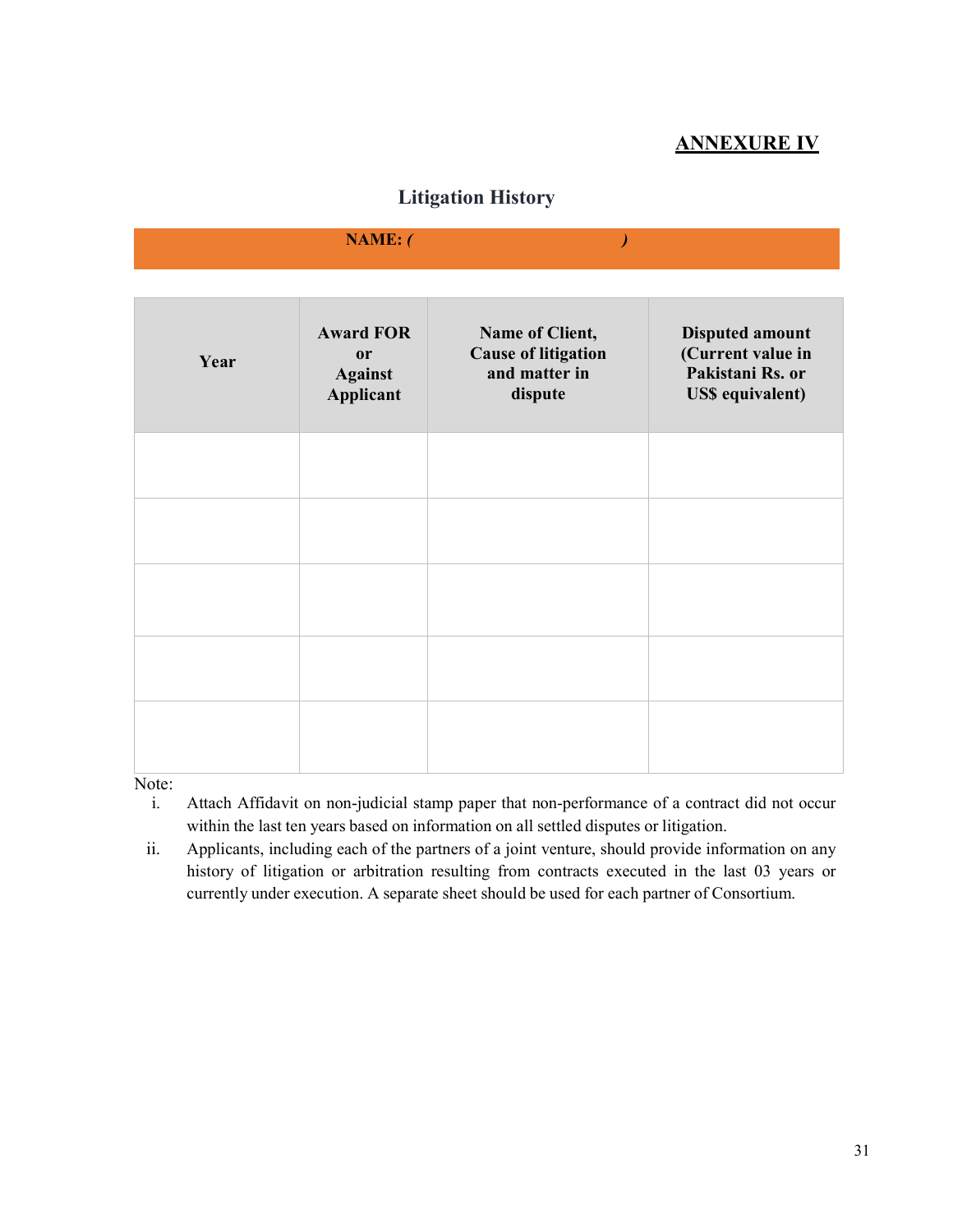**ANNEXURE IV**

## Litigation History

**NAME: ( )**

| Year | Award FOR or Against Applicant | Name of Client, Cause of litigation and matter in dispute | Disputed amount (Current value in Pakistani Rs. or US$ equivalent) |
|---|---|---|---|
| | | | |
| | | | |
| | | | |
| | | | |
| | | | |

Note:

i. Attach Affidavit on non-judicial stamp paper that non-performance of a contract did not occur within the last ten years based on information on all settled disputes or litigation.

ii. Applicants, including each of the partners of a joint venture, should provide information on any history of litigation or arbitration resulting from contracts executed in the last 03 years or currently under execution. A separate sheet should be used for each partner of Consortium.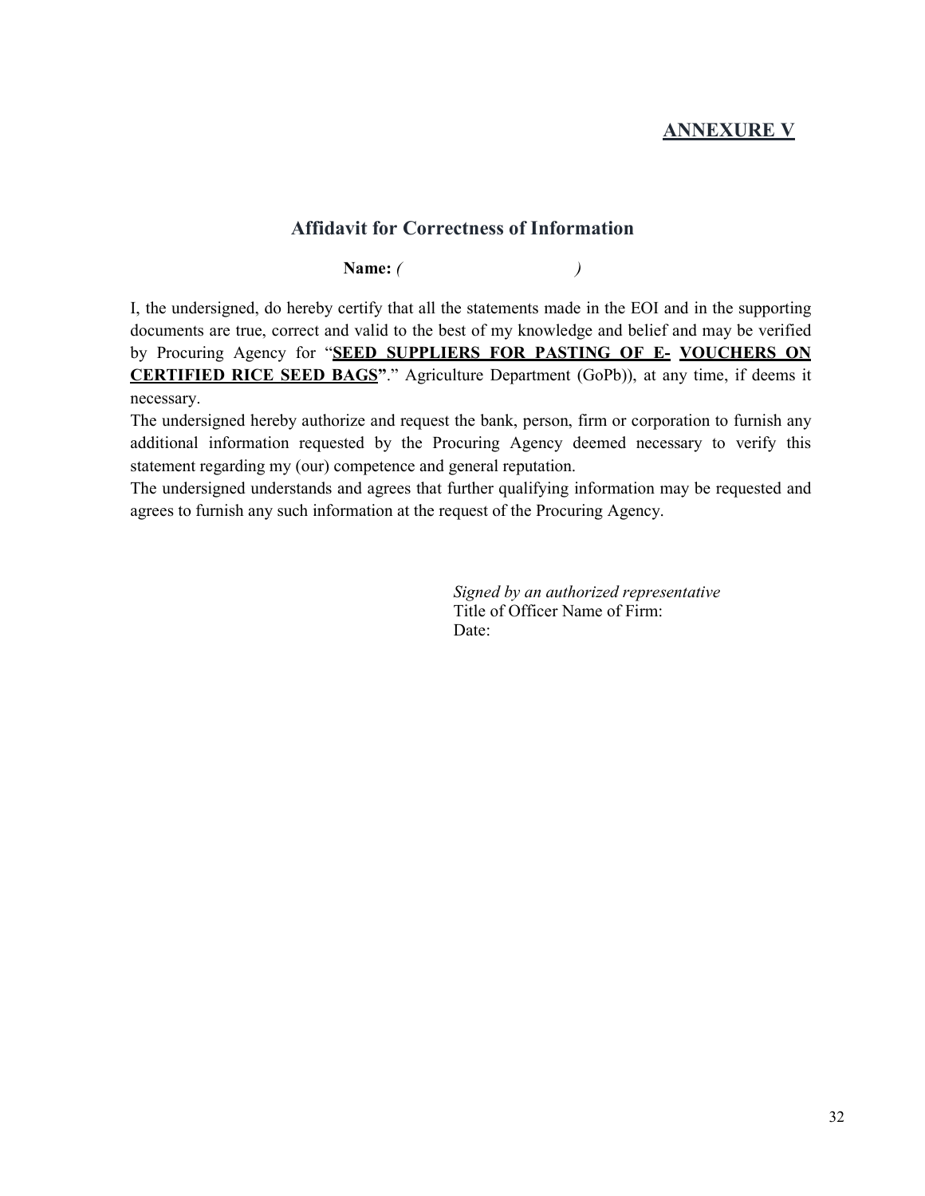**ANNEXURE V**

## Affidavit for Correctness of Information

**Name:** *( )*

I, the undersigned, do hereby certify that all the statements made in the EOI and in the supporting documents are true, correct and valid to the best of my knowledge and belief and may be verified by Procuring Agency for "**SEED SUPPLIERS FOR PASTING OF E- VOUCHERS ON CERTIFIED RICE SEED BAGS".**" Agriculture Department (GoPb)), at any time, if deems it necessary.

The undersigned hereby authorize and request the bank, person, firm or corporation to furnish any additional information requested by the Procuring Agency deemed necessary to verify this statement regarding my (our) competence and general reputation.

The undersigned understands and agrees that further qualifying information may be requested and agrees to furnish any such information at the request of the Procuring Agency.

*Signed by an authorized representative*
Title of Officer Name of Firm:
Date: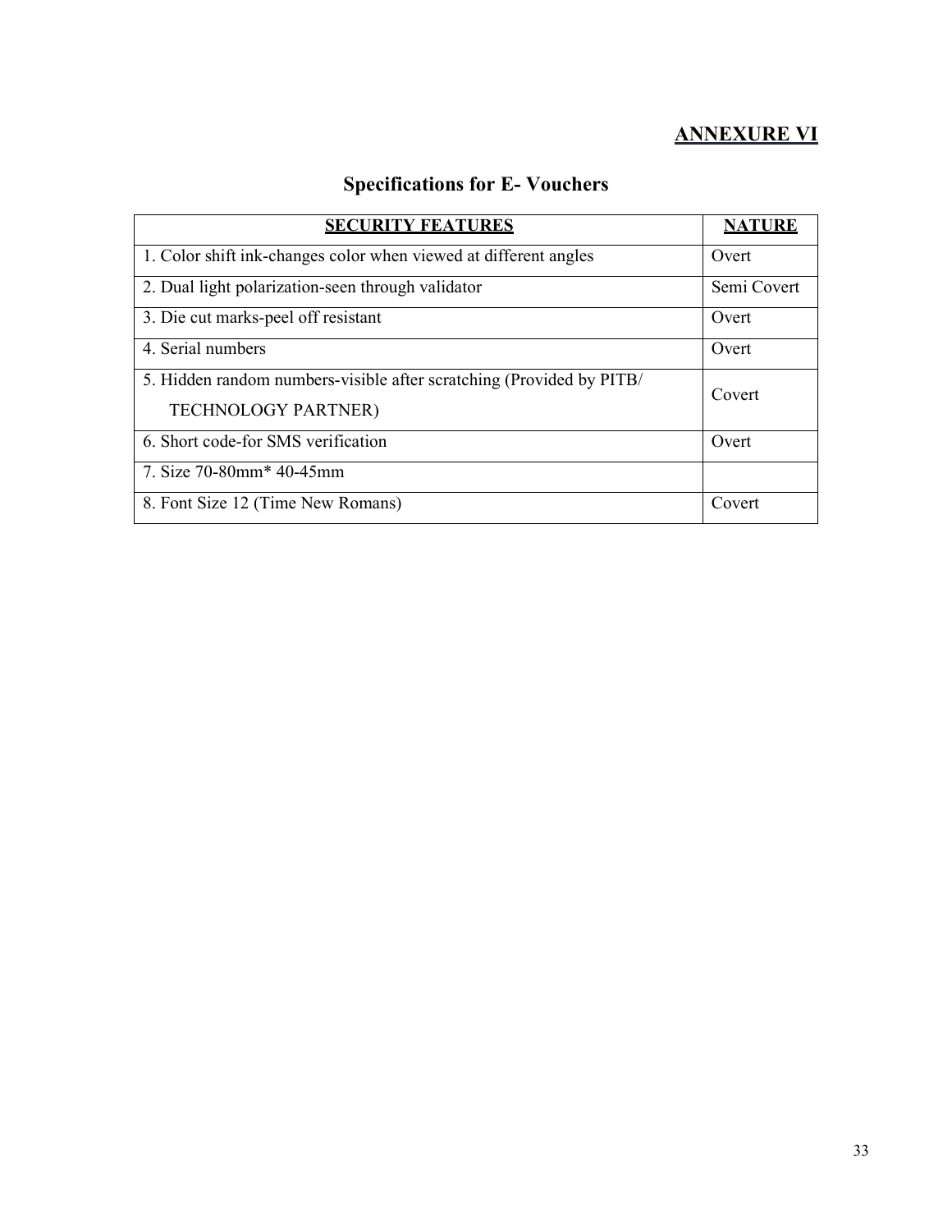## ANNEXURE VI

# Specifications for E- Vouchers

| SECURITY FEATURES | NATURE |
|---|---|
| 1. Color shift ink-changes color when viewed at different angles | Overt |
| 2. Dual light polarization-seen through validator | Semi Covert |
| 3. Die cut marks-peel off resistant | Overt |
| 4. Serial numbers | Overt |
| 5. Hidden random numbers-visible after scratching (Provided by PITB/ TECHNOLOGY PARTNER) | Covert |
| 6. Short code-for SMS verification | Overt |
| 7. Size 70-80mm* 40-45mm | |
| 8. Font Size 12 (Time New Romans) | Covert |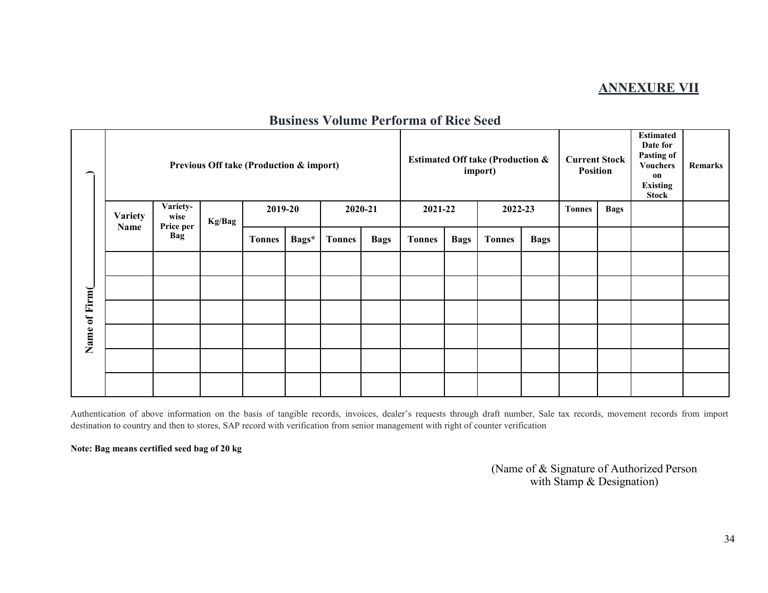## ANNEXURE VII

### Business Volume Performa of Rice Seed

| Name of Firm(\_\_\_\_\_\_\_\_\_\_) | Previous Off take (Production & import) | | | | | | | Estimated Off take (Production & import) | | | | Current Stock Position | | Estimated Date for Pasting of Vouchers on Existing Stock | Remarks |
|---|---|---|---|---|---|---|---|---|---|---|---|---|---|---|---|
| | Variety Name | Variety-wise Price per Bag | Kg/Bag | 2019-20 | | 2020-21 | | 2021-22 | | 2022-23 | | Tonnes | Bags | | |
| | | | | Tonnes | Bags* | Tonnes | Bags | Tonnes | Bags | Tonnes | Bags | | | | |
| | | | | | | | | | | | | | | | |
| | | | | | | | | | | | | | | | |
| | | | | | | | | | | | | | | | |
| | | | | | | | | | | | | | | | |
| | | | | | | | | | | | | | | | |
| | | | | | | | | | | | | | | | |

Authentication of above information on the basis of tangible records, invoices, dealer's requests through draft number, Sale tax records, movement records from import destination to country and then to stores, SAP record with verification from senior management with right of counter verification

**Note: Bag means certified seed bag of 20 kg**

(Name of & Signature of Authorized Person
with Stamp & Designation)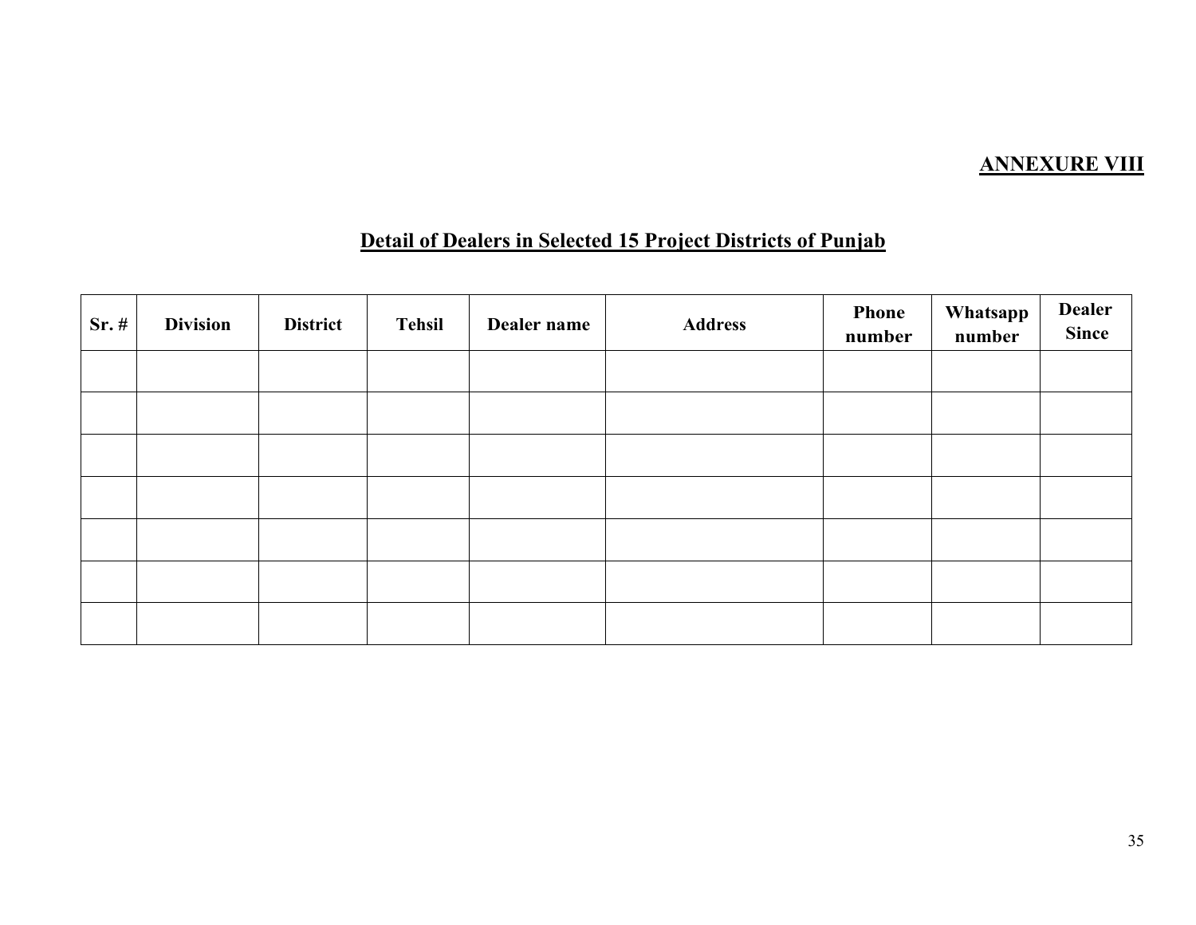**ANNEXURE VIII**

## Detail of Dealers in Selected 15 Project Districts of Punjab

| Sr. # | Division | District | Tehsil | Dealer name | Address | Phone number | Whatsapp number | Dealer Since |
|---|---|---|---|---|---|---|---|---|
| | | | | | | | | |
| | | | | | | | | |
| | | | | | | | | |
| | | | | | | | | |
| | | | | | | | | |
| | | | | | | | | |
| | | | | | | | | |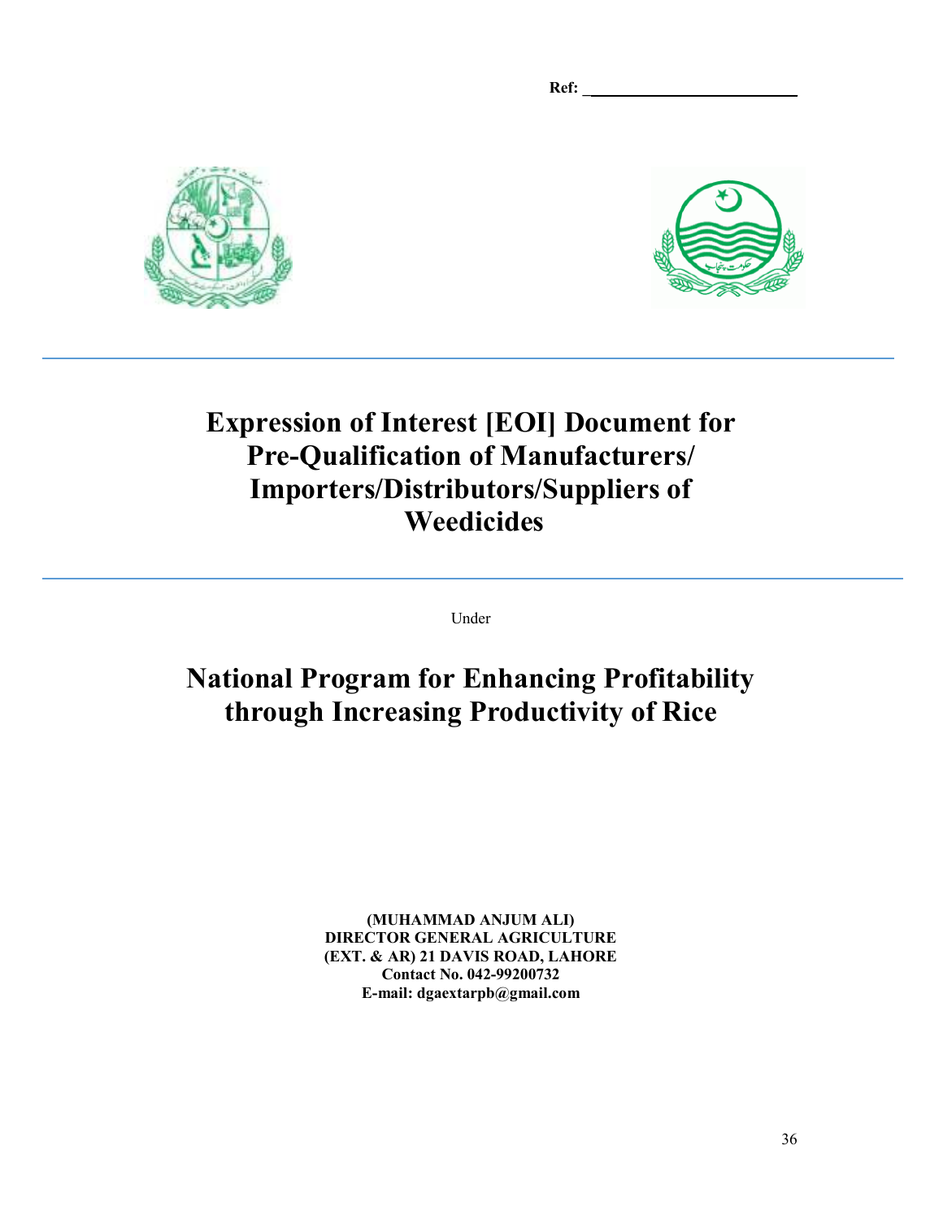**Ref: ___________________________**

# Expression of Interest [EOI] Document for Pre-Qualification of Manufacturers/ Importers/Distributors/Suppliers of Weedicides

Under

# National Program for Enhancing Profitability through Increasing Productivity of Rice

**(MUHAMMAD ANJUM ALI)**
**DIRECTOR GENERAL AGRICULTURE**
**(EXT. & AR) 21 DAVIS ROAD, LAHORE**
**Contact No. 042-99200732**
**E-mail: dgaextarpb@gmail.com**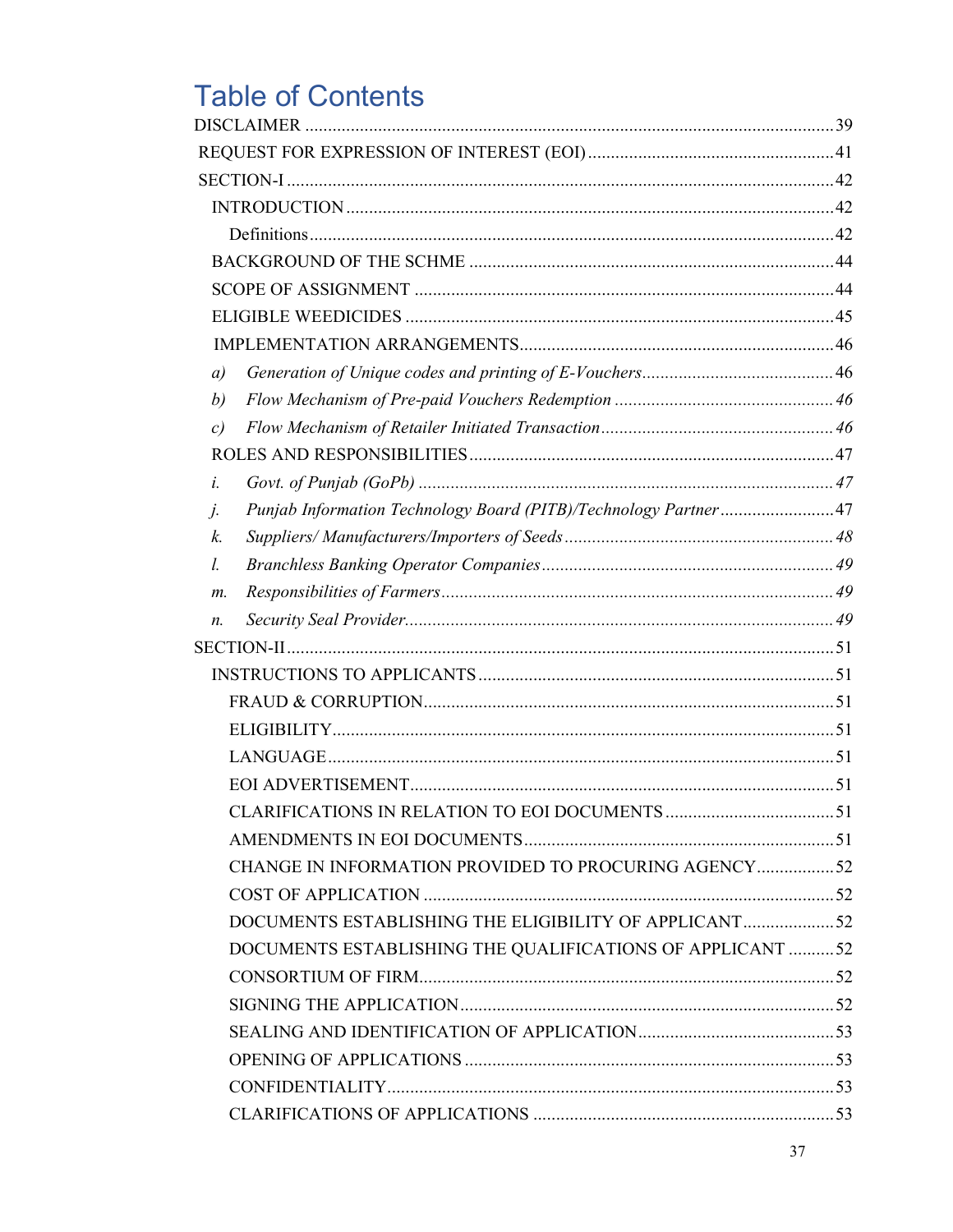# Table of Contents

DISCLAIMER ........................................................................................................ 39

REQUEST FOR EXPRESSION OF INTEREST (EOI) ........................................................ 41

SECTION-I ........................................................................................................ 42

INTRODUCTION ................................................................................................. 42

Definitions .......................................................................................................... 42

BACKGROUND OF THE SCHME ................................................................................ 44

SCOPE OF ASSIGNMENT ...................................................................................... 44

ELIGIBLE WEEDICIDES ........................................................................................ 45

IMPLEMENTATION ARRANGEMENTS........................................................................ 46

*a) Generation of Unique codes and printing of E-Vouchers* ............................................ 46

*b) Flow Mechanism of Pre-paid Vouchers Redemption* ................................................ 46

*c) Flow Mechanism of Retailer Initiated Transaction* .................................................. 46

ROLES AND RESPONSIBILITIES .............................................................................. 47

*i. Govt. of Punjab (GoPb)* ..................................................................................... 47

*j. Punjab Information Technology Board (PITB)/Technology Partner* ............................... 47

*k. Suppliers/ Manufacturers/Importers of Seeds* ......................................................... 48

*l. Branchless Banking Operator Companies* ............................................................... 49

*m. Responsibilities of Farmers* ................................................................................ 49

*n. Security Seal Provider* ........................................................................................ 49

SECTION-II ........................................................................................................ 51

INSTRUCTIONS TO APPLICANTS ............................................................................. 51

FRAUD & CORRUPTION ......................................................................................... 51

ELIGIBILITY ........................................................................................................ 51

LANGUAGE ......................................................................................................... 51

EOI ADVERTISEMENT ........................................................................................... 51

CLARIFICATIONS IN RELATION TO EOI DOCUMENTS .................................................... 51

AMENDMENTS IN EOI DOCUMENTS ......................................................................... 51

CHANGE IN INFORMATION PROVIDED TO PROCURING AGENCY ....................................... 52

COST OF APPLICATION ......................................................................................... 52

DOCUMENTS ESTABLISHING THE ELIGIBILITY OF APPLICANT ........................................ 52

DOCUMENTS ESTABLISHING THE QUALIFICATIONS OF APPLICANT ................................... 52

CONSORTIUM OF FIRM ......................................................................................... 52

SIGNING THE APPLICATION .................................................................................... 52

SEALING AND IDENTIFICATION OF APPLICATION ........................................................ 53

OPENING OF APPLICATIONS .................................................................................. 53

CONFIDENTIALITY ................................................................................................ 53

CLARIFICATIONS OF APPLICATIONS ........................................................................ 53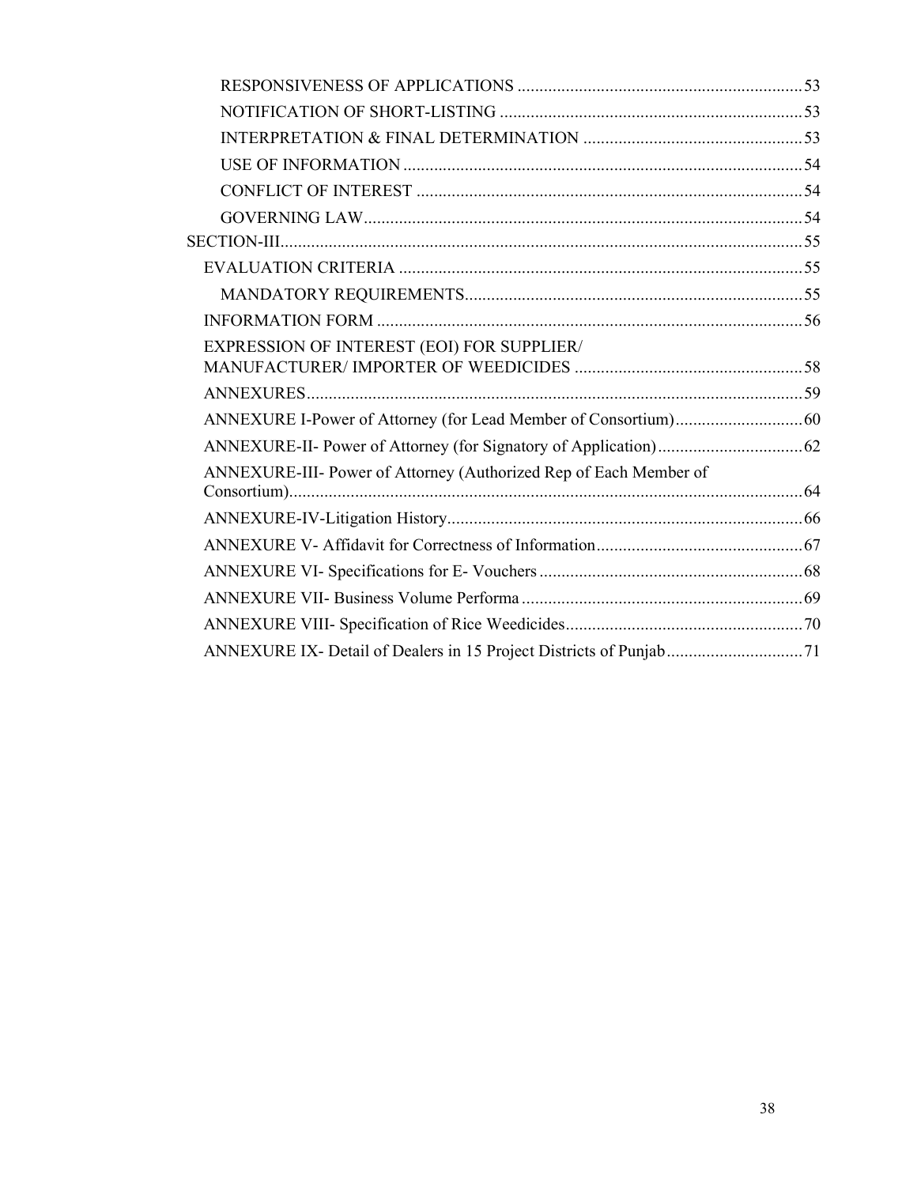- RESPONSIVENESS OF APPLICATIONS ........ 53
- NOTIFICATION OF SHORT-LISTING ........ 53
- INTERPRETATION & FINAL DETERMINATION ........ 53
- USE OF INFORMATION ........ 54
- CONFLICT OF INTEREST ........ 54
- GOVERNING LAW ........ 54

SECTION-III ........ 55

- EVALUATION CRITERIA ........ 55
  - MANDATORY REQUIREMENTS ........ 55
- INFORMATION FORM ........ 56
- EXPRESSION OF INTEREST (EOI) FOR SUPPLIER/ MANUFACTURER/ IMPORTER OF WEEDICIDES ........ 58
- ANNEXURES ........ 59
- ANNEXURE I-Power of Attorney (for Lead Member of Consortium) ........ 60
- ANNEXURE-II- Power of Attorney (for Signatory of Application) ........ 62
- ANNEXURE-III- Power of Attorney (Authorized Rep of Each Member of Consortium) ........ 64
- ANNEXURE-IV-Litigation History ........ 66
- ANNEXURE V- Affidavit for Correctness of Information ........ 67
- ANNEXURE VI- Specifications for E- Vouchers ........ 68
- ANNEXURE VII- Business Volume Performa ........ 69
- ANNEXURE VIII- Specification of Rice Weedicides ........ 70
- ANNEXURE IX- Detail of Dealers in 15 Project Districts of Punjab ........ 71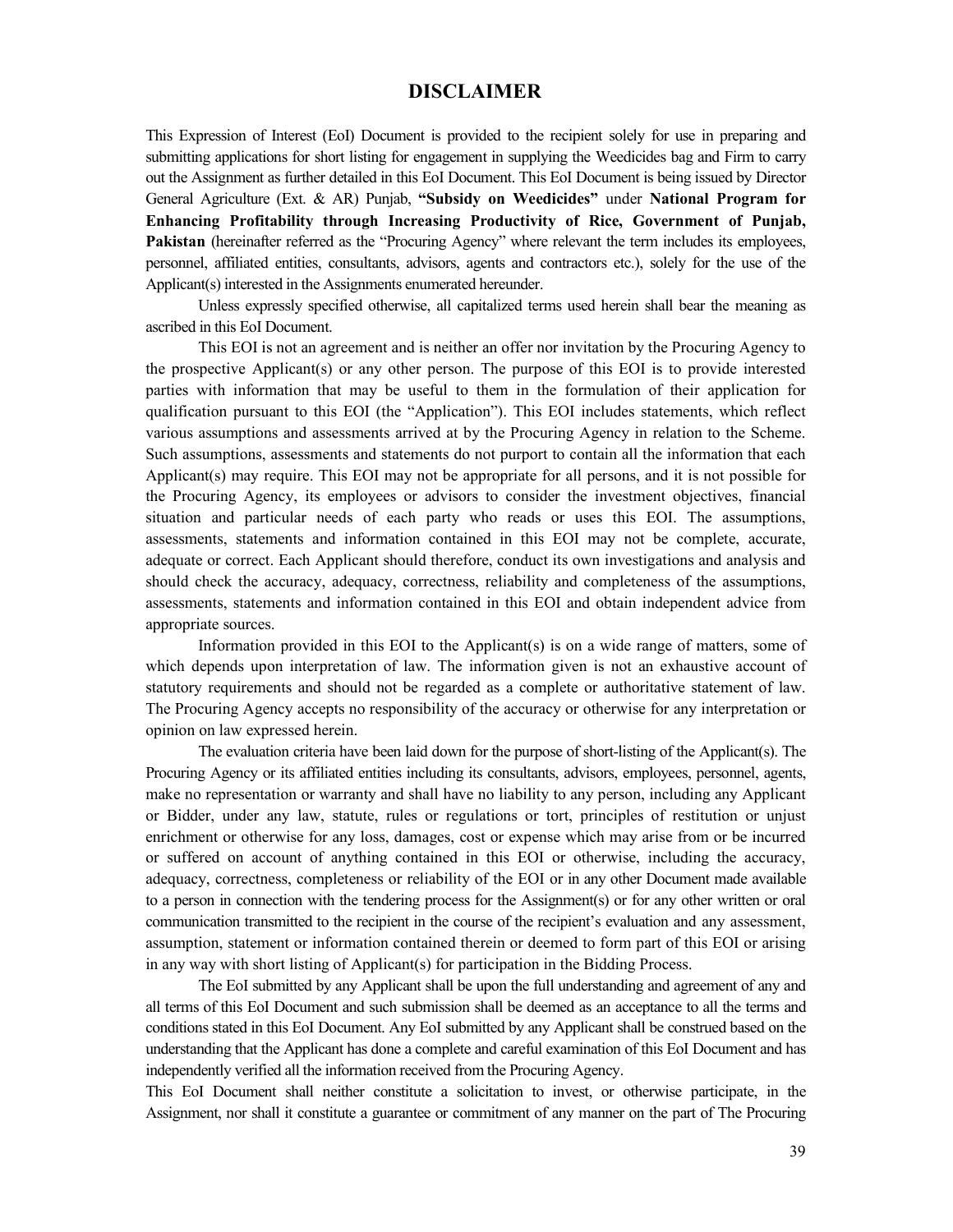# DISCLAIMER

This Expression of Interest (EoI) Document is provided to the recipient solely for use in preparing and submitting applications for short listing for engagement in supplying the Weedicides bag and Firm to carry out the Assignment as further detailed in this EoI Document. This EoI Document is being issued by Director General Agriculture (Ext. & AR) Punjab, **"Subsidy on Weedicides"** under **National Program for Enhancing Profitability through Increasing Productivity of Rice, Government of Punjab, Pakistan** (hereinafter referred as the "Procuring Agency" where relevant the term includes its employees, personnel, affiliated entities, consultants, advisors, agents and contractors etc.), solely for the use of the Applicant(s) interested in the Assignments enumerated hereunder.

Unless expressly specified otherwise, all capitalized terms used herein shall bear the meaning as ascribed in this EoI Document.

This EOI is not an agreement and is neither an offer nor invitation by the Procuring Agency to the prospective Applicant(s) or any other person. The purpose of this EOI is to provide interested parties with information that may be useful to them in the formulation of their application for qualification pursuant to this EOI (the "Application"). This EOI includes statements, which reflect various assumptions and assessments arrived at by the Procuring Agency in relation to the Scheme. Such assumptions, assessments and statements do not purport to contain all the information that each Applicant(s) may require. This EOI may not be appropriate for all persons, and it is not possible for the Procuring Agency, its employees or advisors to consider the investment objectives, financial situation and particular needs of each party who reads or uses this EOI. The assumptions, assessments, statements and information contained in this EOI may not be complete, accurate, adequate or correct. Each Applicant should therefore, conduct its own investigations and analysis and should check the accuracy, adequacy, correctness, reliability and completeness of the assumptions, assessments, statements and information contained in this EOI and obtain independent advice from appropriate sources.

Information provided in this EOI to the Applicant(s) is on a wide range of matters, some of which depends upon interpretation of law. The information given is not an exhaustive account of statutory requirements and should not be regarded as a complete or authoritative statement of law. The Procuring Agency accepts no responsibility of the accuracy or otherwise for any interpretation or opinion on law expressed herein.

The evaluation criteria have been laid down for the purpose of short-listing of the Applicant(s). The Procuring Agency or its affiliated entities including its consultants, advisors, employees, personnel, agents, make no representation or warranty and shall have no liability to any person, including any Applicant or Bidder, under any law, statute, rules or regulations or tort, principles of restitution or unjust enrichment or otherwise for any loss, damages, cost or expense which may arise from or be incurred or suffered on account of anything contained in this EOI or otherwise, including the accuracy, adequacy, correctness, completeness or reliability of the EOI or in any other Document made available to a person in connection with the tendering process for the Assignment(s) or for any other written or oral communication transmitted to the recipient in the course of the recipient's evaluation and any assessment, assumption, statement or information contained therein or deemed to form part of this EOI or arising in any way with short listing of Applicant(s) for participation in the Bidding Process.

The EoI submitted by any Applicant shall be upon the full understanding and agreement of any and all terms of this EoI Document and such submission shall be deemed as an acceptance to all the terms and conditions stated in this EoI Document. Any EoI submitted by any Applicant shall be construed based on the understanding that the Applicant has done a complete and careful examination of this EoI Document and has independently verified all the information received from the Procuring Agency.

This EoI Document shall neither constitute a solicitation to invest, or otherwise participate, in the Assignment, nor shall it constitute a guarantee or commitment of any manner on the part of The Procuring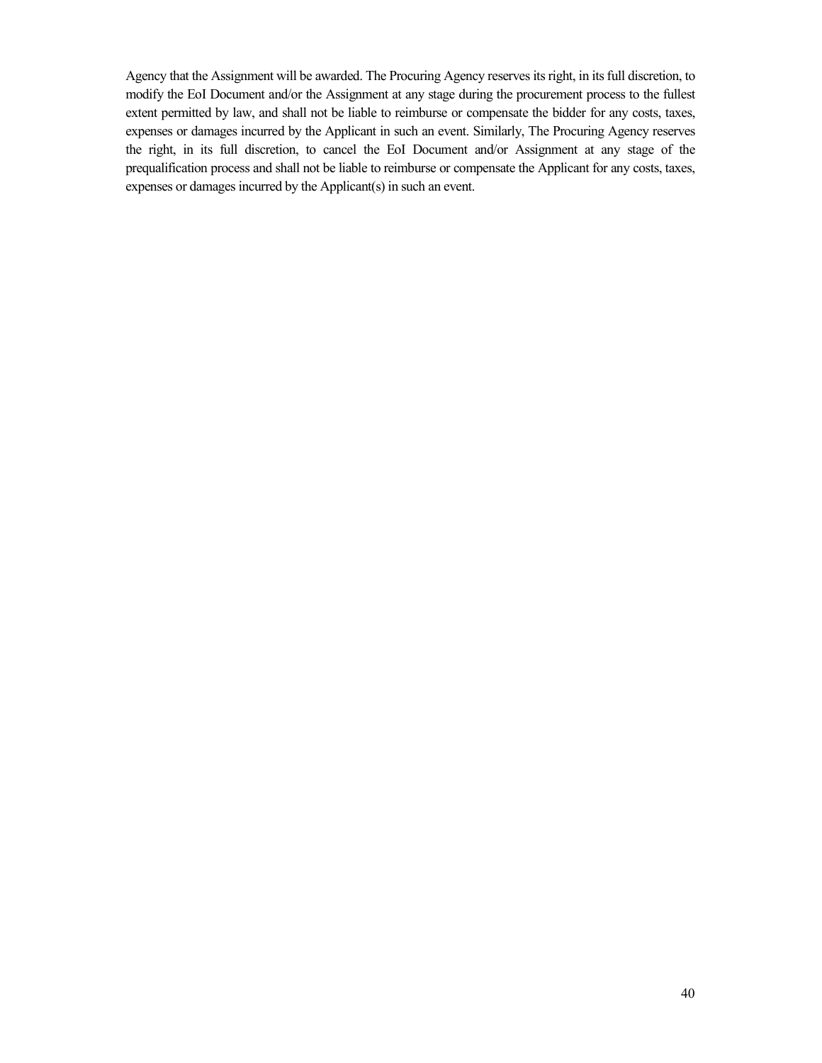Agency that the Assignment will be awarded. The Procuring Agency reserves its right, in its full discretion, to modify the EoI Document and/or the Assignment at any stage during the procurement process to the fullest extent permitted by law, and shall not be liable to reimburse or compensate the bidder for any costs, taxes, expenses or damages incurred by the Applicant in such an event. Similarly, The Procuring Agency reserves the right, in its full discretion, to cancel the EoI Document and/or Assignment at any stage of the prequalification process and shall not be liable to reimburse or compensate the Applicant for any costs, taxes, expenses or damages incurred by the Applicant(s) in such an event.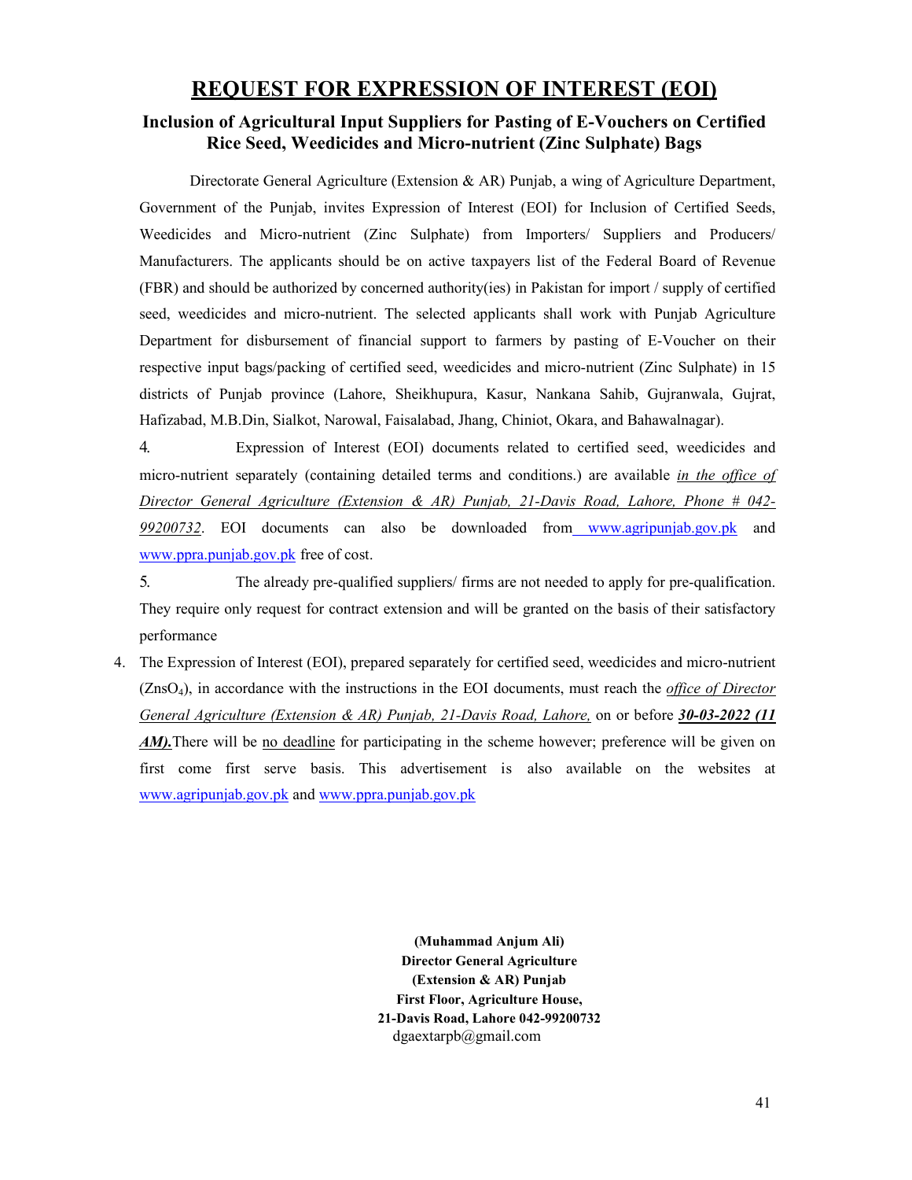# REQUEST FOR EXPRESSION OF INTEREST (EOI)

## Inclusion of Agricultural Input Suppliers for Pasting of E-Vouchers on Certified Rice Seed, Weedicides and Micro-nutrient (Zinc Sulphate) Bags

Directorate General Agriculture (Extension & AR) Punjab, a wing of Agriculture Department, Government of the Punjab, invites Expression of Interest (EOI) for Inclusion of Certified Seeds, Weedicides and Micro-nutrient (Zinc Sulphate) from Importers/ Suppliers and Producers/ Manufacturers. The applicants should be on active taxpayers list of the Federal Board of Revenue (FBR) and should be authorized by concerned authority(ies) in Pakistan for import / supply of certified seed, weedicides and micro-nutrient. The selected applicants shall work with Punjab Agriculture Department for disbursement of financial support to farmers by pasting of E-Voucher on their respective input bags/packing of certified seed, weedicides and micro-nutrient (Zinc Sulphate) in 15 districts of Punjab province (Lahore, Sheikhupura, Kasur, Nankana Sahib, Gujranwala, Gujrat, Hafizabad, M.B.Din, Sialkot, Narowal, Faisalabad, Jhang, Chiniot, Okara, and Bahawalnagar).

4. Expression of Interest (EOI) documents related to certified seed, weedicides and micro-nutrient separately (containing detailed terms and conditions.) are available *in the office of Director General Agriculture (Extension & AR) Punjab, 21-Davis Road, Lahore, Phone # 042-99200732*. EOI documents can also be downloaded from www.agripunjab.gov.pk and www.ppra.punjab.gov.pk free of cost.

5. The already pre-qualified suppliers/ firms are not needed to apply for pre-qualification. They require only request for contract extension and will be granted on the basis of their satisfactory performance

4. The Expression of Interest (EOI), prepared separately for certified seed, weedicides and micro-nutrient ($ZnsO_4$), in accordance with the instructions in the EOI documents, must reach the *office of Director General Agriculture (Extension & AR) Punjab, 21-Davis Road, Lahore,* on or before ***30-03-2022 (11 AM).*** There will be no deadline for participating in the scheme however; preference will be given on first come first serve basis. This advertisement is also available on the websites at www.agripunjab.gov.pk and www.ppra.punjab.gov.pk

**(Muhammad Anjum Ali)**
**Director General Agriculture**
**(Extension & AR) Punjab**
**First Floor, Agriculture House,**
**21-Davis Road, Lahore 042-99200732**
dgaextarpb@gmail.com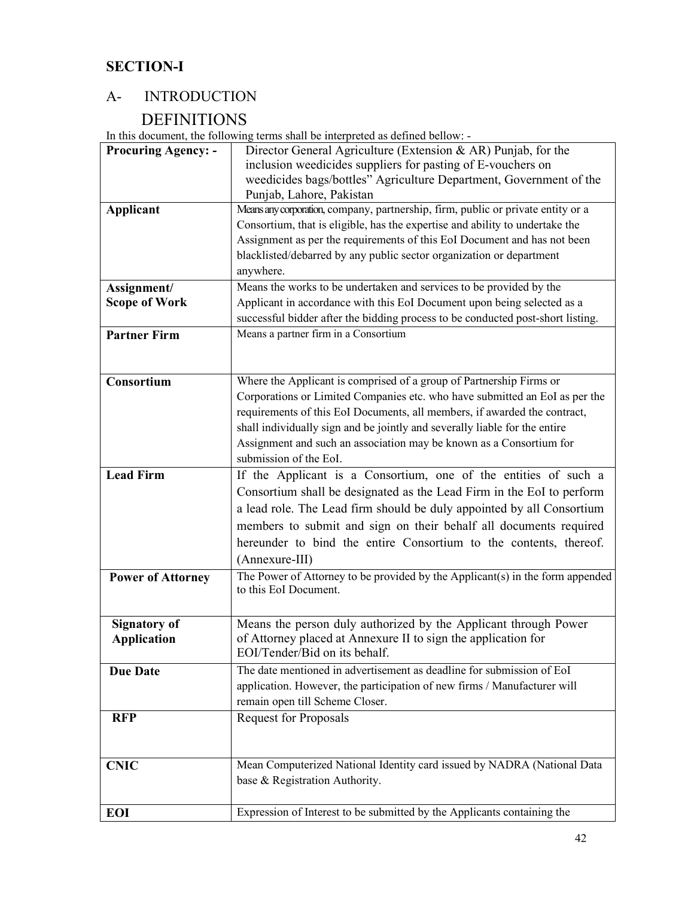## SECTION-I

### A- INTRODUCTION

### DEFINITIONS

In this document, the following terms shall be interpreted as defined bellow: -

| | |
|---|---|
| **Procuring Agency: -** | Director General Agriculture (Extension & AR) Punjab, for the inclusion weedicides suppliers for pasting of E-vouchers on weedicides bags/bottles" Agriculture Department, Government of the Punjab, Lahore, Pakistan |
| **Applicant** | Means any corporation, company, partnership, firm, public or private entity or a Consortium, that is eligible, has the expertise and ability to undertake the Assignment as per the requirements of this EoI Document and has not been blacklisted/debarred by any public sector organization or department anywhere. |
| **Assignment/ Scope of Work** | Means the works to be undertaken and services to be provided by the Applicant in accordance with this EoI Document upon being selected as a successful bidder after the bidding process to be conducted post-short listing. |
| **Partner Firm** | Means a partner firm in a Consortium |
| **Consortium** | Where the Applicant is comprised of a group of Partnership Firms or Corporations or Limited Companies etc. who have submitted an EoI as per the requirements of this EoI Documents, all members, if awarded the contract, shall individually sign and be jointly and severally liable for the entire Assignment and such an association may be known as a Consortium for submission of the EoI. |
| **Lead Firm** | If the Applicant is a Consortium, one of the entities of such a Consortium shall be designated as the Lead Firm in the EoI to perform a lead role. The Lead firm should be duly appointed by all Consortium members to submit and sign on their behalf all documents required hereunder to bind the entire Consortium to the contents, thereof. (Annexure-III) |
| **Power of Attorney** | The Power of Attorney to be provided by the Applicant(s) in the form appended to this EoI Document. |
| **Signatory of Application** | Means the person duly authorized by the Applicant through Power of Attorney placed at Annexure II to sign the application for EOI/Tender/Bid on its behalf. |
| **Due Date** | The date mentioned in advertisement as deadline for submission of EoI application. However, the participation of new firms / Manufacturer will remain open till Scheme Closer. |
| **RFP** | Request for Proposals |
| **CNIC** | Mean Computerized National Identity card issued by NADRA (National Data base & Registration Authority. |
| **EOI** | Expression of Interest to be submitted by the Applicants containing the |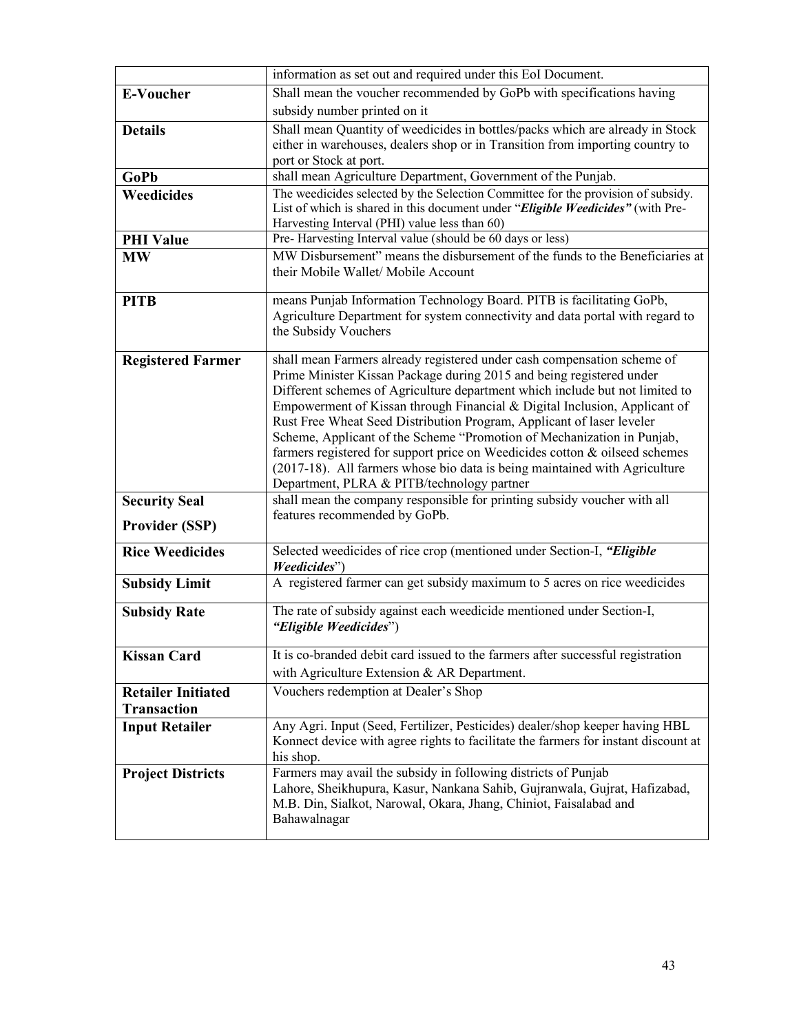| | |
|---|---|
| | information as set out and required under this EoI Document. |
| **E-Voucher** | Shall mean the voucher recommended by GoPb with specifications having subsidy number printed on it |
| **Details** | Shall mean Quantity of weedicides in bottles/packs which are already in Stock either in warehouses, dealers shop or in Transition from importing country to port or Stock at port. |
| **GoPb** | shall mean Agriculture Department, Government of the Punjab. |
| **Weedicides** | The weedicides selected by the Selection Committee for the provision of subsidy. List of which is shared in this document under "***Eligible Weedicides"*** (with Pre-Harvesting Interval (PHI) value less than 60) |
| **PHI Value** | Pre- Harvesting Interval value (should be 60 days or less) |
| **MW** | MW Disbursement" means the disbursement of the funds to the Beneficiaries at their Mobile Wallet/ Mobile Account |
| **PITB** | means Punjab Information Technology Board. PITB is facilitating GoPb, Agriculture Department for system connectivity and data portal with regard to the Subsidy Vouchers |
| **Registered Farmer** | shall mean Farmers already registered under cash compensation scheme of Prime Minister Kissan Package during 2015 and being registered under Different schemes of Agriculture department which include but not limited to Empowerment of Kissan through Financial & Digital Inclusion, Applicant of Rust Free Wheat Seed Distribution Program, Applicant of laser leveler Scheme, Applicant of the Scheme "Promotion of Mechanization in Punjab, farmers registered for support price on Weedicides cotton & oilseed schemes (2017-18). All farmers whose bio data is being maintained with Agriculture Department, PLRA & PITB/technology partner |
| **Security Seal Provider (SSP)** | shall mean the company responsible for printing subsidy voucher with all features recommended by GoPb. |
| **Rice Weedicides** | Selected weedicides of rice crop (mentioned under Section-I, ***"Eligible Weedicides***") |
| **Subsidy Limit** | A registered farmer can get subsidy maximum to 5 acres on rice weedicides |
| **Subsidy Rate** | The rate of subsidy against each weedicide mentioned under Section-I, ***"Eligible Weedicides***") |
| **Kissan Card** | It is co-branded debit card issued to the farmers after successful registration with Agriculture Extension & AR Department. |
| **Retailer Initiated Transaction** | Vouchers redemption at Dealer's Shop |
| **Input Retailer** | Any Agri. Input (Seed, Fertilizer, Pesticides) dealer/shop keeper having HBL Konnect device with agree rights to facilitate the farmers for instant discount at his shop. |
| **Project Districts** | Farmers may avail the subsidy in following districts of Punjab Lahore, Sheikhupura, Kasur, Nankana Sahib, Gujranwala, Gujrat, Hafizabad, M.B. Din, Sialkot, Narowal, Okara, Jhang, Chiniot, Faisalabad and Bahawalnagar |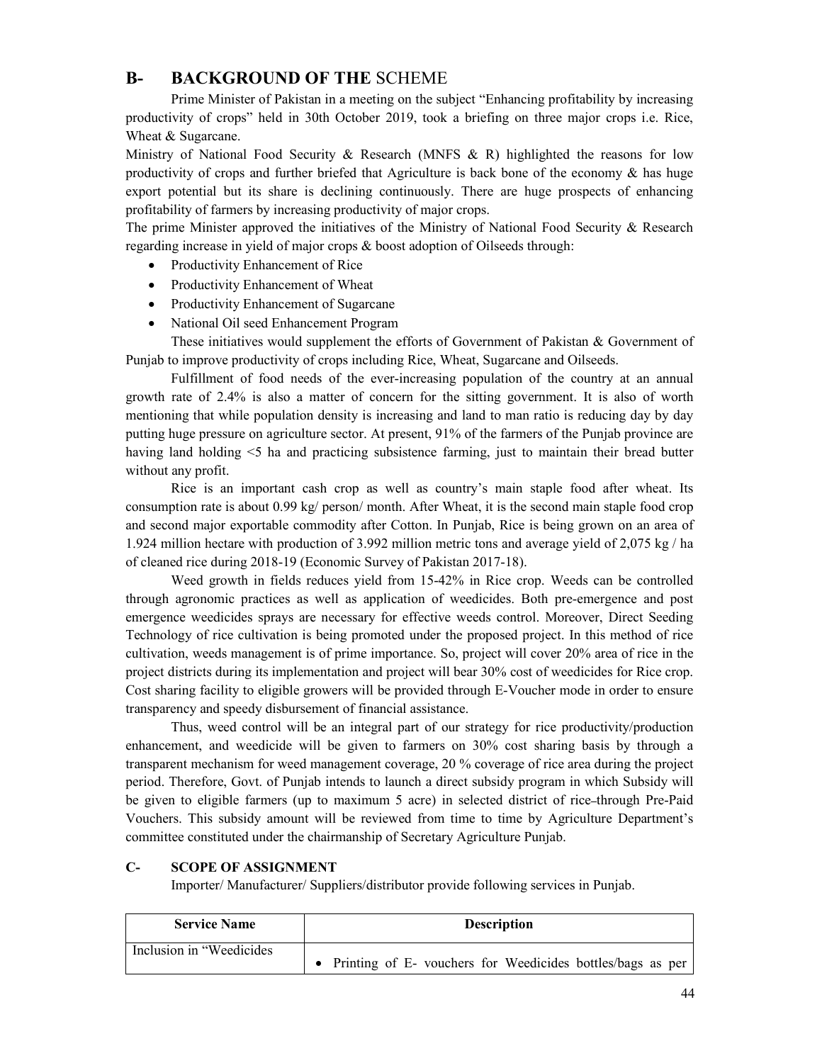## B- BACKGROUND OF THE SCHEME

Prime Minister of Pakistan in a meeting on the subject "Enhancing profitability by increasing productivity of crops" held in 30th October 2019, took a briefing on three major crops i.e. Rice, Wheat & Sugarcane.

Ministry of National Food Security & Research (MNFS & R) highlighted the reasons for low productivity of crops and further briefed that Agriculture is back bone of the economy & has huge export potential but its share is declining continuously. There are huge prospects of enhancing profitability of farmers by increasing productivity of major crops.

The prime Minister approved the initiatives of the Ministry of National Food Security & Research regarding increase in yield of major crops & boost adoption of Oilseeds through:

- Productivity Enhancement of Rice
- Productivity Enhancement of Wheat
- Productivity Enhancement of Sugarcane
- National Oil seed Enhancement Program

These initiatives would supplement the efforts of Government of Pakistan & Government of Punjab to improve productivity of crops including Rice, Wheat, Sugarcane and Oilseeds.

Fulfillment of food needs of the ever-increasing population of the country at an annual growth rate of 2.4% is also a matter of concern for the sitting government. It is also of worth mentioning that while population density is increasing and land to man ratio is reducing day by day putting huge pressure on agriculture sector. At present, 91% of the farmers of the Punjab province are having land holding <5 ha and practicing subsistence farming, just to maintain their bread butter without any profit.

Rice is an important cash crop as well as country's main staple food after wheat. Its consumption rate is about 0.99 kg/ person/ month. After Wheat, it is the second main staple food crop and second major exportable commodity after Cotton. In Punjab, Rice is being grown on an area of 1.924 million hectare with production of 3.992 million metric tons and average yield of 2,075 kg / ha of cleaned rice during 2018-19 (Economic Survey of Pakistan 2017-18).

Weed growth in fields reduces yield from 15-42% in Rice crop. Weeds can be controlled through agronomic practices as well as application of weedicides. Both pre-emergence and post emergence weedicides sprays are necessary for effective weeds control. Moreover, Direct Seeding Technology of rice cultivation is being promoted under the proposed project. In this method of rice cultivation, weeds management is of prime importance. So, project will cover 20% area of rice in the project districts during its implementation and project will bear 30% cost of weedicides for Rice crop. Cost sharing facility to eligible growers will be provided through E-Voucher mode in order to ensure transparency and speedy disbursement of financial assistance.

Thus, weed control will be an integral part of our strategy for rice productivity/production enhancement, and weedicide will be given to farmers on 30% cost sharing basis by through a transparent mechanism for weed management coverage, 20 % coverage of rice area during the project period. Therefore, Govt. of Punjab intends to launch a direct subsidy program in which Subsidy will be given to eligible farmers (up to maximum 5 acre) in selected district of rice–through Pre-Paid Vouchers. This subsidy amount will be reviewed from time to time by Agriculture Department's committee constituted under the chairmanship of Secretary Agriculture Punjab.

## C- SCOPE OF ASSIGNMENT

Importer/ Manufacturer/ Suppliers/distributor provide following services in Punjab.

| Service Name | Description |
| --- | --- |
| Inclusion in "Weedicides | • Printing of E- vouchers for Weedicides bottles/bags as per |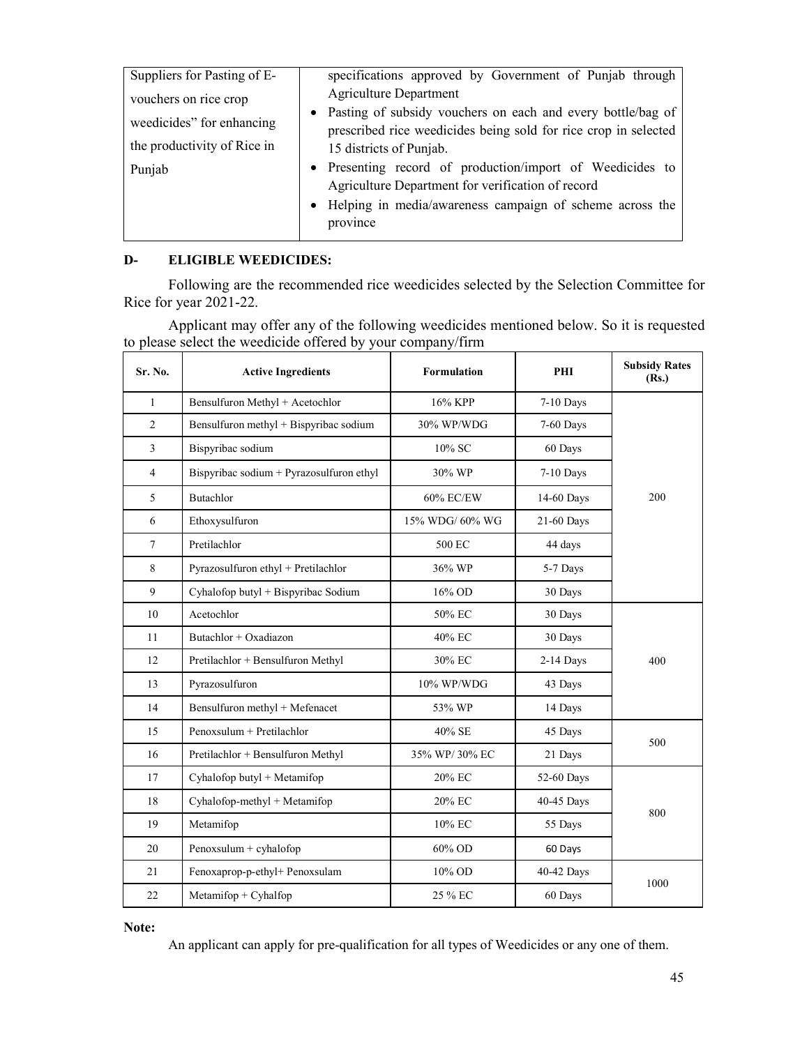| Suppliers for Pasting of E-vouchers on rice crop weedicides" for enhancing the productivity of Rice in Punjab | specifications approved by Government of Punjab through Agriculture Department<br>• Pasting of subsidy vouchers on each and every bottle/bag of prescribed rice weedicides being sold for rice crop in selected 15 districts of Punjab.<br>• Presenting record of production/import of Weedicides to Agriculture Department for verification of record<br>• Helping in media/awareness campaign of scheme across the province |
|---|---|

## D- ELIGIBLE WEEDICIDES:

Following are the recommended rice weedicides selected by the Selection Committee for Rice for year 2021-22.

Applicant may offer any of the following weedicides mentioned below. So it is requested to please select the weedicide offered by your company/firm

| Sr. No. | Active Ingredients | Formulation | PHI | Subsidy Rates (Rs.) |
|---|---|---|---|---|
| 1 | Bensulfuron Methyl + Acetochlor | 16% KPP | 7-10 Days | 200 |
| 2 | Bensulfuron methyl + Bispyribac sodium | 30% WP/WDG | 7-60 Days | |
| 3 | Bispyribac sodium | 10% SC | 60 Days | |
| 4 | Bispyribac sodium + Pyrazosulfuron ethyl | 30% WP | 7-10 Days | |
| 5 | Butachlor | 60% EC/EW | 14-60 Days | |
| 6 | Ethoxysulfuron | 15% WDG/ 60% WG | 21-60 Days | |
| 7 | Pretilachlor | 500 EC | 44 days | |
| 8 | Pyrazosulfuron ethyl + Pretilachlor | 36% WP | 5-7 Days | |
| 9 | Cyhalofop butyl + Bispyribac Sodium | 16% OD | 30 Days | |
| 10 | Acetochlor | 50% EC | 30 Days | 400 |
| 11 | Butachlor + Oxadiazon | 40% EC | 30 Days | |
| 12 | Pretilachlor + Bensulfuron Methyl | 30% EC | 2-14 Days | |
| 13 | Pyrazosulfuron | 10% WP/WDG | 43 Days | |
| 14 | Bensulfuron methyl + Mefenacet | 53% WP | 14 Days | |
| 15 | Penoxsulum + Pretilachlor | 40% SE | 45 Days | 500 |
| 16 | Pretilachlor + Bensulfuron Methyl | 35% WP/ 30% EC | 21 Days | |
| 17 | Cyhalofop butyl + Metamifop | 20% EC | 52-60 Days | 800 |
| 18 | Cyhalofop-methyl + Metamifop | 20% EC | 40-45 Days | |
| 19 | Metamifop | 10% EC | 55 Days | |
| 20 | Penoxsulum + cyhalofop | 60% OD | 60 Days | |
| 21 | Fenoxaprop-p-ethyl+ Penoxsulam | 10% OD | 40-42 Days | 1000 |
| 22 | Metamifop + Cyhalfop | 25 % EC | 60 Days | |

**Note:**

An applicant can apply for pre-qualification for all types of Weedicides or any one of them.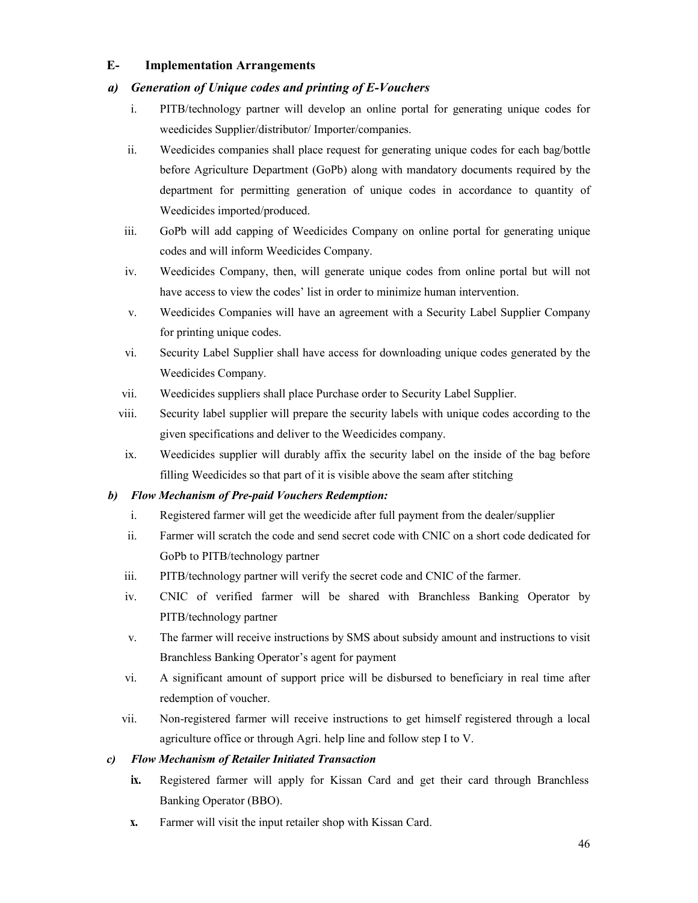## E- Implementation Arrangements

### *a) Generation of Unique codes and printing of E-Vouchers*

i. PITB/technology partner will develop an online portal for generating unique codes for weedicides Supplier/distributor/ Importer/companies.

ii. Weedicides companies shall place request for generating unique codes for each bag/bottle before Agriculture Department (GoPb) along with mandatory documents required by the department for permitting generation of unique codes in accordance to quantity of Weedicides imported/produced.

iii. GoPb will add capping of Weedicides Company on online portal for generating unique codes and will inform Weedicides Company.

iv. Weedicides Company, then, will generate unique codes from online portal but will not have access to view the codes' list in order to minimize human intervention.

v. Weedicides Companies will have an agreement with a Security Label Supplier Company for printing unique codes.

vi. Security Label Supplier shall have access for downloading unique codes generated by the Weedicides Company.

vii. Weedicides suppliers shall place Purchase order to Security Label Supplier.

viii. Security label supplier will prepare the security labels with unique codes according to the given specifications and deliver to the Weedicides company.

ix. Weedicides supplier will durably affix the security label on the inside of the bag before filling Weedicides so that part of it is visible above the seam after stitching

### *b) Flow Mechanism of Pre-paid Vouchers Redemption:*

i. Registered farmer will get the weedicide after full payment from the dealer/supplier

ii. Farmer will scratch the code and send secret code with CNIC on a short code dedicated for GoPb to PITB/technology partner

iii. PITB/technology partner will verify the secret code and CNIC of the farmer.

iv. CNIC of verified farmer will be shared with Branchless Banking Operator by PITB/technology partner

v. The farmer will receive instructions by SMS about subsidy amount and instructions to visit Branchless Banking Operator's agent for payment

vi. A significant amount of support price will be disbursed to beneficiary in real time after redemption of voucher.

vii. Non-registered farmer will receive instructions to get himself registered through a local agriculture office or through Agri. help line and follow step I to V.

### *c) Flow Mechanism of Retailer Initiated Transaction*

**ix.** Registered farmer will apply for Kissan Card and get their card through Branchless Banking Operator (BBO).

**x.** Farmer will visit the input retailer shop with Kissan Card.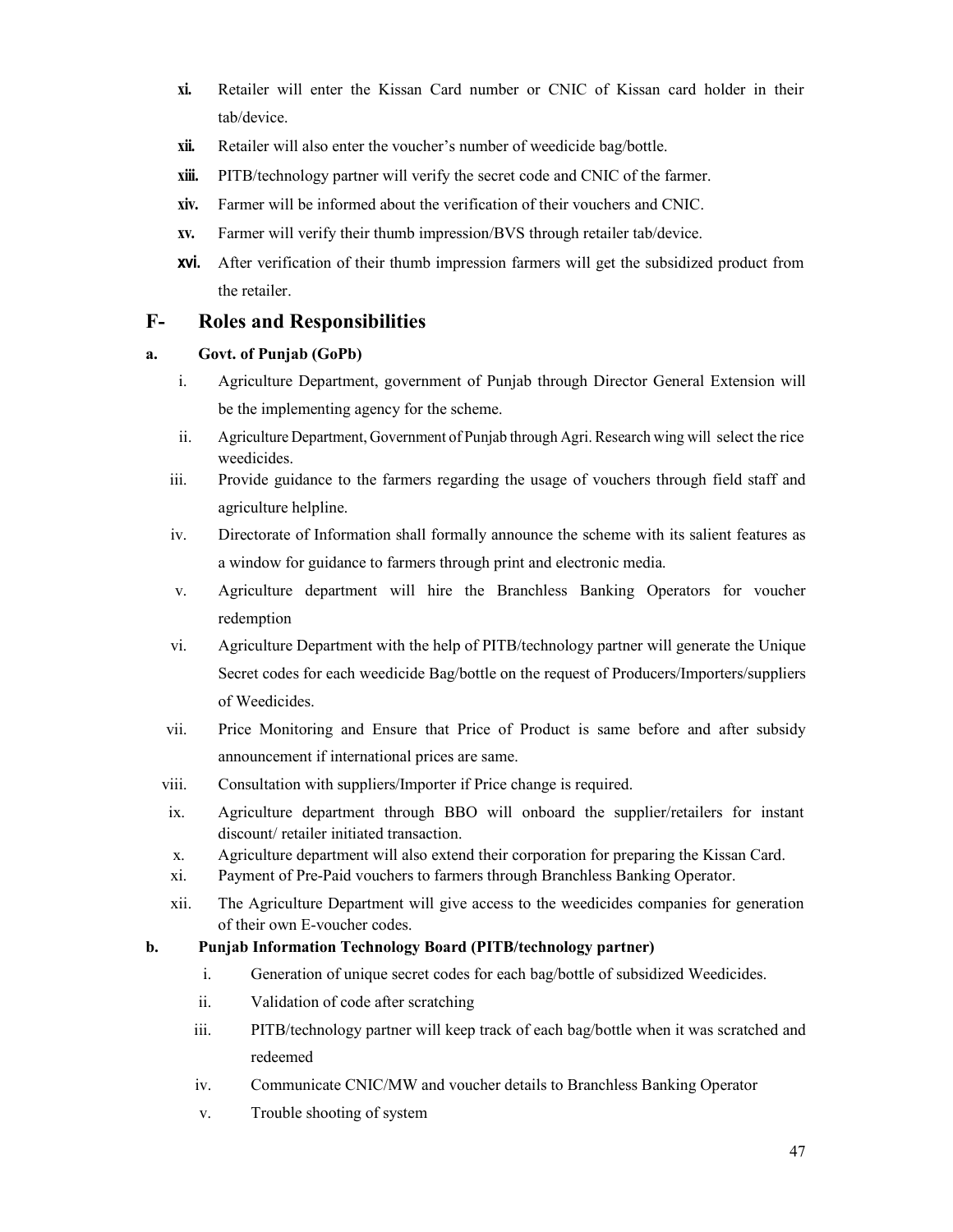xi. Retailer will enter the Kissan Card number or CNIC of Kissan card holder in their tab/device.

xii. Retailer will also enter the voucher's number of weedicide bag/bottle.

xiii. PITB/technology partner will verify the secret code and CNIC of the farmer.

xiv. Farmer will be informed about the verification of their vouchers and CNIC.

xv. Farmer will verify their thumb impression/BVS through retailer tab/device.

xvi. After verification of their thumb impression farmers will get the subsidized product from the retailer.

## F- Roles and Responsibilities

### a. Govt. of Punjab (GoPb)

i. Agriculture Department, government of Punjab through Director General Extension will be the implementing agency for the scheme.

ii. Agriculture Department, Government of Punjab through Agri. Research wing will select the rice weedicides.

iii. Provide guidance to the farmers regarding the usage of vouchers through field staff and agriculture helpline.

iv. Directorate of Information shall formally announce the scheme with its salient features as a window for guidance to farmers through print and electronic media.

v. Agriculture department will hire the Branchless Banking Operators for voucher redemption

vi. Agriculture Department with the help of PITB/technology partner will generate the Unique Secret codes for each weedicide Bag/bottle on the request of Producers/Importers/suppliers of Weedicides.

vii. Price Monitoring and Ensure that Price of Product is same before and after subsidy announcement if international prices are same.

viii. Consultation with suppliers/Importer if Price change is required.

ix. Agriculture department through BBO will onboard the supplier/retailers for instant discount/ retailer initiated transaction.

x. Agriculture department will also extend their corporation for preparing the Kissan Card.

xi. Payment of Pre-Paid vouchers to farmers through Branchless Banking Operator.

xii. The Agriculture Department will give access to the weedicides companies for generation of their own E-voucher codes.

### b. Punjab Information Technology Board (PITB/technology partner)

i. Generation of unique secret codes for each bag/bottle of subsidized Weedicides.

ii. Validation of code after scratching

iii. PITB/technology partner will keep track of each bag/bottle when it was scratched and redeemed

iv. Communicate CNIC/MW and voucher details to Branchless Banking Operator

v. Trouble shooting of system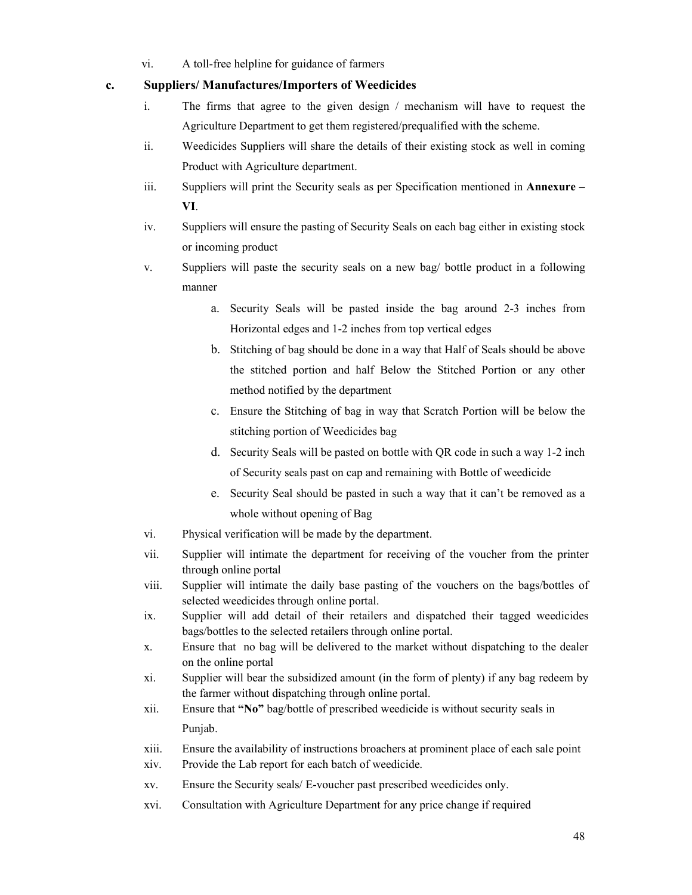vi. A toll-free helpline for guidance of farmers

**c. Suppliers/ Manufactures/Importers of Weedicides**

i. The firms that agree to the given design / mechanism will have to request the Agriculture Department to get them registered/prequalified with the scheme.

ii. Weedicides Suppliers will share the details of their existing stock as well in coming Product with Agriculture department.

iii. Suppliers will print the Security seals as per Specification mentioned in **Annexure – VI**.

iv. Suppliers will ensure the pasting of Security Seals on each bag either in existing stock or incoming product

v. Suppliers will paste the security seals on a new bag/ bottle product in a following manner

   a. Security Seals will be pasted inside the bag around 2-3 inches from Horizontal edges and 1-2 inches from top vertical edges

   b. Stitching of bag should be done in a way that Half of Seals should be above the stitched portion and half Below the Stitched Portion or any other method notified by the department

   c. Ensure the Stitching of bag in way that Scratch Portion will be below the stitching portion of Weedicides bag

   d. Security Seals will be pasted on bottle with QR code in such a way 1-2 inch of Security seals past on cap and remaining with Bottle of weedicide

   e. Security Seal should be pasted in such a way that it can't be removed as a whole without opening of Bag

vi. Physical verification will be made by the department.

vii. Supplier will intimate the department for receiving of the voucher from the printer through online portal

viii. Supplier will intimate the daily base pasting of the vouchers on the bags/bottles of selected weedicides through online portal.

ix. Supplier will add detail of their retailers and dispatched their tagged weedicides bags/bottles to the selected retailers through online portal.

x. Ensure that no bag will be delivered to the market without dispatching to the dealer on the online portal

xi. Supplier will bear the subsidized amount (in the form of plenty) if any bag redeem by the farmer without dispatching through online portal.

xii. Ensure that **"No"** bag/bottle of prescribed weedicide is without security seals in Punjab.

xiii. Ensure the availability of instructions broachers at prominent place of each sale point

xiv. Provide the Lab report for each batch of weedicide.

xv. Ensure the Security seals/ E-voucher past prescribed weedicides only.

xvi. Consultation with Agriculture Department for any price change if required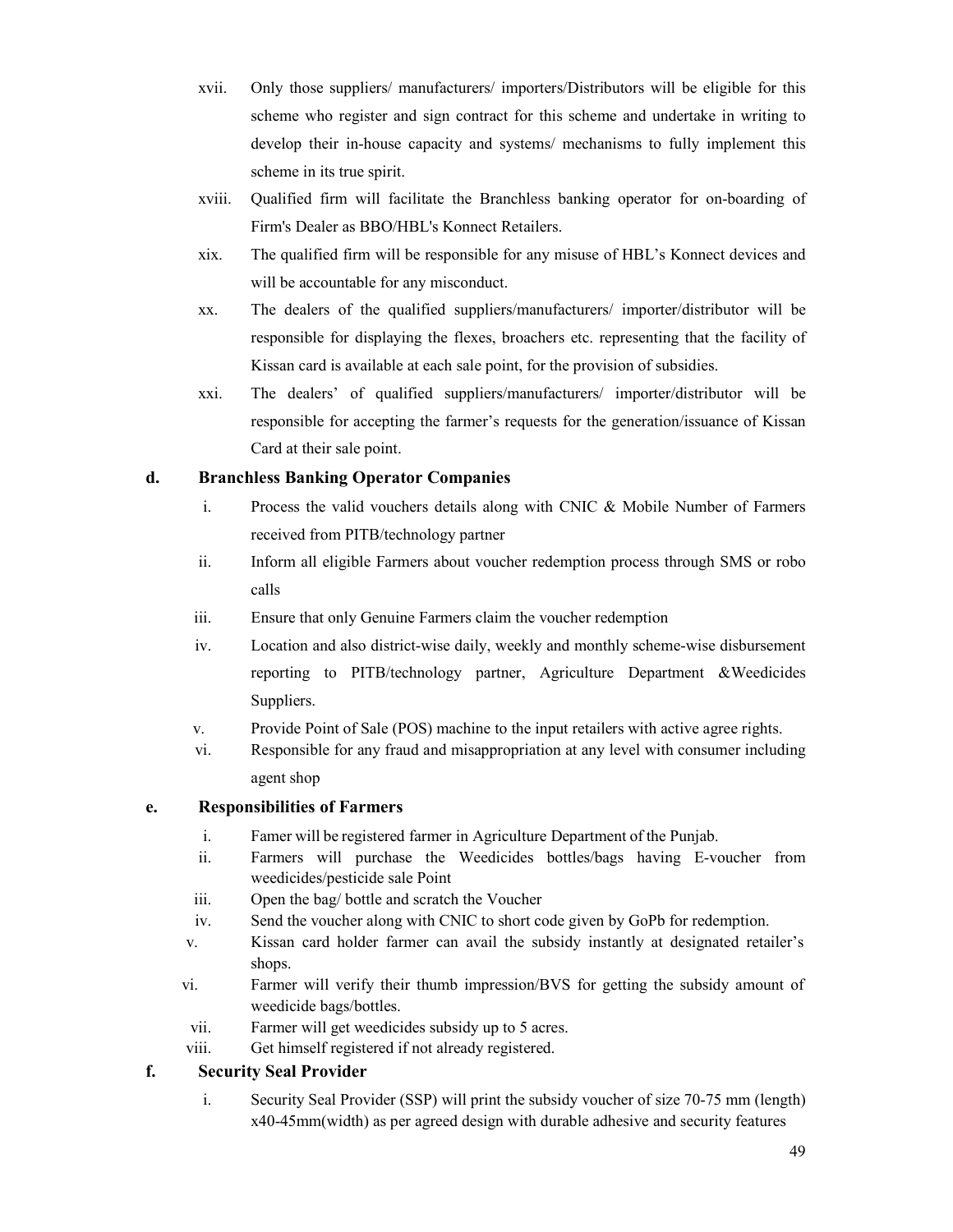xvii. Only those suppliers/ manufacturers/ importers/Distributors will be eligible for this scheme who register and sign contract for this scheme and undertake in writing to develop their in-house capacity and systems/ mechanisms to fully implement this scheme in its true spirit.

xviii. Qualified firm will facilitate the Branchless banking operator for on-boarding of Firm's Dealer as BBO/HBL's Konnect Retailers.

xix. The qualified firm will be responsible for any misuse of HBL's Konnect devices and will be accountable for any misconduct.

xx. The dealers of the qualified suppliers/manufacturers/ importer/distributor will be responsible for displaying the flexes, broachers etc. representing that the facility of Kissan card is available at each sale point, for the provision of subsidies.

xxi. The dealers' of qualified suppliers/manufacturers/ importer/distributor will be responsible for accepting the farmer's requests for the generation/issuance of Kissan Card at their sale point.

**d. Branchless Banking Operator Companies**

i. Process the valid vouchers details along with CNIC & Mobile Number of Farmers received from PITB/technology partner

ii. Inform all eligible Farmers about voucher redemption process through SMS or robo calls

iii. Ensure that only Genuine Farmers claim the voucher redemption

iv. Location and also district-wise daily, weekly and monthly scheme-wise disbursement reporting to PITB/technology partner, Agriculture Department &Weedicides Suppliers.

v. Provide Point of Sale (POS) machine to the input retailers with active agree rights.

vi. Responsible for any fraud and misappropriation at any level with consumer including agent shop

**e. Responsibilities of Farmers**

i. Famer will be registered farmer in Agriculture Department of the Punjab.

ii. Farmers will purchase the Weedicides bottles/bags having E-voucher from weedicides/pesticide sale Point

iii. Open the bag/ bottle and scratch the Voucher

iv. Send the voucher along with CNIC to short code given by GoPb for redemption.

v. Kissan card holder farmer can avail the subsidy instantly at designated retailer's shops.

vi. Farmer will verify their thumb impression/BVS for getting the subsidy amount of weedicide bags/bottles.

vii. Farmer will get weedicides subsidy up to 5 acres.

viii. Get himself registered if not already registered.

**f. Security Seal Provider**

i. Security Seal Provider (SSP) will print the subsidy voucher of size 70-75 mm (length) x40-45mm(width) as per agreed design with durable adhesive and security features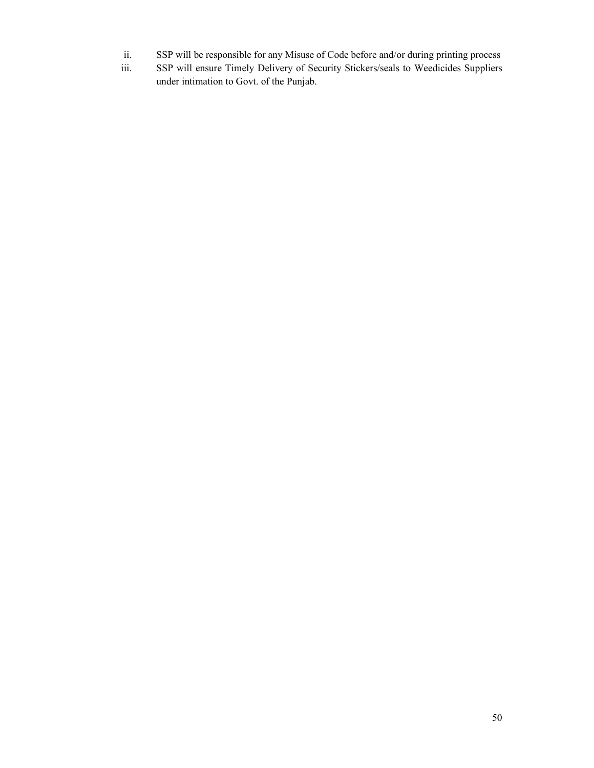ii. SSP will be responsible for any Misuse of Code before and/or during printing process
iii. SSP will ensure Timely Delivery of Security Stickers/seals to Weedicides Suppliers under intimation to Govt. of the Punjab.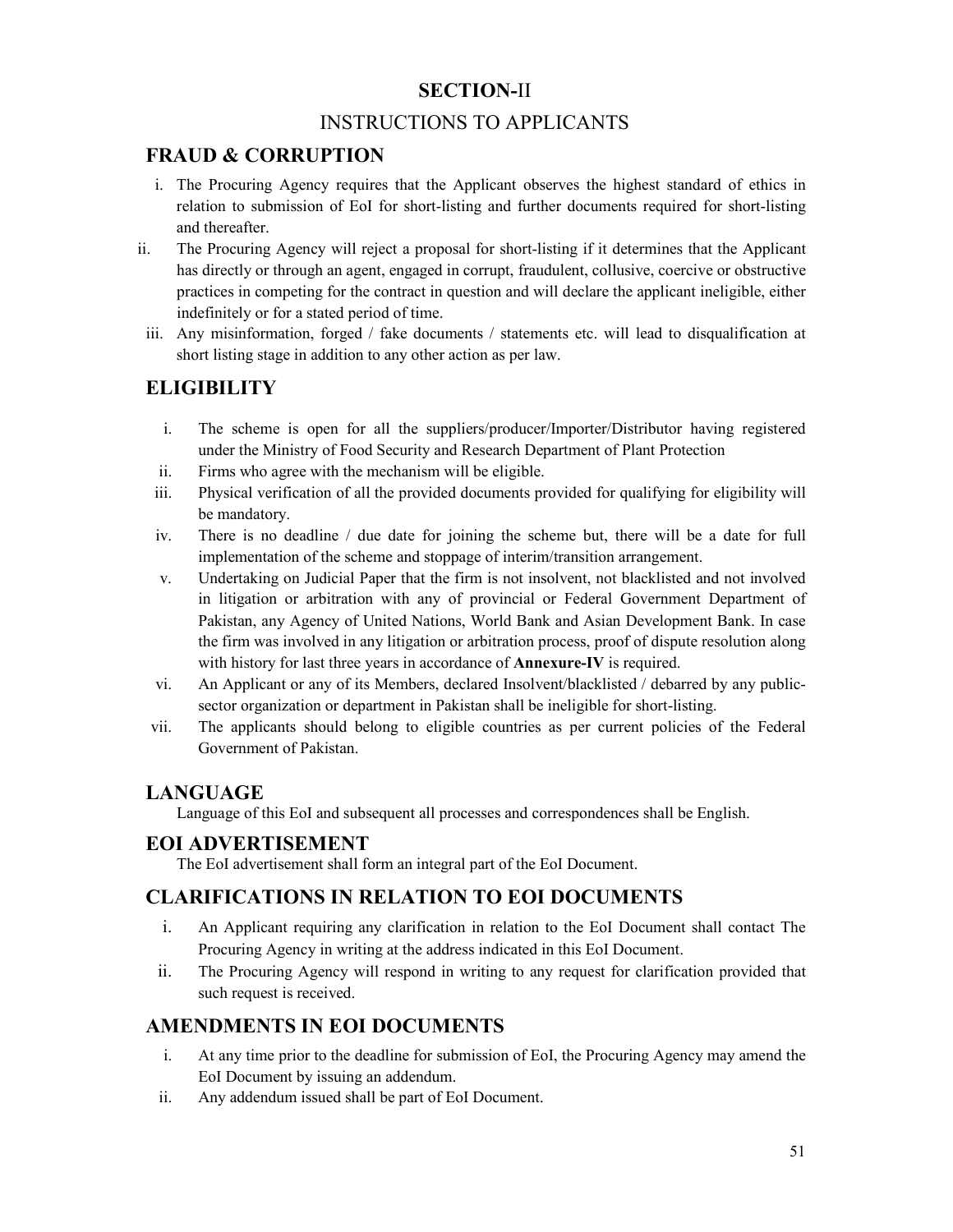# SECTION-II

## INSTRUCTIONS TO APPLICANTS

## FRAUD & CORRUPTION

i. The Procuring Agency requires that the Applicant observes the highest standard of ethics in relation to submission of EoI for short-listing and further documents required for short-listing and thereafter.

ii. The Procuring Agency will reject a proposal for short-listing if it determines that the Applicant has directly or through an agent, engaged in corrupt, fraudulent, collusive, coercive or obstructive practices in competing for the contract in question and will declare the applicant ineligible, either indefinitely or for a stated period of time.

iii. Any misinformation, forged / fake documents / statements etc. will lead to disqualification at short listing stage in addition to any other action as per law.

## ELIGIBILITY

i. The scheme is open for all the suppliers/producer/Importer/Distributor having registered under the Ministry of Food Security and Research Department of Plant Protection

ii. Firms who agree with the mechanism will be eligible.

iii. Physical verification of all the provided documents provided for qualifying for eligibility will be mandatory.

iv. There is no deadline / due date for joining the scheme but, there will be a date for full implementation of the scheme and stoppage of interim/transition arrangement.

v. Undertaking on Judicial Paper that the firm is not insolvent, not blacklisted and not involved in litigation or arbitration with any of provincial or Federal Government Department of Pakistan, any Agency of United Nations, World Bank and Asian Development Bank. In case the firm was involved in any litigation or arbitration process, proof of dispute resolution along with history for last three years in accordance of **Annexure-IV** is required.

vi. An Applicant or any of its Members, declared Insolvent/blacklisted / debarred by any public-sector organization or department in Pakistan shall be ineligible for short-listing.

vii. The applicants should belong to eligible countries as per current policies of the Federal Government of Pakistan.

## LANGUAGE

Language of this EoI and subsequent all processes and correspondences shall be English.

## EOI ADVERTISEMENT

The EoI advertisement shall form an integral part of the EoI Document.

## CLARIFICATIONS IN RELATION TO EOI DOCUMENTS

i. An Applicant requiring any clarification in relation to the EoI Document shall contact The Procuring Agency in writing at the address indicated in this EoI Document.

ii. The Procuring Agency will respond in writing to any request for clarification provided that such request is received.

## AMENDMENTS IN EOI DOCUMENTS

i. At any time prior to the deadline for submission of EoI, the Procuring Agency may amend the EoI Document by issuing an addendum.

ii. Any addendum issued shall be part of EoI Document.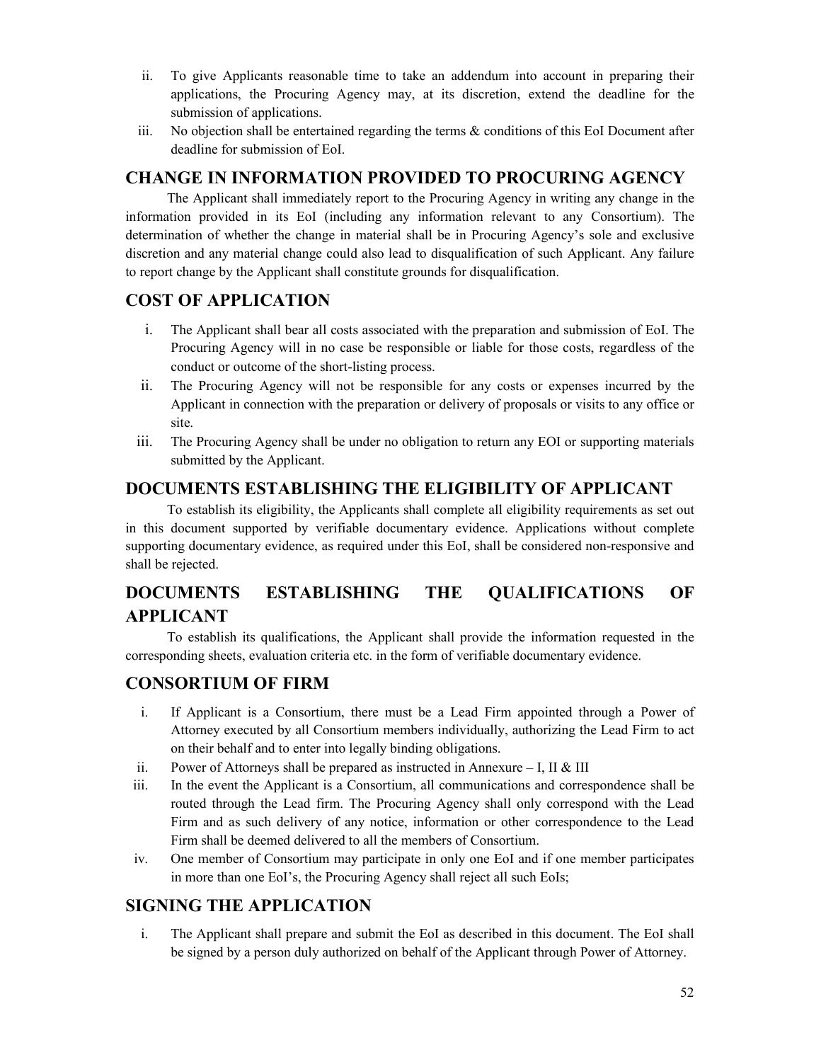ii. To give Applicants reasonable time to take an addendum into account in preparing their applications, the Procuring Agency may, at its discretion, extend the deadline for the submission of applications.

iii. No objection shall be entertained regarding the terms & conditions of this EoI Document after deadline for submission of EoI.

## CHANGE IN INFORMATION PROVIDED TO PROCURING AGENCY

The Applicant shall immediately report to the Procuring Agency in writing any change in the information provided in its EoI (including any information relevant to any Consortium). The determination of whether the change in material shall be in Procuring Agency's sole and exclusive discretion and any material change could also lead to disqualification of such Applicant. Any failure to report change by the Applicant shall constitute grounds for disqualification.

## COST OF APPLICATION

i. The Applicant shall bear all costs associated with the preparation and submission of EoI. The Procuring Agency will in no case be responsible or liable for those costs, regardless of the conduct or outcome of the short-listing process.

ii. The Procuring Agency will not be responsible for any costs or expenses incurred by the Applicant in connection with the preparation or delivery of proposals or visits to any office or site.

iii. The Procuring Agency shall be under no obligation to return any EOI or supporting materials submitted by the Applicant.

## DOCUMENTS ESTABLISHING THE ELIGIBILITY OF APPLICANT

To establish its eligibility, the Applicants shall complete all eligibility requirements as set out in this document supported by verifiable documentary evidence. Applications without complete supporting documentary evidence, as required under this EoI, shall be considered non-responsive and shall be rejected.

## DOCUMENTS ESTABLISHING THE QUALIFICATIONS OF APPLICANT

To establish its qualifications, the Applicant shall provide the information requested in the corresponding sheets, evaluation criteria etc. in the form of verifiable documentary evidence.

## CONSORTIUM OF FIRM

i. If Applicant is a Consortium, there must be a Lead Firm appointed through a Power of Attorney executed by all Consortium members individually, authorizing the Lead Firm to act on their behalf and to enter into legally binding obligations.

ii. Power of Attorneys shall be prepared as instructed in Annexure – I, II & III

iii. In the event the Applicant is a Consortium, all communications and correspondence shall be routed through the Lead firm. The Procuring Agency shall only correspond with the Lead Firm and as such delivery of any notice, information or other correspondence to the Lead Firm shall be deemed delivered to all the members of Consortium.

iv. One member of Consortium may participate in only one EoI and if one member participates in more than one EoI's, the Procuring Agency shall reject all such EoIs;

## SIGNING THE APPLICATION

i. The Applicant shall prepare and submit the EoI as described in this document. The EoI shall be signed by a person duly authorized on behalf of the Applicant through Power of Attorney.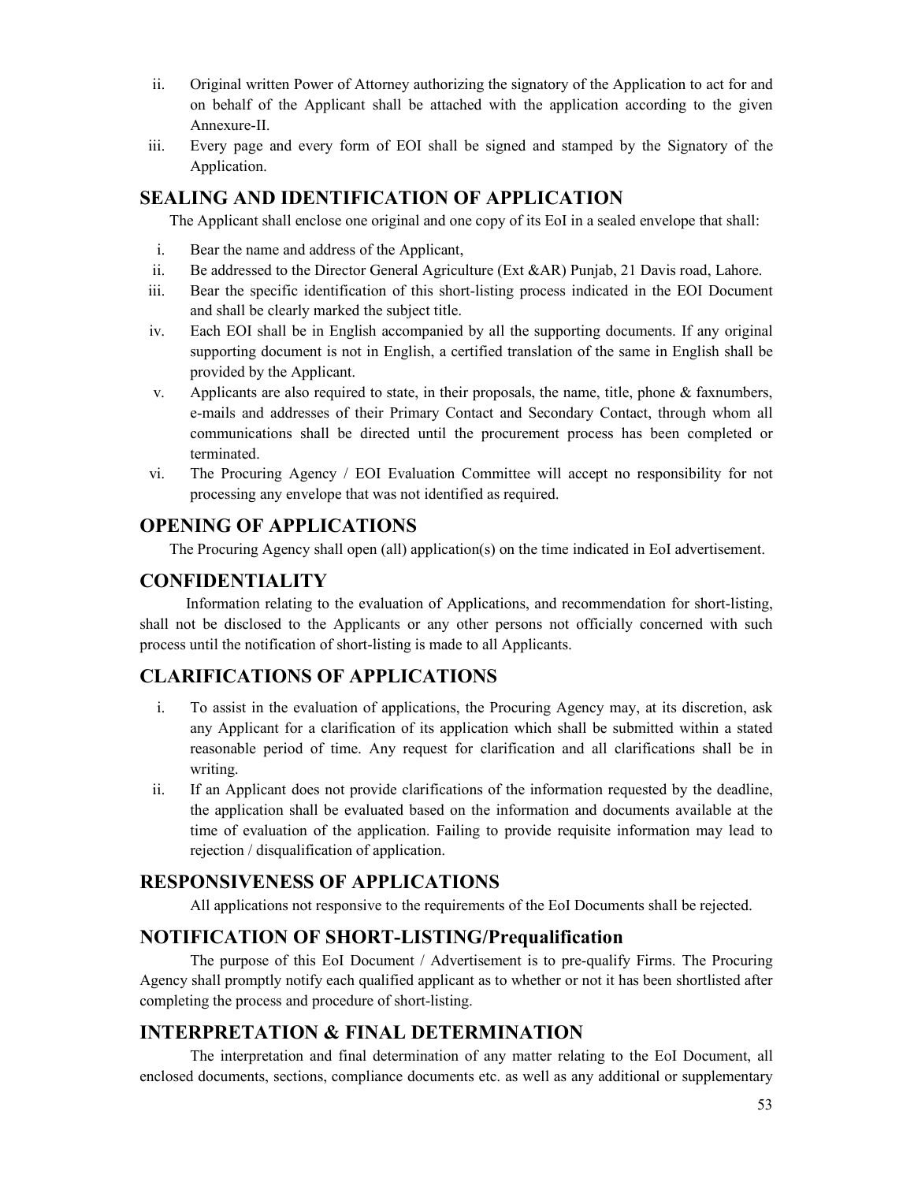ii. Original written Power of Attorney authorizing the signatory of the Application to act for and on behalf of the Applicant shall be attached with the application according to the given Annexure-II.

iii. Every page and every form of EOI shall be signed and stamped by the Signatory of the Application.

## SEALING AND IDENTIFICATION OF APPLICATION

The Applicant shall enclose one original and one copy of its EoI in a sealed envelope that shall:

i. Bear the name and address of the Applicant,

ii. Be addressed to the Director General Agriculture (Ext &AR) Punjab, 21 Davis road, Lahore.

iii. Bear the specific identification of this short-listing process indicated in the EOI Document and shall be clearly marked the subject title.

iv. Each EOI shall be in English accompanied by all the supporting documents. If any original supporting document is not in English, a certified translation of the same in English shall be provided by the Applicant.

v. Applicants are also required to state, in their proposals, the name, title, phone & faxnumbers, e-mails and addresses of their Primary Contact and Secondary Contact, through whom all communications shall be directed until the procurement process has been completed or terminated.

vi. The Procuring Agency / EOI Evaluation Committee will accept no responsibility for not processing any envelope that was not identified as required.

## OPENING OF APPLICATIONS

The Procuring Agency shall open (all) application(s) on the time indicated in EoI advertisement.

## CONFIDENTIALITY

Information relating to the evaluation of Applications, and recommendation for short-listing, shall not be disclosed to the Applicants or any other persons not officially concerned with such process until the notification of short-listing is made to all Applicants.

## CLARIFICATIONS OF APPLICATIONS

i. To assist in the evaluation of applications, the Procuring Agency may, at its discretion, ask any Applicant for a clarification of its application which shall be submitted within a stated reasonable period of time. Any request for clarification and all clarifications shall be in writing.

ii. If an Applicant does not provide clarifications of the information requested by the deadline, the application shall be evaluated based on the information and documents available at the time of evaluation of the application. Failing to provide requisite information may lead to rejection / disqualification of application.

## RESPONSIVENESS OF APPLICATIONS

All applications not responsive to the requirements of the EoI Documents shall be rejected.

## NOTIFICATION OF SHORT-LISTING/Prequalification

The purpose of this EoI Document / Advertisement is to pre-qualify Firms. The Procuring Agency shall promptly notify each qualified applicant as to whether or not it has been shortlisted after completing the process and procedure of short-listing.

## INTERPRETATION & FINAL DETERMINATION

The interpretation and final determination of any matter relating to the EoI Document, all enclosed documents, sections, compliance documents etc. as well as any additional or supplementary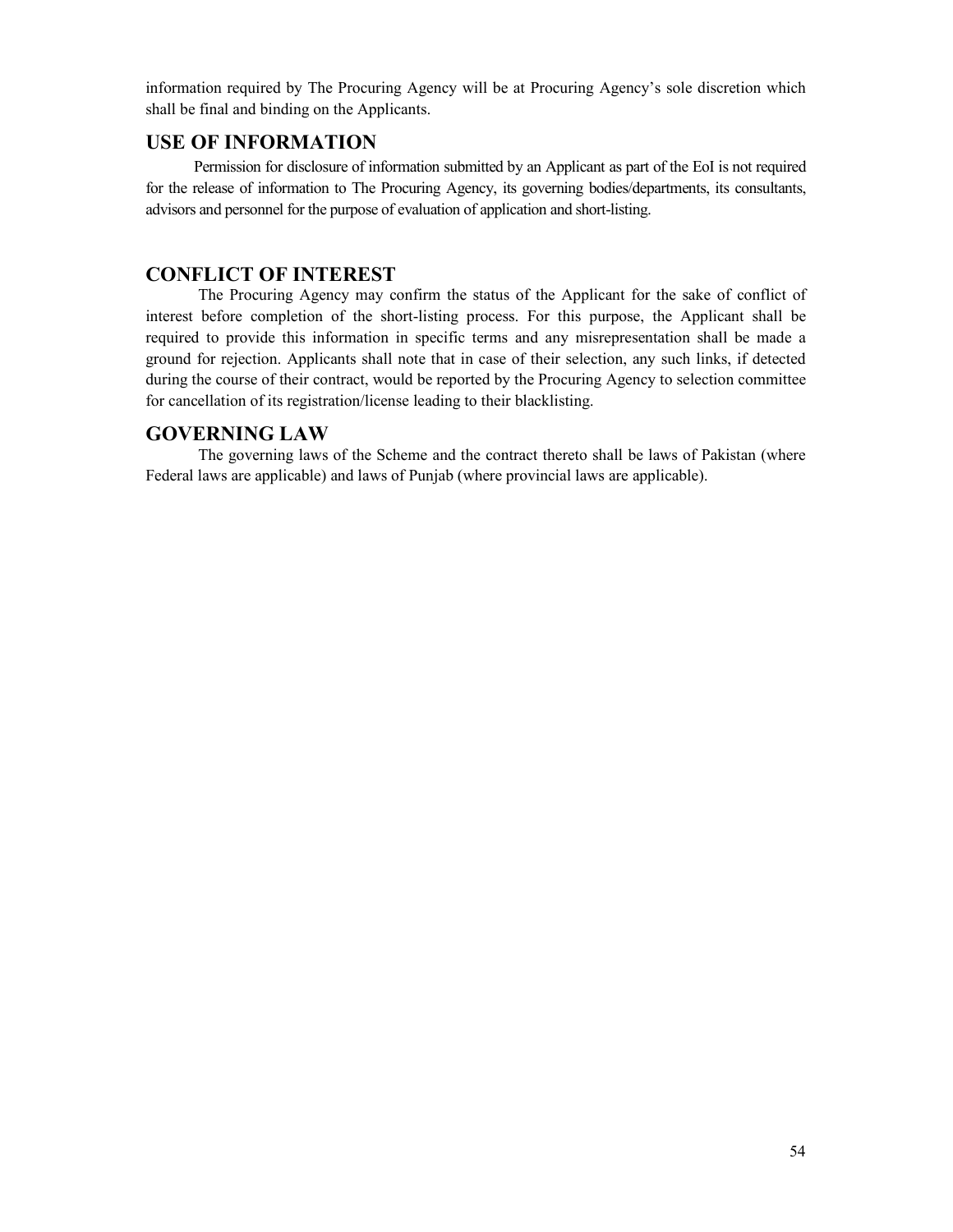information required by The Procuring Agency will be at Procuring Agency's sole discretion which shall be final and binding on the Applicants.

## USE OF INFORMATION

Permission for disclosure of information submitted by an Applicant as part of the EoI is not required for the release of information to The Procuring Agency, its governing bodies/departments, its consultants, advisors and personnel for the purpose of evaluation of application and short-listing.

## CONFLICT OF INTEREST

The Procuring Agency may confirm the status of the Applicant for the sake of conflict of interest before completion of the short-listing process. For this purpose, the Applicant shall be required to provide this information in specific terms and any misrepresentation shall be made a ground for rejection. Applicants shall note that in case of their selection, any such links, if detected during the course of their contract, would be reported by the Procuring Agency to selection committee for cancellation of its registration/license leading to their blacklisting.

## GOVERNING LAW

The governing laws of the Scheme and the contract thereto shall be laws of Pakistan (where Federal laws are applicable) and laws of Punjab (where provincial laws are applicable).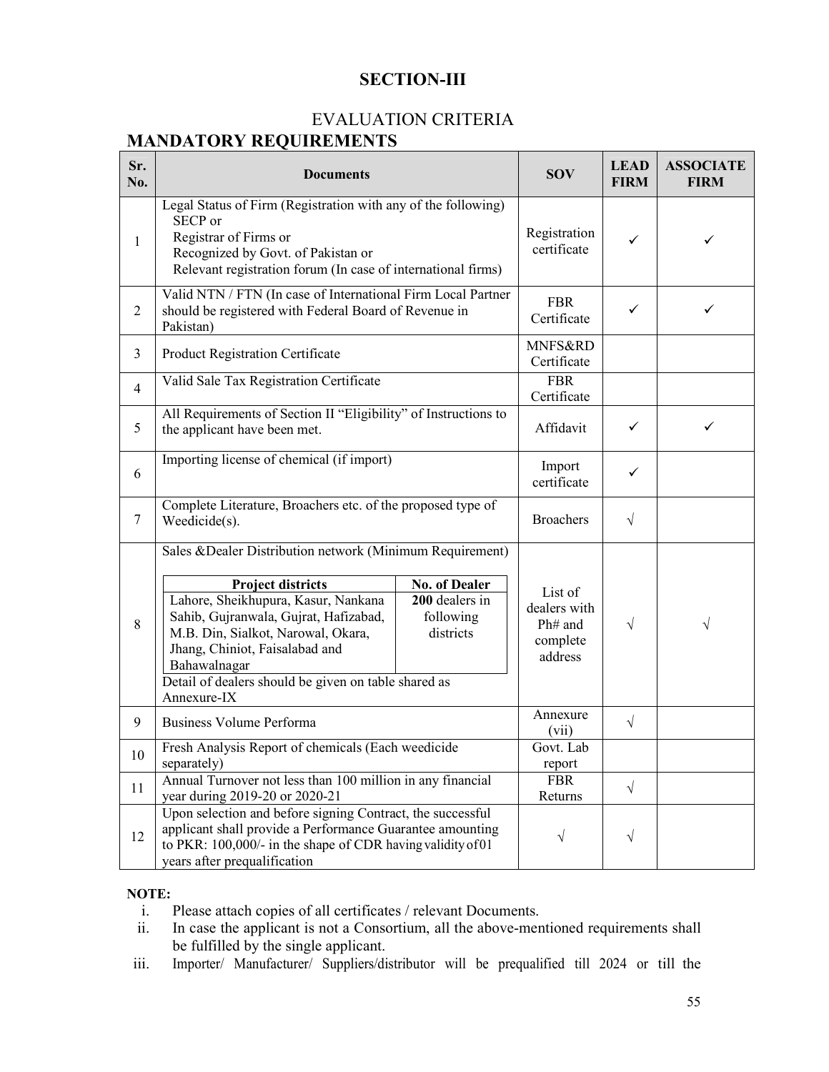# SECTION-III

## EVALUATION CRITERIA

## MANDATORY REQUIREMENTS

| Sr. No. | Documents | SOV | LEAD FIRM | ASSOCIATE FIRM |
|---|---|---|---|---|
| 1 | Legal Status of Firm (Registration with any of the following)<br>SECP or<br>Registrar of Firms or<br>Recognized by Govt. of Pakistan or<br>Relevant registration forum (In case of international firms) | Registration certificate | ✓ | ✓ |
| 2 | Valid NTN / FTN (In case of International Firm Local Partner should be registered with Federal Board of Revenue in Pakistan) | FBR Certificate | ✓ | ✓ |
| 3 | Product Registration Certificate | MNFS&RD Certificate | | |
| 4 | Valid Sale Tax Registration Certificate | FBR Certificate | | |
| 5 | All Requirements of Section II "Eligibility" of Instructions to the applicant have been met. | Affidavit | ✓ | ✓ |
| 6 | Importing license of chemical (if import) | Import certificate | ✓ | |
| 7 | Complete Literature, Broachers etc. of the proposed type of Weedicide(s). | Broachers | √ | |
| 8 | Sales &Dealer Distribution network (Minimum Requirement)<br><br>**Project districts**: Lahore, Sheikhupura, Kasur, Nankana Sahib, Gujranwala, Gujrat, Hafizabad, M.B. Din, Sialkot, Narowal, Okara, Jhang, Chiniot, Faisalabad and Bahawalnagar — **No. of Dealer**: **200** dealers in following districts<br><br>Detail of dealers should be given on table shared as Annexure-IX | List of dealers with Ph# and complete address | √ | √ |
| 9 | Business Volume Performa | Annexure (vii) | √ | |
| 10 | Fresh Analysis Report of chemicals (Each weedicide separately) | Govt. Lab report | | |
| 11 | Annual Turnover not less than 100 million in any financial year during 2019-20 or 2020-21 | FBR Returns | √ | |
| 12 | Upon selection and before signing Contract, the successful applicant shall provide a Performance Guarantee amounting to PKR: 100,000/- in the shape of CDR having validity of 01 years after prequalification | √ | √ | |

**NOTE:**

i. Please attach copies of all certificates / relevant Documents.

ii. In case the applicant is not a Consortium, all the above-mentioned requirements shall be fulfilled by the single applicant.

iii. Importer/ Manufacturer/ Suppliers/distributor will be prequalified till 2024 or till the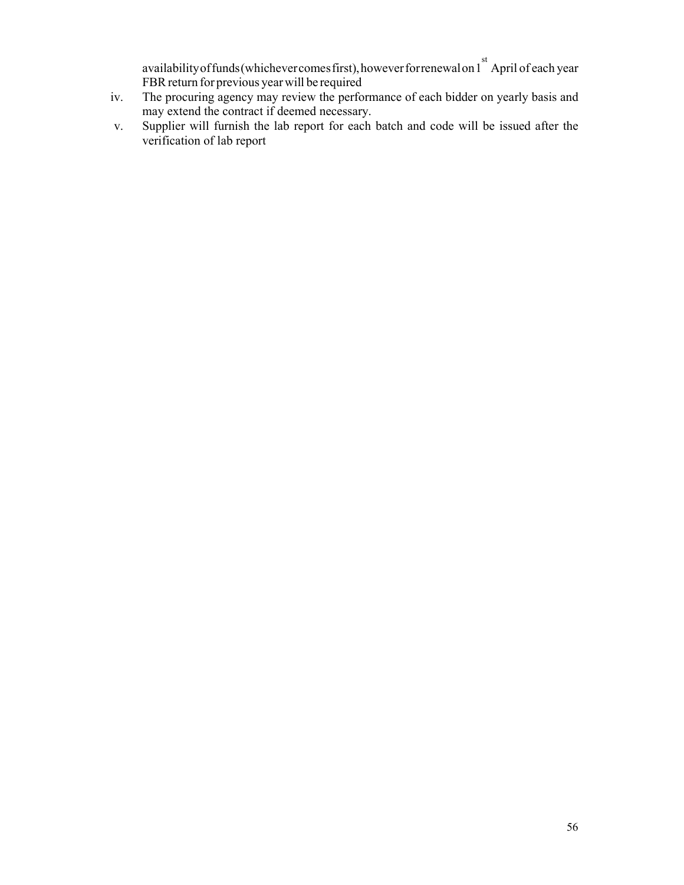availability of funds (whichever comes first), however for renewal on 1st April of each year FBR return for previous year will be required

iv. The procuring agency may review the performance of each bidder on yearly basis and may extend the contract if deemed necessary.

v. Supplier will furnish the lab report for each batch and code will be issued after the verification of lab report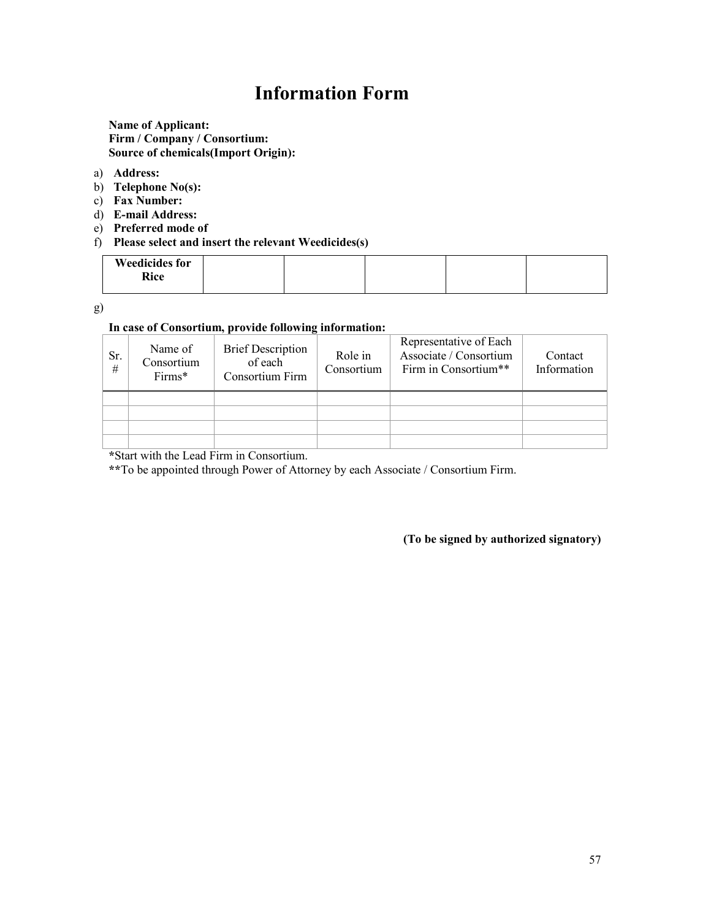# Information Form

**Name of Applicant:**
**Firm / Company / Consortium:**
**Source of chemicals(Import Origin):**

a) **Address:**
b) **Telephone No(s):**
c) **Fax Number:**
d) **E-mail Address:**
e) **Preferred mode of**
f) **Please select and insert the relevant Weedicides(s)**

| **Weedicides for Rice** | | | | | |
|---|---|---|---|---|---|

g)

**In case of Consortium, provide following information:**

| Sr. # | Name of Consortium Firms* | Brief Description of each Consortium Firm | Role in Consortium | Representative of Each Associate / Consortium Firm in Consortium** | Contact Information |
|---|---|---|---|---|---|
| | | | | | |
| | | | | | |
| | | | | | |
| | | | | | |

**\***Start with the Lead Firm in Consortium.
**\*\***To be appointed through Power of Attorney by each Associate / Consortium Firm.

**(To be signed by authorized signatory)**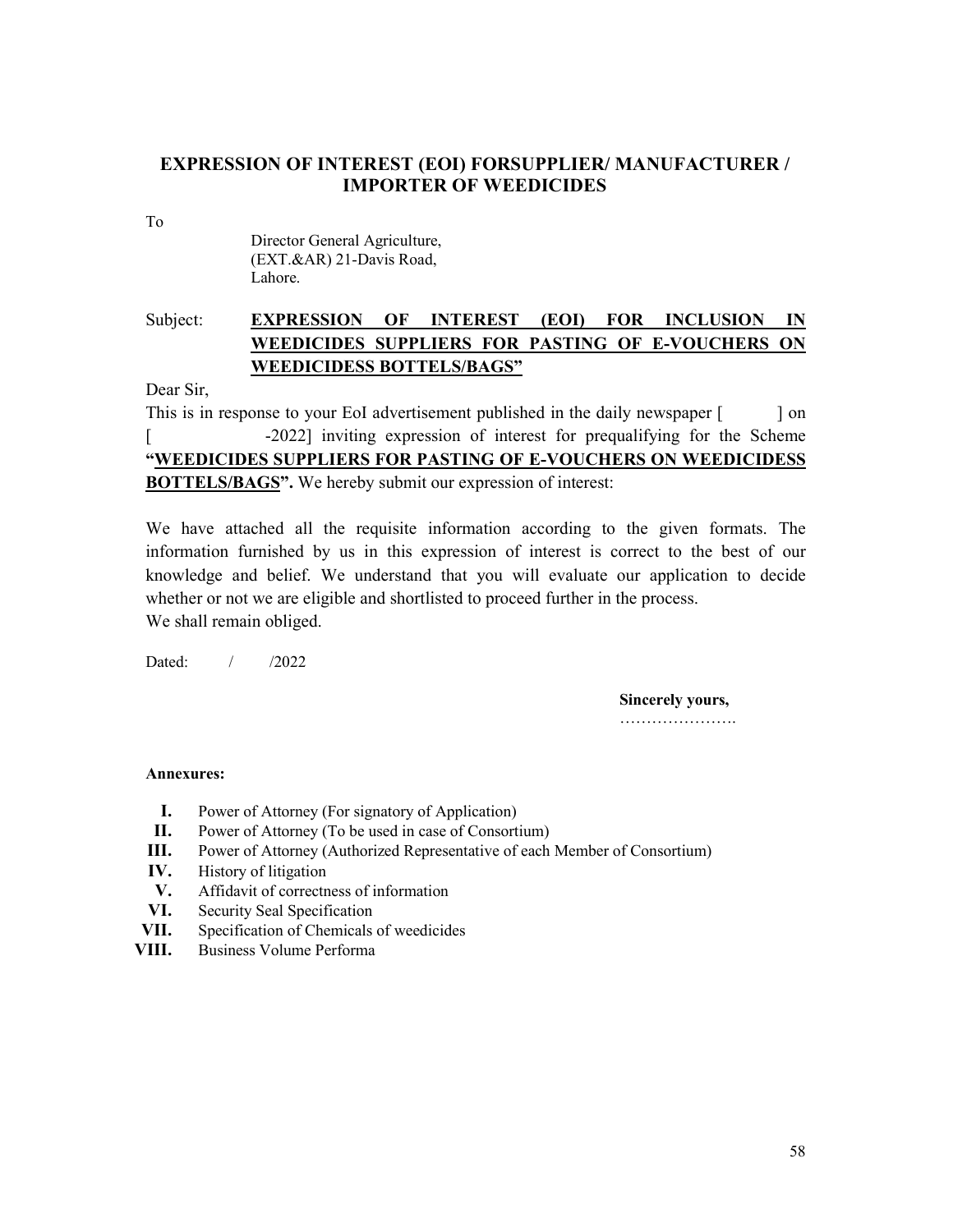## EXPRESSION OF INTEREST (EOI) FORSUPPLIER/ MANUFACTURER / IMPORTER OF WEEDICIDES

To

Director General Agriculture,
(EXT.&AR) 21-Davis Road,
Lahore.

Subject: **<u>EXPRESSION OF INTEREST (EOI) FOR INCLUSION IN WEEDICIDES SUPPLIERS FOR PASTING OF E-VOUCHERS ON WEEDICIDESS BOTTELS/BAGS"</u>**

Dear Sir,

This is in response to your EoI advertisement published in the daily newspaper [ ] on [ -2022] inviting expression of interest for prequalifying for the Scheme **"<u>WEEDICIDES SUPPLIERS FOR PASTING OF E-VOUCHERS ON WEEDICIDESS BOTTELS/BAGS</u>".** We hereby submit our expression of interest:

We have attached all the requisite information according to the given formats. The information furnished by us in this expression of interest is correct to the best of our knowledge and belief. We understand that you will evaluate our application to decide whether or not we are eligible and shortlisted to proceed further in the process.
We shall remain obliged.

Dated: / /2022

**Sincerely yours,**
………………….

**Annexures:**

- **I.** Power of Attorney (For signatory of Application)
- **II.** Power of Attorney (To be used in case of Consortium)
- **III.** Power of Attorney (Authorized Representative of each Member of Consortium)
- **IV.** History of litigation
- **V.** Affidavit of correctness of information
- **VI.** Security Seal Specification
- **VII.** Specification of Chemicals of weedicides
- **VIII.** Business Volume Performa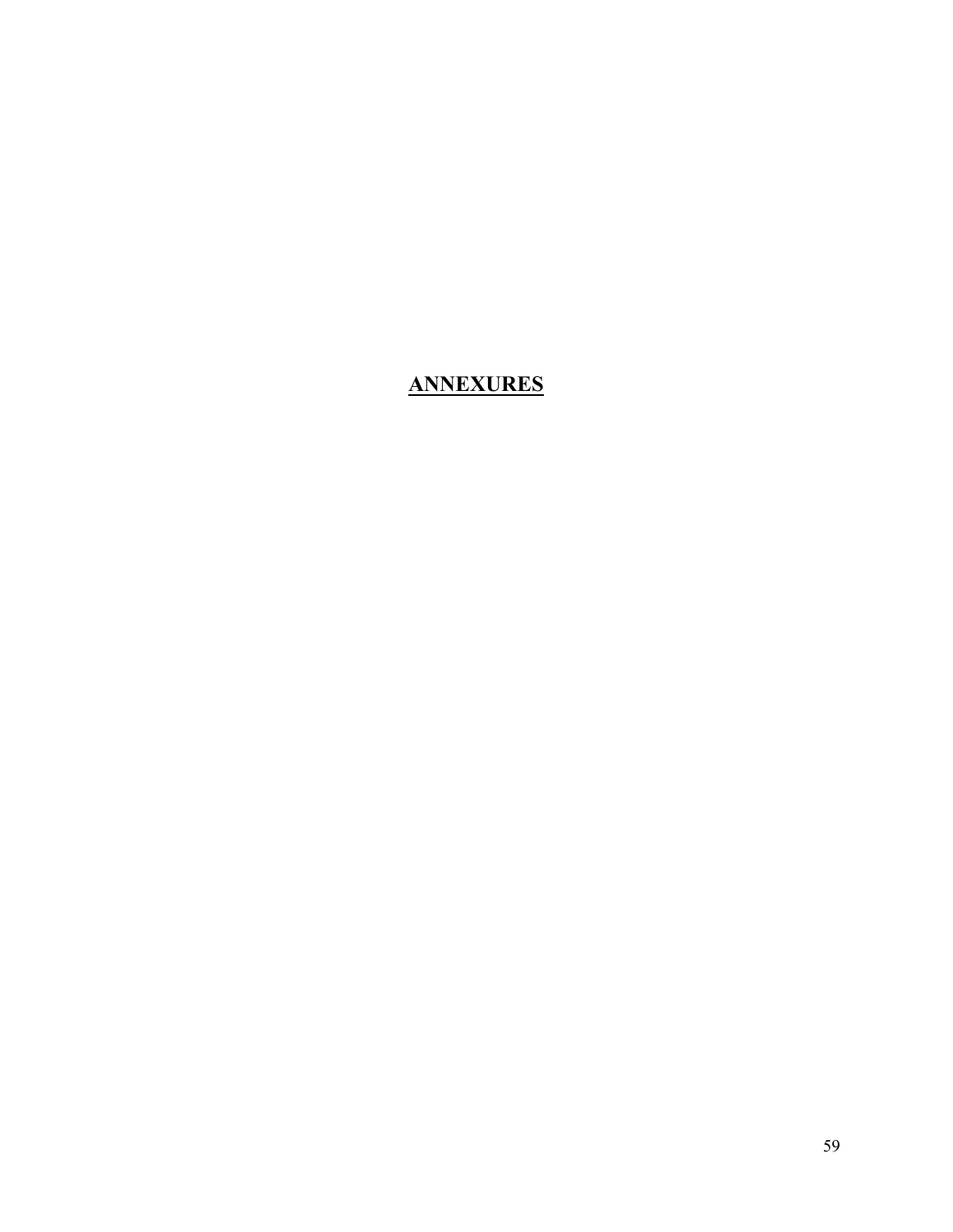# ANNEXURES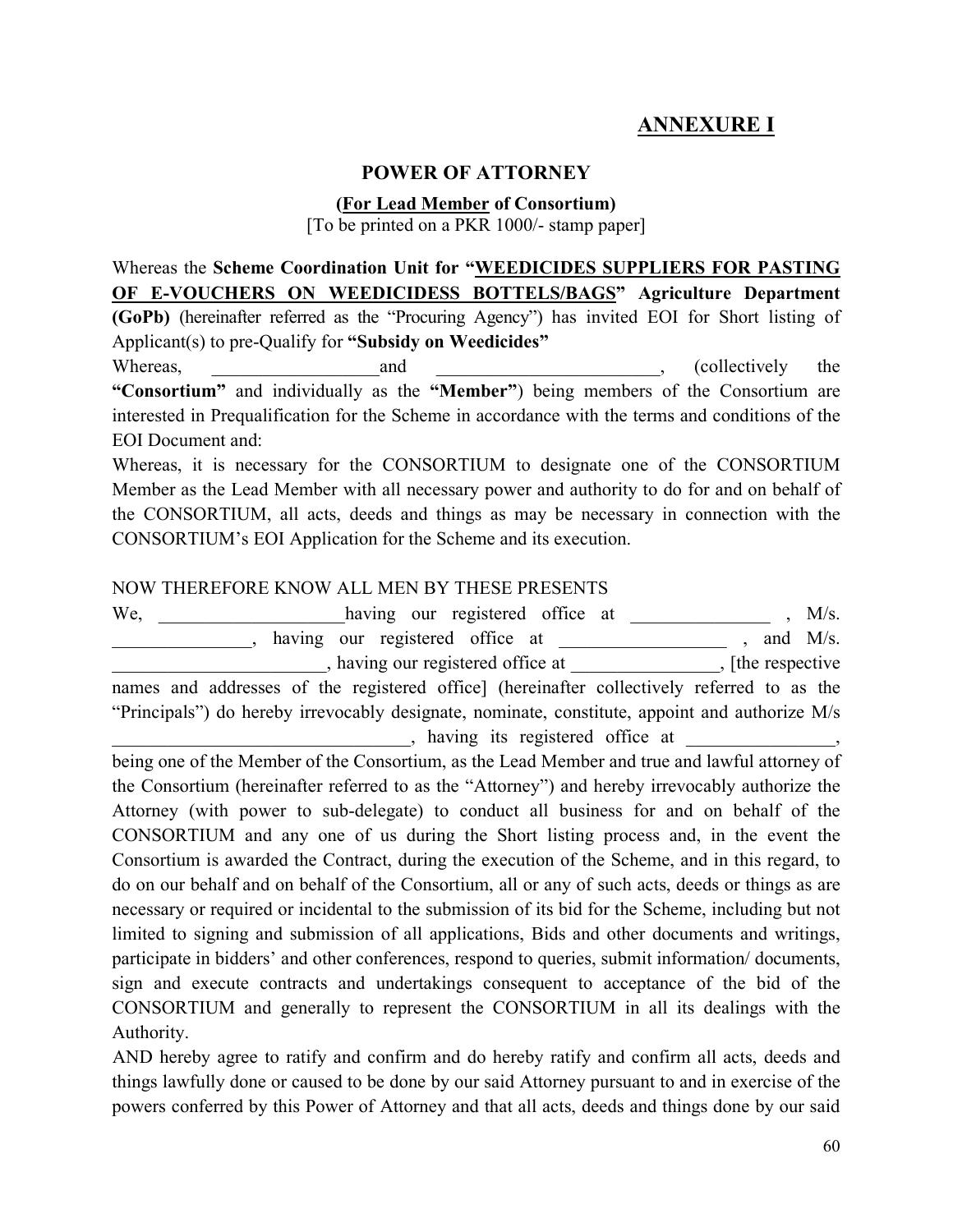## ANNEXURE I

### POWER OF ATTORNEY

**(For Lead Member of Consortium)**

[To be printed on a PKR 1000/- stamp paper]

Whereas the **Scheme Coordination Unit for "WEEDICIDES SUPPLIERS FOR PASTING OF E-VOUCHERS ON WEEDICIDESS BOTTELS/BAGS" Agriculture Department (GoPb)** (hereinafter referred as the "Procuring Agency") has invited EOI for Short listing of Applicant(s) to pre-Qualify for **"Subsidy on Weedicides"**

Whereas, __________________and ________________________, (collectively the **"Consortium"** and individually as the **"Member"**) being members of the Consortium are interested in Prequalification for the Scheme in accordance with the terms and conditions of the EOI Document and:

Whereas, it is necessary for the CONSORTIUM to designate one of the CONSORTIUM Member as the Lead Member with all necessary power and authority to do for and on behalf of the CONSORTIUM, all acts, deeds and things as may be necessary in connection with the CONSORTIUM's EOI Application for the Scheme and its execution.

NOW THEREFORE KNOW ALL MEN BY THESE PRESENTS

We, ____________________having our registered office at _______________ , M/s. _______________, having our registered office at __________________ , and M/s. _______________________, having our registered office at ________________, [the respective names and addresses of the registered office] (hereinafter collectively referred to as the "Principals") do hereby irrevocably designate, nominate, constitute, appoint and authorize M/s ________________________________, having its registered office at ________________, being one of the Member of the Consortium, as the Lead Member and true and lawful attorney of the Consortium (hereinafter referred to as the "Attorney") and hereby irrevocably authorize the Attorney (with power to sub-delegate) to conduct all business for and on behalf of the CONSORTIUM and any one of us during the Short listing process and, in the event the Consortium is awarded the Contract, during the execution of the Scheme, and in this regard, to do on our behalf and on behalf of the Consortium, all or any of such acts, deeds or things as are necessary or required or incidental to the submission of its bid for the Scheme, including but not limited to signing and submission of all applications, Bids and other documents and writings, participate in bidders' and other conferences, respond to queries, submit information/ documents, sign and execute contracts and undertakings consequent to acceptance of the bid of the CONSORTIUM and generally to represent the CONSORTIUM in all its dealings with the Authority.

AND hereby agree to ratify and confirm and do hereby ratify and confirm all acts, deeds and things lawfully done or caused to be done by our said Attorney pursuant to and in exercise of the powers conferred by this Power of Attorney and that all acts, deeds and things done by our said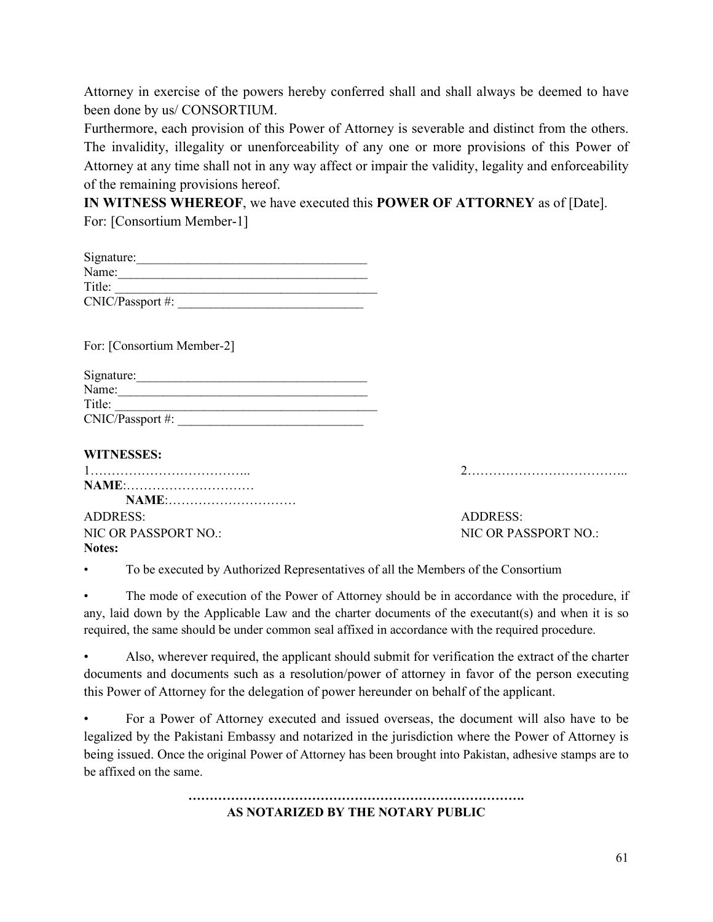Attorney in exercise of the powers hereby conferred shall and shall always be deemed to have been done by us/ CONSORTIUM.

Furthermore, each provision of this Power of Attorney is severable and distinct from the others. The invalidity, illegality or unenforceability of any one or more provisions of this Power of Attorney at any time shall not in any way affect or impair the validity, legality and enforceability of the remaining provisions hereof.

**IN WITNESS WHEREOF**, we have executed this **POWER OF ATTORNEY** as of [Date].

For: [Consortium Member-1]

Signature:____________________________________
Name:_______________________________________
Title: __________________________________________
CNIC/Passport #: ______________________________

For: [Consortium Member-2]

Signature:____________________________________
Name:_______________________________________
Title: __________________________________________
CNIC/Passport #: ______________________________

**WITNESSES:**

1………………………………..
**NAME**:…………………………
ADDRESS:
NIC OR PASSPORT NO.:

2………………………………..
**NAME**:…………………………
ADDRESS:
NIC OR PASSPORT NO.:

**Notes:**

- To be executed by Authorized Representatives of all the Members of the Consortium
- The mode of execution of the Power of Attorney should be in accordance with the procedure, if any, laid down by the Applicable Law and the charter documents of the executant(s) and when it is so required, the same should be under common seal affixed in accordance with the required procedure.
- Also, wherever required, the applicant should submit for verification the extract of the charter documents and documents such as a resolution/power of attorney in favor of the person executing this Power of Attorney for the delegation of power hereunder on behalf of the applicant.
- For a Power of Attorney executed and issued overseas, the document will also have to be legalized by the Pakistani Embassy and notarized in the jurisdiction where the Power of Attorney is being issued. Once the original Power of Attorney has been brought into Pakistan, adhesive stamps are to be affixed on the same.

**…………………………………………………………………….**

**AS NOTARIZED BY THE NOTARY PUBLIC**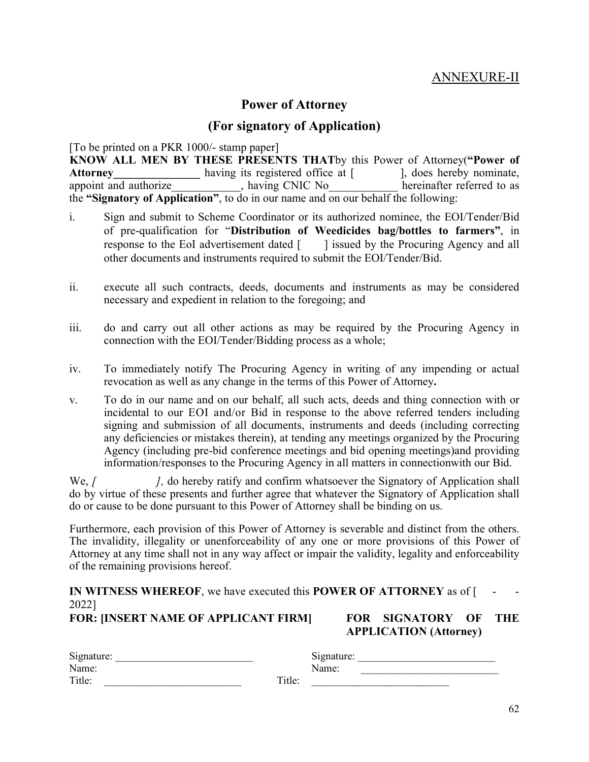ANNEXURE-II

## Power of Attorney

## (For signatory of Application)

[To be printed on a PKR 1000/- stamp paper]

**KNOW ALL MEN BY THESE PRESENTS THAT**by this Power of Attorney(**"Power of Attorney______________** having its registered office at [ ], does hereby nominate, appoint and authorize____________, having CNIC No____________ hereinafter referred to as the **"Signatory of Application"**, to do in our name and on our behalf the following:

i. Sign and submit to Scheme Coordinator or its authorized nominee, the EOI/Tender/Bid of pre-qualification for "**Distribution of Weedicides bag/bottles to farmers"**, in response to the EoI advertisement dated [ ] issued by the Procuring Agency and all other documents and instruments required to submit the EOI/Tender/Bid.

ii. execute all such contracts, deeds, documents and instruments as may be considered necessary and expedient in relation to the foregoing; and

iii. do and carry out all other actions as may be required by the Procuring Agency in connection with the EOI/Tender/Bidding process as a whole;

iv. To immediately notify The Procuring Agency in writing of any impending or actual revocation as well as any change in the terms of this Power of Attorney**.**

v. To do in our name and on our behalf, all such acts, deeds and thing connection with or incidental to our EOI and/or Bid in response to the above referred tenders including signing and submission of all documents, instruments and deeds (including correcting any deficiencies or mistakes therein), at tending any meetings organized by the Procuring Agency (including pre-bid conference meetings and bid opening meetings)and providing information/responses to the Procuring Agency in all matters in connectionwith our Bid.

We, *[ ],* do hereby ratify and confirm whatsoever the Signatory of Application shall do by virtue of these presents and further agree that whatever the Signatory of Application shall do or cause to be done pursuant to this Power of Attorney shall be binding on us.

Furthermore, each provision of this Power of Attorney is severable and distinct from the others. The invalidity, illegality or unenforceability of any one or more provisions of this Power of Attorney at any time shall not in any way affect or impair the validity, legality and enforceability of the remaining provisions hereof.

**IN WITNESS WHEREOF**, we have executed this **POWER OF ATTORNEY** as of [ - - 2022]

**FOR: [INSERT NAME OF APPLICANT FIRM]**

Signature: _________________________
Name:
Title: _________________________

**FOR SIGNATORY OF THE APPLICATION (Attorney)**

Signature: _________________________
Name: _________________________
Title: _________________________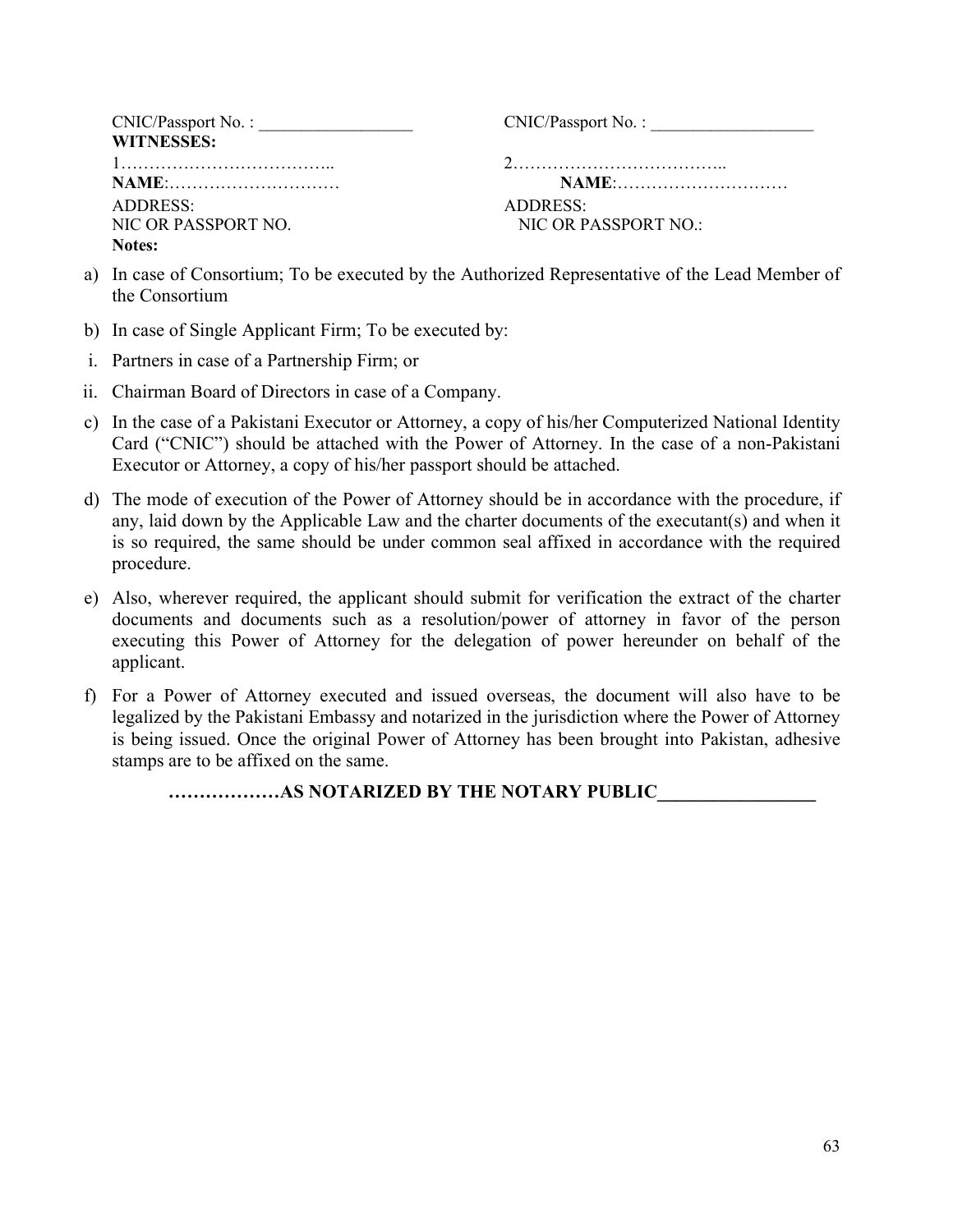| | |
|---|---|
| CNIC/Passport No. : __________________ | CNIC/Passport No. : ___________________ |
| **WITNESSES:** | |
| 1……………………………….. | 2……………………………….. |
| **NAME**:………………………… | **NAME**:………………………… |
| ADDRESS: | ADDRESS: |
| NIC OR PASSPORT NO. | NIC OR PASSPORT NO.: |

**Notes:**

a) In case of Consortium; To be executed by the Authorized Representative of the Lead Member of the Consortium

b) In case of Single Applicant Firm; To be executed by:

i. Partners in case of a Partnership Firm; or

ii. Chairman Board of Directors in case of a Company.

c) In the case of a Pakistani Executor or Attorney, a copy of his/her Computerized National Identity Card ("CNIC") should be attached with the Power of Attorney. In the case of a non-Pakistani Executor or Attorney, a copy of his/her passport should be attached.

d) The mode of execution of the Power of Attorney should be in accordance with the procedure, if any, laid down by the Applicable Law and the charter documents of the executant(s) and when it is so required, the same should be under common seal affixed in accordance with the required procedure.

e) Also, wherever required, the applicant should submit for verification the extract of the charter documents and documents such as a resolution/power of attorney in favor of the person executing this Power of Attorney for the delegation of power hereunder on behalf of the applicant.

f) For a Power of Attorney executed and issued overseas, the document will also have to be legalized by the Pakistani Embassy and notarized in the jurisdiction where the Power of Attorney is being issued. Once the original Power of Attorney has been brought into Pakistan, adhesive stamps are to be affixed on the same.

**………………AS NOTARIZED BY THE NOTARY PUBLIC_________________**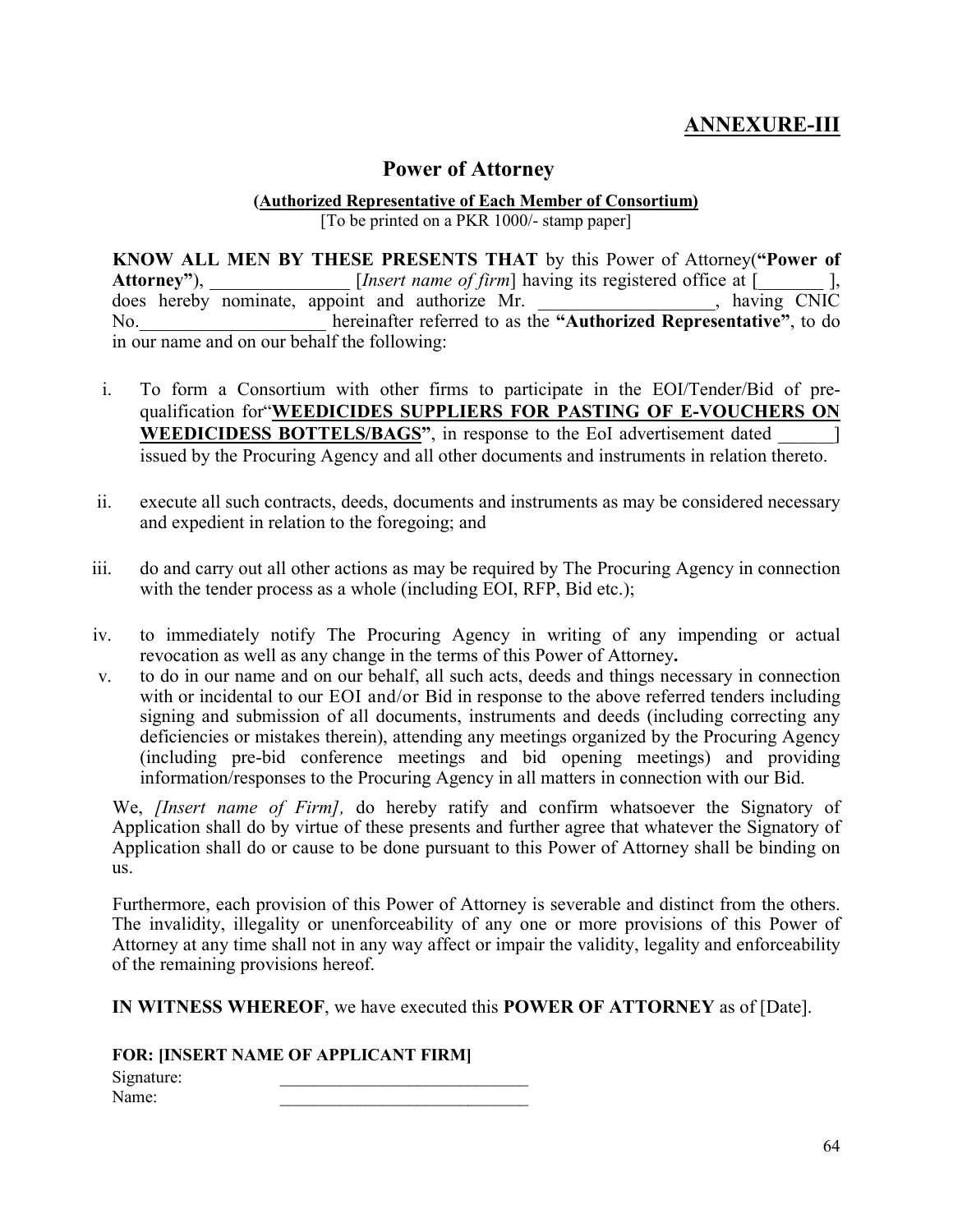# ANNEXURE-III

## Power of Attorney

**(Authorized Representative of Each Member of Consortium)**
[To be printed on a PKR 1000/- stamp paper]

**KNOW ALL MEN BY THESE PRESENTS THAT** by this Power of Attorney(**"Power of Attorney"**), _______________ [*Insert name of firm*] having its registered office at [_______ ], does hereby nominate, appoint and authorize Mr. ___________________, having CNIC No.____________________ hereinafter referred to as the **"Authorized Representative"**, to do in our name and on our behalf the following:

i. To form a Consortium with other firms to participate in the EOI/Tender/Bid of pre-qualification for"**WEEDICIDES SUPPLIERS FOR PASTING OF E-VOUCHERS ON WEEDICIDESS BOTTELS/BAGS**", in response to the EoI advertisement dated ______] issued by the Procuring Agency and all other documents and instruments in relation thereto.

ii. execute all such contracts, deeds, documents and instruments as may be considered necessary and expedient in relation to the foregoing; and

iii. do and carry out all other actions as may be required by The Procuring Agency in connection with the tender process as a whole (including EOI, RFP, Bid etc.);

iv. to immediately notify The Procuring Agency in writing of any impending or actual revocation as well as any change in the terms of this Power of Attorney**.**

v. to do in our name and on our behalf, all such acts, deeds and things necessary in connection with or incidental to our EOI and/or Bid in response to the above referred tenders including signing and submission of all documents, instruments and deeds (including correcting any deficiencies or mistakes therein), attending any meetings organized by the Procuring Agency (including pre-bid conference meetings and bid opening meetings) and providing information/responses to the Procuring Agency in all matters in connection with our Bid.

We, *[Insert name of Firm],* do hereby ratify and confirm whatsoever the Signatory of Application shall do by virtue of these presents and further agree that whatever the Signatory of Application shall do or cause to be done pursuant to this Power of Attorney shall be binding on us.

Furthermore, each provision of this Power of Attorney is severable and distinct from the others. The invalidity, illegality or unenforceability of any one or more provisions of this Power of Attorney at any time shall not in any way affect or impair the validity, legality and enforceability of the remaining provisions hereof.

**IN WITNESS WHEREOF**, we have executed this **POWER OF ATTORNEY** as of [Date].

**FOR: [INSERT NAME OF APPLICANT FIRM]**

Signature: _____________________________

Name: _____________________________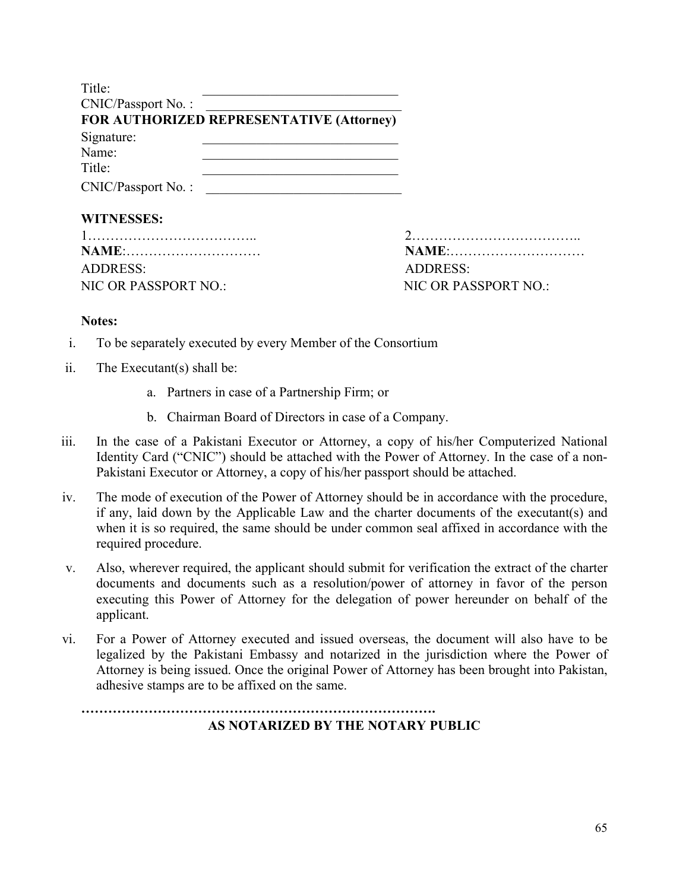Title: ______________________________

CNIC/Passport No. : ______________________________

**FOR AUTHORIZED REPRESENTATIVE (Attorney)**

Signature: ______________________________

Name: ______________________________

Title: ______________________________

CNIC/Passport No. : ______________________________

**WITNESSES:**

1………………………………..
**NAME**:…………………………
ADDRESS:
NIC OR PASSPORT NO.:

2………………………………..
**NAME**:…………………………
ADDRESS:
NIC OR PASSPORT NO.:

**Notes:**

i. To be separately executed by every Member of the Consortium

ii. The Executant(s) shall be:

   a. Partners in case of a Partnership Firm; or

   b. Chairman Board of Directors in case of a Company.

iii. In the case of a Pakistani Executor or Attorney, a copy of his/her Computerized National Identity Card ("CNIC") should be attached with the Power of Attorney. In the case of a non-Pakistani Executor or Attorney, a copy of his/her passport should be attached.

iv. The mode of execution of the Power of Attorney should be in accordance with the procedure, if any, laid down by the Applicable Law and the charter documents of the executant(s) and when it is so required, the same should be under common seal affixed in accordance with the required procedure.

v. Also, wherever required, the applicant should submit for verification the extract of the charter documents and documents such as a resolution/power of attorney in favor of the person executing this Power of Attorney for the delegation of power hereunder on behalf of the applicant.

vi. For a Power of Attorney executed and issued overseas, the document will also have to be legalized by the Pakistani Embassy and notarized in the jurisdiction where the Power of Attorney is being issued. Once the original Power of Attorney has been brought into Pakistan, adhesive stamps are to be affixed on the same.

**…………………………………………………………………….**

**AS NOTARIZED BY THE NOTARY PUBLIC**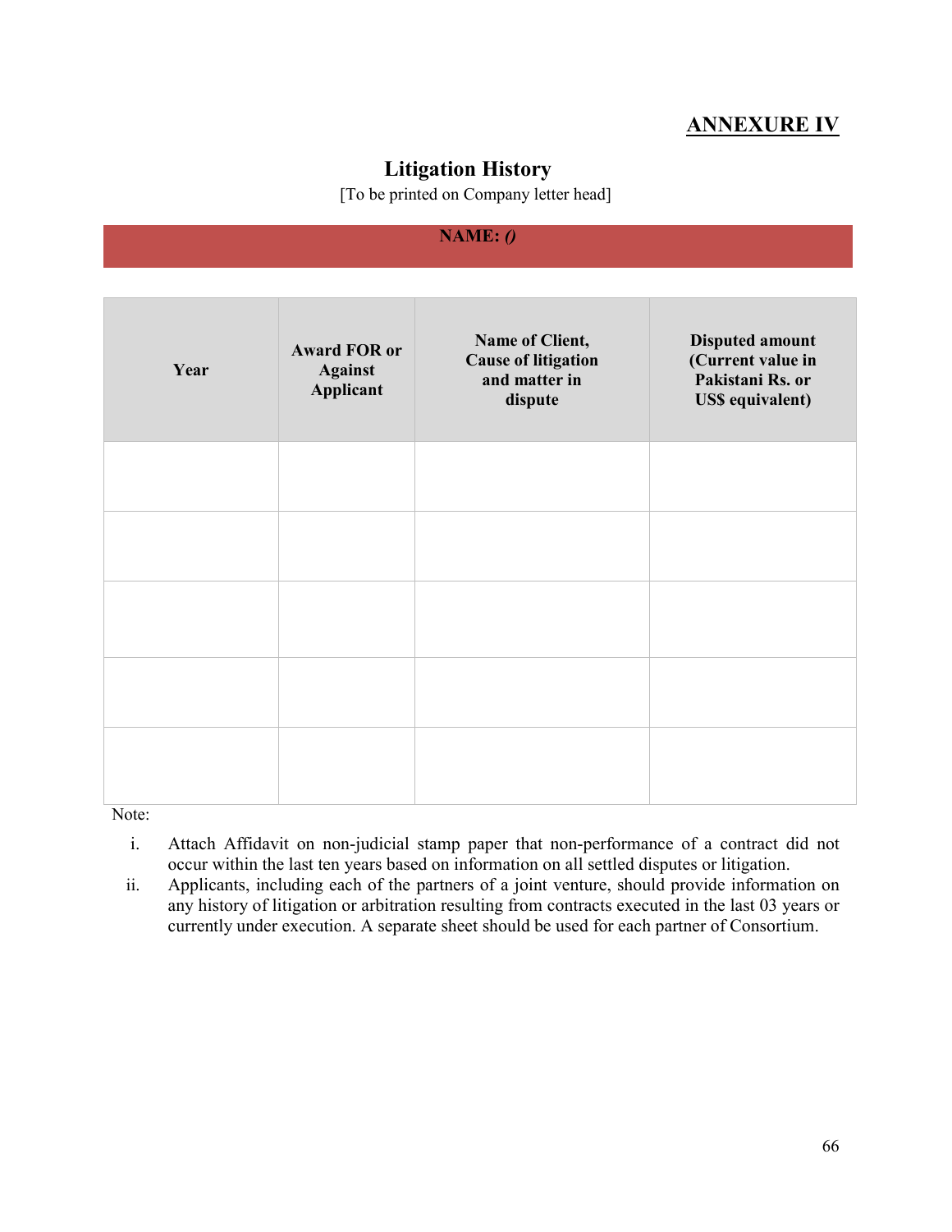**ANNEXURE IV**

## Litigation History

[To be printed on Company letter head]

**NAME:** ***()***

| Year | Award FOR or Against Applicant | Name of Client, Cause of litigation and matter in dispute | Disputed amount (Current value in Pakistani Rs. or US$ equivalent) |
|---|---|---|---|
| | | | |
| | | | |
| | | | |
| | | | |
| | | | |

Note:

i. Attach Affidavit on non-judicial stamp paper that non-performance of a contract did not occur within the last ten years based on information on all settled disputes or litigation.

ii. Applicants, including each of the partners of a joint venture, should provide information on any history of litigation or arbitration resulting from contracts executed in the last 03 years or currently under execution. A separate sheet should be used for each partner of Consortium.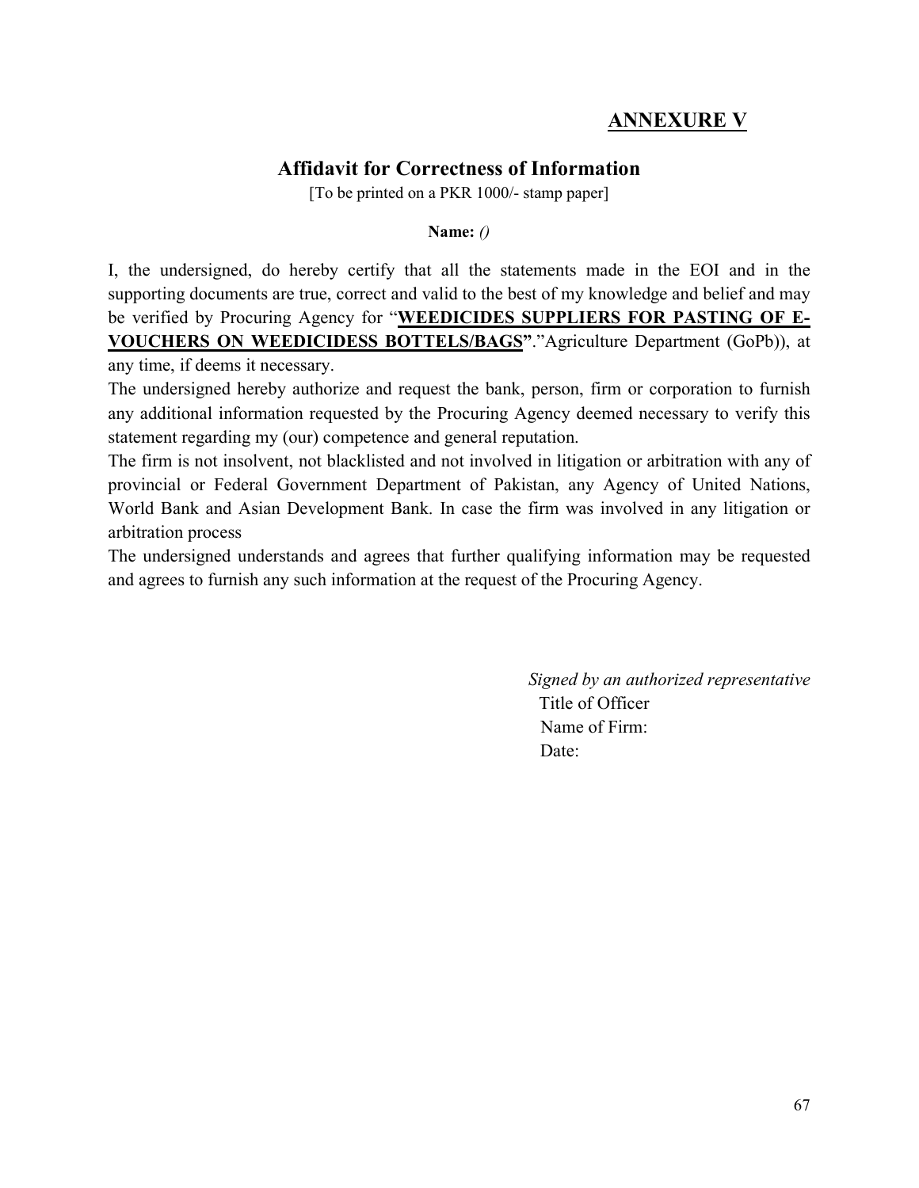## ANNEXURE V

### Affidavit for Correctness of Information

[To be printed on a PKR 1000/- stamp paper]

**Name:** *()*

I, the undersigned, do hereby certify that all the statements made in the EOI and in the supporting documents are true, correct and valid to the best of my knowledge and belief and may be verified by Procuring Agency for "**WEEDICIDES SUPPLIERS FOR PASTING OF E-VOUCHERS ON WEEDICIDESS BOTTELS/BAGS**"."Agriculture Department (GoPb)), at any time, if deems it necessary.

The undersigned hereby authorize and request the bank, person, firm or corporation to furnish any additional information requested by the Procuring Agency deemed necessary to verify this statement regarding my (our) competence and general reputation.

The firm is not insolvent, not blacklisted and not involved in litigation or arbitration with any of provincial or Federal Government Department of Pakistan, any Agency of United Nations, World Bank and Asian Development Bank. In case the firm was involved in any litigation or arbitration process

The undersigned understands and agrees that further qualifying information may be requested and agrees to furnish any such information at the request of the Procuring Agency.

*Signed by an authorized representative*

Title of Officer

Name of Firm:

Date: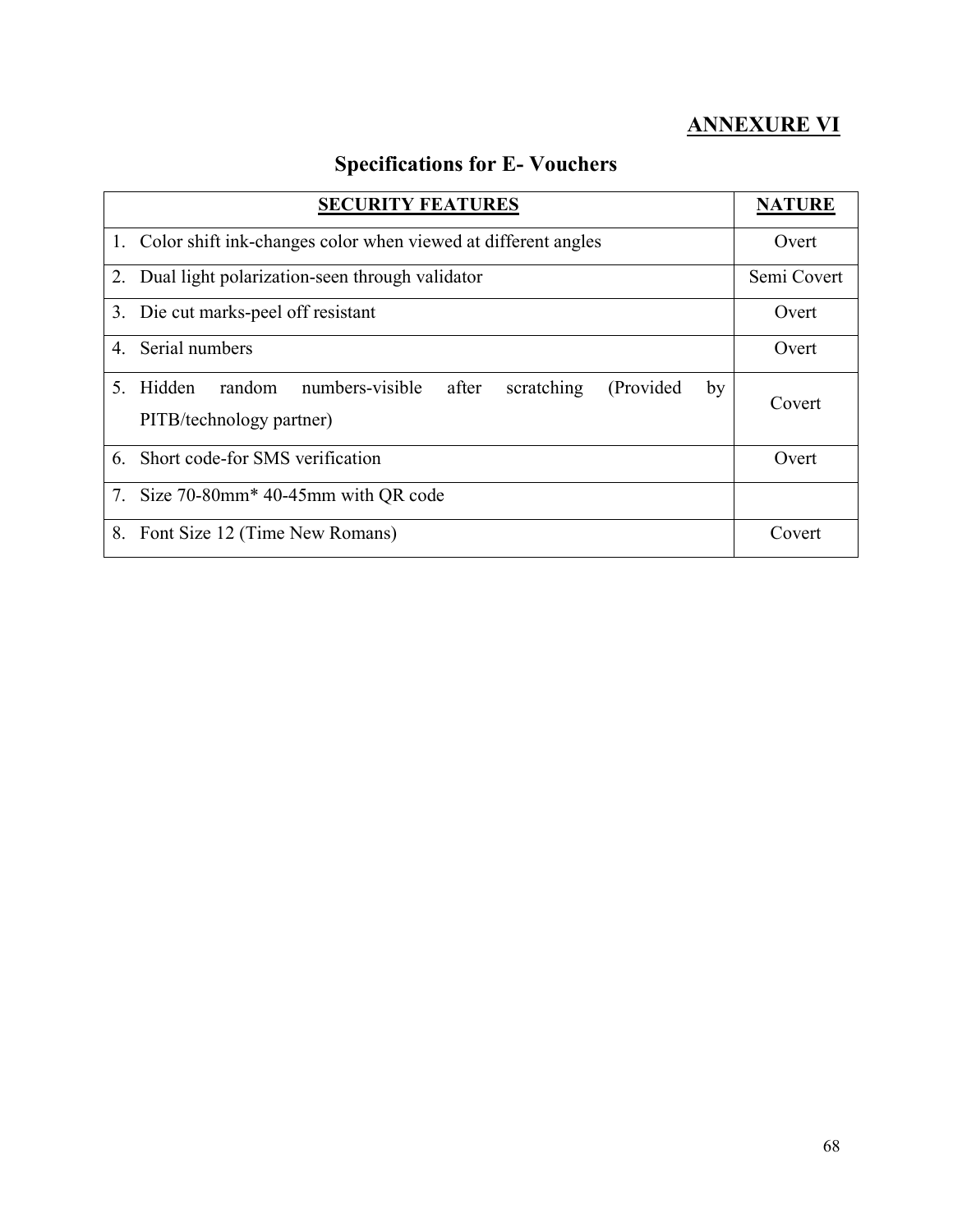## ANNEXURE VI

# Specifications for E- Vouchers

| SECURITY FEATURES | NATURE |
|---|---|
| 1. Color shift ink-changes color when viewed at different angles | Overt |
| 2. Dual light polarization-seen through validator | Semi Covert |
| 3. Die cut marks-peel off resistant | Overt |
| 4. Serial numbers | Overt |
| 5. Hidden random numbers-visible after scratching (Provided by PITB/technology partner) | Covert |
| 6. Short code-for SMS verification | Overt |
| 7. Size 70-80mm* 40-45mm with QR code | |
| 8. Font Size 12 (Time New Romans) | Covert |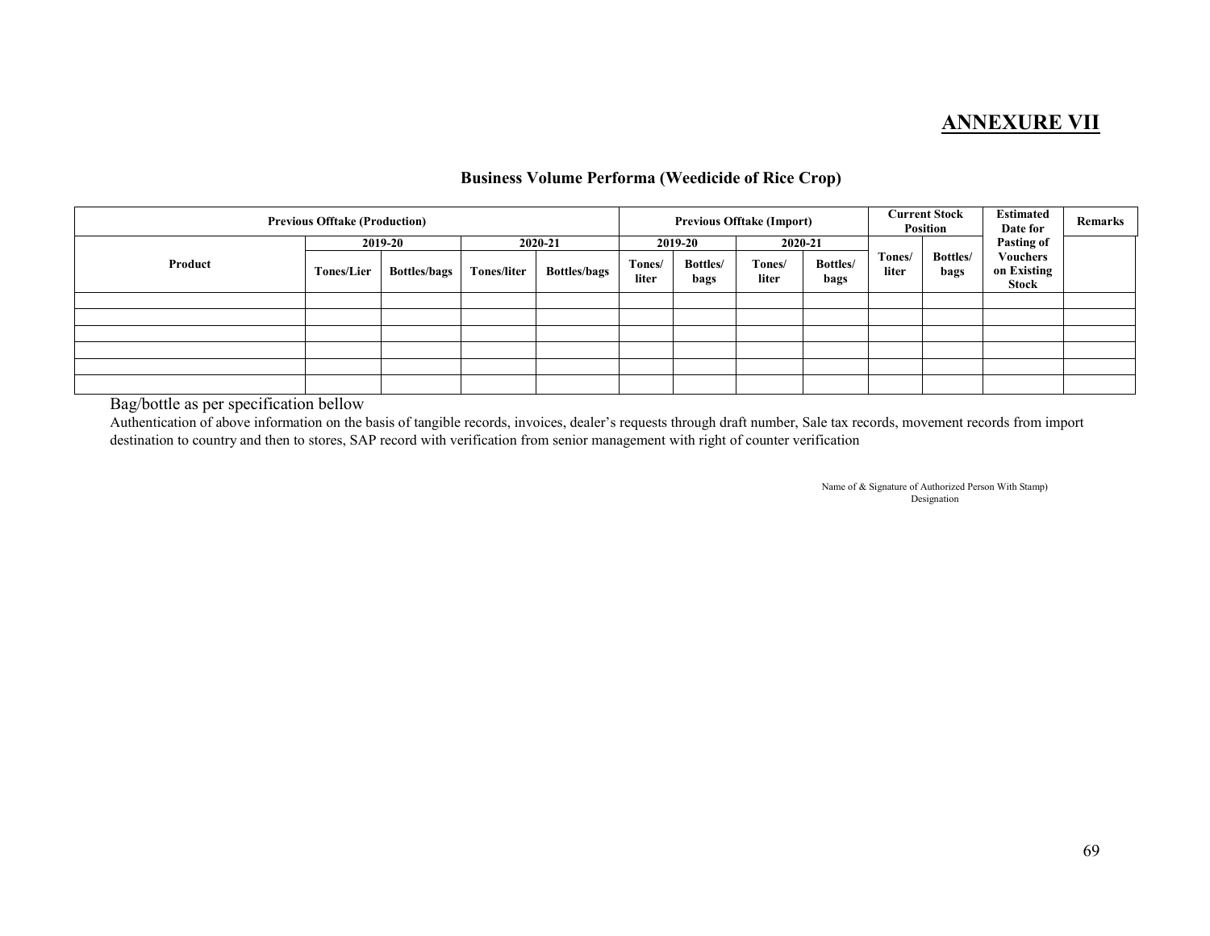# ANNEXURE VII

### Business Volume Performa (Weedicide of Rice Crop)

| Product | Previous Offtake (Production) | | | | Previous Offtake (Import) | | | | Current Stock Position | | Estimated Date for Pasting of Vouchers on Existing Stock | Remarks |
|---|---|---|---|---|---|---|---|---|---|---|---|---|
| | 2019-20 | | 2020-21 | | 2019-20 | | 2020-21 | | | | | |
| | Tones/Lier | Bottles/bags | Tones/liter | Bottles/bags | Tones/ liter | Bottles/ bags | Tones/ liter | Bottles/ bags | Tones/ liter | Bottles/ bags | | |
| | | | | | | | | | | | | |
| | | | | | | | | | | | | |
| | | | | | | | | | | | | |
| | | | | | | | | | | | | |
| | | | | | | | | | | | | |
| | | | | | | | | | | | | |

Bag/bottle as per specification bellow

Authentication of above information on the basis of tangible records, invoices, dealer's requests through draft number, Sale tax records, movement records from import destination to country and then to stores, SAP record with verification from senior management with right of counter verification

Name of & Signature of Authorized Person With Stamp)
Designation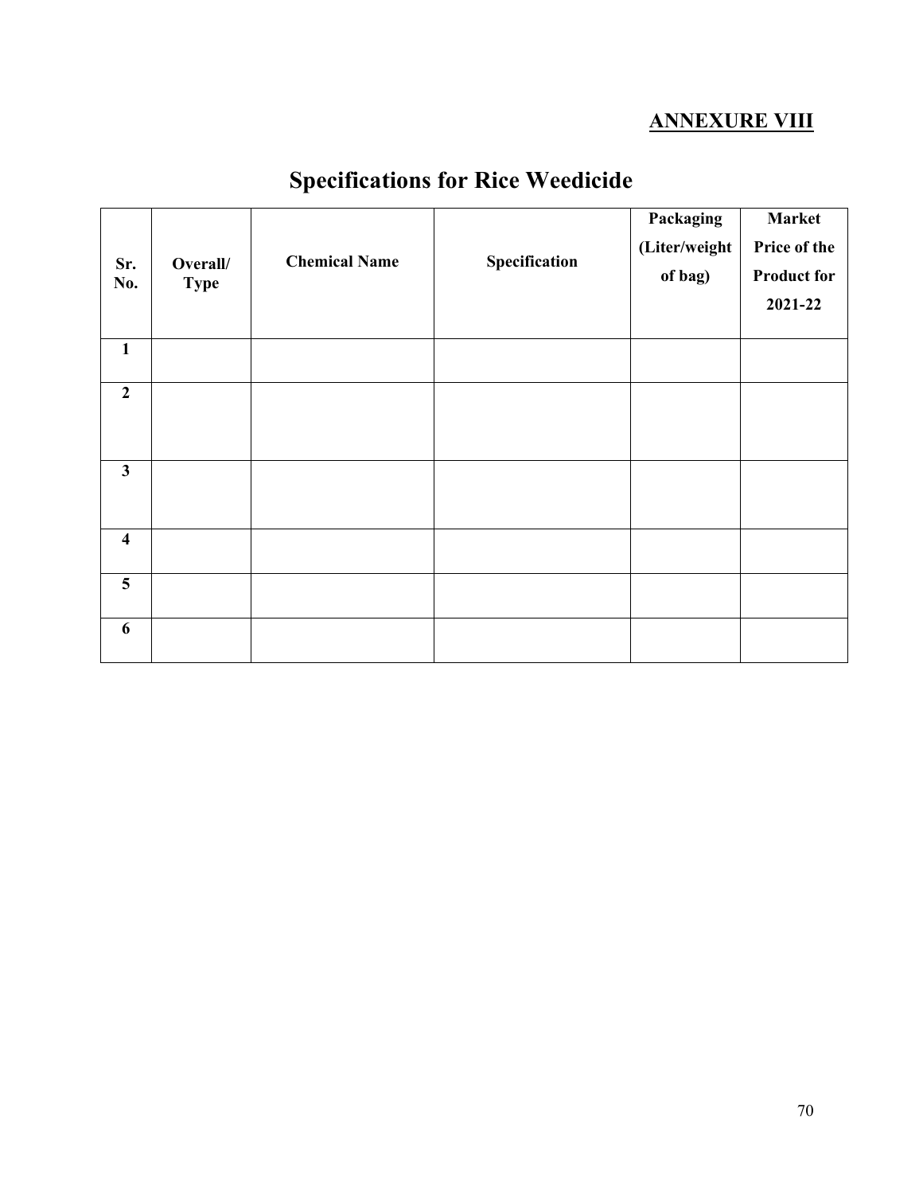**ANNEXURE VIII**

# Specifications for Rice Weedicide

| Sr. No. | Overall/ Type | Chemical Name | Specification | Packaging (Liter/weight of bag) | Market Price of the Product for 2021-22 |
|---|---|---|---|---|---|
| 1 | | | | | |
| 2 | | | | | |
| 3 | | | | | |
| 4 | | | | | |
| 5 | | | | | |
| 6 | | | | | |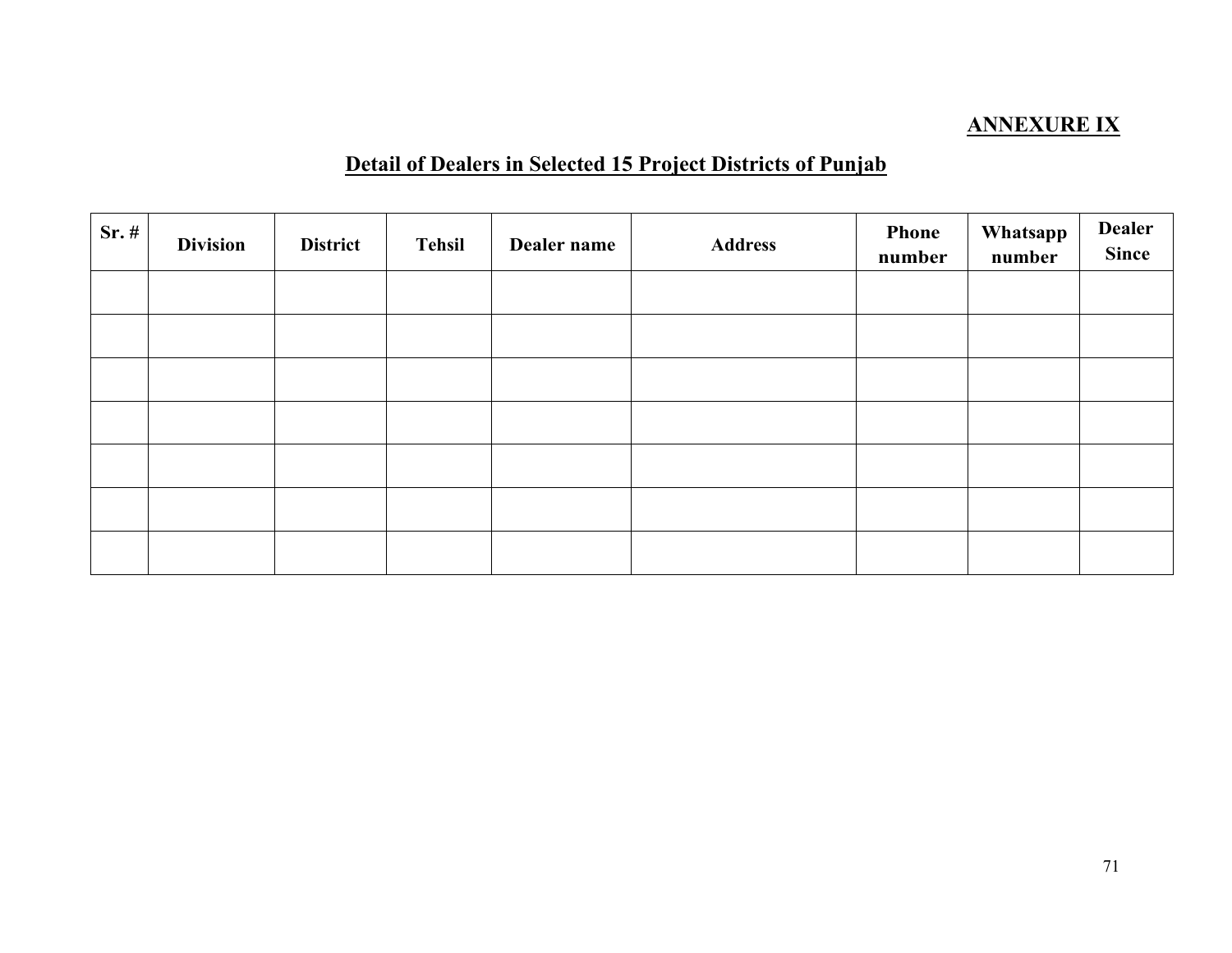**ANNEXURE IX**

## Detail of Dealers in Selected 15 Project Districts of Punjab

| Sr. # | Division | District | Tehsil | Dealer name | Address | Phone number | Whatsapp number | Dealer Since |
|---|---|---|---|---|---|---|---|---|
| | | | | | | | | |
| | | | | | | | | |
| | | | | | | | | |
| | | | | | | | | |
| | | | | | | | | |
| | | | | | | | | |
| | | | | | | | | |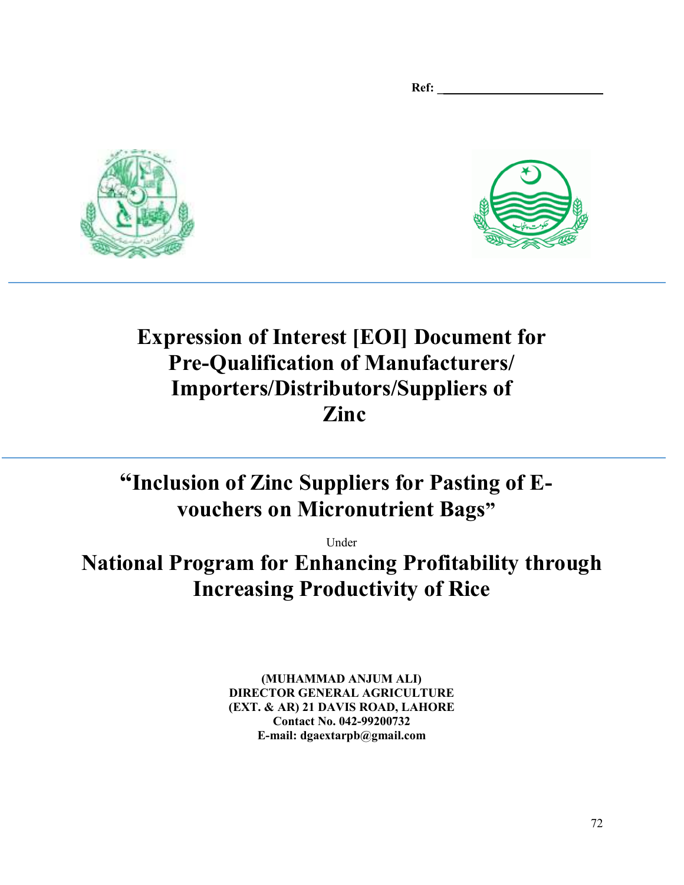Ref: _________________________

# Expression of Interest [EOI] Document for Pre-Qualification of Manufacturers/ Importers/Distributors/Suppliers of Zinc

---

## "Inclusion of Zinc Suppliers for Pasting of E-vouchers on Micronutrient Bags"

Under

## National Program for Enhancing Profitability through Increasing Productivity of Rice

**(MUHAMMAD ANJUM ALI)**
**DIRECTOR GENERAL AGRICULTURE**
**(EXT. & AR) 21 DAVIS ROAD, LAHORE**
**Contact No. 042-99200732**
**E-mail: dgaextarpb@gmail.com**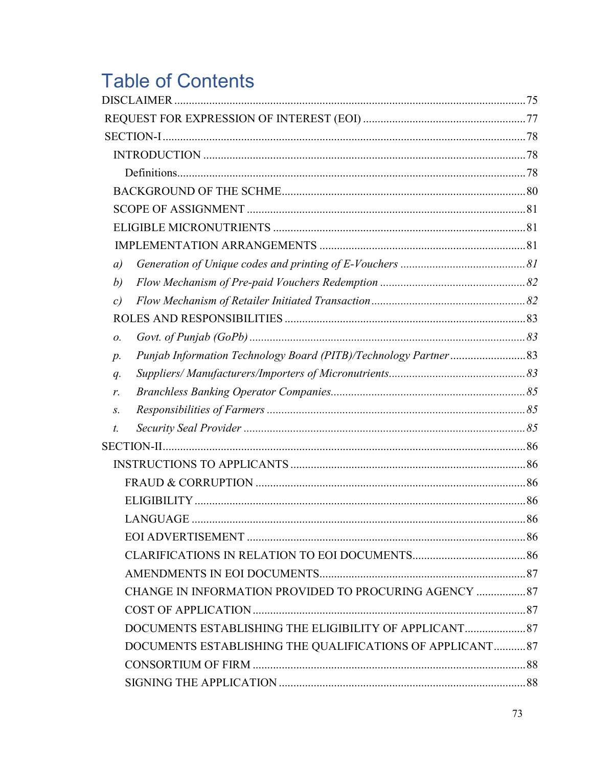# Table of Contents

DISCLAIMER .......... 75

REQUEST FOR EXPRESSION OF INTEREST (EOI) .......... 77

SECTION-I .......... 78

- INTRODUCTION .......... 78
  - Definitions .......... 78
- BACKGROUND OF THE SCHME .......... 80
- SCOPE OF ASSIGNMENT .......... 81
- ELIGIBLE MICRONUTRIENTS .......... 81
- IMPLEMENTATION ARRANGEMENTS .......... 81
  - a) *Generation of Unique codes and printing of E-Vouchers* .......... *81*
  - b) *Flow Mechanism of Pre-paid Vouchers Redemption* .......... *82*
  - c) *Flow Mechanism of Retailer Initiated Transaction* .......... *82*
- ROLES AND RESPONSIBILITIES .......... 83
  - o. *Govt. of Punjab (GoPb)* .......... *83*
  - p. *Punjab Information Technology Board (PITB)/Technology Partner* .......... *83*
  - q. *Suppliers/ Manufacturers/Importers of Micronutrients* .......... *83*
  - r. *Branchless Banking Operator Companies* .......... *85*
  - s. *Responsibilities of Farmers* .......... *85*
  - t. *Security Seal Provider* .......... *85*

SECTION-II .......... 86

- INSTRUCTIONS TO APPLICANTS .......... 86
  - FRAUD & CORRUPTION .......... 86
  - ELIGIBILITY .......... 86
  - LANGUAGE .......... 86
  - EOI ADVERTISEMENT .......... 86
  - CLARIFICATIONS IN RELATION TO EOI DOCUMENTS .......... 86
  - AMENDMENTS IN EOI DOCUMENTS .......... 87
  - CHANGE IN INFORMATION PROVIDED TO PROCURING AGENCY .......... 87
  - COST OF APPLICATION .......... 87
  - DOCUMENTS ESTABLISHING THE ELIGIBILITY OF APPLICANT .......... 87
  - DOCUMENTS ESTABLISHING THE QUALIFICATIONS OF APPLICANT .......... 87
  - CONSORTIUM OF FIRM .......... 88
  - SIGNING THE APPLICATION .......... 88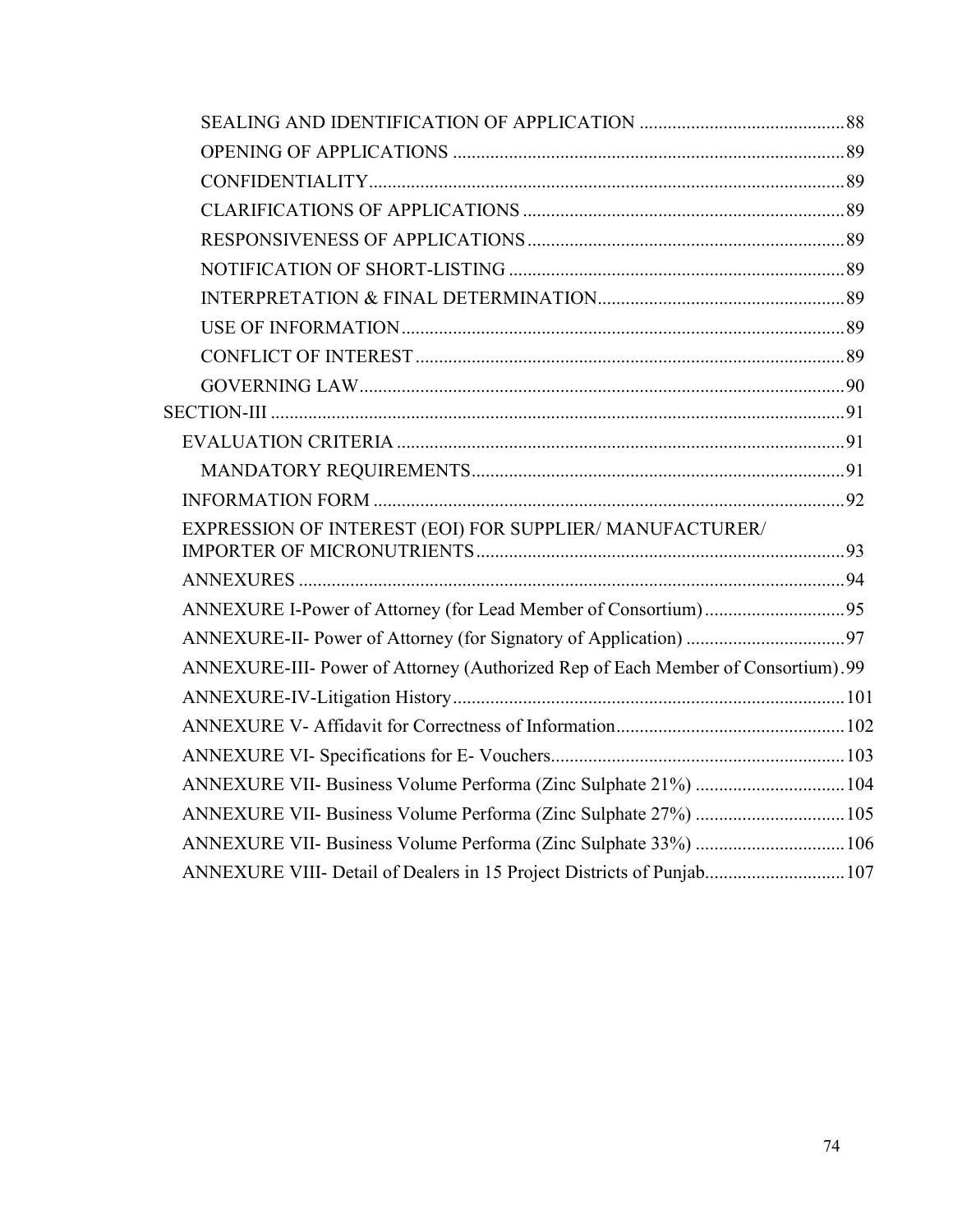- SEALING AND IDENTIFICATION OF APPLICATION ........................................... 88
- OPENING OF APPLICATIONS .................................................................................. 89
- CONFIDENTIALITY.................................................................................................. 89
- CLARIFICATIONS OF APPLICATIONS .................................................................. 89
- RESPONSIVENESS OF APPLICATIONS ................................................................. 89
- NOTIFICATION OF SHORT-LISTING ..................................................................... 89
- INTERPRETATION & FINAL DETERMINATION.................................................. 89
- USE OF INFORMATION ........................................................................................... 89
- CONFLICT OF INTEREST ........................................................................................ 89
- GOVERNING LAW..................................................................................................... 90

SECTION-III ............................................................................................................................ 91

- EVALUATION CRITERIA ............................................................................................ 91
  - MANDATORY REQUIREMENTS............................................................................. 91
- INFORMATION FORM ................................................................................................. 92
- EXPRESSION OF INTEREST (EOI) FOR SUPPLIER/ MANUFACTURER/ IMPORTER OF MICRONUTRIENTS ............................................................................. 93
- ANNEXURES ................................................................................................................. 94
- ANNEXURE I-Power of Attorney (for Lead Member of Consortium) .............................. 95
- ANNEXURE-II- Power of Attorney (for Signatory of Application) .................................. 97
- ANNEXURE-III- Power of Attorney (Authorized Rep of Each Member of Consortium) . 99
- ANNEXURE-IV-Litigation History ................................................................................. 101
- ANNEXURE V- Affidavit for Correctness of Information ................................................ 102
- ANNEXURE VI- Specifications for E- Vouchers.............................................................. 103
- ANNEXURE VII- Business Volume Performa (Zinc Sulphate 21%) ................................ 104
- ANNEXURE VII- Business Volume Performa (Zinc Sulphate 27%) ................................ 105
- ANNEXURE VII- Business Volume Performa (Zinc Sulphate 33%) ................................ 106
- ANNEXURE VIII- Detail of Dealers in 15 Project Districts of Punjab............................. 107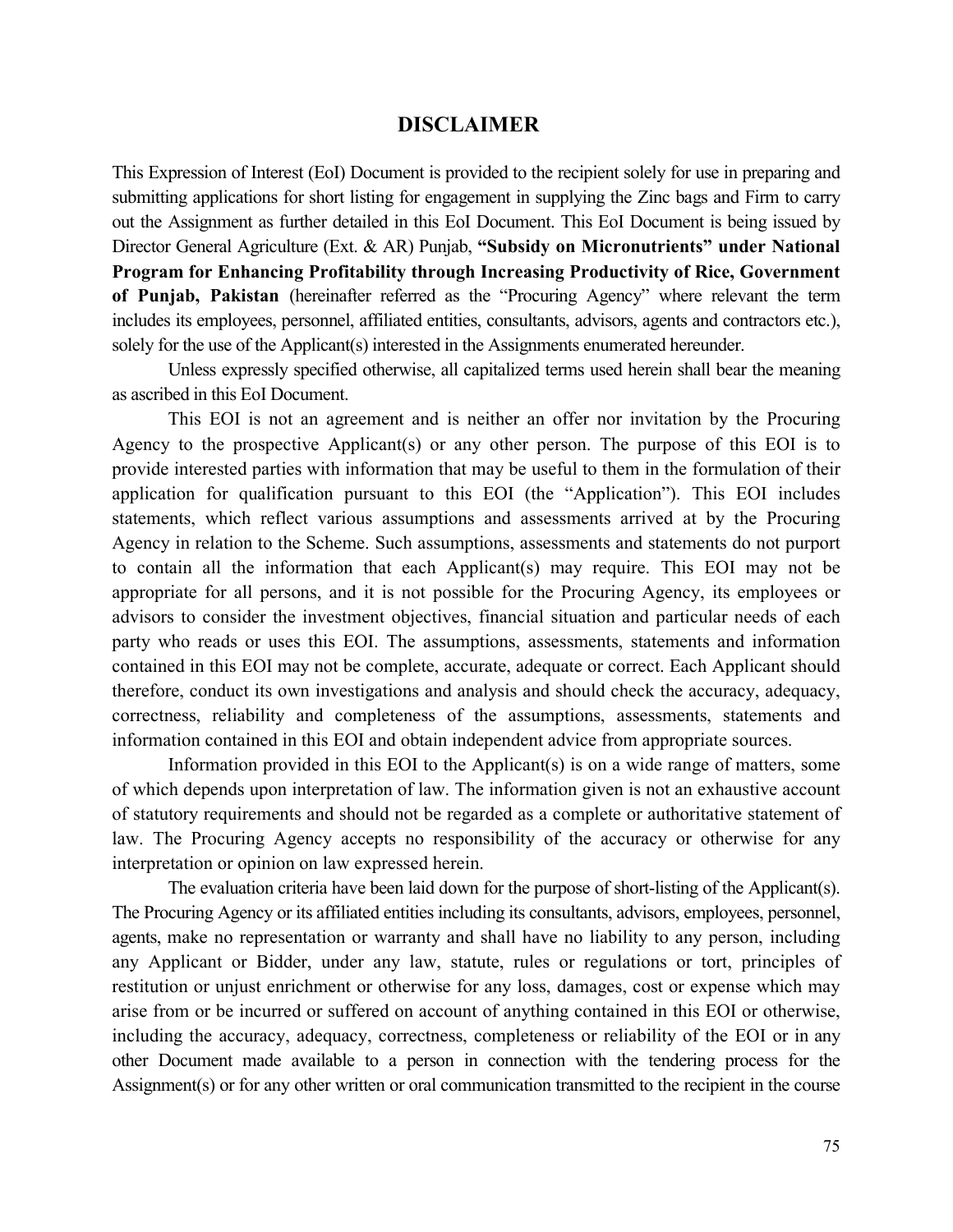# DISCLAIMER

This Expression of Interest (EoI) Document is provided to the recipient solely for use in preparing and submitting applications for short listing for engagement in supplying the Zinc bags and Firm to carry out the Assignment as further detailed in this EoI Document. This EoI Document is being issued by Director General Agriculture (Ext. & AR) Punjab, **"Subsidy on Micronutrients" under National Program for Enhancing Profitability through Increasing Productivity of Rice, Government of Punjab, Pakistan** (hereinafter referred as the "Procuring Agency" where relevant the term includes its employees, personnel, affiliated entities, consultants, advisors, agents and contractors etc.), solely for the use of the Applicant(s) interested in the Assignments enumerated hereunder.

Unless expressly specified otherwise, all capitalized terms used herein shall bear the meaning as ascribed in this EoI Document.

This EOI is not an agreement and is neither an offer nor invitation by the Procuring Agency to the prospective Applicant(s) or any other person. The purpose of this EOI is to provide interested parties with information that may be useful to them in the formulation of their application for qualification pursuant to this EOI (the "Application"). This EOI includes statements, which reflect various assumptions and assessments arrived at by the Procuring Agency in relation to the Scheme. Such assumptions, assessments and statements do not purport to contain all the information that each Applicant(s) may require. This EOI may not be appropriate for all persons, and it is not possible for the Procuring Agency, its employees or advisors to consider the investment objectives, financial situation and particular needs of each party who reads or uses this EOI. The assumptions, assessments, statements and information contained in this EOI may not be complete, accurate, adequate or correct. Each Applicant should therefore, conduct its own investigations and analysis and should check the accuracy, adequacy, correctness, reliability and completeness of the assumptions, assessments, statements and information contained in this EOI and obtain independent advice from appropriate sources.

Information provided in this EOI to the Applicant(s) is on a wide range of matters, some of which depends upon interpretation of law. The information given is not an exhaustive account of statutory requirements and should not be regarded as a complete or authoritative statement of law. The Procuring Agency accepts no responsibility of the accuracy or otherwise for any interpretation or opinion on law expressed herein.

The evaluation criteria have been laid down for the purpose of short-listing of the Applicant(s). The Procuring Agency or its affiliated entities including its consultants, advisors, employees, personnel, agents, make no representation or warranty and shall have no liability to any person, including any Applicant or Bidder, under any law, statute, rules or regulations or tort, principles of restitution or unjust enrichment or otherwise for any loss, damages, cost or expense which may arise from or be incurred or suffered on account of anything contained in this EOI or otherwise, including the accuracy, adequacy, correctness, completeness or reliability of the EOI or in any other Document made available to a person in connection with the tendering process for the Assignment(s) or for any other written or oral communication transmitted to the recipient in the course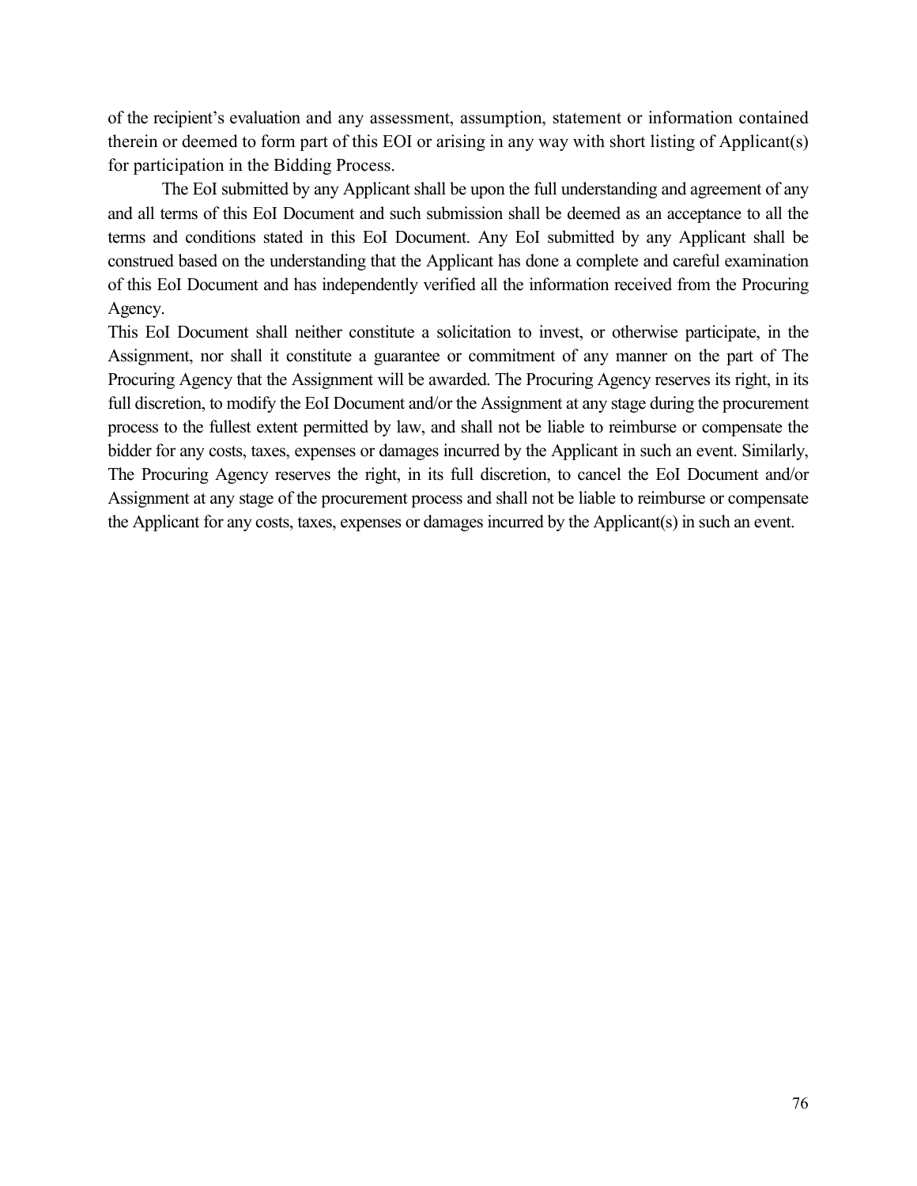of the recipient's evaluation and any assessment, assumption, statement or information contained therein or deemed to form part of this EOI or arising in any way with short listing of Applicant(s) for participation in the Bidding Process.

The EoI submitted by any Applicant shall be upon the full understanding and agreement of any and all terms of this EoI Document and such submission shall be deemed as an acceptance to all the terms and conditions stated in this EoI Document. Any EoI submitted by any Applicant shall be construed based on the understanding that the Applicant has done a complete and careful examination of this EoI Document and has independently verified all the information received from the Procuring Agency.

This EoI Document shall neither constitute a solicitation to invest, or otherwise participate, in the Assignment, nor shall it constitute a guarantee or commitment of any manner on the part of The Procuring Agency that the Assignment will be awarded. The Procuring Agency reserves its right, in its full discretion, to modify the EoI Document and/or the Assignment at any stage during the procurement process to the fullest extent permitted by law, and shall not be liable to reimburse or compensate the bidder for any costs, taxes, expenses or damages incurred by the Applicant in such an event. Similarly, The Procuring Agency reserves the right, in its full discretion, to cancel the EoI Document and/or Assignment at any stage of the procurement process and shall not be liable to reimburse or compensate the Applicant for any costs, taxes, expenses or damages incurred by the Applicant(s) in such an event.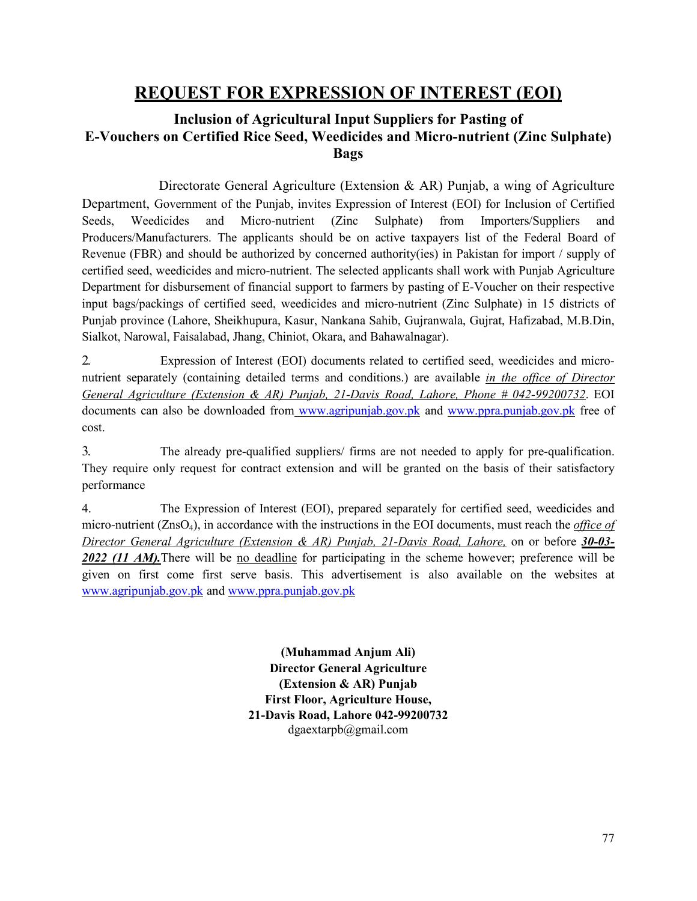# REQUEST FOR EXPRESSION OF INTEREST (EOI)

## Inclusion of Agricultural Input Suppliers for Pasting of E-Vouchers on Certified Rice Seed, Weedicides and Micro-nutrient (Zinc Sulphate) Bags

Directorate General Agriculture (Extension & AR) Punjab, a wing of Agriculture Department, Government of the Punjab, invites Expression of Interest (EOI) for Inclusion of Certified Seeds, Weedicides and Micro-nutrient (Zinc Sulphate) from Importers/Suppliers and Producers/Manufacturers. The applicants should be on active taxpayers list of the Federal Board of Revenue (FBR) and should be authorized by concerned authority(ies) in Pakistan for import / supply of certified seed, weedicides and micro-nutrient. The selected applicants shall work with Punjab Agriculture Department for disbursement of financial support to farmers by pasting of E-Voucher on their respective input bags/packings of certified seed, weedicides and micro-nutrient (Zinc Sulphate) in 15 districts of Punjab province (Lahore, Sheikhupura, Kasur, Nankana Sahib, Gujranwala, Gujrat, Hafizabad, M.B.Din, Sialkot, Narowal, Faisalabad, Jhang, Chiniot, Okara, and Bahawalnagar).

2. Expression of Interest (EOI) documents related to certified seed, weedicides and micro-nutrient separately (containing detailed terms and conditions.) are available ***in the office of Director General Agriculture (Extension & AR) Punjab, 21-Davis Road, Lahore, Phone # 042-99200732***. EOI documents can also be downloaded from www.agripunjab.gov.pk and www.ppra.punjab.gov.pk free of cost.

3. The already pre-qualified suppliers/ firms are not needed to apply for pre-qualification. They require only request for contract extension and will be granted on the basis of their satisfactory performance

4. The Expression of Interest (EOI), prepared separately for certified seed, weedicides and micro-nutrient ($ZnsO_4$), in accordance with the instructions in the EOI documents, must reach the *office of Director General Agriculture (Extension & AR) Punjab, 21-Davis Road, Lahore,* on or before ***30-03-2022 (11 AM).*** There will be no deadline for participating in the scheme however; preference will be given on first come first serve basis. This advertisement is also available on the websites at www.agripunjab.gov.pk and www.ppra.punjab.gov.pk

**(Muhammad Anjum Ali)**
**Director General Agriculture**
**(Extension & AR) Punjab**
**First Floor, Agriculture House,**
**21-Davis Road, Lahore 042-99200732**
dgaextarpb@gmail.com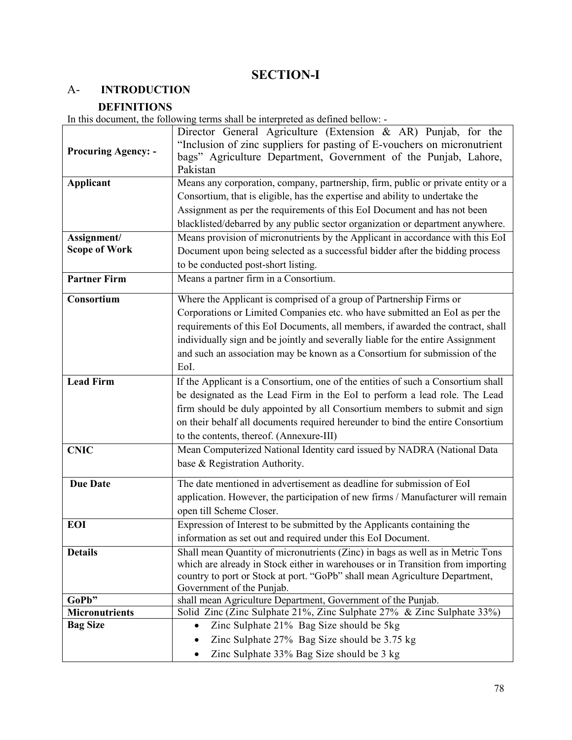# SECTION-I

## A- INTRODUCTION

### DEFINITIONS

In this document, the following terms shall be interpreted as defined bellow: -

| | |
|---|---|
| **Procuring Agency: -** | Director General Agriculture (Extension & AR) Punjab, for the "Inclusion of zinc suppliers for pasting of E-vouchers on micronutrient bags" Agriculture Department, Government of the Punjab, Lahore, Pakistan |
| **Applicant** | Means any corporation, company, partnership, firm, public or private entity or a Consortium, that is eligible, has the expertise and ability to undertake the Assignment as per the requirements of this EoI Document and has not been blacklisted/debarred by any public sector organization or department anywhere. |
| **Assignment/ Scope of Work** | Means provision of micronutrients by the Applicant in accordance with this EoI Document upon being selected as a successful bidder after the bidding process to be conducted post-short listing. |
| **Partner Firm** | Means a partner firm in a Consortium. |
| **Consortium** | Where the Applicant is comprised of a group of Partnership Firms or Corporations or Limited Companies etc. who have submitted an EoI as per the requirements of this EoI Documents, all members, if awarded the contract, shall individually sign and be jointly and severally liable for the entire Assignment and such an association may be known as a Consortium for submission of the EoI. |
| **Lead Firm** | If the Applicant is a Consortium, one of the entities of such a Consortium shall be designated as the Lead Firm in the EoI to perform a lead role. The Lead firm should be duly appointed by all Consortium members to submit and sign on their behalf all documents required hereunder to bind the entire Consortium to the contents, thereof. (Annexure-III) |
| **CNIC** | Mean Computerized National Identity card issued by NADRA (National Data base & Registration Authority. |
| **Due Date** | The date mentioned in advertisement as deadline for submission of EoI application. However, the participation of new firms / Manufacturer will remain open till Scheme Closer. |
| **EOI** | Expression of Interest to be submitted by the Applicants containing the information as set out and required under this EoI Document. |
| **Details** | Shall mean Quantity of micronutrients (Zinc) in bags as well as in Metric Tons which are already in Stock either in warehouses or in Transition from importing country to port or Stock at port. "GoPb" shall mean Agriculture Department, Government of the Punjab. |
| **GoPb"** | shall mean Agriculture Department, Government of the Punjab. |
| **Micronutrients** | Solid Zinc (Zinc Sulphate 21%, Zinc Sulphate 27% & Zinc Sulphate 33%) |
| **Bag Size** | • Zinc Sulphate 21% Bag Size should be 5kg<br>• Zinc Sulphate 27% Bag Size should be 3.75 kg<br>• Zinc Sulphate 33% Bag Size should be 3 kg |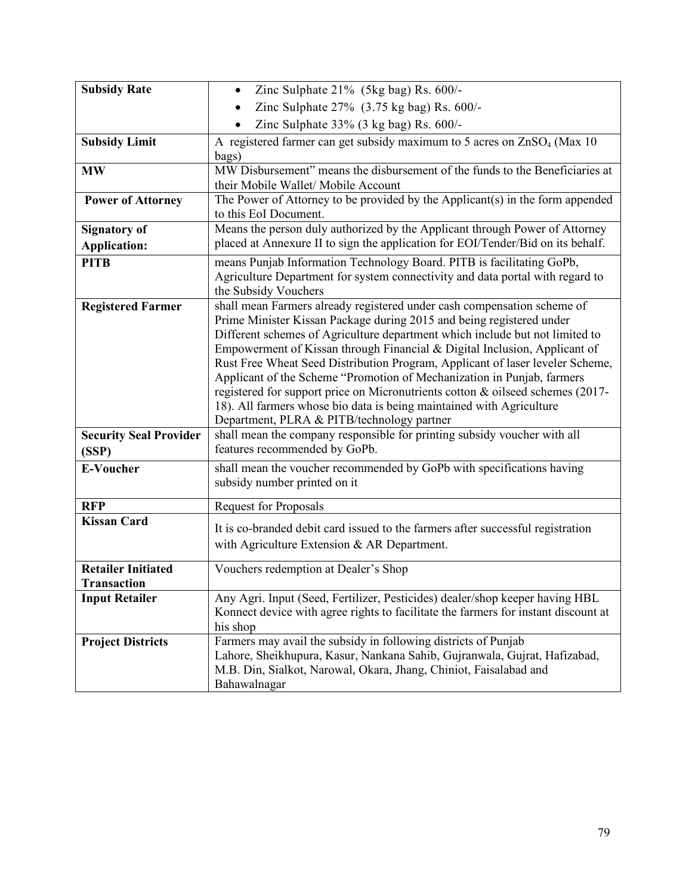| **Subsidy Rate** | • Zinc Sulphate 21% (5kg bag) Rs. 600/-<br>• Zinc Sulphate 27% (3.75 kg bag) Rs. 600/-<br>• Zinc Sulphate 33% (3 kg bag) Rs. 600/- |
|---|---|
| **Subsidy Limit** | A registered farmer can get subsidy maximum to 5 acres on $ZnSO_4$ (Max 10 bags) |
| **MW** | MW Disbursement" means the disbursement of the funds to the Beneficiaries at their Mobile Wallet/ Mobile Account |
| **Power of Attorney** | The Power of Attorney to be provided by the Applicant(s) in the form appended to this EoI Document. |
| **Signatory of Application:** | Means the person duly authorized by the Applicant through Power of Attorney placed at Annexure II to sign the application for EOI/Tender/Bid on its behalf. |
| **PITB** | means Punjab Information Technology Board. PITB is facilitating GoPb, Agriculture Department for system connectivity and data portal with regard to the Subsidy Vouchers |
| **Registered Farmer** | shall mean Farmers already registered under cash compensation scheme of Prime Minister Kissan Package during 2015 and being registered under Different schemes of Agriculture department which include but not limited to Empowerment of Kissan through Financial & Digital Inclusion, Applicant of Rust Free Wheat Seed Distribution Program, Applicant of laser leveler Scheme, Applicant of the Scheme "Promotion of Mechanization in Punjab, farmers registered for support price on Micronutrients cotton & oilseed schemes (2017-18). All farmers whose bio data is being maintained with Agriculture Department, PLRA & PITB/technology partner |
| **Security Seal Provider (SSP)** | shall mean the company responsible for printing subsidy voucher with all features recommended by GoPb. |
| **E-Voucher** | shall mean the voucher recommended by GoPb with specifications having subsidy number printed on it |
| **RFP** | Request for Proposals |
| **Kissan Card** | It is co-branded debit card issued to the farmers after successful registration with Agriculture Extension & AR Department. |
| **Retailer Initiated Transaction** | Vouchers redemption at Dealer's Shop |
| **Input Retailer** | Any Agri. Input (Seed, Fertilizer, Pesticides) dealer/shop keeper having HBL Konnect device with agree rights to facilitate the farmers for instant discount at his shop |
| **Project Districts** | Farmers may avail the subsidy in following districts of Punjab<br>Lahore, Sheikhupura, Kasur, Nankana Sahib, Gujranwala, Gujrat, Hafizabad, M.B. Din, Sialkot, Narowal, Okara, Jhang, Chiniot, Faisalabad and Bahawalnagar |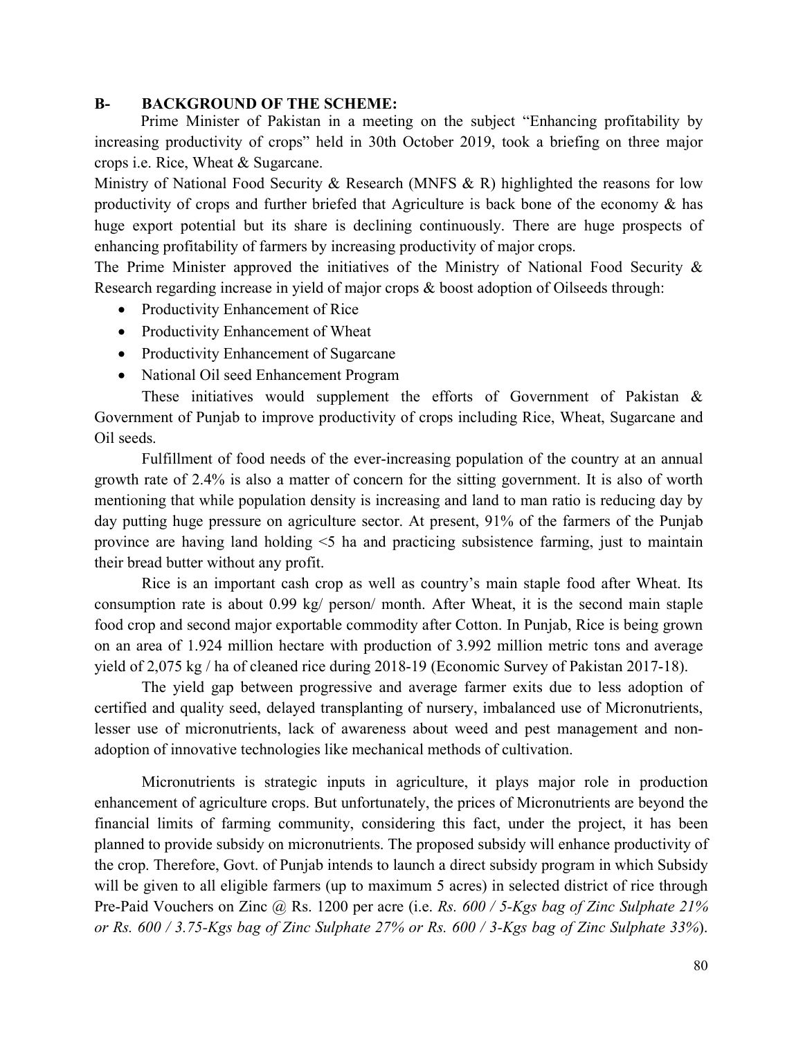## B- BACKGROUND OF THE SCHEME:

Prime Minister of Pakistan in a meeting on the subject "Enhancing profitability by increasing productivity of crops" held in 30th October 2019, took a briefing on three major crops i.e. Rice, Wheat & Sugarcane.

Ministry of National Food Security & Research (MNFS & R) highlighted the reasons for low productivity of crops and further briefed that Agriculture is back bone of the economy & has huge export potential but its share is declining continuously. There are huge prospects of enhancing profitability of farmers by increasing productivity of major crops.

The Prime Minister approved the initiatives of the Ministry of National Food Security & Research regarding increase in yield of major crops & boost adoption of Oilseeds through:

- Productivity Enhancement of Rice
- Productivity Enhancement of Wheat
- Productivity Enhancement of Sugarcane
- National Oil seed Enhancement Program

These initiatives would supplement the efforts of Government of Pakistan & Government of Punjab to improve productivity of crops including Rice, Wheat, Sugarcane and Oil seeds.

Fulfillment of food needs of the ever-increasing population of the country at an annual growth rate of 2.4% is also a matter of concern for the sitting government. It is also of worth mentioning that while population density is increasing and land to man ratio is reducing day by day putting huge pressure on agriculture sector. At present, 91% of the farmers of the Punjab province are having land holding <5 ha and practicing subsistence farming, just to maintain their bread butter without any profit.

Rice is an important cash crop as well as country's main staple food after Wheat. Its consumption rate is about 0.99 kg/ person/ month. After Wheat, it is the second main staple food crop and second major exportable commodity after Cotton. In Punjab, Rice is being grown on an area of 1.924 million hectare with production of 3.992 million metric tons and average yield of 2,075 kg / ha of cleaned rice during 2018-19 (Economic Survey of Pakistan 2017-18).

The yield gap between progressive and average farmer exits due to less adoption of certified and quality seed, delayed transplanting of nursery, imbalanced use of Micronutrients, lesser use of micronutrients, lack of awareness about weed and pest management and non-adoption of innovative technologies like mechanical methods of cultivation.

Micronutrients is strategic inputs in agriculture, it plays major role in production enhancement of agriculture crops. But unfortunately, the prices of Micronutrients are beyond the financial limits of farming community, considering this fact, under the project, it has been planned to provide subsidy on micronutrients. The proposed subsidy will enhance productivity of the crop. Therefore, Govt. of Punjab intends to launch a direct subsidy program in which Subsidy will be given to all eligible farmers (up to maximum 5 acres) in selected district of rice through Pre-Paid Vouchers on Zinc @ Rs. 1200 per acre (i.e. *Rs. 600 / 5-Kgs bag of Zinc Sulphate 21% or Rs. 600 / 3.75-Kgs bag of Zinc Sulphate 27% or Rs. 600 / 3-Kgs bag of Zinc Sulphate 33%*).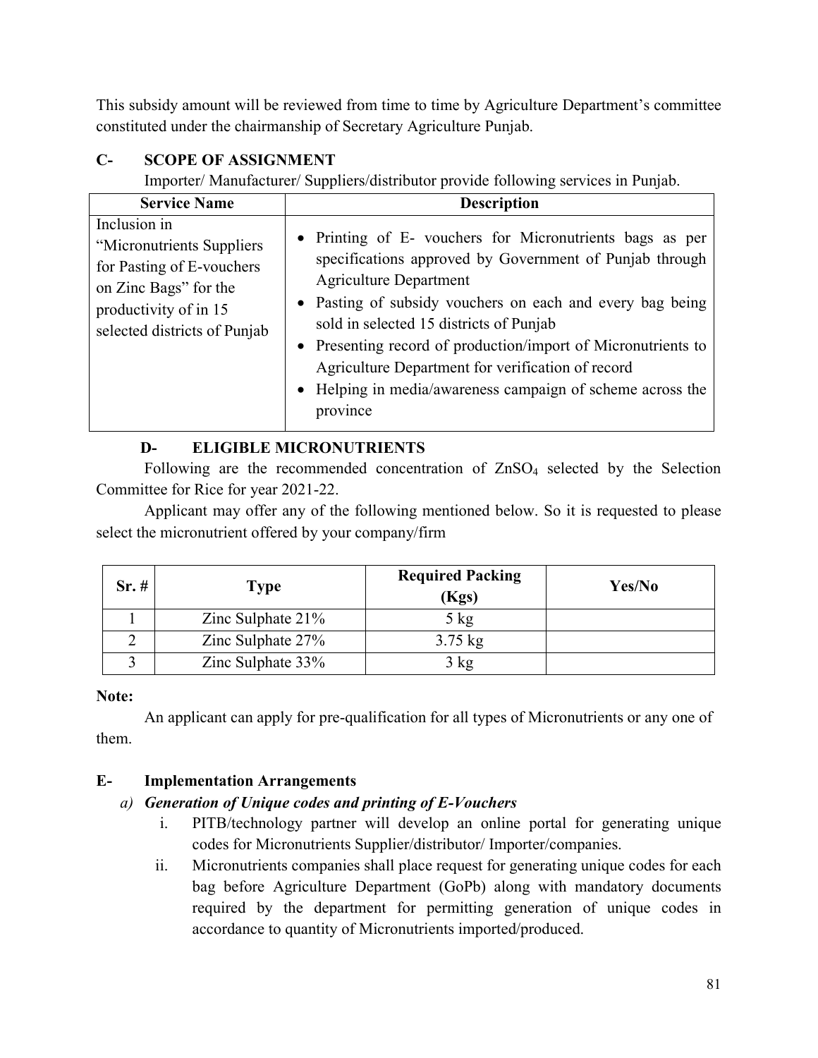This subsidy amount will be reviewed from time to time by Agriculture Department's committee constituted under the chairmanship of Secretary Agriculture Punjab.

## C- SCOPE OF ASSIGNMENT

Importer/ Manufacturer/ Suppliers/distributor provide following services in Punjab.

| Service Name | Description |
|---|---|
| Inclusion in "Micronutrients Suppliers for Pasting of E-vouchers on Zinc Bags" for the productivity of in 15 selected districts of Punjab | • Printing of E- vouchers for Micronutrients bags as per specifications approved by Government of Punjab through Agriculture Department<br>• Pasting of subsidy vouchers on each and every bag being sold in selected 15 districts of Punjab<br>• Presenting record of production/import of Micronutrients to Agriculture Department for verification of record<br>• Helping in media/awareness campaign of scheme across the province |

## D- ELIGIBLE MICRONUTRIENTS

Following are the recommended concentration of $ZnSO_4$ selected by the Selection Committee for Rice for year 2021-22.

Applicant may offer any of the following mentioned below. So it is requested to please select the micronutrient offered by your company/firm

| Sr. # | Type | Required Packing (Kgs) | Yes/No |
|---|---|---|---|
| 1 | Zinc Sulphate 21% | 5 kg | |
| 2 | Zinc Sulphate 27% | 3.75 kg | |
| 3 | Zinc Sulphate 33% | 3 kg | |

**Note:**

An applicant can apply for pre-qualification for all types of Micronutrients or any one of them.

## E- Implementation Arrangements

*a)* ***Generation of Unique codes and printing of E-Vouchers***

i. PITB/technology partner will develop an online portal for generating unique codes for Micronutrients Supplier/distributor/ Importer/companies.

ii. Micronutrients companies shall place request for generating unique codes for each bag before Agriculture Department (GoPb) along with mandatory documents required by the department for permitting generation of unique codes in accordance to quantity of Micronutrients imported/produced.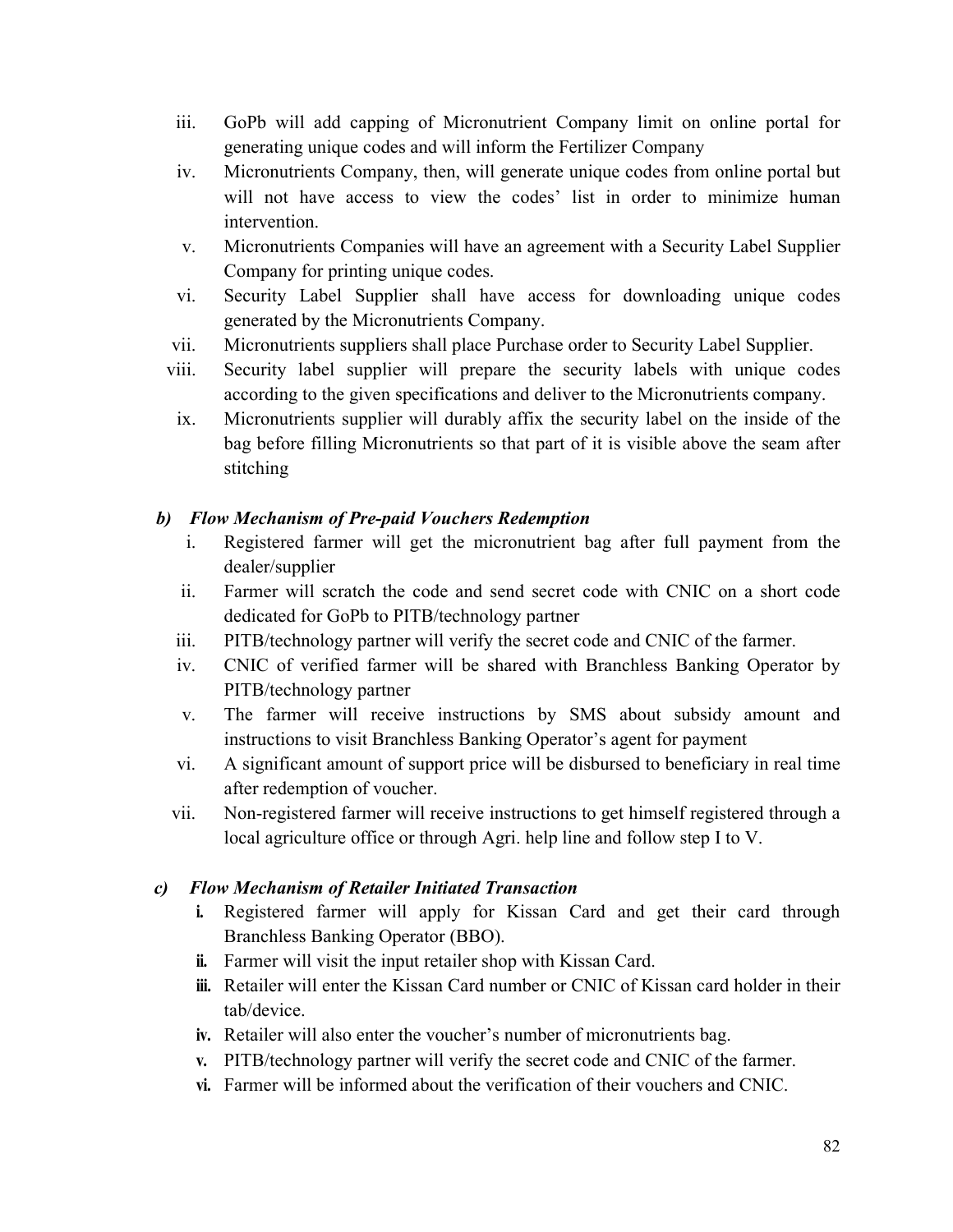iii. GoPb will add capping of Micronutrient Company limit on online portal for generating unique codes and will inform the Fertilizer Company

iv. Micronutrients Company, then, will generate unique codes from online portal but will not have access to view the codes' list in order to minimize human intervention.

v. Micronutrients Companies will have an agreement with a Security Label Supplier Company for printing unique codes.

vi. Security Label Supplier shall have access for downloading unique codes generated by the Micronutrients Company.

vii. Micronutrients suppliers shall place Purchase order to Security Label Supplier.

viii. Security label supplier will prepare the security labels with unique codes according to the given specifications and deliver to the Micronutrients company.

ix. Micronutrients supplier will durably affix the security label on the inside of the bag before filling Micronutrients so that part of it is visible above the seam after stitching

***b) Flow Mechanism of Pre-paid Vouchers Redemption***

i. Registered farmer will get the micronutrient bag after full payment from the dealer/supplier

ii. Farmer will scratch the code and send secret code with CNIC on a short code dedicated for GoPb to PITB/technology partner

iii. PITB/technology partner will verify the secret code and CNIC of the farmer.

iv. CNIC of verified farmer will be shared with Branchless Banking Operator by PITB/technology partner

v. The farmer will receive instructions by SMS about subsidy amount and instructions to visit Branchless Banking Operator's agent for payment

vi. A significant amount of support price will be disbursed to beneficiary in real time after redemption of voucher.

vii. Non-registered farmer will receive instructions to get himself registered through a local agriculture office or through Agri. help line and follow step I to V.

***c) Flow Mechanism of Retailer Initiated Transaction***

**i.** Registered farmer will apply for Kissan Card and get their card through Branchless Banking Operator (BBO).

**ii.** Farmer will visit the input retailer shop with Kissan Card.

**iii.** Retailer will enter the Kissan Card number or CNIC of Kissan card holder in their tab/device.

**iv.** Retailer will also enter the voucher's number of micronutrients bag.

**v.** PITB/technology partner will verify the secret code and CNIC of the farmer.

**vi.** Farmer will be informed about the verification of their vouchers and CNIC.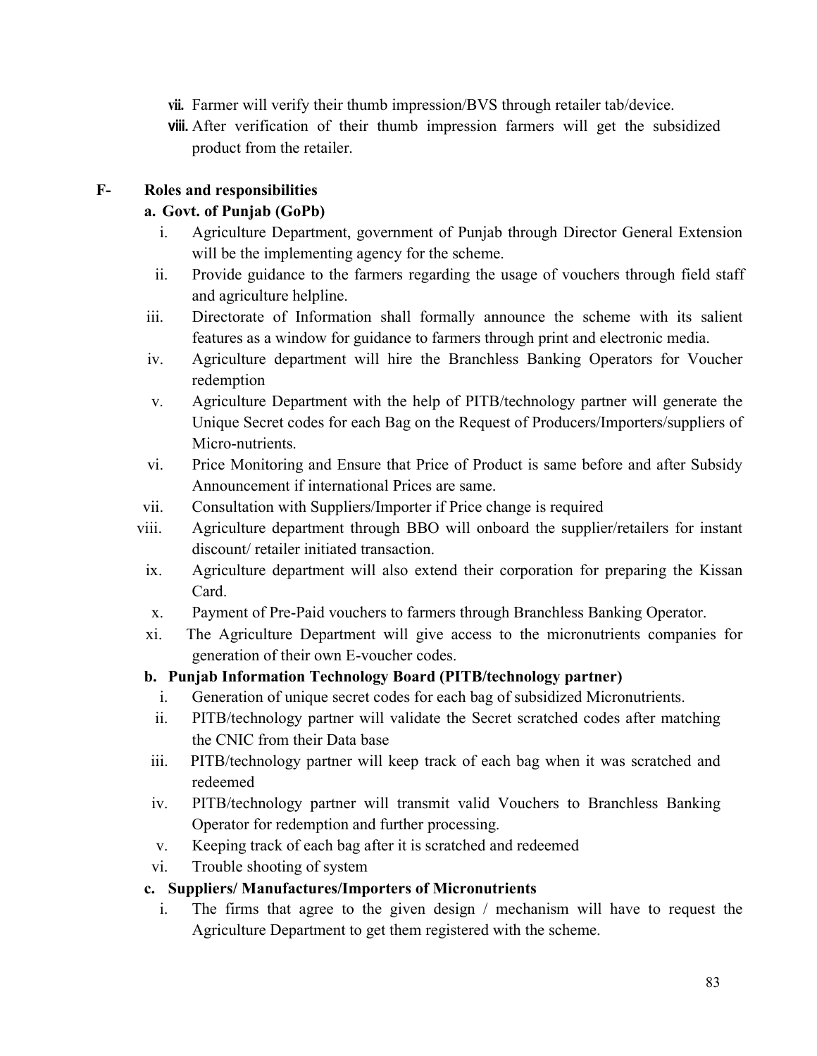vii. Farmer will verify their thumb impression/BVS through retailer tab/device.

viii. After verification of their thumb impression farmers will get the subsidized product from the retailer.

**F- Roles and responsibilities**

**a. Govt. of Punjab (GoPb)**

i. Agriculture Department, government of Punjab through Director General Extension will be the implementing agency for the scheme.

ii. Provide guidance to the farmers regarding the usage of vouchers through field staff and agriculture helpline.

iii. Directorate of Information shall formally announce the scheme with its salient features as a window for guidance to farmers through print and electronic media.

iv. Agriculture department will hire the Branchless Banking Operators for Voucher redemption

v. Agriculture Department with the help of PITB/technology partner will generate the Unique Secret codes for each Bag on the Request of Producers/Importers/suppliers of Micro-nutrients.

vi. Price Monitoring and Ensure that Price of Product is same before and after Subsidy Announcement if international Prices are same.

vii. Consultation with Suppliers/Importer if Price change is required

viii. Agriculture department through BBO will onboard the supplier/retailers for instant discount/ retailer initiated transaction.

ix. Agriculture department will also extend their corporation for preparing the Kissan Card.

x. Payment of Pre-Paid vouchers to farmers through Branchless Banking Operator.

xi. The Agriculture Department will give access to the micronutrients companies for generation of their own E-voucher codes.

**b. Punjab Information Technology Board (PITB/technology partner)**

i. Generation of unique secret codes for each bag of subsidized Micronutrients.

ii. PITB/technology partner will validate the Secret scratched codes after matching the CNIC from their Data base

iii. PITB/technology partner will keep track of each bag when it was scratched and redeemed

iv. PITB/technology partner will transmit valid Vouchers to Branchless Banking Operator for redemption and further processing.

v. Keeping track of each bag after it is scratched and redeemed

vi. Trouble shooting of system

**c. Suppliers/ Manufactures/Importers of Micronutrients**

i. The firms that agree to the given design / mechanism will have to request the Agriculture Department to get them registered with the scheme.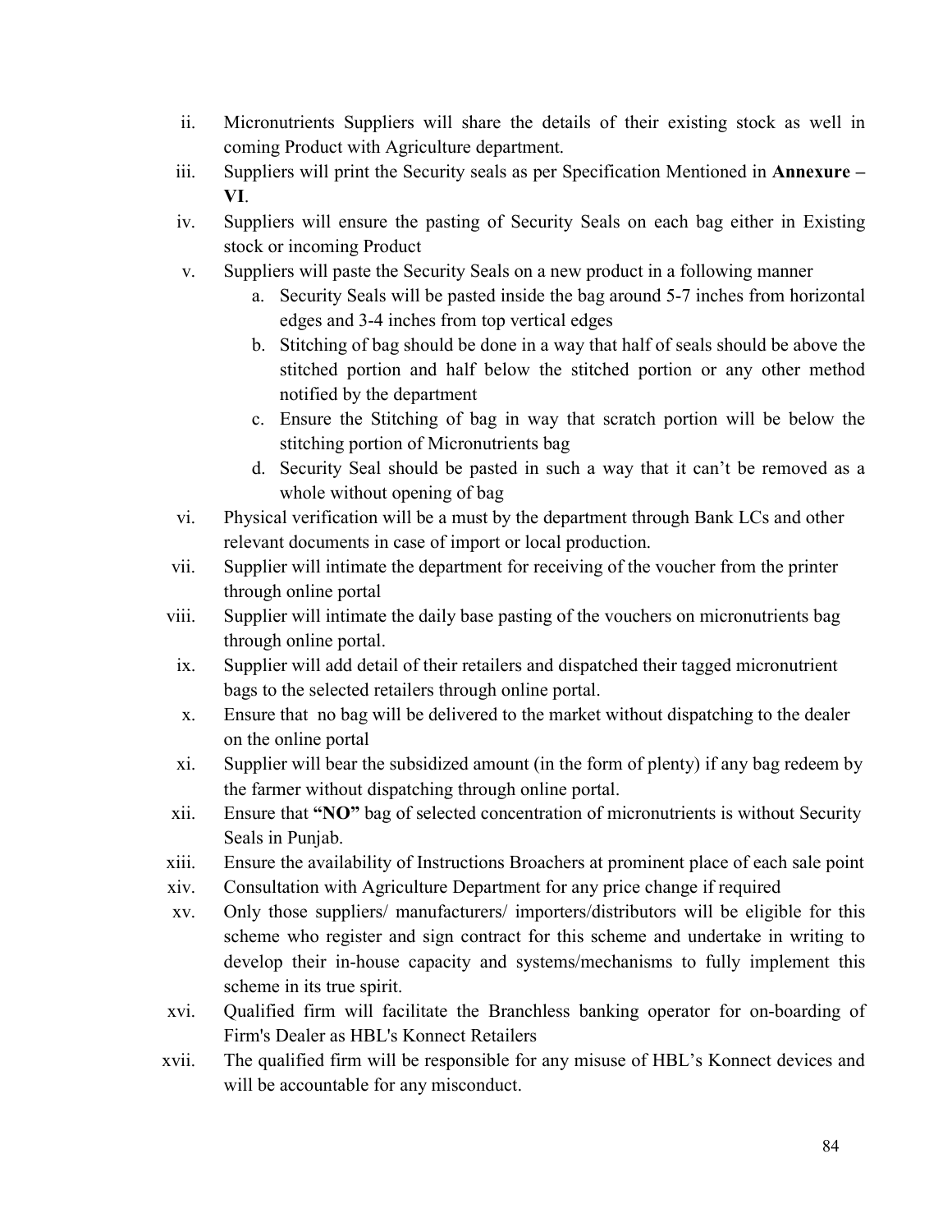ii. Micronutrients Suppliers will share the details of their existing stock as well in coming Product with Agriculture department.

iii. Suppliers will print the Security seals as per Specification Mentioned in **Annexure – VI**.

iv. Suppliers will ensure the pasting of Security Seals on each bag either in Existing stock or incoming Product

v. Suppliers will paste the Security Seals on a new product in a following manner
   a. Security Seals will be pasted inside the bag around 5-7 inches from horizontal edges and 3-4 inches from top vertical edges
   b. Stitching of bag should be done in a way that half of seals should be above the stitched portion and half below the stitched portion or any other method notified by the department
   c. Ensure the Stitching of bag in way that scratch portion will be below the stitching portion of Micronutrients bag
   d. Security Seal should be pasted in such a way that it can't be removed as a whole without opening of bag

vi. Physical verification will be a must by the department through Bank LCs and other relevant documents in case of import or local production.

vii. Supplier will intimate the department for receiving of the voucher from the printer through online portal

viii. Supplier will intimate the daily base pasting of the vouchers on micronutrients bag through online portal.

ix. Supplier will add detail of their retailers and dispatched their tagged micronutrient bags to the selected retailers through online portal.

x. Ensure that no bag will be delivered to the market without dispatching to the dealer on the online portal

xi. Supplier will bear the subsidized amount (in the form of plenty) if any bag redeem by the farmer without dispatching through online portal.

xii. Ensure that **"NO"** bag of selected concentration of micronutrients is without Security Seals in Punjab.

xiii. Ensure the availability of Instructions Broachers at prominent place of each sale point

xiv. Consultation with Agriculture Department for any price change if required

xv. Only those suppliers/ manufacturers/ importers/distributors will be eligible for this scheme who register and sign contract for this scheme and undertake in writing to develop their in-house capacity and systems/mechanisms to fully implement this scheme in its true spirit.

xvi. Qualified firm will facilitate the Branchless banking operator for on-boarding of Firm's Dealer as HBL's Konnect Retailers

xvii. The qualified firm will be responsible for any misuse of HBL's Konnect devices and will be accountable for any misconduct.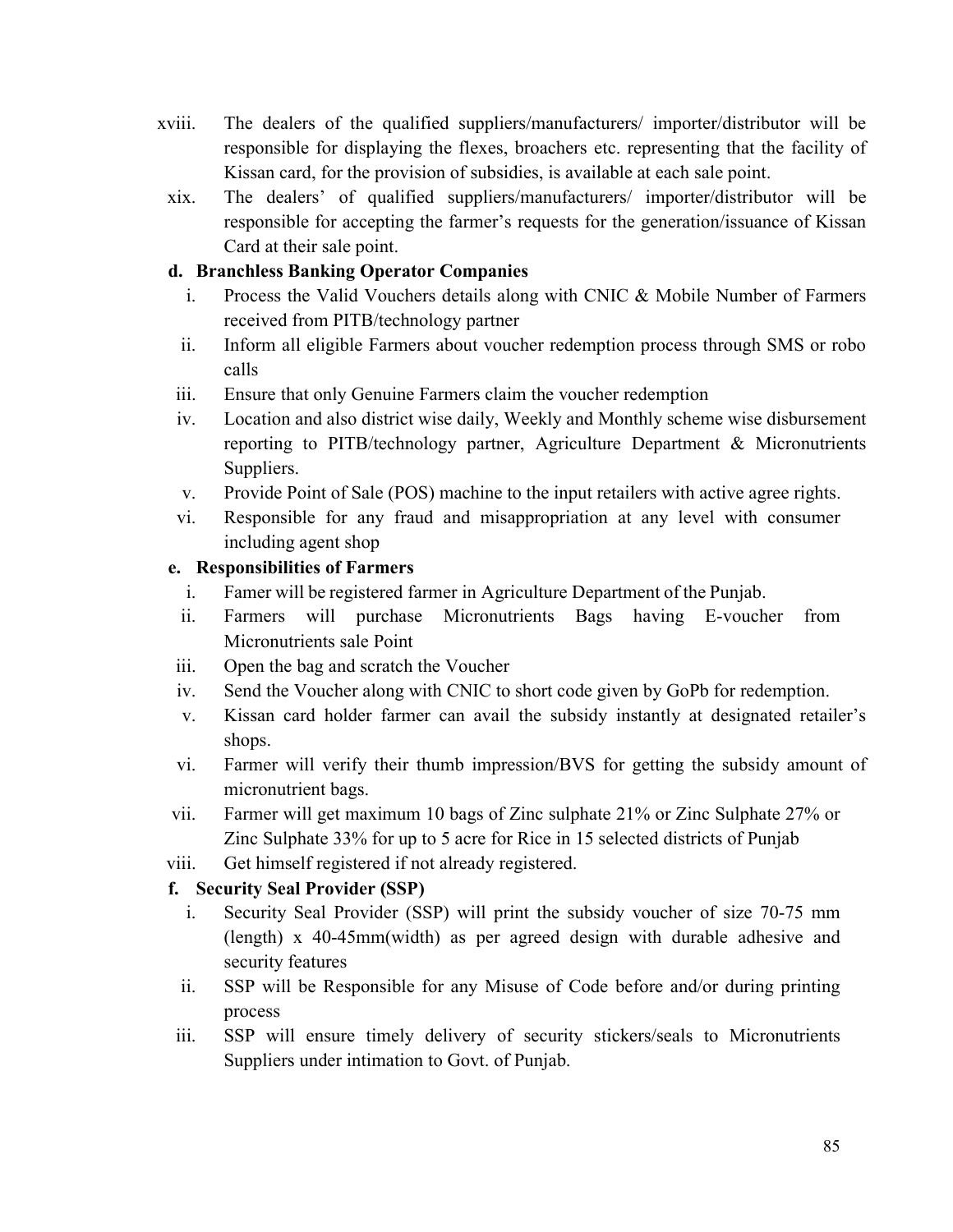xviii. The dealers of the qualified suppliers/manufacturers/ importer/distributor will be responsible for displaying the flexes, broachers etc. representing that the facility of Kissan card, for the provision of subsidies, is available at each sale point.

xix. The dealers' of qualified suppliers/manufacturers/ importer/distributor will be responsible for accepting the farmer's requests for the generation/issuance of Kissan Card at their sale point.

**d. Branchless Banking Operator Companies**

i. Process the Valid Vouchers details along with CNIC & Mobile Number of Farmers received from PITB/technology partner

ii. Inform all eligible Farmers about voucher redemption process through SMS or robo calls

iii. Ensure that only Genuine Farmers claim the voucher redemption

iv. Location and also district wise daily, Weekly and Monthly scheme wise disbursement reporting to PITB/technology partner, Agriculture Department & Micronutrients Suppliers.

v. Provide Point of Sale (POS) machine to the input retailers with active agree rights.

vi. Responsible for any fraud and misappropriation at any level with consumer including agent shop

**e. Responsibilities of Farmers**

i. Famer will be registered farmer in Agriculture Department of the Punjab.

ii. Farmers will purchase Micronutrients Bags having E-voucher from Micronutrients sale Point

iii. Open the bag and scratch the Voucher

iv. Send the Voucher along with CNIC to short code given by GoPb for redemption.

v. Kissan card holder farmer can avail the subsidy instantly at designated retailer's shops.

vi. Farmer will verify their thumb impression/BVS for getting the subsidy amount of micronutrient bags.

vii. Farmer will get maximum 10 bags of Zinc sulphate 21% or Zinc Sulphate 27% or Zinc Sulphate 33% for up to 5 acre for Rice in 15 selected districts of Punjab

viii. Get himself registered if not already registered.

**f. Security Seal Provider (SSP)**

i. Security Seal Provider (SSP) will print the subsidy voucher of size 70-75 mm (length) x 40-45mm(width) as per agreed design with durable adhesive and security features

ii. SSP will be Responsible for any Misuse of Code before and/or during printing process

iii. SSP will ensure timely delivery of security stickers/seals to Micronutrients Suppliers under intimation to Govt. of Punjab.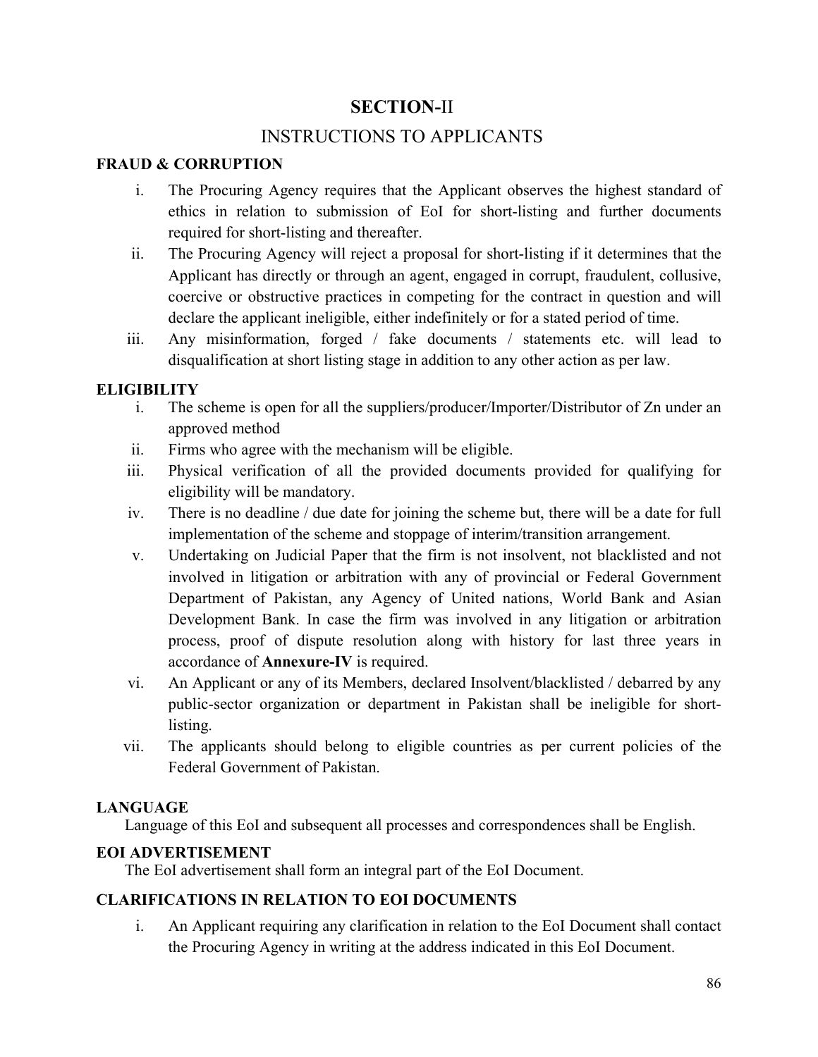# SECTION-II

## INSTRUCTIONS TO APPLICANTS

### FRAUD & CORRUPTION

i. The Procuring Agency requires that the Applicant observes the highest standard of ethics in relation to submission of EoI for short-listing and further documents required for short-listing and thereafter.

ii. The Procuring Agency will reject a proposal for short-listing if it determines that the Applicant has directly or through an agent, engaged in corrupt, fraudulent, collusive, coercive or obstructive practices in competing for the contract in question and will declare the applicant ineligible, either indefinitely or for a stated period of time.

iii. Any misinformation, forged / fake documents / statements etc. will lead to disqualification at short listing stage in addition to any other action as per law.

### ELIGIBILITY

i. The scheme is open for all the suppliers/producer/Importer/Distributor of Zn under an approved method

ii. Firms who agree with the mechanism will be eligible.

iii. Physical verification of all the provided documents provided for qualifying for eligibility will be mandatory.

iv. There is no deadline / due date for joining the scheme but, there will be a date for full implementation of the scheme and stoppage of interim/transition arrangement.

v. Undertaking on Judicial Paper that the firm is not insolvent, not blacklisted and not involved in litigation or arbitration with any of provincial or Federal Government Department of Pakistan, any Agency of United nations, World Bank and Asian Development Bank. In case the firm was involved in any litigation or arbitration process, proof of dispute resolution along with history for last three years in accordance of **Annexure-IV** is required.

vi. An Applicant or any of its Members, declared Insolvent/blacklisted / debarred by any public-sector organization or department in Pakistan shall be ineligible for short-listing.

vii. The applicants should belong to eligible countries as per current policies of the Federal Government of Pakistan.

### LANGUAGE

Language of this EoI and subsequent all processes and correspondences shall be English.

### EOI ADVERTISEMENT

The EoI advertisement shall form an integral part of the EoI Document.

### CLARIFICATIONS IN RELATION TO EOI DOCUMENTS

i. An Applicant requiring any clarification in relation to the EoI Document shall contact the Procuring Agency in writing at the address indicated in this EoI Document.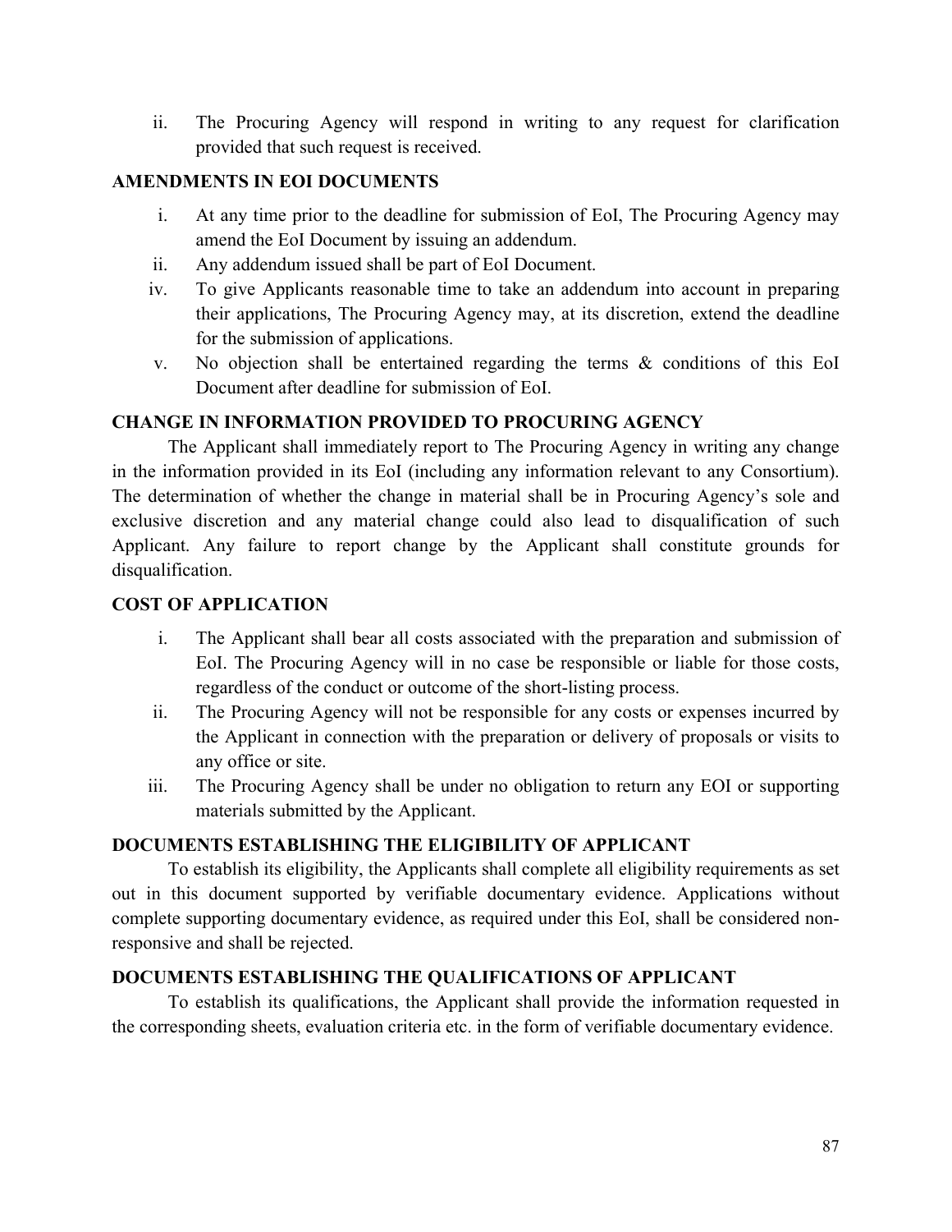ii. The Procuring Agency will respond in writing to any request for clarification provided that such request is received.

**AMENDMENTS IN EOI DOCUMENTS**

i. At any time prior to the deadline for submission of EoI, The Procuring Agency may amend the EoI Document by issuing an addendum.

ii. Any addendum issued shall be part of EoI Document.

iv. To give Applicants reasonable time to take an addendum into account in preparing their applications, The Procuring Agency may, at its discretion, extend the deadline for the submission of applications.

v. No objection shall be entertained regarding the terms & conditions of this EoI Document after deadline for submission of EoI.

**CHANGE IN INFORMATION PROVIDED TO PROCURING AGENCY**

The Applicant shall immediately report to The Procuring Agency in writing any change in the information provided in its EoI (including any information relevant to any Consortium). The determination of whether the change in material shall be in Procuring Agency's sole and exclusive discretion and any material change could also lead to disqualification of such Applicant. Any failure to report change by the Applicant shall constitute grounds for disqualification.

**COST OF APPLICATION**

i. The Applicant shall bear all costs associated with the preparation and submission of EoI. The Procuring Agency will in no case be responsible or liable for those costs, regardless of the conduct or outcome of the short-listing process.

ii. The Procuring Agency will not be responsible for any costs or expenses incurred by the Applicant in connection with the preparation or delivery of proposals or visits to any office or site.

iii. The Procuring Agency shall be under no obligation to return any EOI or supporting materials submitted by the Applicant.

**DOCUMENTS ESTABLISHING THE ELIGIBILITY OF APPLICANT**

To establish its eligibility, the Applicants shall complete all eligibility requirements as set out in this document supported by verifiable documentary evidence. Applications without complete supporting documentary evidence, as required under this EoI, shall be considered non-responsive and shall be rejected.

**DOCUMENTS ESTABLISHING THE QUALIFICATIONS OF APPLICANT**

To establish its qualifications, the Applicant shall provide the information requested in the corresponding sheets, evaluation criteria etc. in the form of verifiable documentary evidence.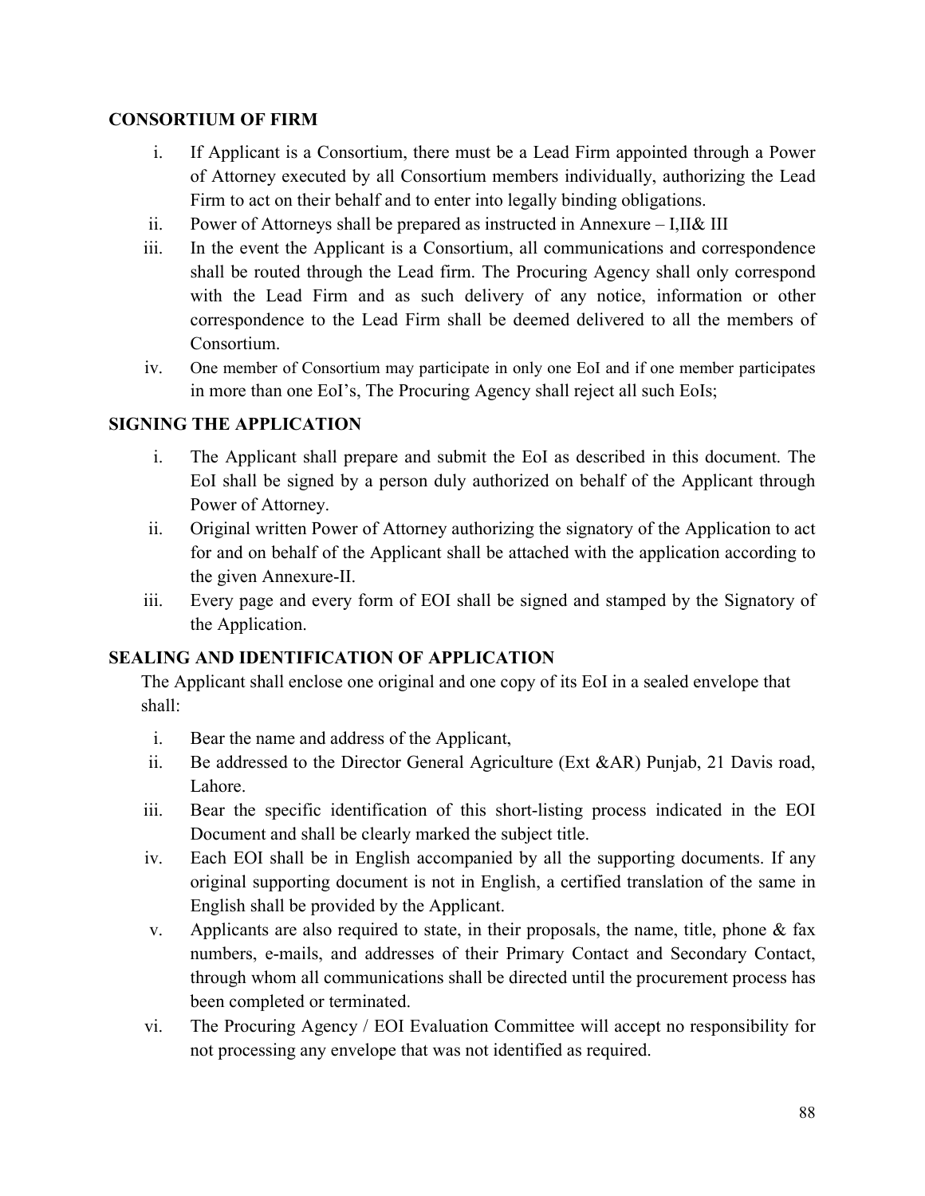## CONSORTIUM OF FIRM

i. If Applicant is a Consortium, there must be a Lead Firm appointed through a Power of Attorney executed by all Consortium members individually, authorizing the Lead Firm to act on their behalf and to enter into legally binding obligations.
ii. Power of Attorneys shall be prepared as instructed in Annexure – I,II& III
iii. In the event the Applicant is a Consortium, all communications and correspondence shall be routed through the Lead firm. The Procuring Agency shall only correspond with the Lead Firm and as such delivery of any notice, information or other correspondence to the Lead Firm shall be deemed delivered to all the members of Consortium.
iv. One member of Consortium may participate in only one EoI and if one member participates in more than one EoI's, The Procuring Agency shall reject all such EoIs;

## SIGNING THE APPLICATION

i. The Applicant shall prepare and submit the EoI as described in this document. The EoI shall be signed by a person duly authorized on behalf of the Applicant through Power of Attorney.
ii. Original written Power of Attorney authorizing the signatory of the Application to act for and on behalf of the Applicant shall be attached with the application according to the given Annexure-II.
iii. Every page and every form of EOI shall be signed and stamped by the Signatory of the Application.

## SEALING AND IDENTIFICATION OF APPLICATION

The Applicant shall enclose one original and one copy of its EoI in a sealed envelope that shall:

i. Bear the name and address of the Applicant,
ii. Be addressed to the Director General Agriculture (Ext &AR) Punjab, 21 Davis road, Lahore.
iii. Bear the specific identification of this short-listing process indicated in the EOI Document and shall be clearly marked the subject title.
iv. Each EOI shall be in English accompanied by all the supporting documents. If any original supporting document is not in English, a certified translation of the same in English shall be provided by the Applicant.
v. Applicants are also required to state, in their proposals, the name, title, phone & fax numbers, e-mails, and addresses of their Primary Contact and Secondary Contact, through whom all communications shall be directed until the procurement process has been completed or terminated.
vi. The Procuring Agency / EOI Evaluation Committee will accept no responsibility for not processing any envelope that was not identified as required.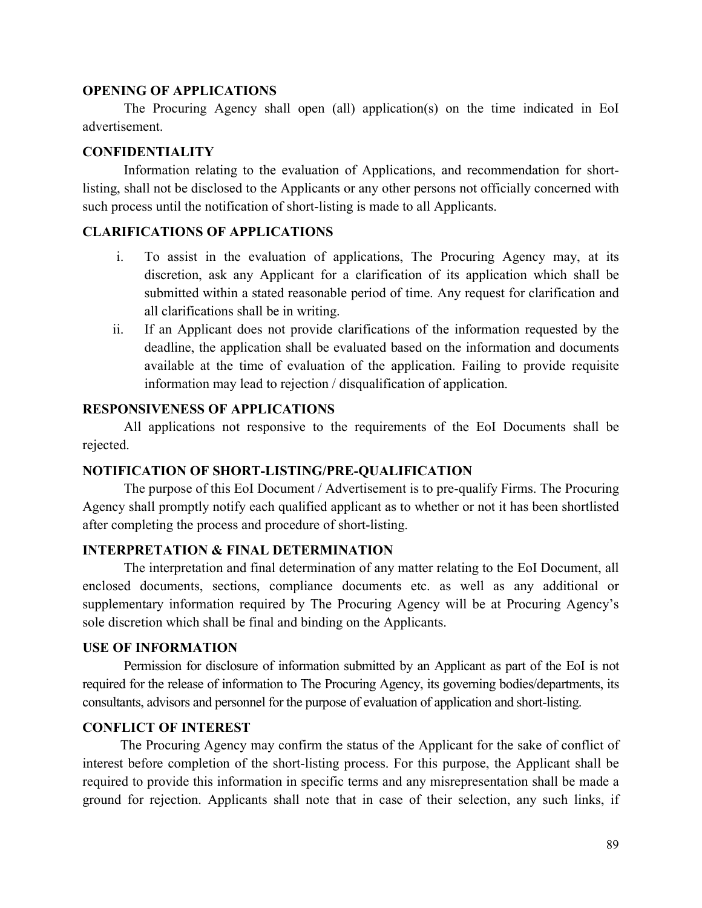**OPENING OF APPLICATIONS**

The Procuring Agency shall open (all) application(s) on the time indicated in EoI advertisement.

**CONFIDENTIALITY**

Information relating to the evaluation of Applications, and recommendation for short-listing, shall not be disclosed to the Applicants or any other persons not officially concerned with such process until the notification of short-listing is made to all Applicants.

**CLARIFICATIONS OF APPLICATIONS**

i. To assist in the evaluation of applications, The Procuring Agency may, at its discretion, ask any Applicant for a clarification of its application which shall be submitted within a stated reasonable period of time. Any request for clarification and all clarifications shall be in writing.

ii. If an Applicant does not provide clarifications of the information requested by the deadline, the application shall be evaluated based on the information and documents available at the time of evaluation of the application. Failing to provide requisite information may lead to rejection / disqualification of application.

**RESPONSIVENESS OF APPLICATIONS**

All applications not responsive to the requirements of the EoI Documents shall be rejected.

**NOTIFICATION OF SHORT-LISTING/PRE-QUALIFICATION**

The purpose of this EoI Document / Advertisement is to pre-qualify Firms. The Procuring Agency shall promptly notify each qualified applicant as to whether or not it has been shortlisted after completing the process and procedure of short-listing.

**INTERPRETATION & FINAL DETERMINATION**

The interpretation and final determination of any matter relating to the EoI Document, all enclosed documents, sections, compliance documents etc. as well as any additional or supplementary information required by The Procuring Agency will be at Procuring Agency's sole discretion which shall be final and binding on the Applicants.

**USE OF INFORMATION**

Permission for disclosure of information submitted by an Applicant as part of the EoI is not required for the release of information to The Procuring Agency, its governing bodies/departments, its consultants, advisors and personnel for the purpose of evaluation of application and short-listing.

**CONFLICT OF INTEREST**

The Procuring Agency may confirm the status of the Applicant for the sake of conflict of interest before completion of the short-listing process. For this purpose, the Applicant shall be required to provide this information in specific terms and any misrepresentation shall be made a ground for rejection. Applicants shall note that in case of their selection, any such links, if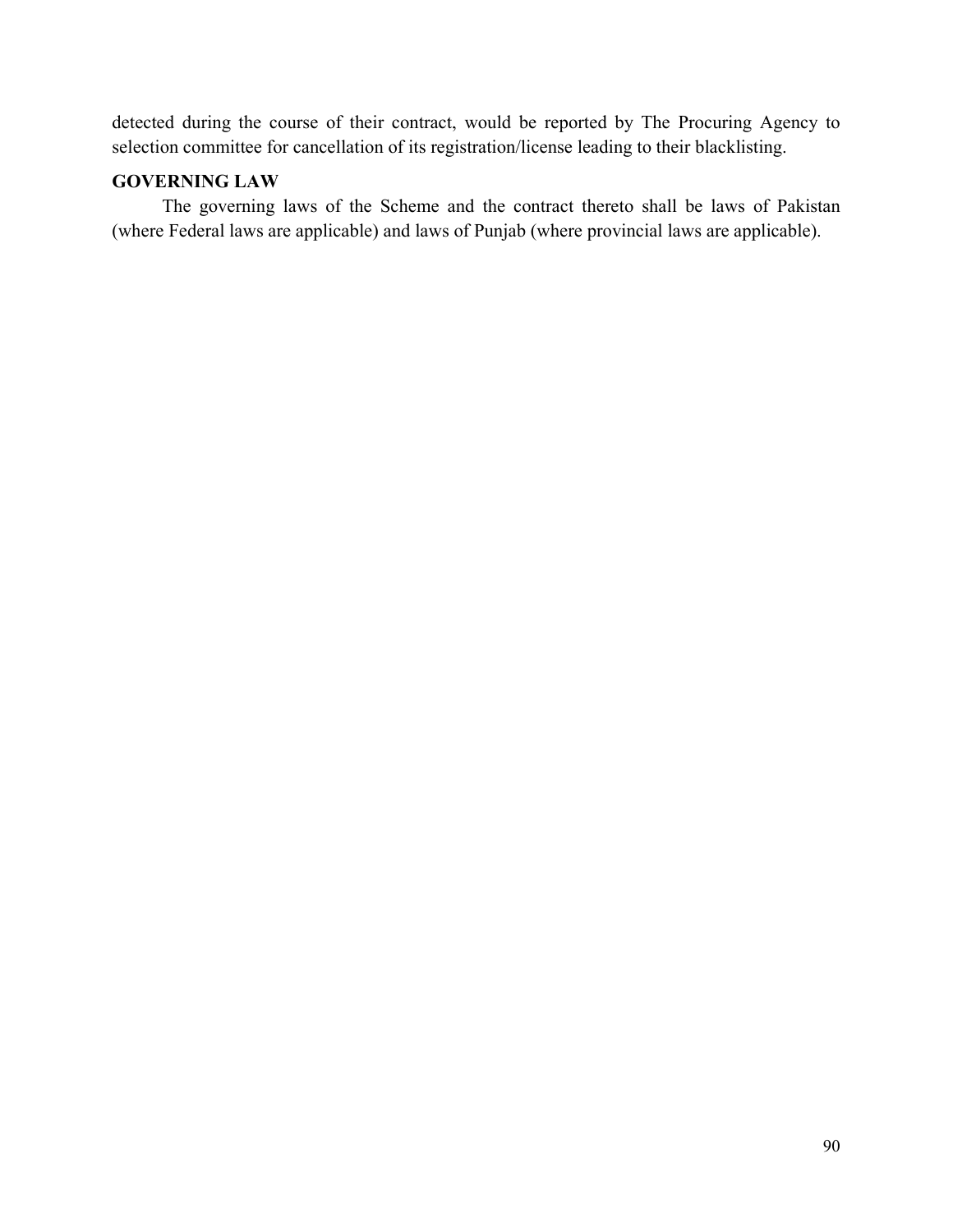detected during the course of their contract, would be reported by The Procuring Agency to selection committee for cancellation of its registration/license leading to their blacklisting.

**GOVERNING LAW**

The governing laws of the Scheme and the contract thereto shall be laws of Pakistan (where Federal laws are applicable) and laws of Punjab (where provincial laws are applicable).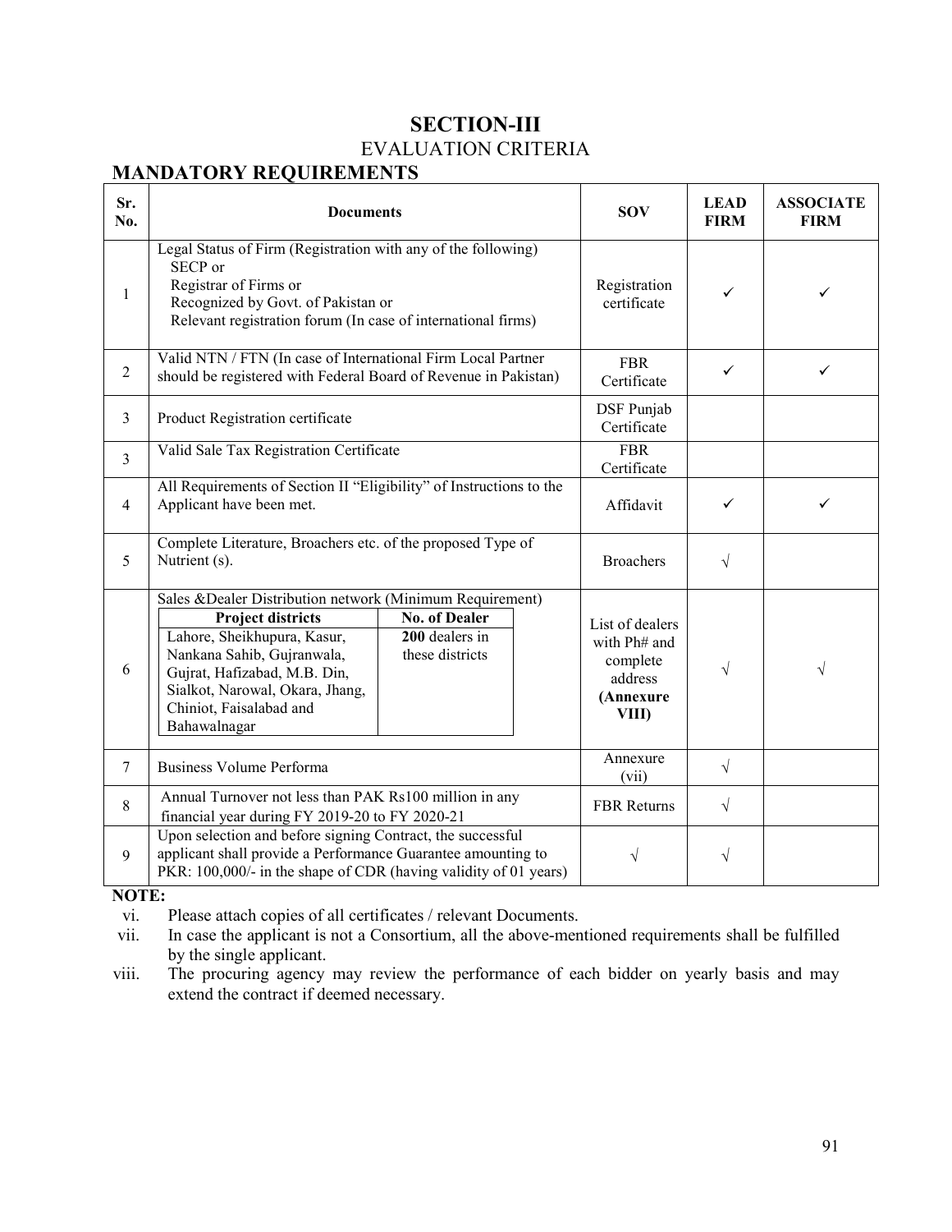# SECTION-III

## EVALUATION CRITERIA

## MANDATORY REQUIREMENTS

| Sr. No. | Documents | SOV | LEAD FIRM | ASSOCIATE FIRM |
|---|---|---|---|---|
| 1 | Legal Status of Firm (Registration with any of the following)<br>SECP or<br>Registrar of Firms or<br>Recognized by Govt. of Pakistan or<br>Relevant registration forum (In case of international firms) | Registration certificate | ✓ | ✓ |
| 2 | Valid NTN / FTN (In case of International Firm Local Partner should be registered with Federal Board of Revenue in Pakistan) | FBR Certificate | ✓ | ✓ |
| 3 | Product Registration certificate | DSF Punjab Certificate | | |
| 3 | Valid Sale Tax Registration Certificate | FBR Certificate | | |
| 4 | All Requirements of Section II "Eligibility" of Instructions to the Applicant have been met. | Affidavit | ✓ | ✓ |
| 5 | Complete Literature, Broachers etc. of the proposed Type of Nutrient (s). | Broachers | √ | |
| 6 | Sales &Dealer Distribution network (Minimum Requirement)<br>**Project districts:** Lahore, Sheikhupura, Kasur, Nankana Sahib, Gujranwala, Gujrat, Hafizabad, M.B. Din, Sialkot, Narowal, Okara, Jhang, Chiniot, Faisalabad and Bahawalnagar<br>**No. of Dealer:** **200** dealers in these districts | List of dealers with Ph# and complete address **(Annexure VIII)** | √ | √ |
| 7 | Business Volume Performa | Annexure (vii) | √ | |
| 8 | Annual Turnover not less than PAK Rs100 million in any financial year during FY 2019-20 to FY 2020-21 | FBR Returns | √ | |
| 9 | Upon selection and before signing Contract, the successful applicant shall provide a Performance Guarantee amounting to PKR: 100,000/- in the shape of CDR (having validity of 01 years) | √ | √ | |

**NOTE:**

vi. Please attach copies of all certificates / relevant Documents.

vii. In case the applicant is not a Consortium, all the above-mentioned requirements shall be fulfilled by the single applicant.

viii. The procuring agency may review the performance of each bidder on yearly basis and may extend the contract if deemed necessary.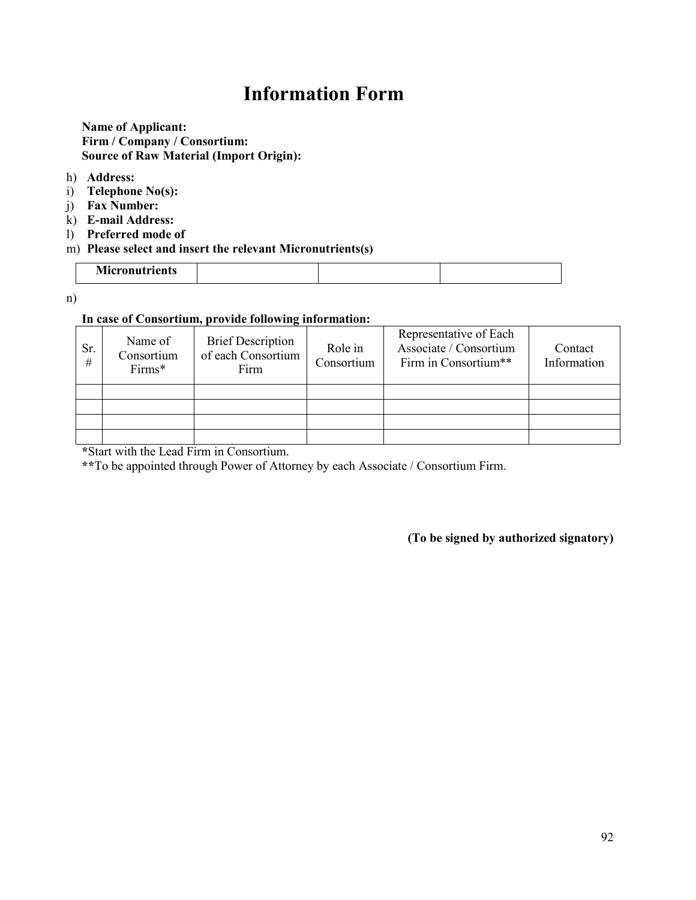// Information Form

# Information Form

**Name of Applicant:**
**Firm / Company / Consortium:**
**Source of Raw Material (Import Origin):**

h) **Address:**
i) **Telephone No(s):**
j) **Fax Number:**
k) **E-mail Address:**
l) **Preferred mode of**
m) **Please select and insert the relevant Micronutrients(s)**

| **Micronutrients** | | | |
|---|---|---|---|

n)

**In case of Consortium, provide following information:**

| Sr. # | Name of Consortium Firms* | Brief Description of each Consortium Firm | Role in Consortium | Representative of Each Associate / Consortium Firm in Consortium** | Contact Information |
|---|---|---|---|---|---|
| | | | | | |
| | | | | | |
| | | | | | |
| | | | | | |

**\***Start with the Lead Firm in Consortium.
**\*\***To be appointed through Power of Attorney by each Associate / Consortium Firm.

**(To be signed by authorized signatory)**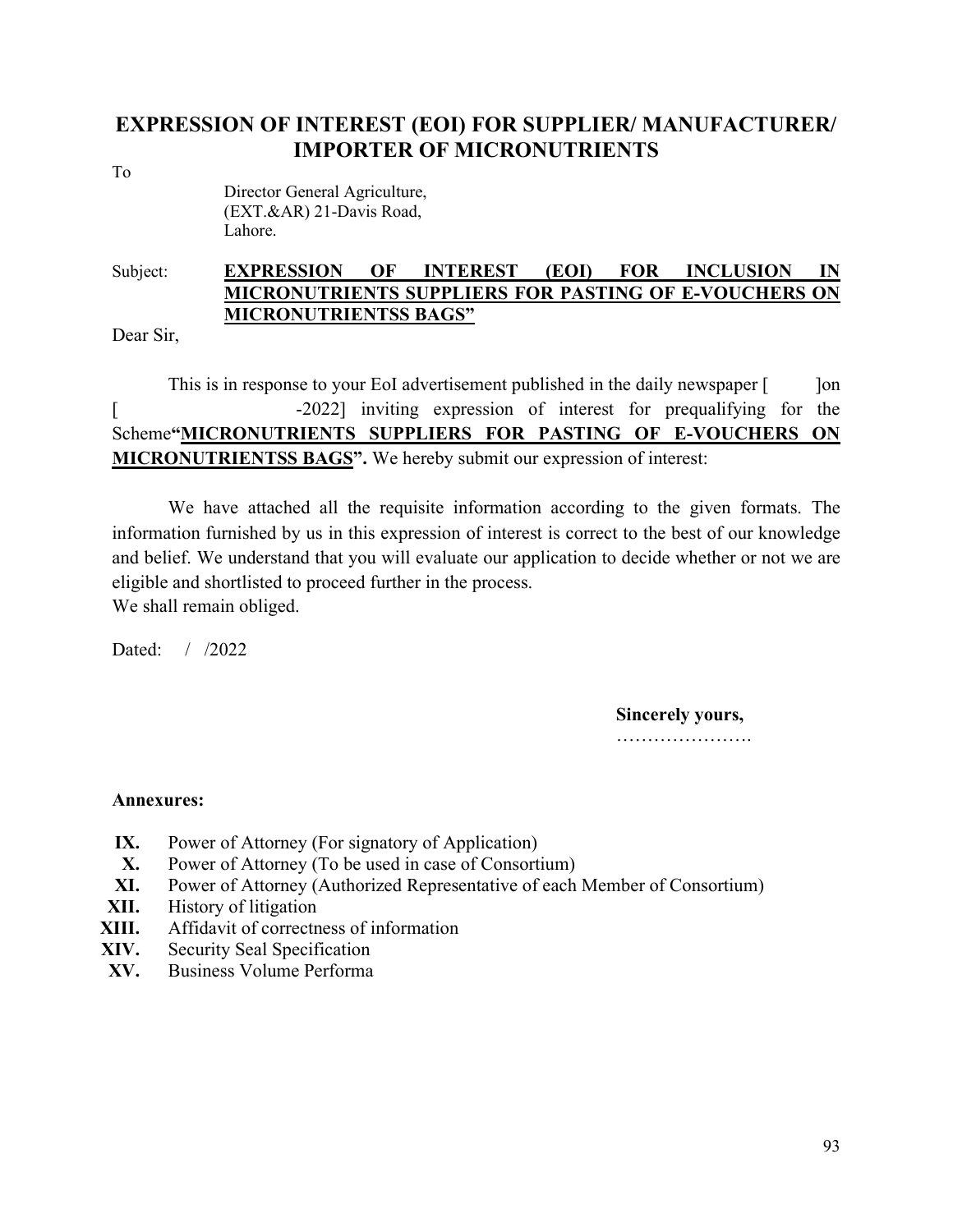## EXPRESSION OF INTEREST (EOI) FOR SUPPLIER/ MANUFACTURER/ IMPORTER OF MICRONUTRIENTS

To

Director General Agriculture,
(EXT.&AR) 21-Davis Road,
Lahore.

Subject: **EXPRESSION OF INTEREST (EOI) FOR INCLUSION IN MICRONUTRIENTS SUPPLIERS FOR PASTING OF E-VOUCHERS ON MICRONUTRIENTSS BAGS"**

Dear Sir,

This is in response to your EoI advertisement published in the daily newspaper [ ]on [ -2022] inviting expression of interest for prequalifying for the Scheme**"MICRONUTRIENTS SUPPLIERS FOR PASTING OF E-VOUCHERS ON MICRONUTRIENTSS BAGS".** We hereby submit our expression of interest:

We have attached all the requisite information according to the given formats. The information furnished by us in this expression of interest is correct to the best of our knowledge and belief. We understand that you will evaluate our application to decide whether or not we are eligible and shortlisted to proceed further in the process.
We shall remain obliged.

Dated: / /2022

**Sincerely yours,**
………………….

**Annexures:**

- **IX.** Power of Attorney (For signatory of Application)
- **X.** Power of Attorney (To be used in case of Consortium)
- **XI.** Power of Attorney (Authorized Representative of each Member of Consortium)
- **XII.** History of litigation
- **XIII.** Affidavit of correctness of information
- **XIV.** Security Seal Specification
- **XV.** Business Volume Performa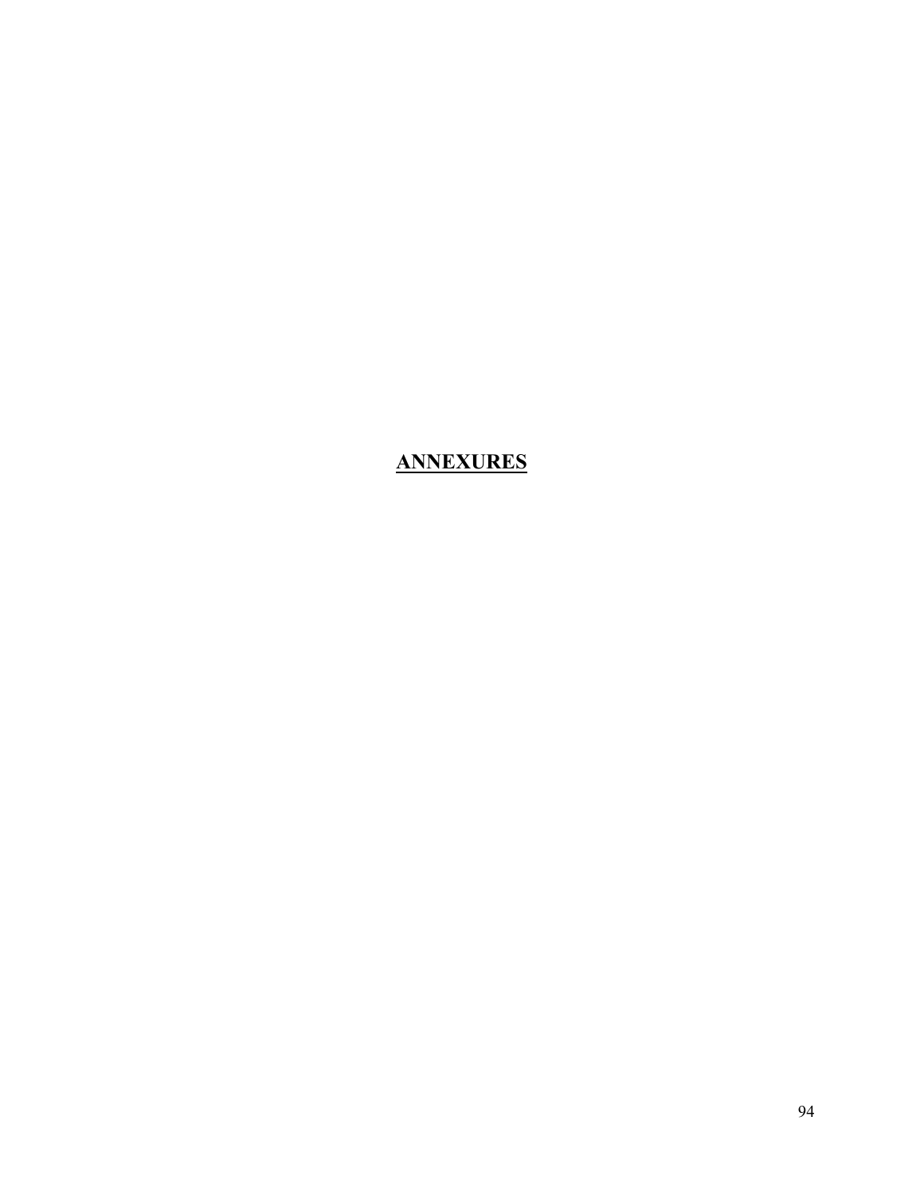# ANNEXURES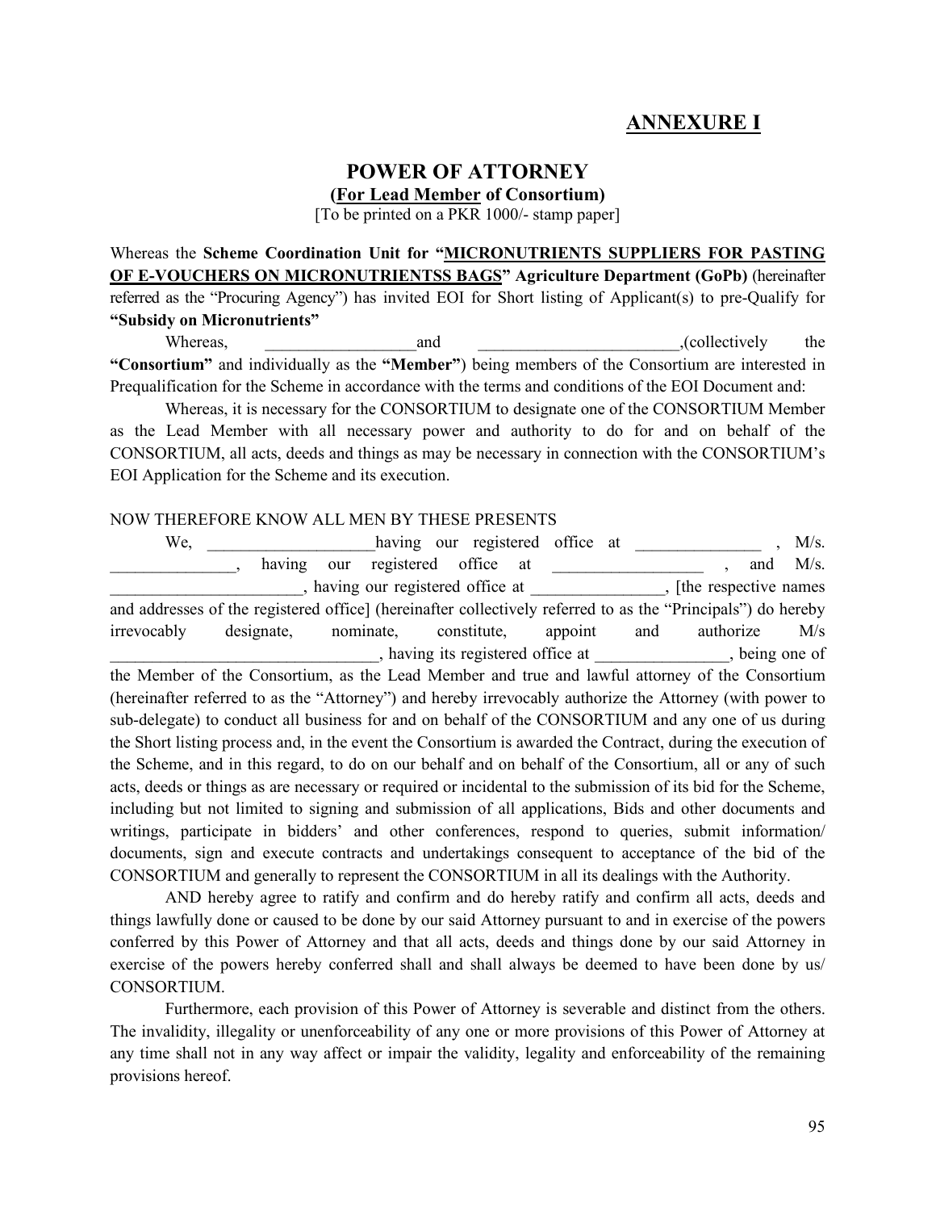## ANNEXURE I

## POWER OF ATTORNEY

**(For Lead Member of Consortium)**

[To be printed on a PKR 1000/- stamp paper]

Whereas the **Scheme Coordination Unit for "MICRONUTRIENTS SUPPLIERS FOR PASTING OF E-VOUCHERS ON MICRONUTRIENTSS BAGS" Agriculture Department (GoPb)** (hereinafter referred as the "Procuring Agency") has invited EOI for Short listing of Applicant(s) to pre-Qualify for **"Subsidy on Micronutrients"**

Whereas, __________________and ________________________,(collectively the **"Consortium"** and individually as the **"Member"**) being members of the Consortium are interested in Prequalification for the Scheme in accordance with the terms and conditions of the EOI Document and:

Whereas, it is necessary for the CONSORTIUM to designate one of the CONSORTIUM Member as the Lead Member with all necessary power and authority to do for and on behalf of the CONSORTIUM, all acts, deeds and things as may be necessary in connection with the CONSORTIUM's EOI Application for the Scheme and its execution.

NOW THEREFORE KNOW ALL MEN BY THESE PRESENTS

We, ____________________having our registered office at _______________ , M/s. _______________, having our registered office at __________________ , and M/s. _______________________, having our registered office at ________________, [the respective names and addresses of the registered office] (hereinafter collectively referred to as the "Principals") do hereby irrevocably designate, nominate, constitute, appoint and authorize M/s ________________________________, having its registered office at ________________, being one of the Member of the Consortium, as the Lead Member and true and lawful attorney of the Consortium (hereinafter referred to as the "Attorney") and hereby irrevocably authorize the Attorney (with power to sub-delegate) to conduct all business for and on behalf of the CONSORTIUM and any one of us during the Short listing process and, in the event the Consortium is awarded the Contract, during the execution of the Scheme, and in this regard, to do on our behalf and on behalf of the Consortium, all or any of such acts, deeds or things as are necessary or required or incidental to the submission of its bid for the Scheme, including but not limited to signing and submission of all applications, Bids and other documents and writings, participate in bidders' and other conferences, respond to queries, submit information/ documents, sign and execute contracts and undertakings consequent to acceptance of the bid of the CONSORTIUM and generally to represent the CONSORTIUM in all its dealings with the Authority.

AND hereby agree to ratify and confirm and do hereby ratify and confirm all acts, deeds and things lawfully done or caused to be done by our said Attorney pursuant to and in exercise of the powers conferred by this Power of Attorney and that all acts, deeds and things done by our said Attorney in exercise of the powers hereby conferred shall and shall always be deemed to have been done by us/ CONSORTIUM.

Furthermore, each provision of this Power of Attorney is severable and distinct from the others. The invalidity, illegality or unenforceability of any one or more provisions of this Power of Attorney at any time shall not in any way affect or impair the validity, legality and enforceability of the remaining provisions hereof.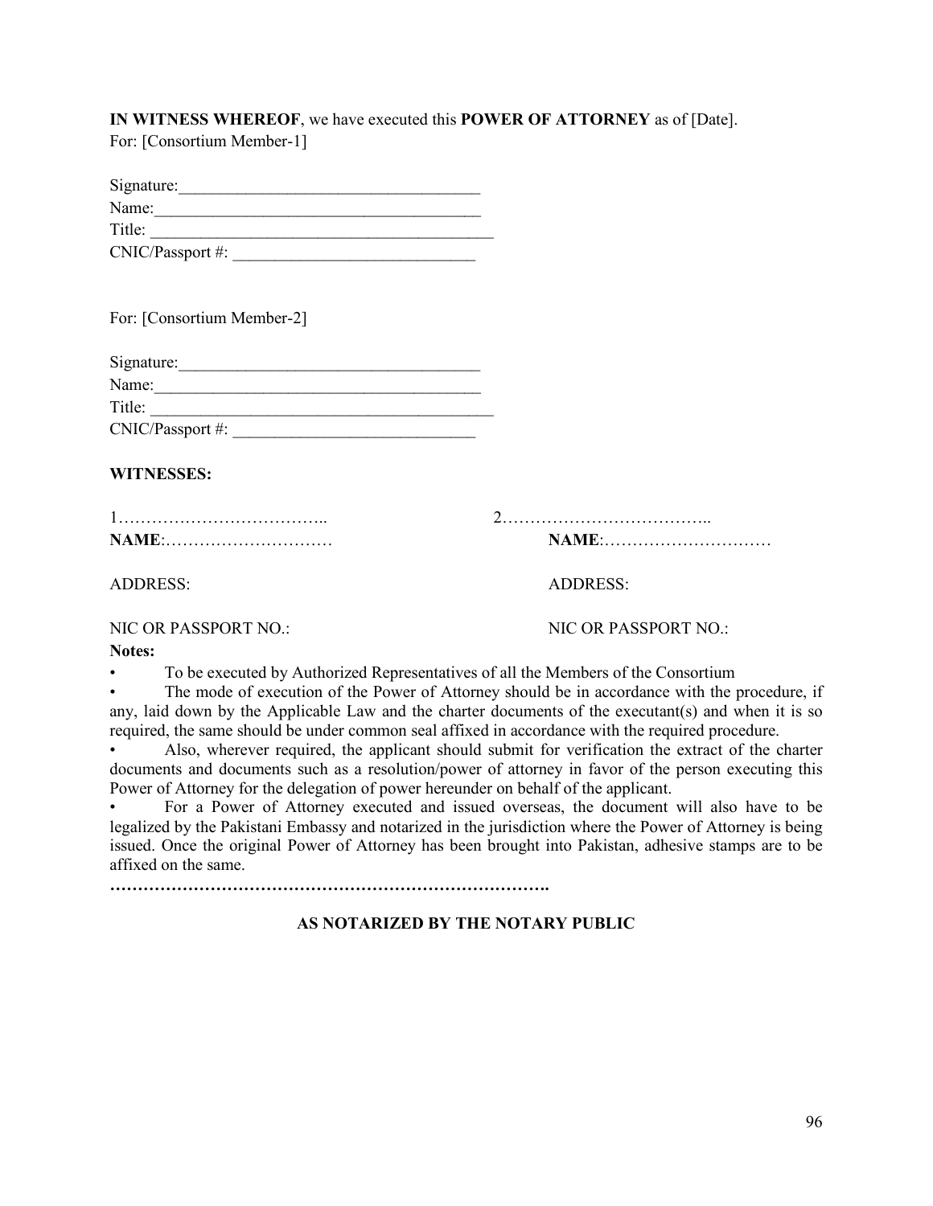**IN WITNESS WHEREOF**, we have executed this **POWER OF ATTORNEY** as of [Date].
For: [Consortium Member-1]

Signature:____________________________________
Name:_______________________________________
Title: ________________________________________
CNIC/Passport #: _____________________________

For: [Consortium Member-2]

Signature:____________________________________
Name:_______________________________________
Title: ________________________________________
CNIC/Passport #: _____________________________

**WITNESSES:**

1………………………………..
**NAME**:…………………………

ADDRESS:

NIC OR PASSPORT NO.:

2………………………………..
**NAME**:…………………………

ADDRESS:

NIC OR PASSPORT NO.:

**Notes:**

- To be executed by Authorized Representatives of all the Members of the Consortium
- The mode of execution of the Power of Attorney should be in accordance with the procedure, if any, laid down by the Applicable Law and the charter documents of the executant(s) and when it is so required, the same should be under common seal affixed in accordance with the required procedure.
- Also, wherever required, the applicant should submit for verification the extract of the charter documents and documents such as a resolution/power of attorney in favor of the person executing this Power of Attorney for the delegation of power hereunder on behalf of the applicant.
- For a Power of Attorney executed and issued overseas, the document will also have to be legalized by the Pakistani Embassy and notarized in the jurisdiction where the Power of Attorney is being issued. Once the original Power of Attorney has been brought into Pakistan, adhesive stamps are to be affixed on the same.

**……………………………………………………………………….**

**AS NOTARIZED BY THE NOTARY PUBLIC**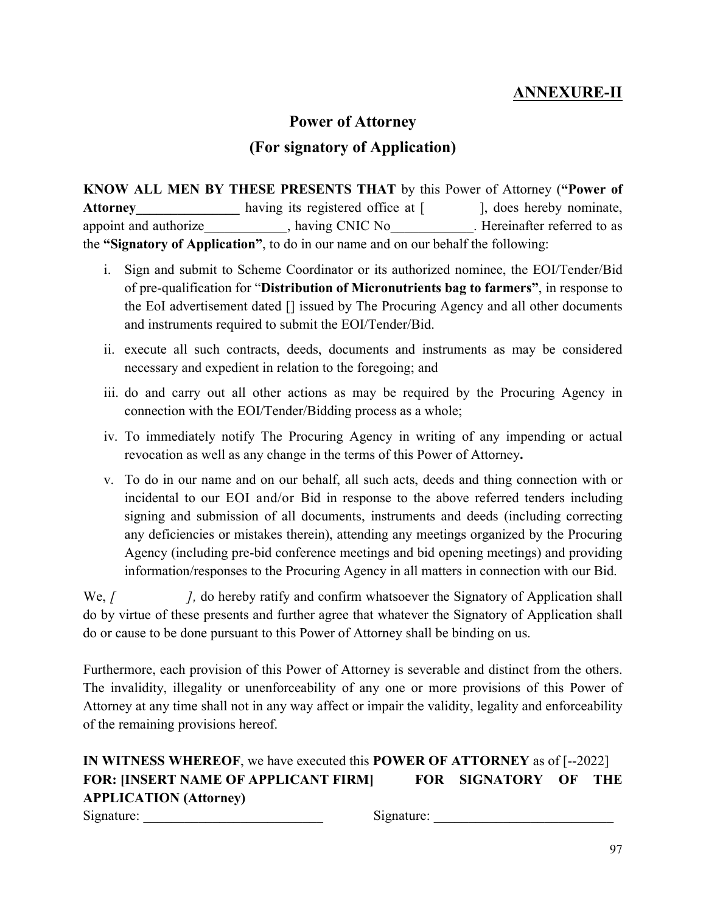## ANNEXURE-II

# Power of Attorney

## (For signatory of Application)

**KNOW ALL MEN BY THESE PRESENTS THAT** by this Power of Attorney (**"Power of Attorney_______________** having its registered office at [ ], does hereby nominate, appoint and authorize____________, having CNIC No____________. Hereinafter referred to as the **"Signatory of Application"**, to do in our name and on our behalf the following:

i. Sign and submit to Scheme Coordinator or its authorized nominee, the EOI/Tender/Bid of pre-qualification for "**Distribution of Micronutrients bag to farmers"**, in response to the EoI advertisement dated [] issued by The Procuring Agency and all other documents and instruments required to submit the EOI/Tender/Bid.

ii. execute all such contracts, deeds, documents and instruments as may be considered necessary and expedient in relation to the foregoing; and

iii. do and carry out all other actions as may be required by the Procuring Agency in connection with the EOI/Tender/Bidding process as a whole;

iv. To immediately notify The Procuring Agency in writing of any impending or actual revocation as well as any change in the terms of this Power of Attorney**.**

v. To do in our name and on our behalf, all such acts, deeds and thing connection with or incidental to our EOI and/or Bid in response to the above referred tenders including signing and submission of all documents, instruments and deeds (including correcting any deficiencies or mistakes therein), attending any meetings organized by the Procuring Agency (including pre-bid conference meetings and bid opening meetings) and providing information/responses to the Procuring Agency in all matters in connection with our Bid.

We, *[ ],* do hereby ratify and confirm whatsoever the Signatory of Application shall do by virtue of these presents and further agree that whatever the Signatory of Application shall do or cause to be done pursuant to this Power of Attorney shall be binding on us.

Furthermore, each provision of this Power of Attorney is severable and distinct from the others. The invalidity, illegality or unenforceability of any one or more provisions of this Power of Attorney at any time shall not in any way affect or impair the validity, legality and enforceability of the remaining provisions hereof.

**IN WITNESS WHEREOF**, we have executed this **POWER OF ATTORNEY** as of [--2022]

**FOR: [INSERT NAME OF APPLICANT FIRM]**

Signature: __________________________

**FOR SIGNATORY OF THE APPLICATION (Attorney)**

Signature: __________________________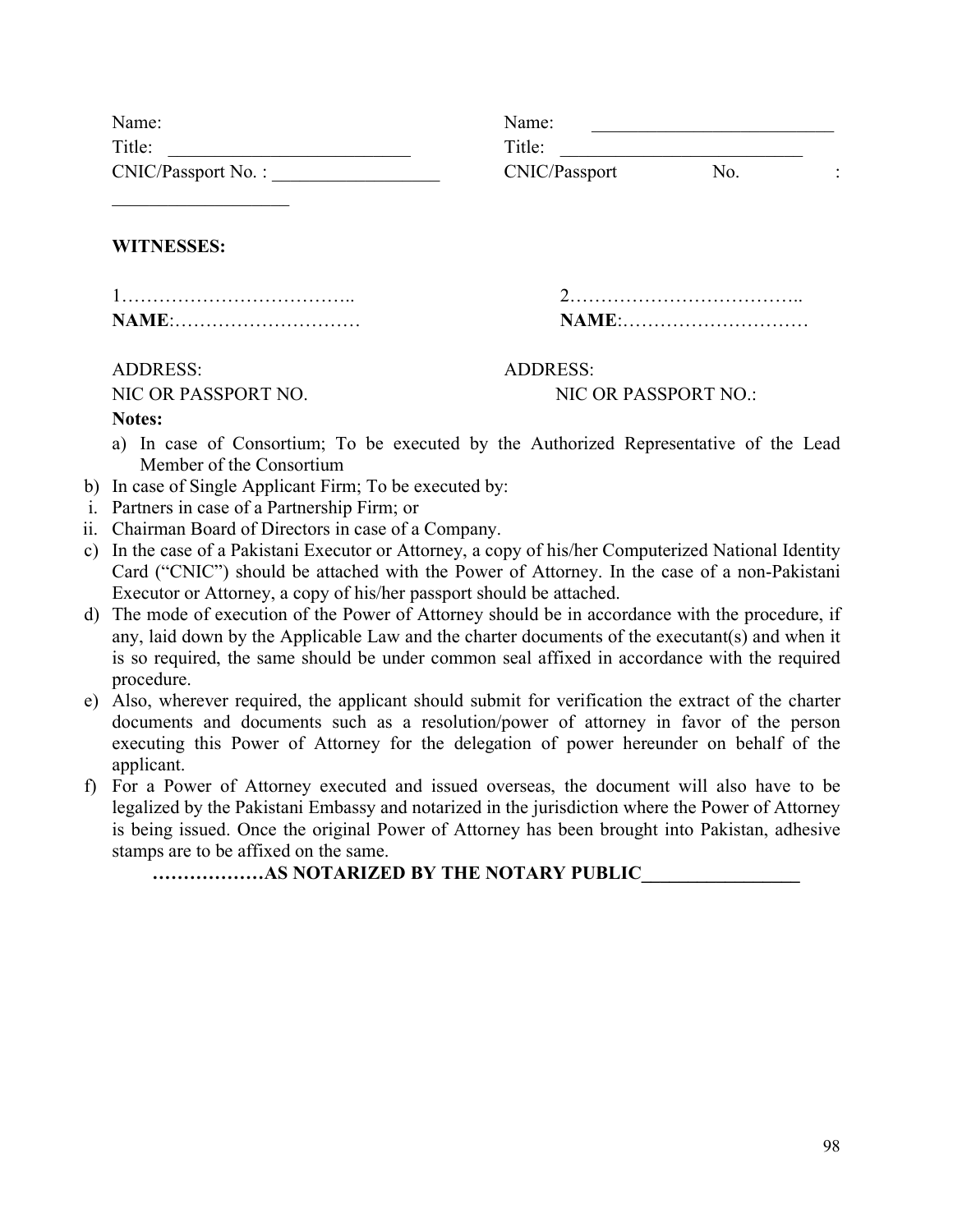| | |
|---|---|
| Name: | Name: __________________________ |
| Title: __________________________ | Title: __________________________ |
| CNIC/Passport No. : __________________ | CNIC/Passport No. : |
| __________________ | |

**WITNESSES:**

| | |
|---|---|
| 1……………………………….. | 2……………………………….. |
| **NAME**:………………………… | **NAME**:………………………… |
| ADDRESS: | ADDRESS: |
| NIC OR PASSPORT NO. | NIC OR PASSPORT NO.: |

**Notes:**

a) In case of Consortium; To be executed by the Authorized Representative of the Lead Member of the Consortium

b) In case of Single Applicant Firm; To be executed by:

i. Partners in case of a Partnership Firm; or

ii. Chairman Board of Directors in case of a Company.

c) In the case of a Pakistani Executor or Attorney, a copy of his/her Computerized National Identity Card ("CNIC") should be attached with the Power of Attorney. In the case of a non-Pakistani Executor or Attorney, a copy of his/her passport should be attached.

d) The mode of execution of the Power of Attorney should be in accordance with the procedure, if any, laid down by the Applicable Law and the charter documents of the executant(s) and when it is so required, the same should be under common seal affixed in accordance with the required procedure.

e) Also, wherever required, the applicant should submit for verification the extract of the charter documents and documents such as a resolution/power of attorney in favor of the person executing this Power of Attorney for the delegation of power hereunder on behalf of the applicant.

f) For a Power of Attorney executed and issued overseas, the document will also have to be legalized by the Pakistani Embassy and notarized in the jurisdiction where the Power of Attorney is being issued. Once the original Power of Attorney has been brought into Pakistan, adhesive stamps are to be affixed on the same.

**………………AS NOTARIZED BY THE NOTARY PUBLIC________________**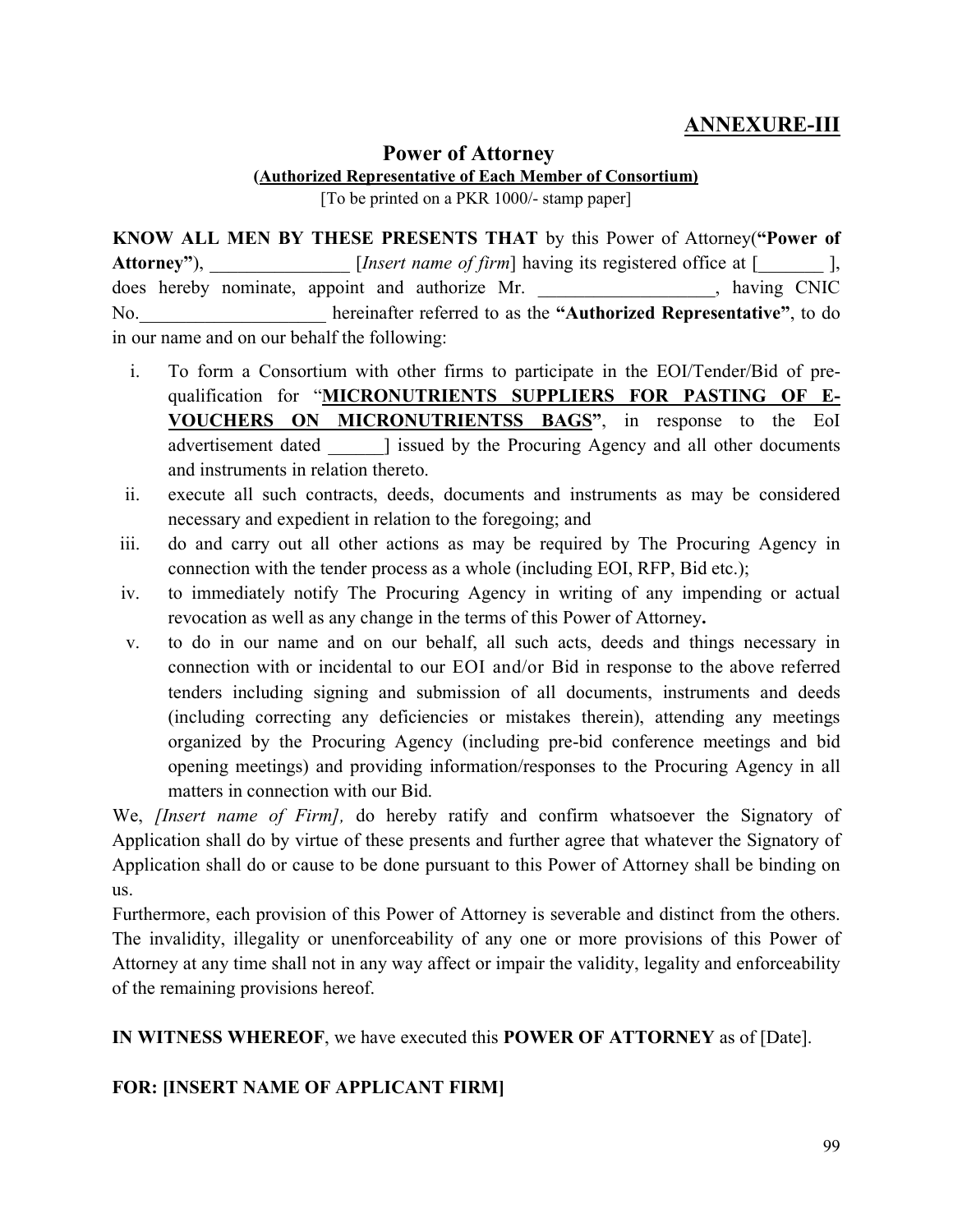**ANNEXURE-III**

# Power of Attorney

**(Authorized Representative of Each Member of Consortium)**

[To be printed on a PKR 1000/- stamp paper]

**KNOW ALL MEN BY THESE PRESENTS THAT** by this Power of Attorney(**"Power of Attorney"**), _______________ [*Insert name of firm*] having its registered office at [_______ ], does hereby nominate, appoint and authorize Mr. ___________________, having CNIC No.____________________ hereinafter referred to as the **"Authorized Representative"**, to do in our name and on our behalf the following:

i. To form a Consortium with other firms to participate in the EOI/Tender/Bid of pre-qualification for "**MICRONUTRIENTS SUPPLIERS FOR PASTING OF E-VOUCHERS ON MICRONUTRIENTSS BAGS**", in response to the EoI advertisement dated ______] issued by the Procuring Agency and all other documents and instruments in relation thereto.

ii. execute all such contracts, deeds, documents and instruments as may be considered necessary and expedient in relation to the foregoing; and

iii. do and carry out all other actions as may be required by The Procuring Agency in connection with the tender process as a whole (including EOI, RFP, Bid etc.);

iv. to immediately notify The Procuring Agency in writing of any impending or actual revocation as well as any change in the terms of this Power of Attorney**.**

v. to do in our name and on our behalf, all such acts, deeds and things necessary in connection with or incidental to our EOI and/or Bid in response to the above referred tenders including signing and submission of all documents, instruments and deeds (including correcting any deficiencies or mistakes therein), attending any meetings organized by the Procuring Agency (including pre-bid conference meetings and bid opening meetings) and providing information/responses to the Procuring Agency in all matters in connection with our Bid.

We, *[Insert name of Firm],* do hereby ratify and confirm whatsoever the Signatory of Application shall do by virtue of these presents and further agree that whatever the Signatory of Application shall do or cause to be done pursuant to this Power of Attorney shall be binding on us.

Furthermore, each provision of this Power of Attorney is severable and distinct from the others. The invalidity, illegality or unenforceability of any one or more provisions of this Power of Attorney at any time shall not in any way affect or impair the validity, legality and enforceability of the remaining provisions hereof.

**IN WITNESS WHEREOF**, we have executed this **POWER OF ATTORNEY** as of [Date].

**FOR: [INSERT NAME OF APPLICANT FIRM]**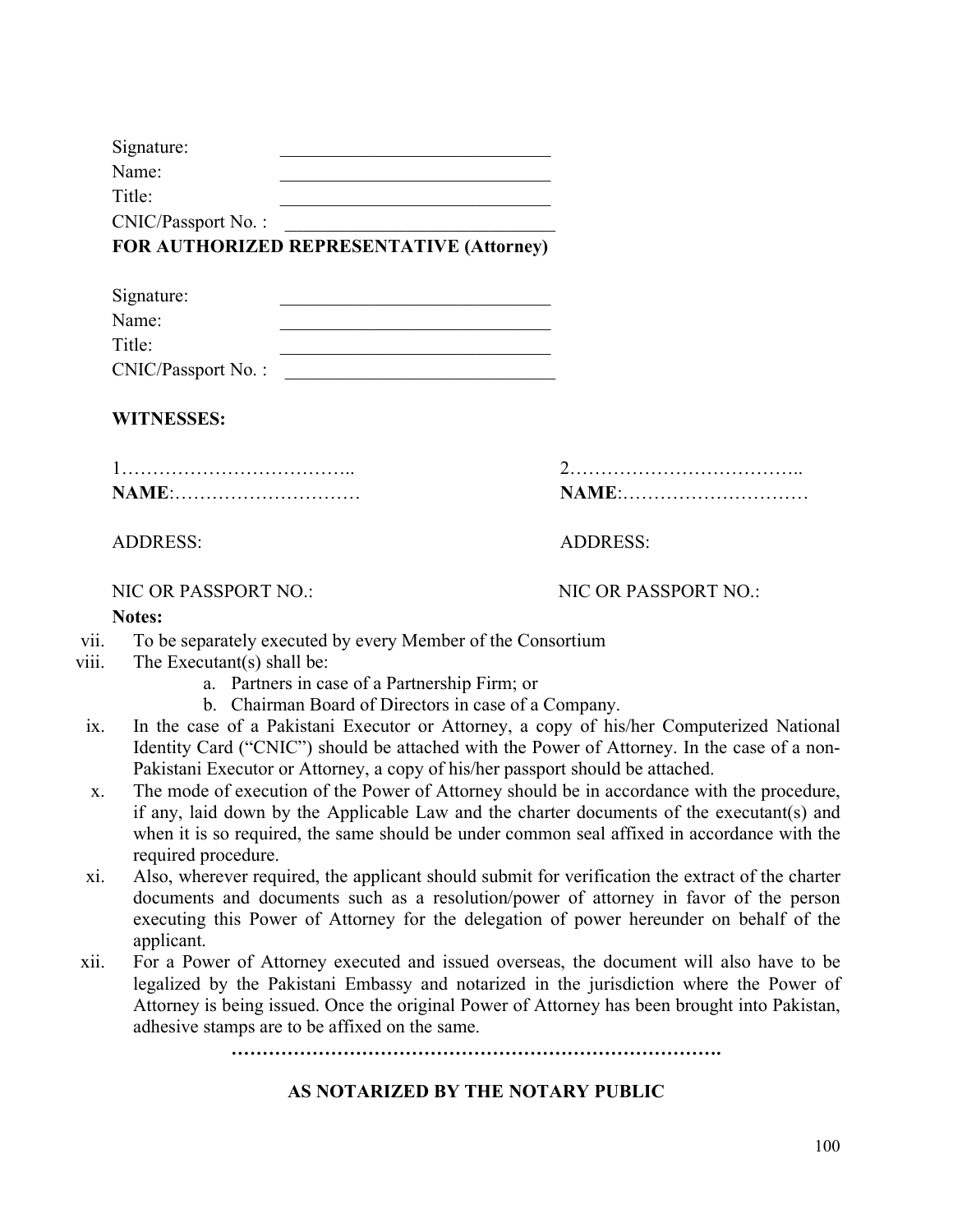Signature: _____________________________

Name: _____________________________

Title: _____________________________

CNIC/Passport No. : _____________________________

**FOR AUTHORIZED REPRESENTATIVE (Attorney)**

Signature: _____________________________

Name: _____________________________

Title: _____________________________

CNIC/Passport No. : _____________________________

**WITNESSES:**

1……………………………….. 
**NAME**:…………………………

ADDRESS:

NIC OR PASSPORT NO.:

2……………………………….. 
**NAME**:…………………………

ADDRESS:

NIC OR PASSPORT NO.:

**Notes:**

vii. To be separately executed by every Member of the Consortium

viii. The Executant(s) shall be:
   a. Partners in case of a Partnership Firm; or
   b. Chairman Board of Directors in case of a Company.

ix. In the case of a Pakistani Executor or Attorney, a copy of his/her Computerized National Identity Card ("CNIC") should be attached with the Power of Attorney. In the case of a non-Pakistani Executor or Attorney, a copy of his/her passport should be attached.

x. The mode of execution of the Power of Attorney should be in accordance with the procedure, if any, laid down by the Applicable Law and the charter documents of the executant(s) and when it is so required, the same should be under common seal affixed in accordance with the required procedure.

xi. Also, wherever required, the applicant should submit for verification the extract of the charter documents and documents such as a resolution/power of attorney in favor of the person executing this Power of Attorney for the delegation of power hereunder on behalf of the applicant.

xii. For a Power of Attorney executed and issued overseas, the document will also have to be legalized by the Pakistani Embassy and notarized in the jurisdiction where the Power of Attorney is being issued. Once the original Power of Attorney has been brought into Pakistan, adhesive stamps are to be affixed on the same.

**…………………………………………………………………….**

**AS NOTARIZED BY THE NOTARY PUBLIC**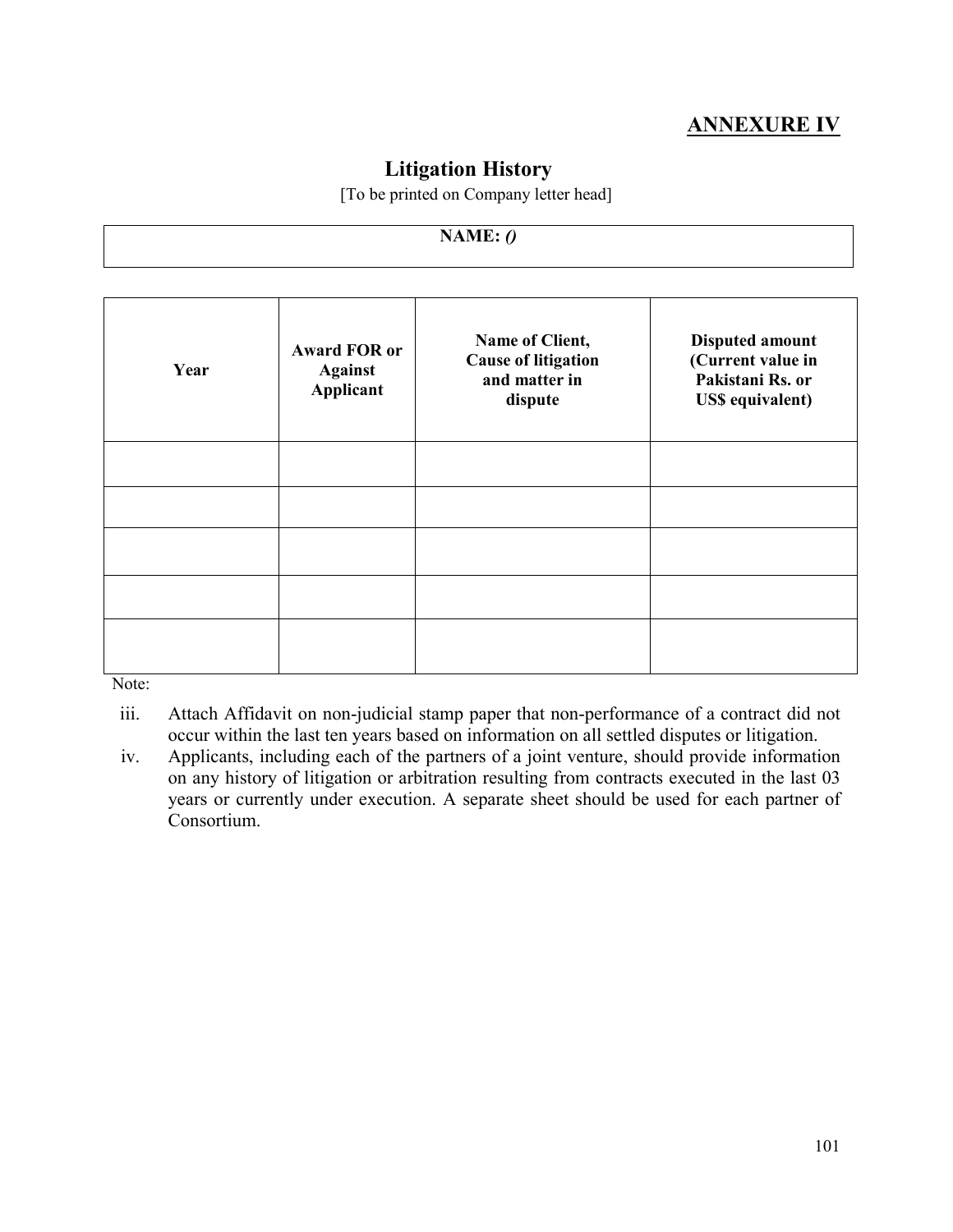## ANNEXURE IV

# Litigation History

[To be printed on Company letter head]

| NAME: *()* |
|---|

| Year | Award FOR or Against Applicant | Name of Client, Cause of litigation and matter in dispute | Disputed amount (Current value in Pakistani Rs. or US$ equivalent) |
|---|---|---|---|
| | | | |
| | | | |
| | | | |
| | | | |
| | | | |

Note:

iii. Attach Affidavit on non-judicial stamp paper that non-performance of a contract did not occur within the last ten years based on information on all settled disputes or litigation.

iv. Applicants, including each of the partners of a joint venture, should provide information on any history of litigation or arbitration resulting from contracts executed in the last 03 years or currently under execution. A separate sheet should be used for each partner of Consortium.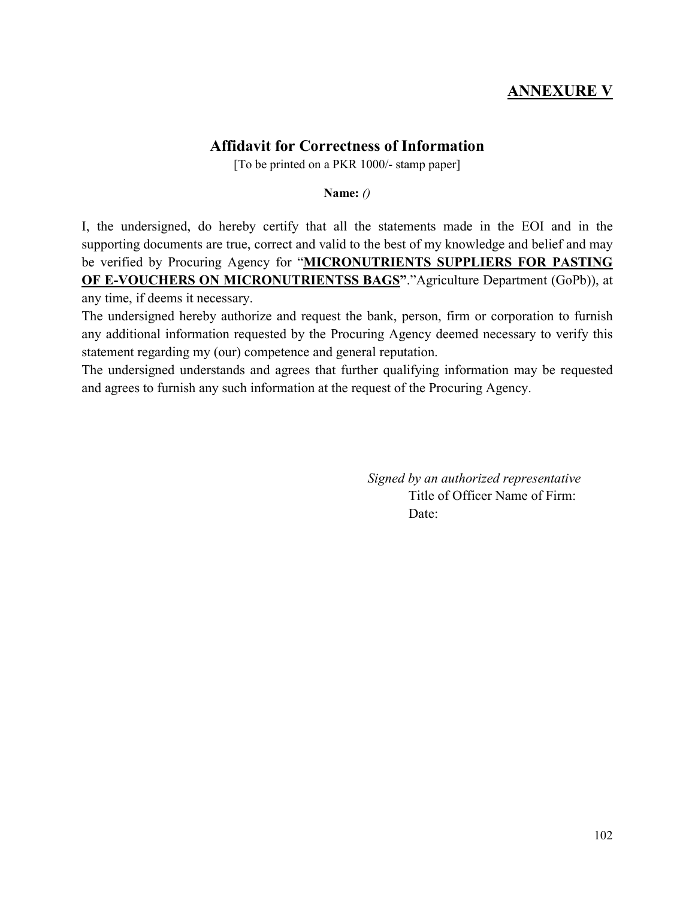**ANNEXURE V**

## Affidavit for Correctness of Information

[To be printed on a PKR 1000/- stamp paper]

**Name:** *()*

I, the undersigned, do hereby certify that all the statements made in the EOI and in the supporting documents are true, correct and valid to the best of my knowledge and belief and may be verified by Procuring Agency for "**MICRONUTRIENTS SUPPLIERS FOR PASTING OF E-VOUCHERS ON MICRONUTRIENTSS BAGS**"."Agriculture Department (GoPb)), at any time, if deems it necessary.

The undersigned hereby authorize and request the bank, person, firm or corporation to furnish any additional information requested by the Procuring Agency deemed necessary to verify this statement regarding my (our) competence and general reputation.

The undersigned understands and agrees that further qualifying information may be requested and agrees to furnish any such information at the request of the Procuring Agency.

*Signed by an authorized representative*

Title of Officer Name of Firm:

Date: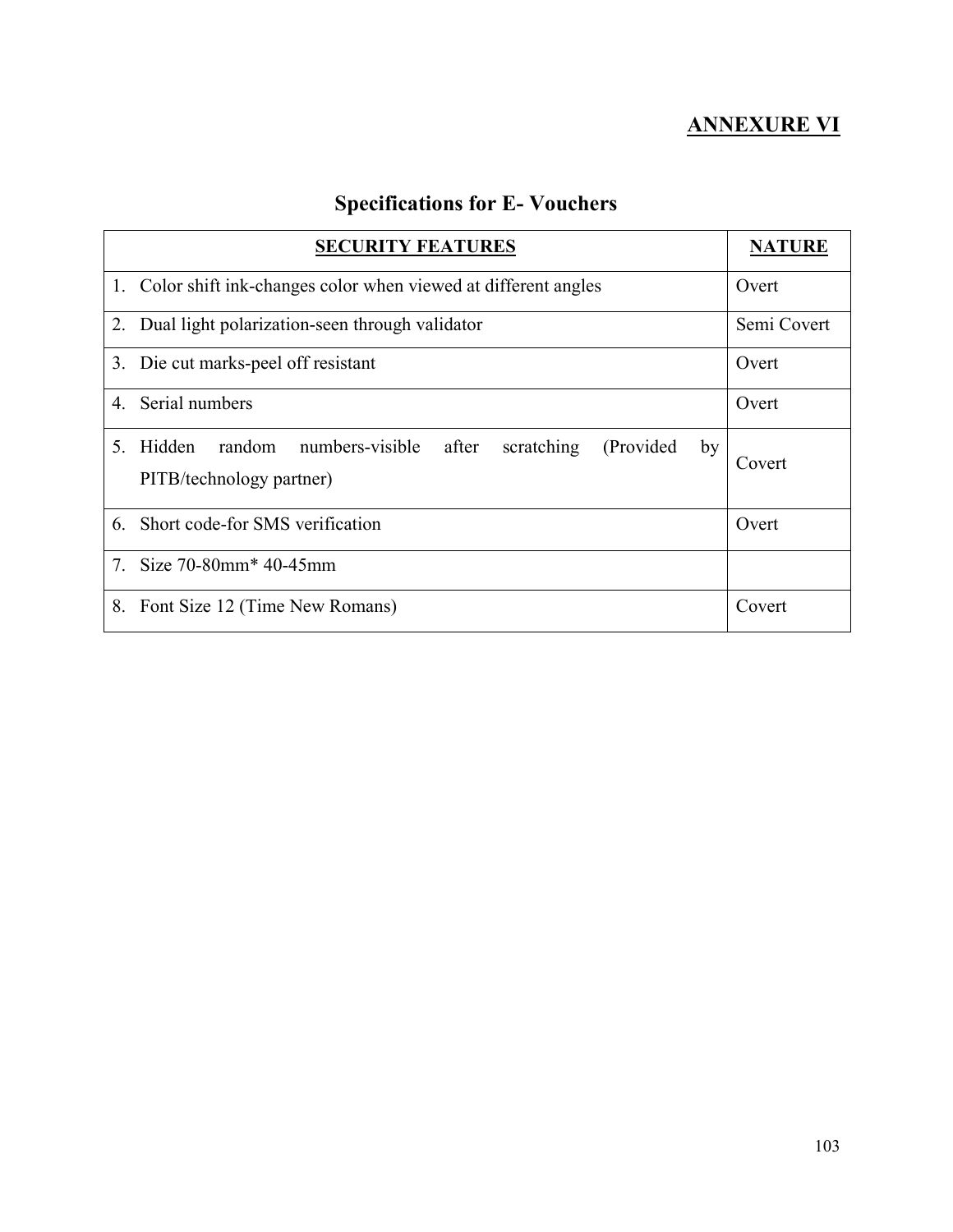## ANNEXURE VI

# Specifications for E- Vouchers

| SECURITY FEATURES | NATURE |
|---|---|
| 1. Color shift ink-changes color when viewed at different angles | Overt |
| 2. Dual light polarization-seen through validator | Semi Covert |
| 3. Die cut marks-peel off resistant | Overt |
| 4. Serial numbers | Overt |
| 5. Hidden random numbers-visible after scratching (Provided by PITB/technology partner) | Covert |
| 6. Short code-for SMS verification | Overt |
| 7. Size 70-80mm* 40-45mm | |
| 8. Font Size 12 (Time New Romans) | Covert |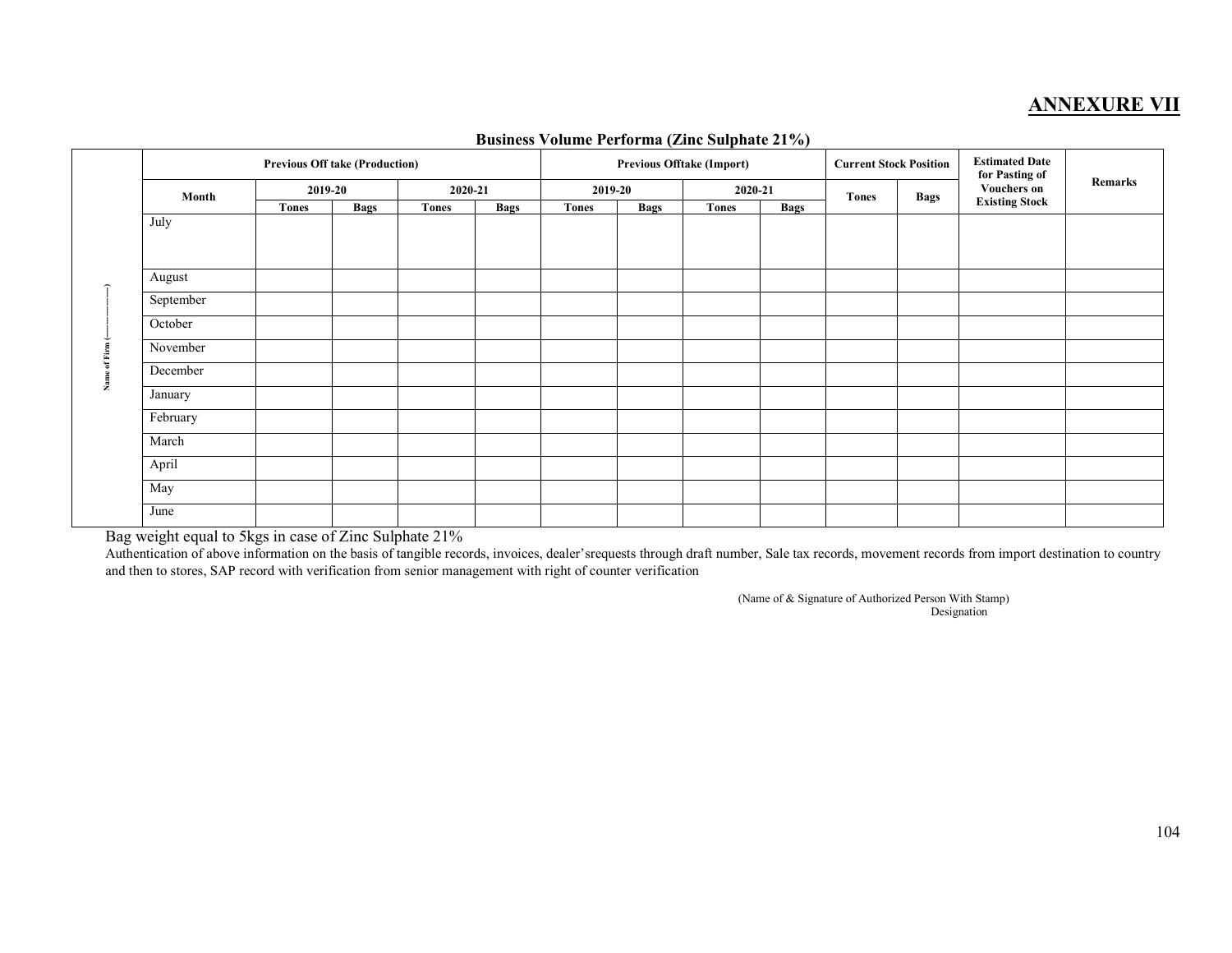# ANNEXURE VII

**Business Volume Performa (Zinc Sulphate 21%)**

| Name of Firm (------------) | Previous Off take (Production) | | | | | Previous Offtake (Import) | | | | Current Stock Position | | Estimated Date for Pasting of Vouchers on Existing Stock | Remarks |
|---|---|---|---|---|---|---|---|---|---|---|---|---|---|
| | Month | 2019-20 | | 2020-21 | | 2019-20 | | 2020-21 | | Tones | Bags | | |
| | | Tones | Bags | Tones | Bags | Tones | Bags | Tones | Bags | | | | |
| | July | | | | | | | | | | | | |
| | August | | | | | | | | | | | | |
| | September | | | | | | | | | | | | |
| | October | | | | | | | | | | | | |
| | November | | | | | | | | | | | | |
| | December | | | | | | | | | | | | |
| | January | | | | | | | | | | | | |
| | February | | | | | | | | | | | | |
| | March | | | | | | | | | | | | |
| | April | | | | | | | | | | | | |
| | May | | | | | | | | | | | | |
| | June | | | | | | | | | | | | |

Bag weight equal to 5kgs in case of Zinc Sulphate 21%

Authentication of above information on the basis of tangible records, invoices, dealer'srequests through draft number, Sale tax records, movement records from import destination to country and then to stores, SAP record with verification from senior management with right of counter verification

(Name of & Signature of Authorized Person With Stamp)
Designation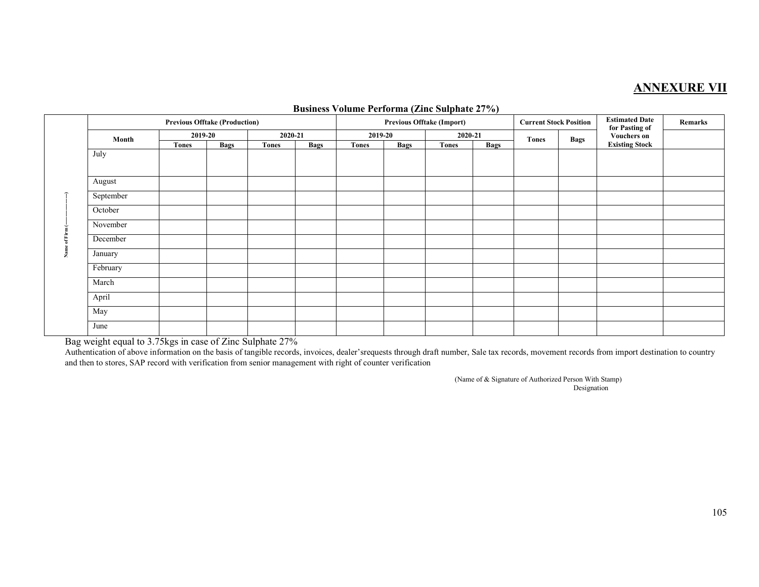# ANNEXURE VII

**Business Volume Performa (Zinc Sulphate 27%)**

| Name of Firm (---------------) | Month | Previous Offtake (Production) | | | | Previous Offtake (Import) | | | | Current Stock Position | | Estimated Date for Pasting of Vouchers on Existing Stock | Remarks |
|---|---|---|---|---|---|---|---|---|---|---|---|---|---|
| | | 2019-20 | | 2020-21 | | 2019-20 | | 2020-21 | | Tones | Bags | | |
| | | Tones | Bags | Tones | Bags | Tones | Bags | Tones | Bags | | | | |
| | July | | | | | | | | | | | | |
| | August | | | | | | | | | | | | |
| | September | | | | | | | | | | | | |
| | October | | | | | | | | | | | | |
| | November | | | | | | | | | | | | |
| | December | | | | | | | | | | | | |
| | January | | | | | | | | | | | | |
| | February | | | | | | | | | | | | |
| | March | | | | | | | | | | | | |
| | April | | | | | | | | | | | | |
| | May | | | | | | | | | | | | |
| | June | | | | | | | | | | | | |

Bag weight equal to 3.75kgs in case of Zinc Sulphate 27%

Authentication of above information on the basis of tangible records, invoices, dealer'srequests through draft number, Sale tax records, movement records from import destination to country and then to stores, SAP record with verification from senior management with right of counter verification

(Name of & Signature of Authorized Person With Stamp)
Designation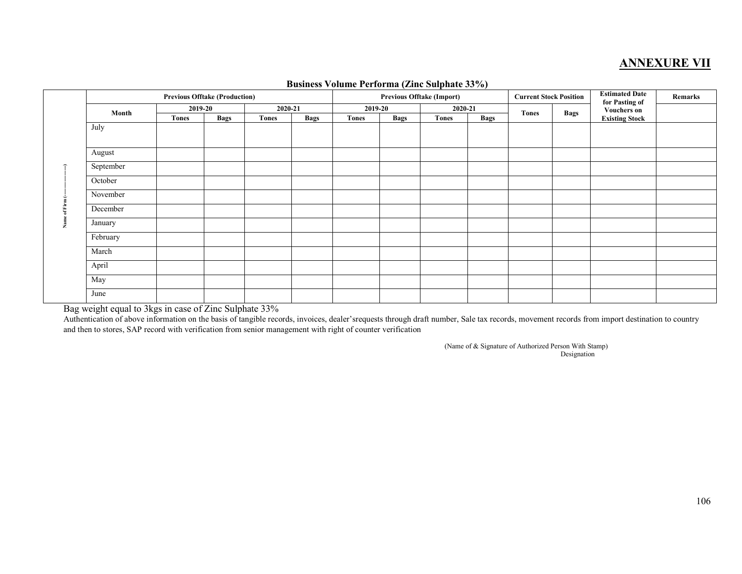# ANNEXURE VII

**Business Volume Performa (Zinc Sulphate 33%)**

| Name of Firm (------------) | Previous Offtake (Production) | | | | | Previous Offtake (Import) | | | | Current Stock Position | | Estimated Date for Pasting of Vouchers on Existing Stock | Remarks |
|---|---|---|---|---|---|---|---|---|---|---|---|---|---|
| | Month | 2019-20 | | 2020-21 | | 2019-20 | | 2020-21 | | Tones | Bags | | |
| | | Tones | Bags | Tones | Bags | Tones | Bags | Tones | Bags | | | | |
| | July | | | | | | | | | | | | |
| | August | | | | | | | | | | | | |
| | September | | | | | | | | | | | | |
| | October | | | | | | | | | | | | |
| | November | | | | | | | | | | | | |
| | December | | | | | | | | | | | | |
| | January | | | | | | | | | | | | |
| | February | | | | | | | | | | | | |
| | March | | | | | | | | | | | | |
| | April | | | | | | | | | | | | |
| | May | | | | | | | | | | | | |
| | June | | | | | | | | | | | | |

Bag weight equal to 3kgs in case of Zinc Sulphate 33%

Authentication of above information on the basis of tangible records, invoices, dealer'srequests through draft number, Sale tax records, movement records from import destination to country and then to stores, SAP record with verification from senior management with right of counter verification

(Name of & Signature of Authorized Person With Stamp)
Designation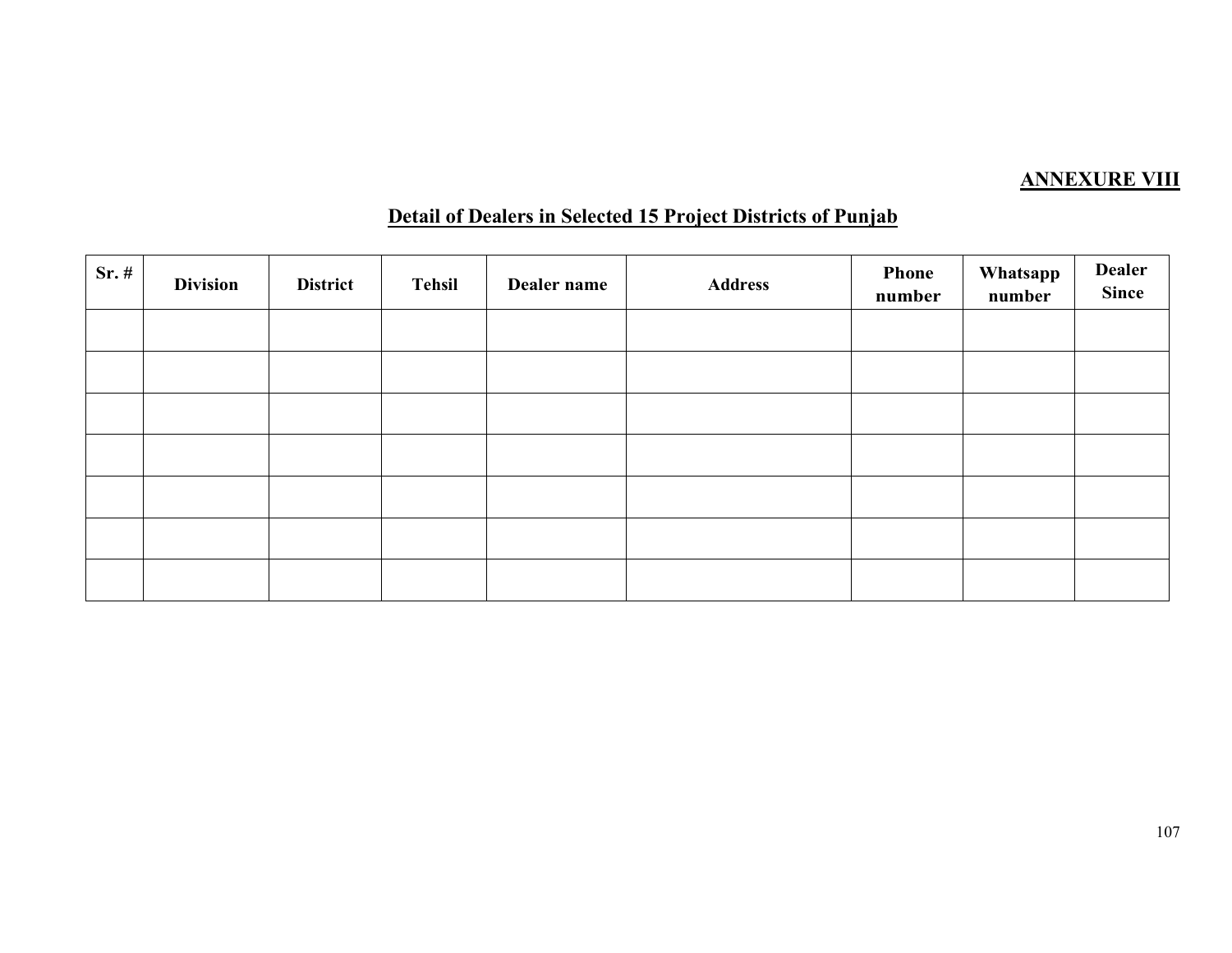**ANNEXURE VIII**

**Detail of Dealers in Selected 15 Project Districts of Punjab**

| Sr. # | Division | District | Tehsil | Dealer name | Address | Phone number | Whatsapp number | Dealer Since |
|---|---|---|---|---|---|---|---|---|
| | | | | | | | | |
| | | | | | | | | |
| | | | | | | | | |
| | | | | | | | | |
| | | | | | | | | |
| | | | | | | | | |
| | | | | | | | | |